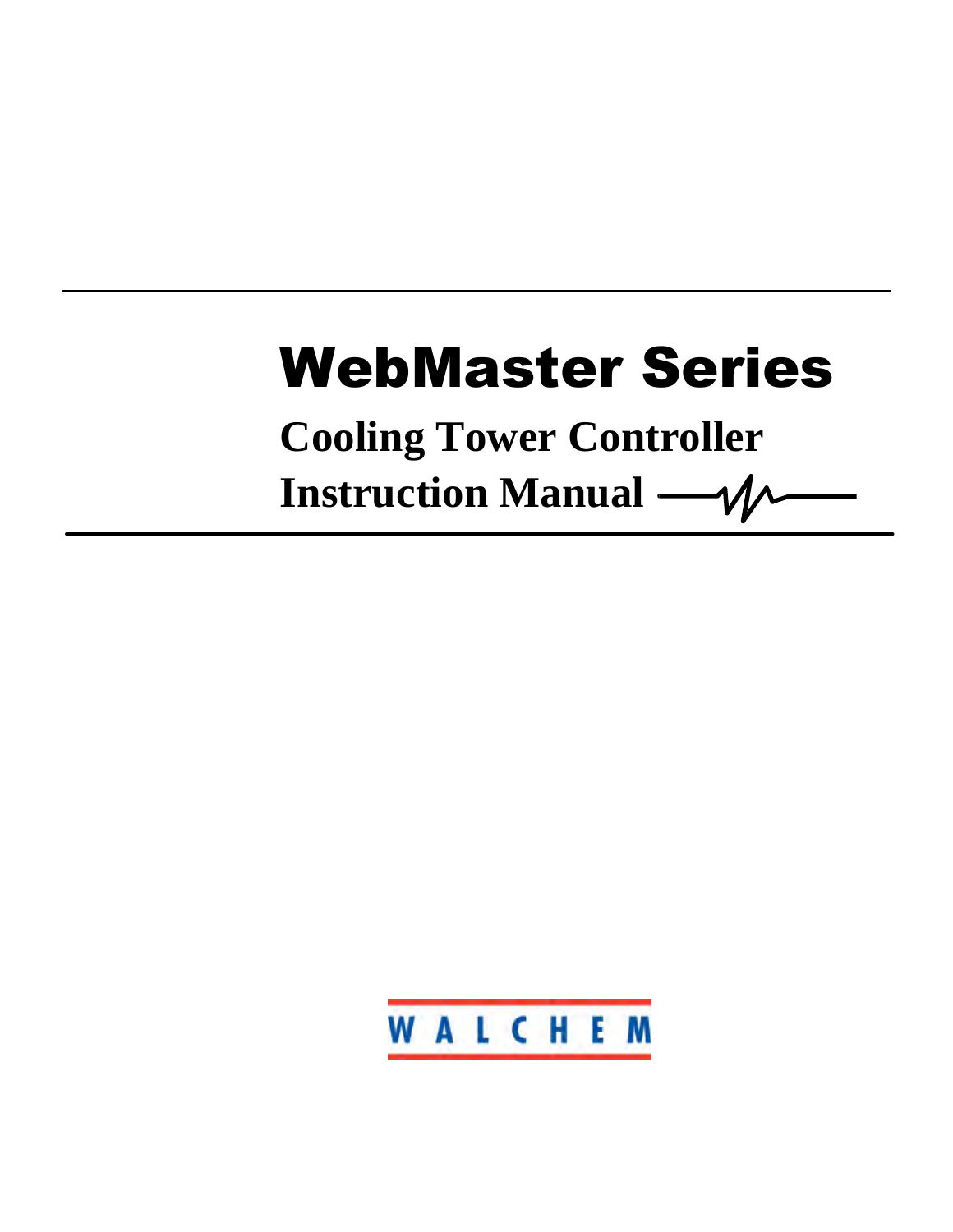# WebMaster Series

## Cooling Tower Controller

## Instruction Manual

WALCHEM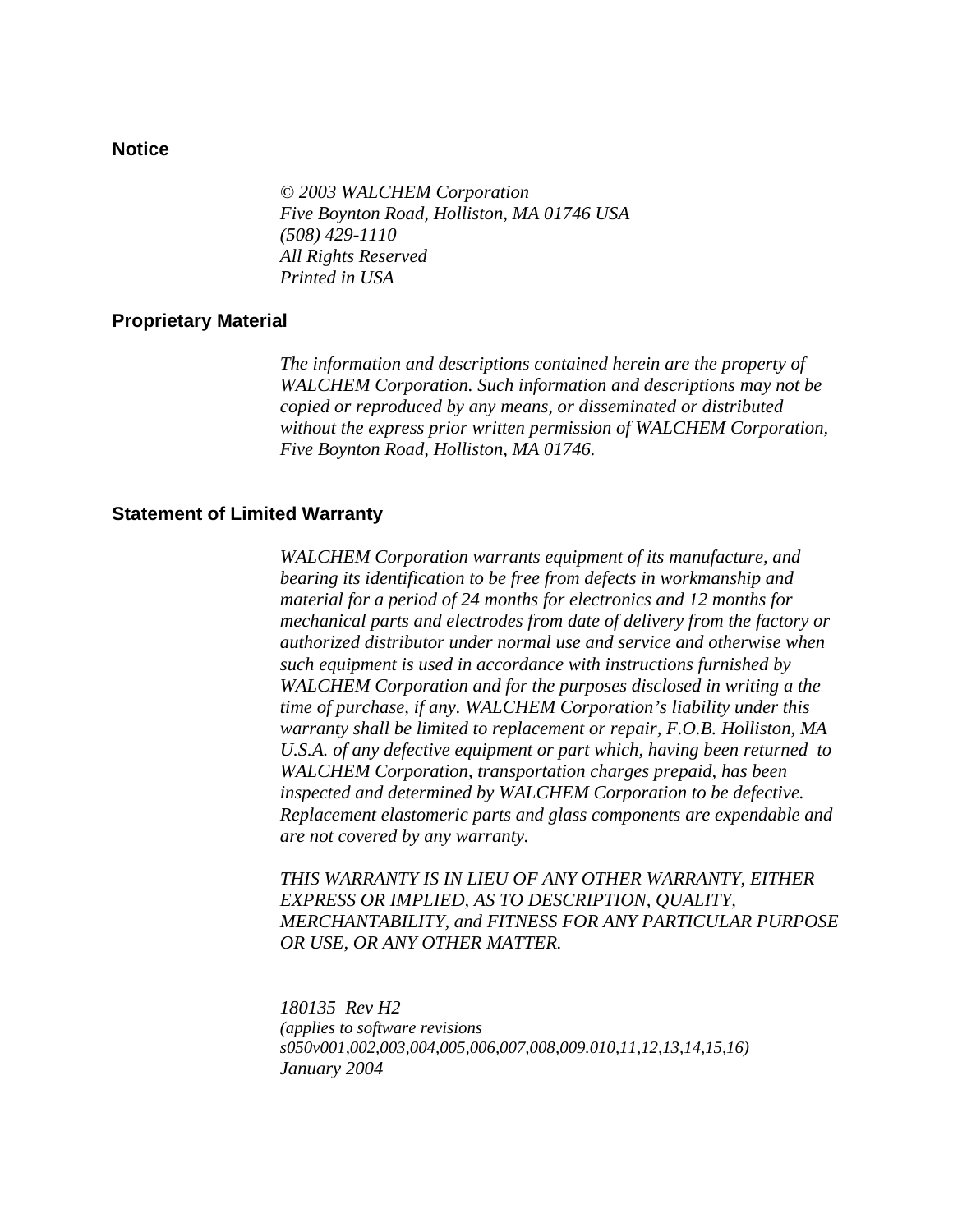## Notice

*© 2003 WALCHEM Corporation*
*Five Boynton Road, Holliston, MA 01746 USA*
*(508) 429-1110*
*All Rights Reserved*
*Printed in USA*

## Proprietary Material

*The information and descriptions contained herein are the property of WALCHEM Corporation. Such information and descriptions may not be copied or reproduced by any means, or disseminated or distributed without the express prior written permission of WALCHEM Corporation, Five Boynton Road, Holliston, MA 01746.*

## Statement of Limited Warranty

*WALCHEM Corporation warrants equipment of its manufacture, and bearing its identification to be free from defects in workmanship and material for a period of 24 months for electronics and 12 months for mechanical parts and electrodes from date of delivery from the factory or authorized distributor under normal use and service and otherwise when such equipment is used in accordance with instructions furnished by WALCHEM Corporation and for the purposes disclosed in writing a the time of purchase, if any. WALCHEM Corporation's liability under this warranty shall be limited to replacement or repair, F.O.B. Holliston, MA U.S.A. of any defective equipment or part which, having been returned to WALCHEM Corporation, transportation charges prepaid, has been inspected and determined by WALCHEM Corporation to be defective. Replacement elastomeric parts and glass components are expendable and are not covered by any warranty.*

*THIS WARRANTY IS IN LIEU OF ANY OTHER WARRANTY, EITHER EXPRESS OR IMPLIED, AS TO DESCRIPTION, QUALITY, MERCHANTABILITY, and FITNESS FOR ANY PARTICULAR PURPOSE OR USE, OR ANY OTHER MATTER.*

*180135 Rev H2*
*(applies to software revisions s050v001,002,003,004,005,006,007,008,009.010,11,12,13,14,15,16)*
*January 2004*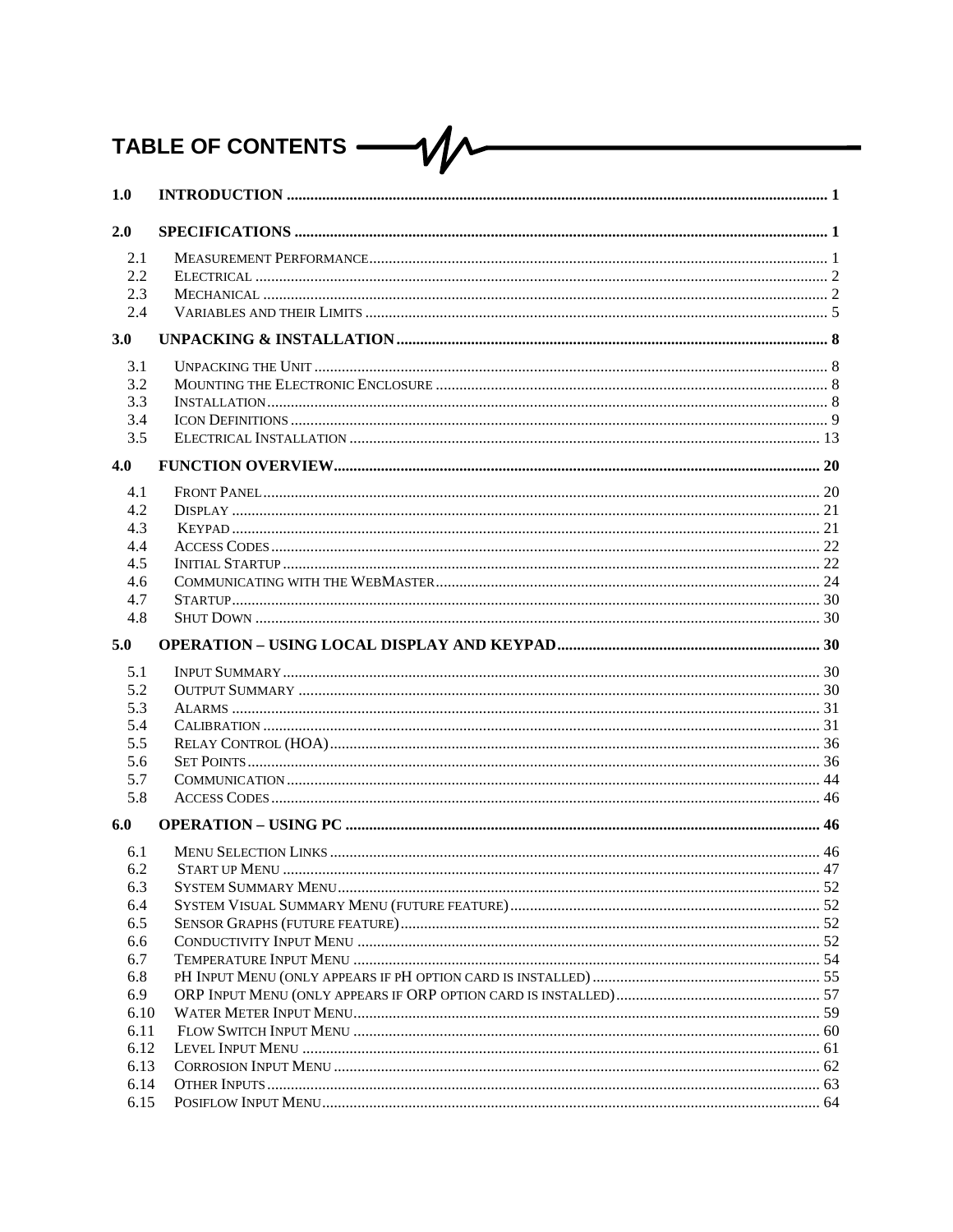# TABLE OF CONTENTS

| | | |
|---|---|---|
| **1.0** | **INTRODUCTION** | **1** |
| **2.0** | **SPECIFICATIONS** | **1** |
| 2.1 | Measurement Performance | 1 |
| 2.2 | Electrical | 2 |
| 2.3 | Mechanical | 2 |
| 2.4 | Variables and their Limits | 5 |
| **3.0** | **UNPACKING & INSTALLATION** | **8** |
| 3.1 | Unpacking the Unit | 8 |
| 3.2 | Mounting the Electronic Enclosure | 8 |
| 3.3 | Installation | 8 |
| 3.4 | Icon Definitions | 9 |
| 3.5 | Electrical Installation | 13 |
| **4.0** | **FUNCTION OVERVIEW** | **20** |
| 4.1 | Front Panel | 20 |
| 4.2 | Display | 21 |
| 4.3 | Keypad | 21 |
| 4.4 | Access Codes | 22 |
| 4.5 | Initial Startup | 22 |
| 4.6 | Communicating with the WebMaster | 24 |
| 4.7 | Startup | 30 |
| 4.8 | Shut Down | 30 |
| **5.0** | **OPERATION – USING LOCAL DISPLAY AND KEYPAD** | **30** |
| 5.1 | Input Summary | 30 |
| 5.2 | Output Summary | 30 |
| 5.3 | Alarms | 31 |
| 5.4 | Calibration | 31 |
| 5.5 | Relay Control (HOA) | 36 |
| 5.6 | Set Points | 36 |
| 5.7 | Communication | 44 |
| 5.8 | Access Codes | 46 |
| **6.0** | **OPERATION – USING PC** | **46** |
| 6.1 | Menu Selection Links | 46 |
| 6.2 | Start up Menu | 47 |
| 6.3 | System Summary Menu | 52 |
| 6.4 | System Visual Summary Menu (future feature) | 52 |
| 6.5 | Sensor Graphs (future feature) | 52 |
| 6.6 | Conductivity Input Menu | 52 |
| 6.7 | Temperature Input Menu | 54 |
| 6.8 | pH Input Menu (only appears if pH option card is installed) | 55 |
| 6.9 | ORP Input Menu (only appears if ORP option card is installed) | 57 |
| 6.10 | Water Meter Input Menu | 59 |
| 6.11 | Flow Switch Input Menu | 60 |
| 6.12 | Level Input Menu | 61 |
| 6.13 | Corrosion Input Menu | 62 |
| 6.14 | Other Inputs | 63 |
| 6.15 | Posiflow Input Menu | 64 |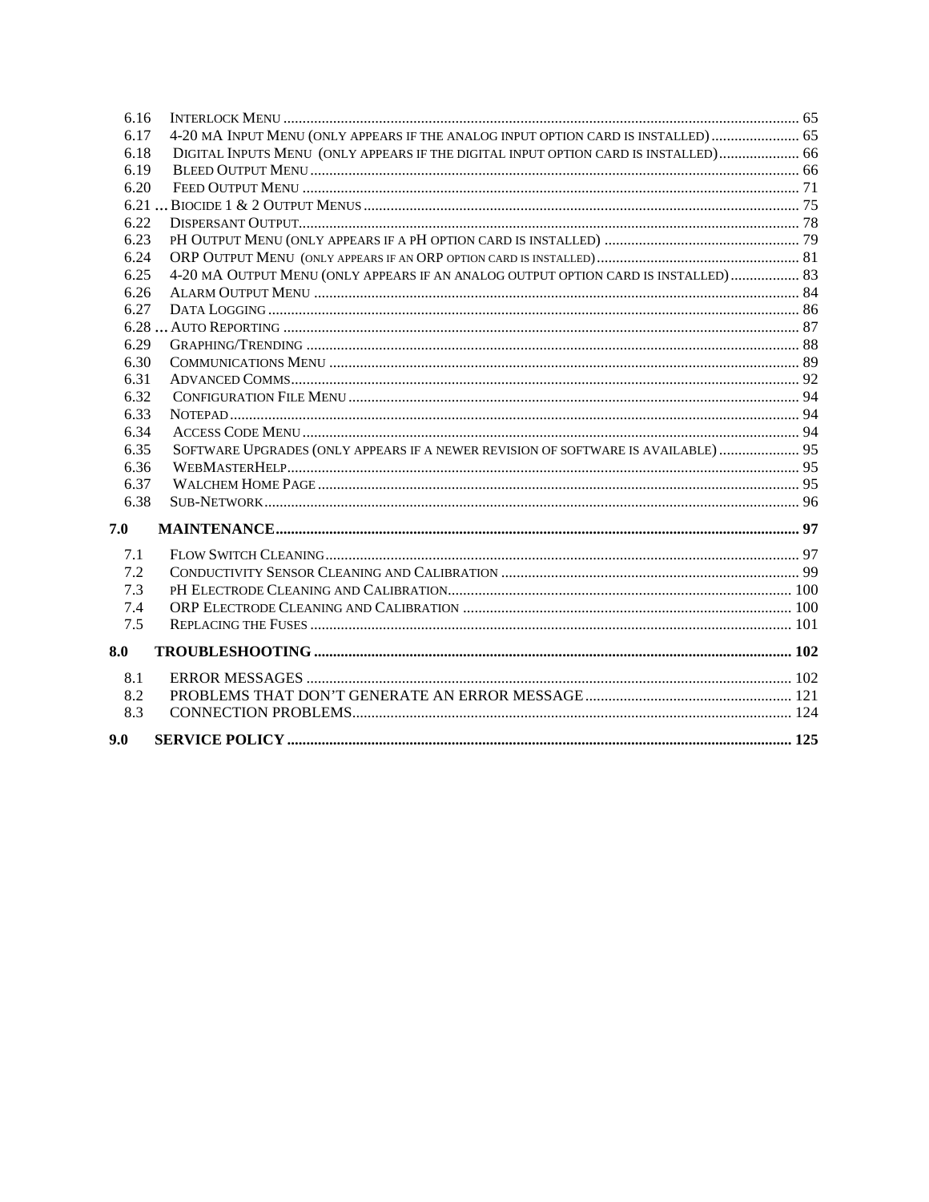6.16 INTERLOCK MENU ........................................................................................................................................ 65
6.17 4-20 MA INPUT MENU (ONLY APPEARS IF THE ANALOG INPUT OPTION CARD IS INSTALLED) ....................... 65
6.18 DIGITAL INPUTS MENU (ONLY APPEARS IF THE DIGITAL INPUT OPTION CARD IS INSTALLED)..................... 66
6.19 BLEED OUTPUT MENU ................................................................................................................................ 66
6.20 FEED OUTPUT MENU .................................................................................................................................. 71
6.21 … BIOCIDE 1 & 2 OUTPUT MENUS ................................................................................................................. 75
6.22 DISPERSANT OUTPUT.................................................................................................................................. 78
6.23 PH OUTPUT MENU (ONLY APPEARS IF A PH OPTION CARD IS INSTALLED) ................................................... 79
6.24 ORP OUTPUT MENU (ONLY APPEARS IF AN ORP OPTION CARD IS INSTALLED)..................................................... 81
6.25 4-20 MA OUTPUT MENU (ONLY APPEARS IF AN ANALOG OUTPUT OPTION CARD IS INSTALLED).................. 83
6.26 ALARM OUTPUT MENU .............................................................................................................................. 84
6.27 DATA LOGGING ........................................................................................................................................... 86
6.28 … AUTO REPORTING ...................................................................................................................................... 87
6.29 GRAPHING/TRENDING ................................................................................................................................ 88
6.30 COMMUNICATIONS MENU .......................................................................................................................... 89
6.31 ADVANCED COMMS..................................................................................................................................... 92
6.32 CONFIGURATION FILE MENU ..................................................................................................................... 94
6.33 NOTEPAD .................................................................................................................................................... 94
6.34 ACCESS CODE MENU .................................................................................................................................. 94
6.35 SOFTWARE UPGRADES (ONLY APPEARS IF A NEWER REVISION OF SOFTWARE IS AVAILABLE) ..................... 95
6.36 WEBMASTERHELP....................................................................................................................................... 95
6.37 WALCHEM HOME PAGE ............................................................................................................................. 95
6.38 SUB-NETWORK ............................................................................................................................................ 96

**7.0 MAINTENANCE............................................................................................................................................ 97**

7.1 FLOW SWITCH CLEANING ........................................................................................................................... 97
7.2 CONDUCTIVITY SENSOR CLEANING AND CALIBRATION ............................................................................. 99
7.3 PH ELECTRODE CLEANING AND CALIBRATION......................................................................................... 100
7.4 ORP ELECTRODE CLEANING AND CALIBRATION ..................................................................................... 100
7.5 REPLACING THE FUSES ............................................................................................................................. 101

**8.0 TROUBLESHOOTING ............................................................................................................................... 102**

8.1 ERROR MESSAGES ............................................................................................................................... 102
8.2 PROBLEMS THAT DON'T GENERATE AN ERROR MESSAGE ...................................................... 121
8.3 CONNECTION PROBLEMS.................................................................................................................. 124

**9.0 SERVICE POLICY ...................................................................................................................................... 125**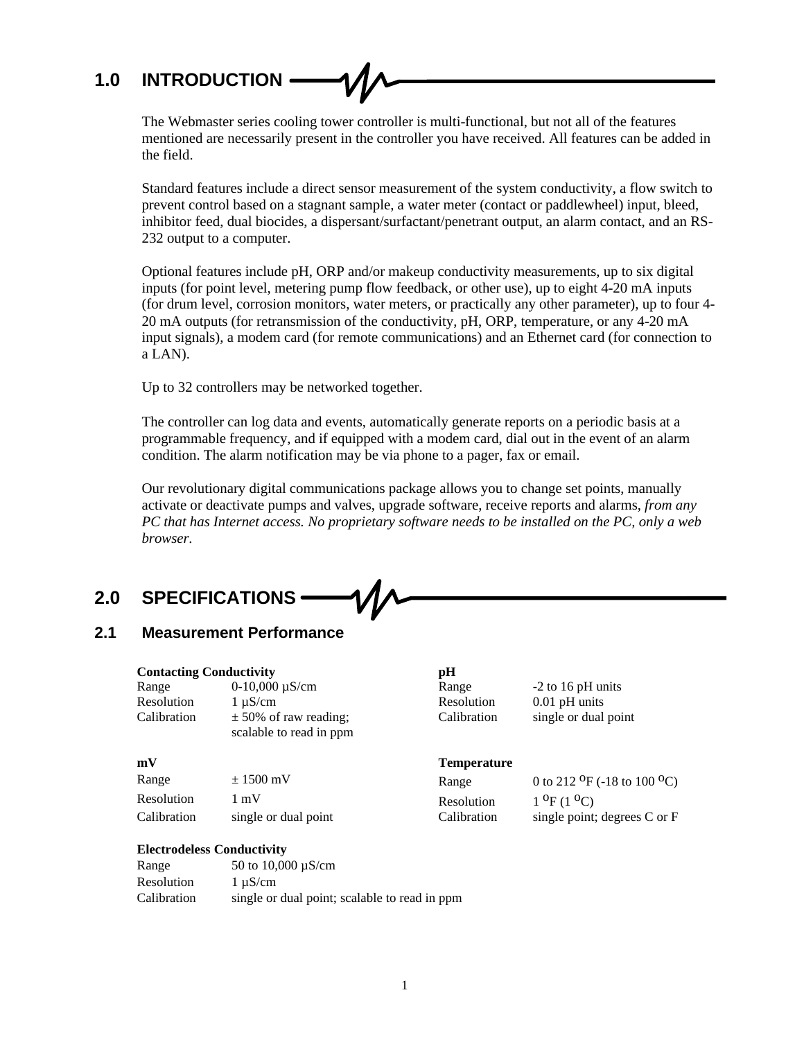# 1.0 INTRODUCTION

The Webmaster series cooling tower controller is multi-functional, but not all of the features mentioned are necessarily present in the controller you have received. All features can be added in the field.

Standard features include a direct sensor measurement of the system conductivity, a flow switch to prevent control based on a stagnant sample, a water meter (contact or paddlewheel) input, bleed, inhibitor feed, dual biocides, a dispersant/surfactant/penetrant output, an alarm contact, and an RS-232 output to a computer.

Optional features include pH, ORP and/or makeup conductivity measurements, up to six digital inputs (for point level, metering pump flow feedback, or other use), up to eight 4-20 mA inputs (for drum level, corrosion monitors, water meters, or practically any other parameter), up to four 4-20 mA outputs (for retransmission of the conductivity, pH, ORP, temperature, or any 4-20 mA input signals), a modem card (for remote communications) and an Ethernet card (for connection to a LAN).

Up to 32 controllers may be networked together.

The controller can log data and events, automatically generate reports on a periodic basis at a programmable frequency, and if equipped with a modem card, dial out in the event of an alarm condition. The alarm notification may be via phone to a pager, fax or email.

Our revolutionary digital communications package allows you to change set points, manually activate or deactivate pumps and valves, upgrade software, receive reports and alarms, *from any PC that has Internet access. No proprietary software needs to be installed on the PC, only a web browser.*

# 2.0 SPECIFICATIONS

## 2.1 Measurement Performance

**Contacting Conductivity**

| | |
|---|---|
| Range | 0-10,000 µS/cm |
| Resolution | 1 µS/cm |
| Calibration | ± 50% of raw reading; scalable to read in ppm |

**mV**

| | |
|---|---|
| Range | ± 1500 mV |
| Resolution | 1 mV |
| Calibration | single or dual point |

**Electrodeless Conductivity**

| | |
|---|---|
| Range | 50 to 10,000 µS/cm |
| Resolution | 1 µS/cm |
| Calibration | single or dual point; scalable to read in ppm |

**pH**

| | |
|---|---|
| Range | -2 to 16 pH units |
| Resolution | 0.01 pH units |
| Calibration | single or dual point |

**Temperature**

| | |
|---|---|
| Range | 0 to 212 °F (-18 to 100 °C) |
| Resolution | 1 °F (1 °C) |
| Calibration | single point; degrees C or F |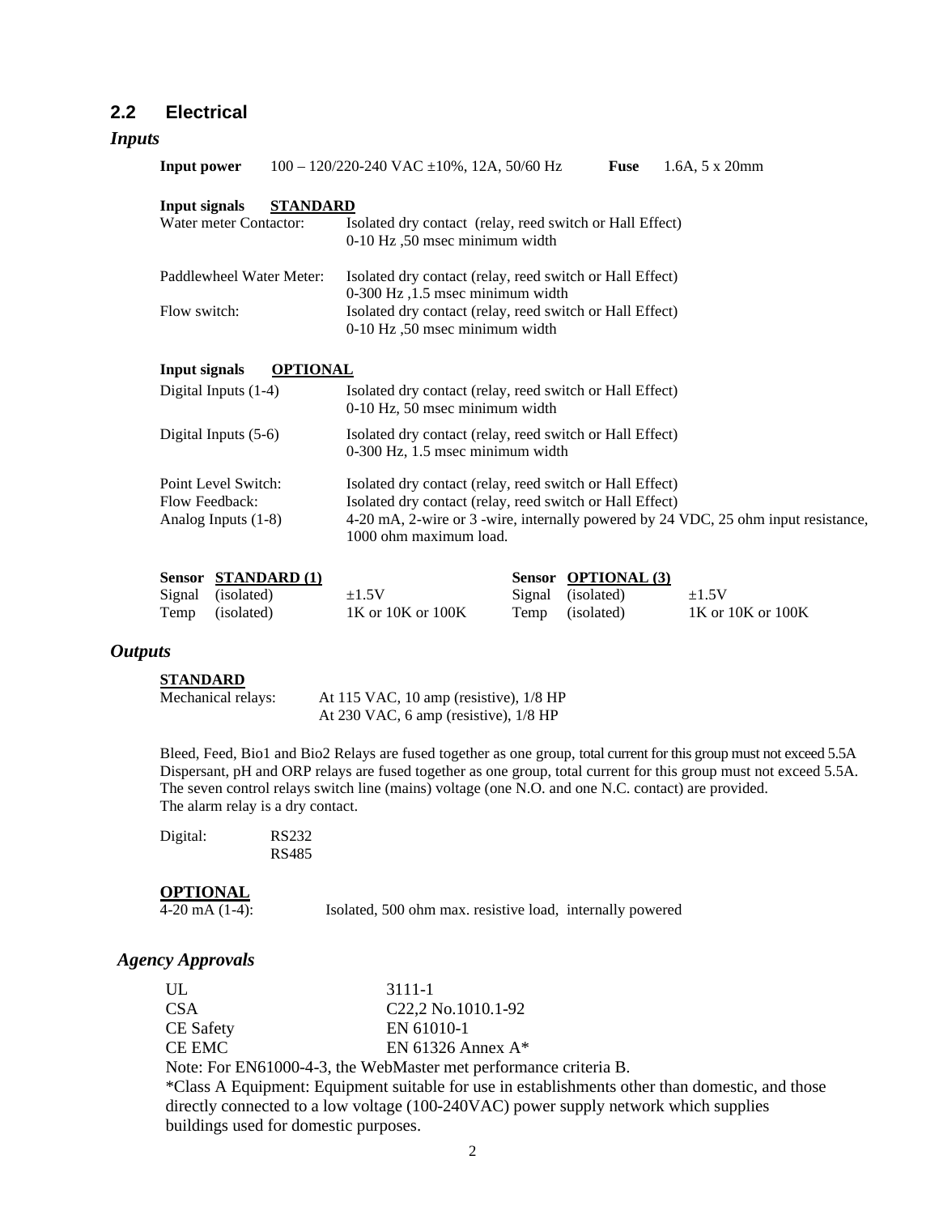## 2.2 Electrical

### *Inputs*

| **Input power** | 100 – 120/220-240 VAC ±10%, 12A, 50/60 Hz | **Fuse** | 1.6A, 5 x 20mm |
|---|---|---|---|

**Input signals** **STANDARD**

| | |
|---|---|
| Water meter Contactor: | Isolated dry contact (relay, reed switch or Hall Effect) 0-10 Hz ,50 msec minimum width |
| Paddlewheel Water Meter: | Isolated dry contact (relay, reed switch or Hall Effect) 0-300 Hz ,1.5 msec minimum width |
| Flow switch: | Isolated dry contact (relay, reed switch or Hall Effect) 0-10 Hz ,50 msec minimum width |

**Input signals** **OPTIONAL**

| | |
|---|---|
| Digital Inputs (1-4) | Isolated dry contact (relay, reed switch or Hall Effect) 0-10 Hz, 50 msec minimum width |
| Digital Inputs (5-6) | Isolated dry contact (relay, reed switch or Hall Effect) 0-300 Hz, 1.5 msec minimum width |
| Point Level Switch: | Isolated dry contact (relay, reed switch or Hall Effect) |
| Flow Feedback: | Isolated dry contact (relay, reed switch or Hall Effect) |
| Analog Inputs (1-8) | 4-20 mA, 2-wire or 3 -wire, internally powered by 24 VDC, 25 ohm input resistance, 1000 ohm maximum load. |

| **Sensor** | **STANDARD (1)** | | **Sensor** | **OPTIONAL (3)** | |
|---|---|---|---|---|---|
| Signal | (isolated) | ±1.5V | Signal | (isolated) | ±1.5V |
| Temp | (isolated) | 1K or 10K or 100K | Temp | (isolated) | 1K or 10K or 100K |

### *Outputs*

**STANDARD**

Mechanical relays: At 115 VAC, 10 amp (resistive), 1/8 HP
At 230 VAC, 6 amp (resistive), 1/8 HP

Bleed, Feed, Bio1 and Bio2 Relays are fused together as one group, total current for this group must not exceed 5.5A
Dispersant, pH and ORP relays are fused together as one group, total current for this group must not exceed 5.5A.
The seven control relays switch line (mains) voltage (one N.O. and one N.C. contact) are provided.
The alarm relay is a dry contact.

Digital: RS232
RS485

**OPTIONAL**

4-20 mA (1-4): Isolated, 500 ohm max. resistive load, internally powered

### *Agency Approvals*

| | |
|---|---|
| UL | 3111-1 |
| CSA | C22,2 No.1010.1-92 |
| CE Safety | EN 61010-1 |
| CE EMC | EN 61326 Annex A* |

Note: For EN61000-4-3, the WebMaster met performance criteria B.
*Class A Equipment: Equipment suitable for use in establishments other than domestic, and those directly connected to a low voltage (100-240VAC) power supply network which supplies buildings used for domestic purposes.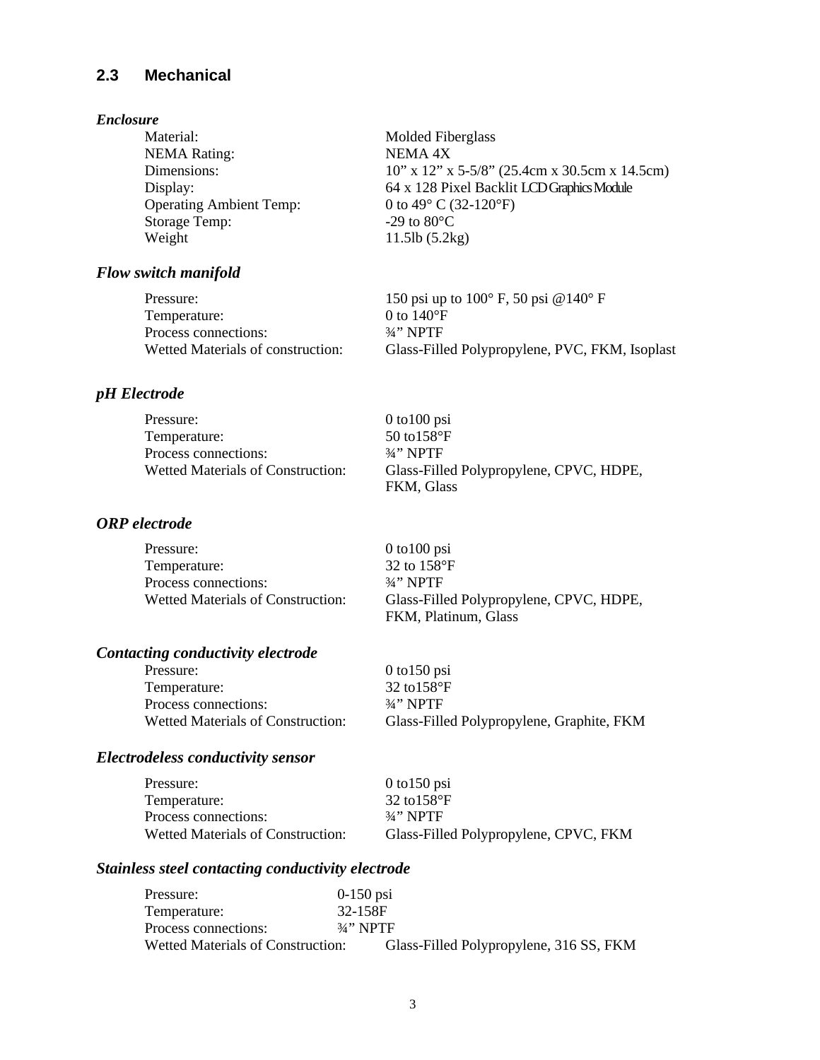## 2.3 Mechanical

***Enclosure***

| | |
|---|---|
| Material: | Molded Fiberglass |
| NEMA Rating: | NEMA 4X |
| Dimensions: | 10” x 12” x 5-5/8” (25.4cm x 30.5cm x 14.5cm) |
| Display: | 64 x 128 Pixel Backlit LCD Graphics Module |
| Operating Ambient Temp: | 0 to 49° C (32-120°F) |
| Storage Temp: | -29 to 80°C |
| Weight | 11.5lb (5.2kg) |

***Flow switch manifold***

| | |
|---|---|
| Pressure: | 150 psi up to 100° F, 50 psi @140° F |
| Temperature: | 0 to 140°F |
| Process connections: | ¾” NPTF |
| Wetted Materials of construction: | Glass-Filled Polypropylene, PVC, FKM, Isoplast |

***pH Electrode***

| | |
|---|---|
| Pressure: | 0 to100 psi |
| Temperature: | 50 to158°F |
| Process connections: | ¾” NPTF |
| Wetted Materials of Construction: | Glass-Filled Polypropylene, CPVC, HDPE, FKM, Glass |

***ORP electrode***

| | |
|---|---|
| Pressure: | 0 to100 psi |
| Temperature: | 32 to 158°F |
| Process connections: | ¾” NPTF |
| Wetted Materials of Construction: | Glass-Filled Polypropylene, CPVC, HDPE, FKM, Platinum, Glass |

***Contacting conductivity electrode***

| | |
|---|---|
| Pressure: | 0 to150 psi |
| Temperature: | 32 to158°F |
| Process connections: | ¾” NPTF |
| Wetted Materials of Construction: | Glass-Filled Polypropylene, Graphite, FKM |

***Electrodeless conductivity sensor***

| | |
|---|---|
| Pressure: | 0 to150 psi |
| Temperature: | 32 to158°F |
| Process connections: | ¾” NPTF |
| Wetted Materials of Construction: | Glass-Filled Polypropylene, CPVC, FKM |

***Stainless steel contacting conductivity electrode***

| | |
|---|---|
| Pressure: | 0-150 psi |
| Temperature: | 32-158F |
| Process connections: | ¾” NPTF |
| Wetted Materials of Construction: | Glass-Filled Polypropylene, 316 SS, FKM |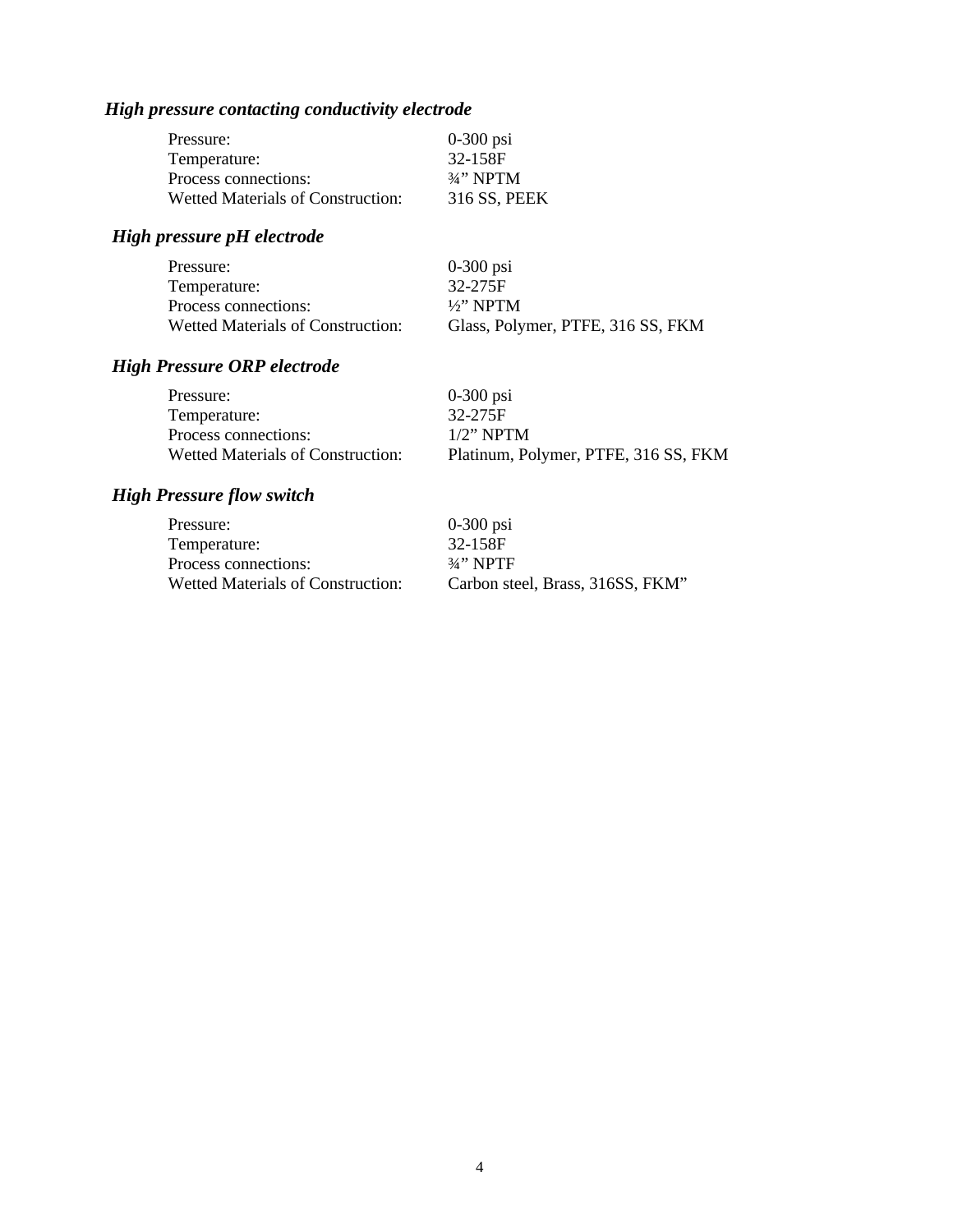### *High pressure contacting conductivity electrode*

| | |
|---|---|
| Pressure: | 0-300 psi |
| Temperature: | 32-158F |
| Process connections: | ¾” NPTM |
| Wetted Materials of Construction: | 316 SS, PEEK |

### *High pressure pH electrode*

| | |
|---|---|
| Pressure: | 0-300 psi |
| Temperature: | 32-275F |
| Process connections: | ½” NPTM |
| Wetted Materials of Construction: | Glass, Polymer, PTFE, 316 SS, FKM |

### *High Pressure ORP electrode*

| | |
|---|---|
| Pressure: | 0-300 psi |
| Temperature: | 32-275F |
| Process connections: | 1/2” NPTM |
| Wetted Materials of Construction: | Platinum, Polymer, PTFE, 316 SS, FKM |

### *High Pressure flow switch*

| | |
|---|---|
| Pressure: | 0-300 psi |
| Temperature: | 32-158F |
| Process connections: | ¾” NPTF |
| Wetted Materials of Construction: | Carbon steel, Brass, 316SS, FKM” |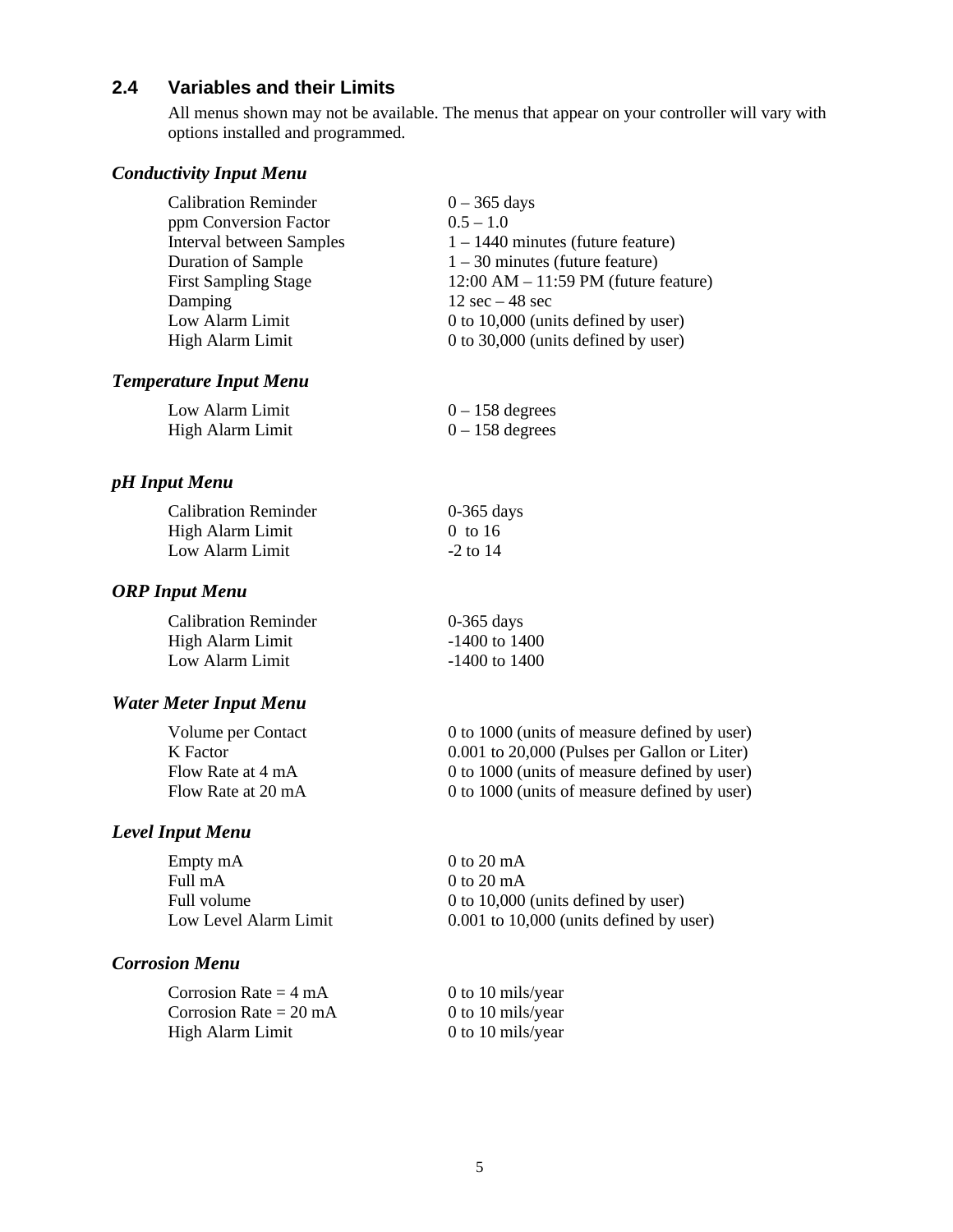## 2.4 Variables and their Limits

All menus shown may not be available. The menus that appear on your controller will vary with options installed and programmed.

### *Conductivity Input Menu*

| | |
|---|---|
| Calibration Reminder | 0 – 365 days |
| ppm Conversion Factor | 0.5 – 1.0 |
| Interval between Samples | 1 – 1440 minutes (future feature) |
| Duration of Sample | 1 – 30 minutes (future feature) |
| First Sampling Stage | 12:00 AM – 11:59 PM (future feature) |
| Damping | 12 sec – 48 sec |
| Low Alarm Limit | 0 to 10,000 (units defined by user) |
| High Alarm Limit | 0 to 30,000 (units defined by user) |

### *Temperature Input Menu*

| | |
|---|---|
| Low Alarm Limit | 0 – 158 degrees |
| High Alarm Limit | 0 – 158 degrees |

### *pH Input Menu*

| | |
|---|---|
| Calibration Reminder | 0-365 days |
| High Alarm Limit | 0 to 16 |
| Low Alarm Limit | -2 to 14 |

### *ORP Input Menu*

| | |
|---|---|
| Calibration Reminder | 0-365 days |
| High Alarm Limit | -1400 to 1400 |
| Low Alarm Limit | -1400 to 1400 |

### *Water Meter Input Menu*

| | |
|---|---|
| Volume per Contact | 0 to 1000 (units of measure defined by user) |
| K Factor | 0.001 to 20,000 (Pulses per Gallon or Liter) |
| Flow Rate at 4 mA | 0 to 1000 (units of measure defined by user) |
| Flow Rate at 20 mA | 0 to 1000 (units of measure defined by user) |

### *Level Input Menu*

| | |
|---|---|
| Empty mA | 0 to 20 mA |
| Full mA | 0 to 20 mA |
| Full volume | 0 to 10,000 (units defined by user) |
| Low Level Alarm Limit | 0.001 to 10,000 (units defined by user) |

### *Corrosion Menu*

| | |
|---|---|
| Corrosion Rate = 4 mA | 0 to 10 mils/year |
| Corrosion Rate = 20 mA | 0 to 10 mils/year |
| High Alarm Limit | 0 to 10 mils/year |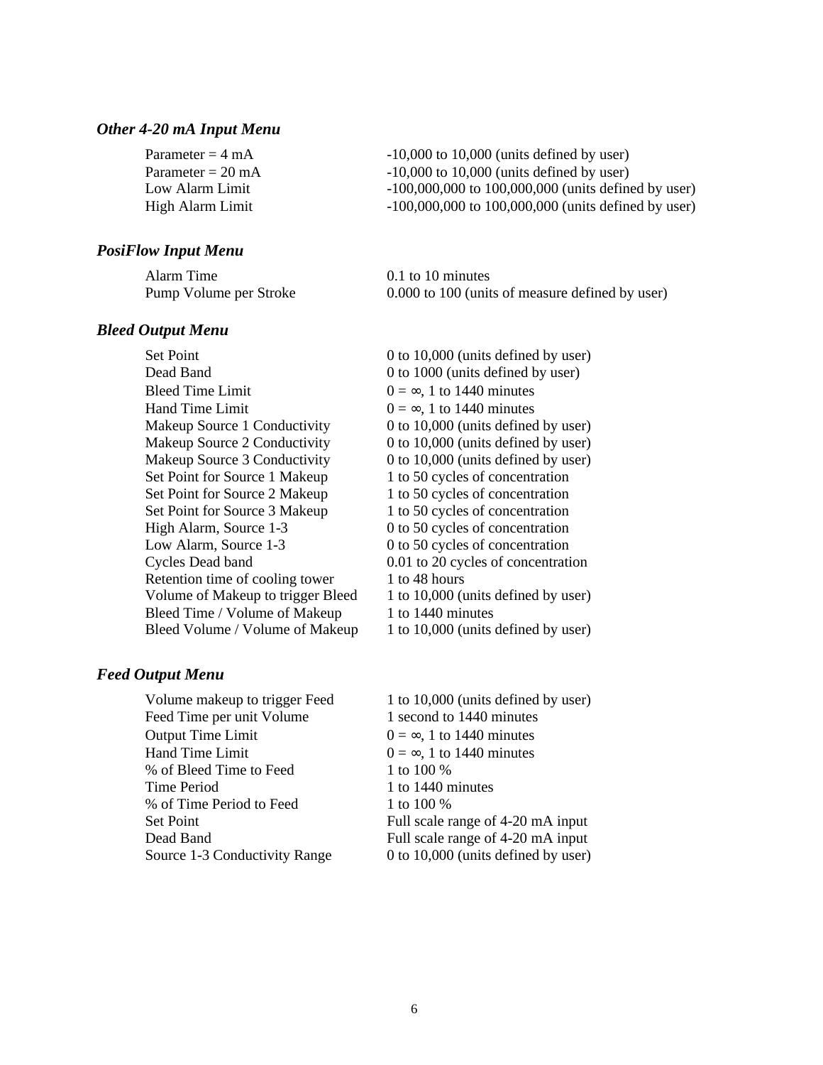### *Other 4-20 mA Input Menu*

| | |
|---|---|
| Parameter = 4 mA | -10,000 to 10,000 (units defined by user) |
| Parameter = 20 mA | -10,000 to 10,000 (units defined by user) |
| Low Alarm Limit | -100,000,000 to 100,000,000 (units defined by user) |
| High Alarm Limit | -100,000,000 to 100,000,000 (units defined by user) |

### *PosiFlow Input Menu*

| | |
|---|---|
| Alarm Time | 0.1 to 10 minutes |
| Pump Volume per Stroke | 0.000 to 100 (units of measure defined by user) |

### *Bleed Output Menu*

| | |
|---|---|
| Set Point | 0 to 10,000 (units defined by user) |
| Dead Band | 0 to 1000 (units defined by user) |
| Bleed Time Limit | 0 = ∞, 1 to 1440 minutes |
| Hand Time Limit | 0 = ∞, 1 to 1440 minutes |
| Makeup Source 1 Conductivity | 0 to 10,000 (units defined by user) |
| Makeup Source 2 Conductivity | 0 to 10,000 (units defined by user) |
| Makeup Source 3 Conductivity | 0 to 10,000 (units defined by user) |
| Set Point for Source 1 Makeup | 1 to 50 cycles of concentration |
| Set Point for Source 2 Makeup | 1 to 50 cycles of concentration |
| Set Point for Source 3 Makeup | 1 to 50 cycles of concentration |
| High Alarm, Source 1-3 | 0 to 50 cycles of concentration |
| Low Alarm, Source 1-3 | 0 to 50 cycles of concentration |
| Cycles Dead band | 0.01 to 20 cycles of concentration |
| Retention time of cooling tower | 1 to 48 hours |
| Volume of Makeup to trigger Bleed | 1 to 10,000 (units defined by user) |
| Bleed Time / Volume of Makeup | 1 to 1440 minutes |
| Bleed Volume / Volume of Makeup | 1 to 10,000 (units defined by user) |

### *Feed Output Menu*

| | |
|---|---|
| Volume makeup to trigger Feed | 1 to 10,000 (units defined by user) |
| Feed Time per unit Volume | 1 second to 1440 minutes |
| Output Time Limit | 0 = ∞, 1 to 1440 minutes |
| Hand Time Limit | 0 = ∞, 1 to 1440 minutes |
| % of Bleed Time to Feed | 1 to 100 % |
| Time Period | 1 to 1440 minutes |
| % of Time Period to Feed | 1 to 100 % |
| Set Point | Full scale range of 4-20 mA input |
| Dead Band | Full scale range of 4-20 mA input |
| Source 1-3 Conductivity Range | 0 to 10,000 (units defined by user) |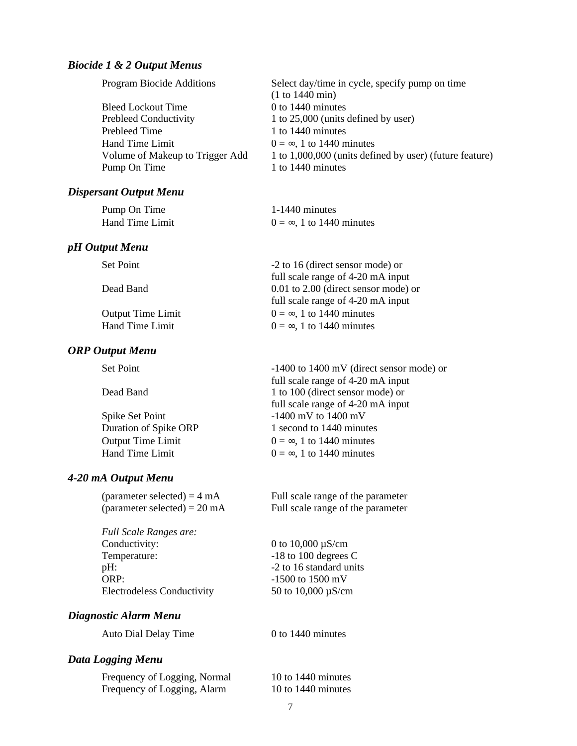### *Biocide 1 & 2 Output Menus*

| | |
|---|---|
| Program Biocide Additions | Select day/time in cycle, specify pump on time (1 to 1440 min) |
| Bleed Lockout Time | 0 to 1440 minutes |
| Prebleed Conductivity | 1 to 25,000 (units defined by user) |
| Prebleed Time | 1 to 1440 minutes |
| Hand Time Limit | 0 = ∞, 1 to 1440 minutes |
| Volume of Makeup to Trigger Add | 1 to 1,000,000 (units defined by user) (future feature) |
| Pump On Time | 1 to 1440 minutes |

### *Dispersant Output Menu*

| | |
|---|---|
| Pump On Time | 1-1440 minutes |
| Hand Time Limit | 0 = ∞, 1 to 1440 minutes |

### *pH Output Menu*

| | |
|---|---|
| Set Point | -2 to 16 (direct sensor mode) or full scale range of 4-20 mA input |
| Dead Band | 0.01 to 2.00 (direct sensor mode) or full scale range of 4-20 mA input |
| Output Time Limit | 0 = ∞, 1 to 1440 minutes |
| Hand Time Limit | 0 = ∞, 1 to 1440 minutes |

### *ORP Output Menu*

| | |
|---|---|
| Set Point | -1400 to 1400 mV (direct sensor mode) or full scale range of 4-20 mA input |
| Dead Band | 1 to 100 (direct sensor mode) or full scale range of 4-20 mA input |
| Spike Set Point | -1400 mV to 1400 mV |
| Duration of Spike ORP | 1 second to 1440 minutes |
| Output Time Limit | 0 = ∞, 1 to 1440 minutes |
| Hand Time Limit | 0 = ∞, 1 to 1440 minutes |

### *4-20 mA Output Menu*

| | |
|---|---|
| (parameter selected) = 4 mA | Full scale range of the parameter |
| (parameter selected) = 20 mA | Full scale range of the parameter |

*Full Scale Ranges are:*

| | |
|---|---|
| Conductivity: | 0 to 10,000 µS/cm |
| Temperature: | -18 to 100 degrees C |
| pH: | -2 to 16 standard units |
| ORP: | -1500 to 1500 mV |
| Electrodeless Conductivity | 50 to 10,000 µS/cm |

### *Diagnostic Alarm Menu*

| | |
|---|---|
| Auto Dial Delay Time | 0 to 1440 minutes |

### *Data Logging Menu*

| | |
|---|---|
| Frequency of Logging, Normal | 10 to 1440 minutes |
| Frequency of Logging, Alarm | 10 to 1440 minutes |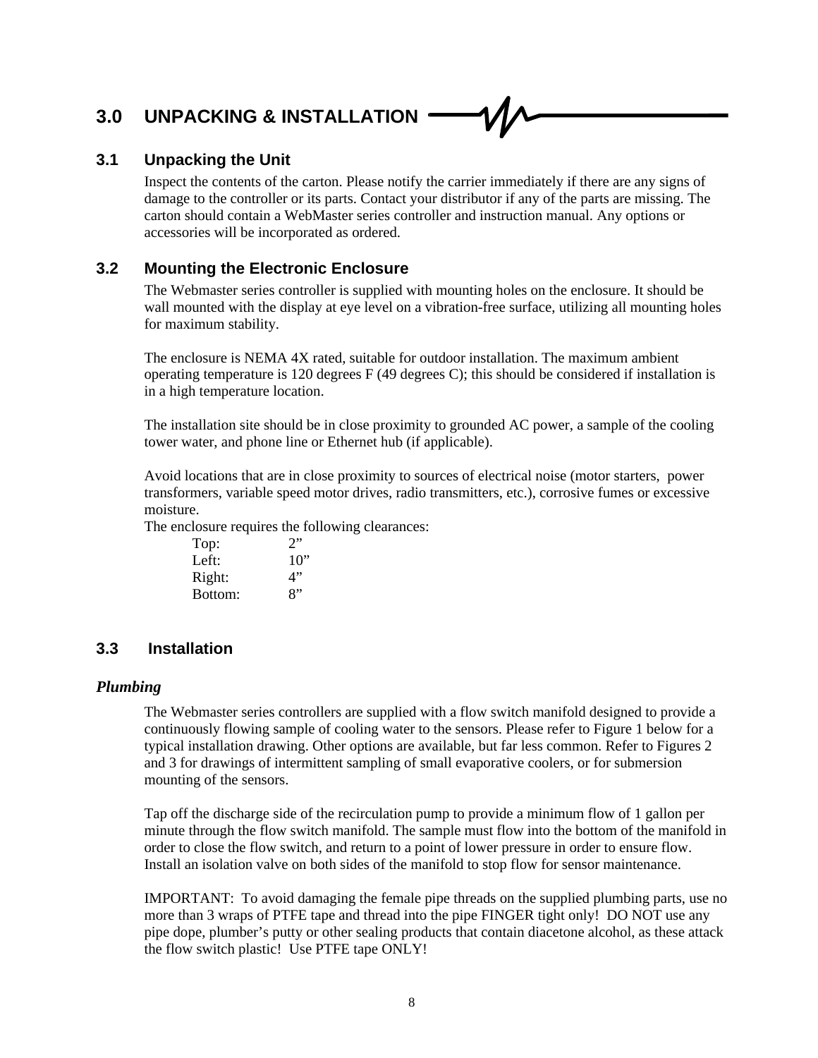# 3.0 UNPACKING & INSTALLATION

## 3.1 Unpacking the Unit

Inspect the contents of the carton. Please notify the carrier immediately if there are any signs of damage to the controller or its parts. Contact your distributor if any of the parts are missing. The carton should contain a WebMaster series controller and instruction manual. Any options or accessories will be incorporated as ordered.

## 3.2 Mounting the Electronic Enclosure

The Webmaster series controller is supplied with mounting holes on the enclosure. It should be wall mounted with the display at eye level on a vibration-free surface, utilizing all mounting holes for maximum stability.

The enclosure is NEMA 4X rated, suitable for outdoor installation. The maximum ambient operating temperature is 120 degrees F (49 degrees C); this should be considered if installation is in a high temperature location.

The installation site should be in close proximity to grounded AC power, a sample of the cooling tower water, and phone line or Ethernet hub (if applicable).

Avoid locations that are in close proximity to sources of electrical noise (motor starters, power transformers, variable speed motor drives, radio transmitters, etc.), corrosive fumes or excessive moisture.

The enclosure requires the following clearances:

| | |
|---|---|
| Top: | 2” |
| Left: | 10” |
| Right: | 4” |
| Bottom: | 8” |

## 3.3 Installation

### *Plumbing*

The Webmaster series controllers are supplied with a flow switch manifold designed to provide a continuously flowing sample of cooling water to the sensors. Please refer to Figure 1 below for a typical installation drawing. Other options are available, but far less common. Refer to Figures 2 and 3 for drawings of intermittent sampling of small evaporative coolers, or for submersion mounting of the sensors.

Tap off the discharge side of the recirculation pump to provide a minimum flow of 1 gallon per minute through the flow switch manifold. The sample must flow into the bottom of the manifold in order to close the flow switch, and return to a point of lower pressure in order to ensure flow. Install an isolation valve on both sides of the manifold to stop flow for sensor maintenance.

IMPORTANT: To avoid damaging the female pipe threads on the supplied plumbing parts, use no more than 3 wraps of PTFE tape and thread into the pipe FINGER tight only! DO NOT use any pipe dope, plumber’s putty or other sealing products that contain diacetone alcohol, as these attack the flow switch plastic! Use PTFE tape ONLY!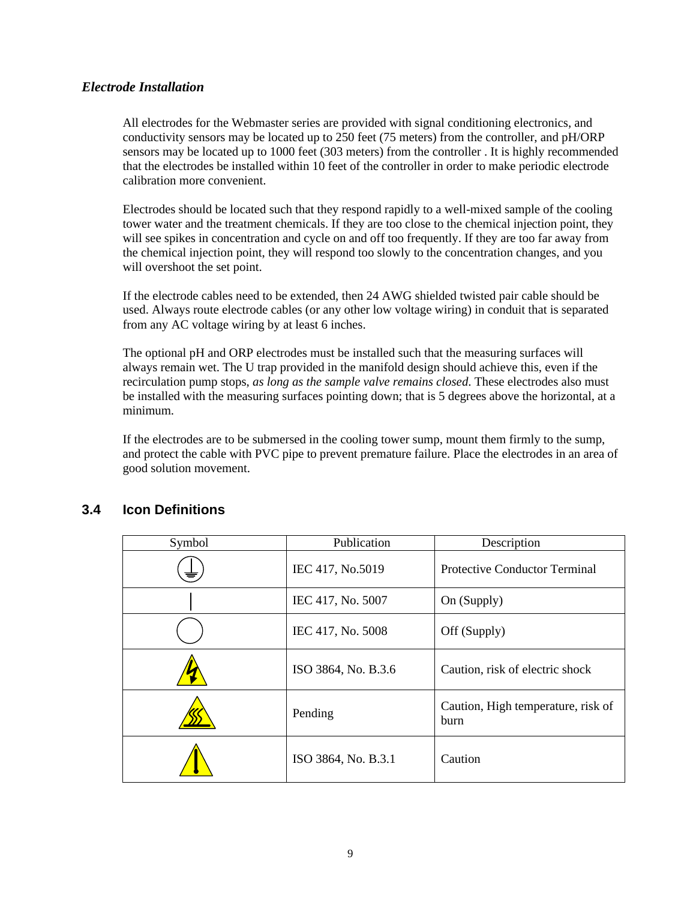### *Electrode Installation*

All electrodes for the Webmaster series are provided with signal conditioning electronics, and conductivity sensors may be located up to 250 feet (75 meters) from the controller, and pH/ORP sensors may be located up to 1000 feet (303 meters) from the controller . It is highly recommended that the electrodes be installed within 10 feet of the controller in order to make periodic electrode calibration more convenient.

Electrodes should be located such that they respond rapidly to a well-mixed sample of the cooling tower water and the treatment chemicals. If they are too close to the chemical injection point, they will see spikes in concentration and cycle on and off too frequently. If they are too far away from the chemical injection point, they will respond too slowly to the concentration changes, and you will overshoot the set point.

If the electrode cables need to be extended, then 24 AWG shielded twisted pair cable should be used. Always route electrode cables (or any other low voltage wiring) in conduit that is separated from any AC voltage wiring by at least 6 inches.

The optional pH and ORP electrodes must be installed such that the measuring surfaces will always remain wet. The U trap provided in the manifold design should achieve this, even if the recirculation pump stops, *as long as the sample valve remains closed*. These electrodes also must be installed with the measuring surfaces pointing down; that is 5 degrees above the horizontal, at a minimum.

If the electrodes are to be submersed in the cooling tower sump, mount them firmly to the sump, and protect the cable with PVC pipe to prevent premature failure. Place the electrodes in an area of good solution movement.

## 3.4 Icon Definitions

| Symbol | Publication | Description |
|---|---|---|
| | IEC 417, No.5019 | Protective Conductor Terminal |
| | IEC 417, No. 5007 | On (Supply) |
| | IEC 417, No. 5008 | Off (Supply) |
| | ISO 3864, No. B.3.6 | Caution, risk of electric shock |
| | Pending | Caution, High temperature, risk of burn |
| | ISO 3864, No. B.3.1 | Caution |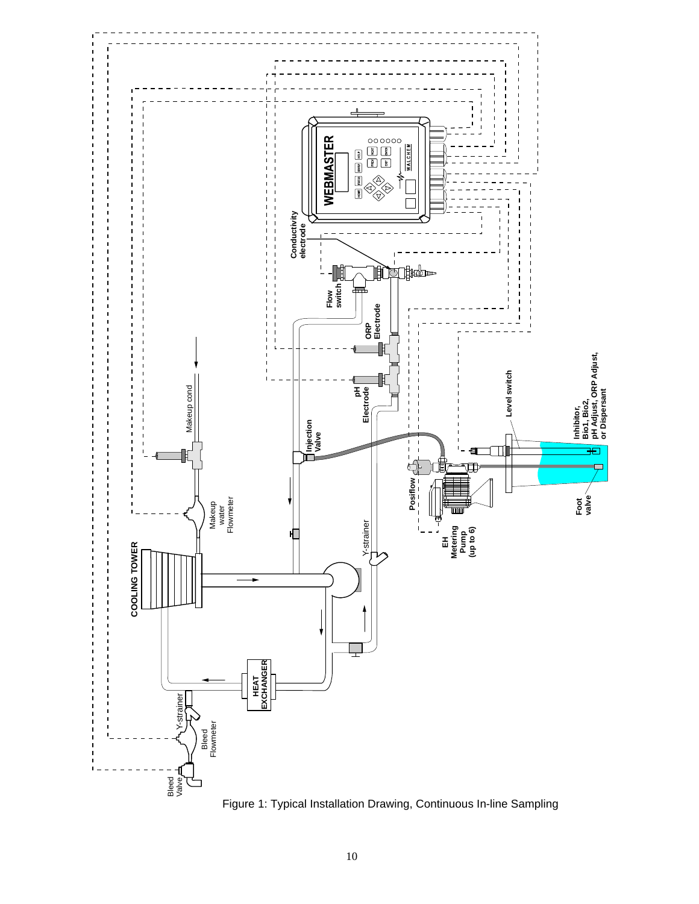Figure 1: Typical Installation Drawing, Continuous In-line Sampling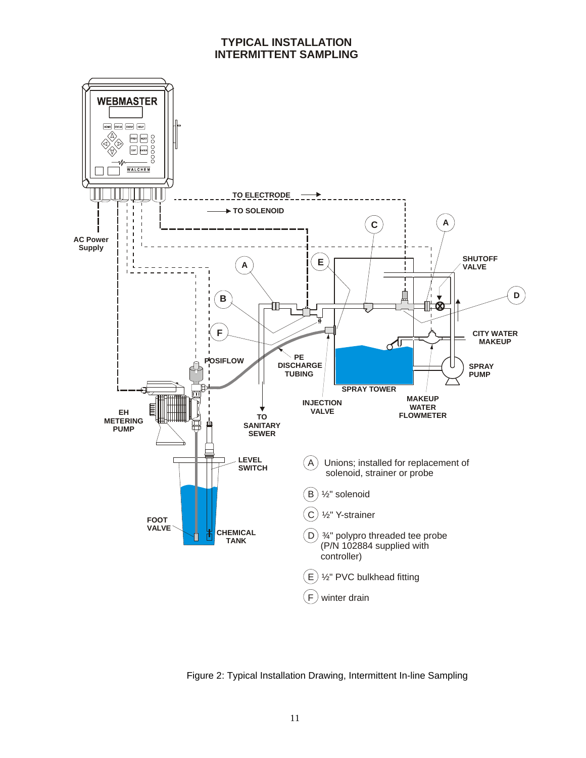# TYPICAL INSTALLATION
# INTERMITTENT SAMPLING

WEBMASTER

HOME STATUS STARTUP HELP

PREV NEXT

EXIT ENTER

WALCHEM

TO ELECTRODE

TO SOLENOID

AC Power Supply

SHUTOFF VALVE

CITY WATER MAKEUP

SPRAY PUMP

SPRAY TOWER

MAKEUP WATER FLOWMETER

INJECTION VALVE

PE DISCHARGE TUBING

POSIFLOW

EH METERING PUMP

TO SANITARY SEWER

LEVEL SWITCH

FOOT VALVE

CHEMICAL TANK

(A) Unions; installed for replacement of solenoid, strainer or probe

(B) ½" solenoid

(C) ½" Y-strainer

(D) ¾" polypro threaded tee probe (P/N 102884 supplied with controller)

(E) ½" PVC bulkhead fitting

(F) winter drain

Figure 2: Typical Installation Drawing, Intermittent In-line Sampling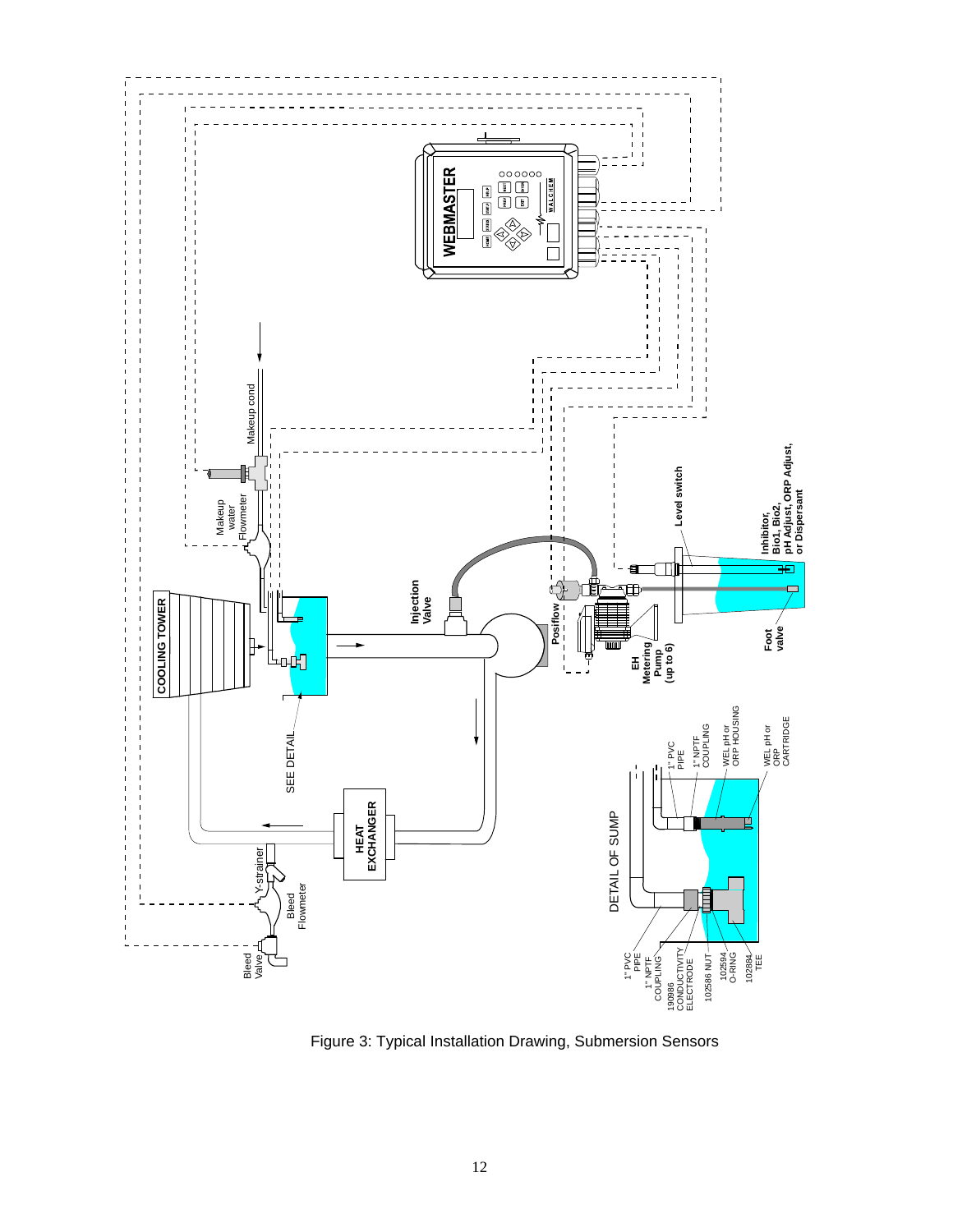Figure 3: Typical Installation Drawing, Submersion Sensors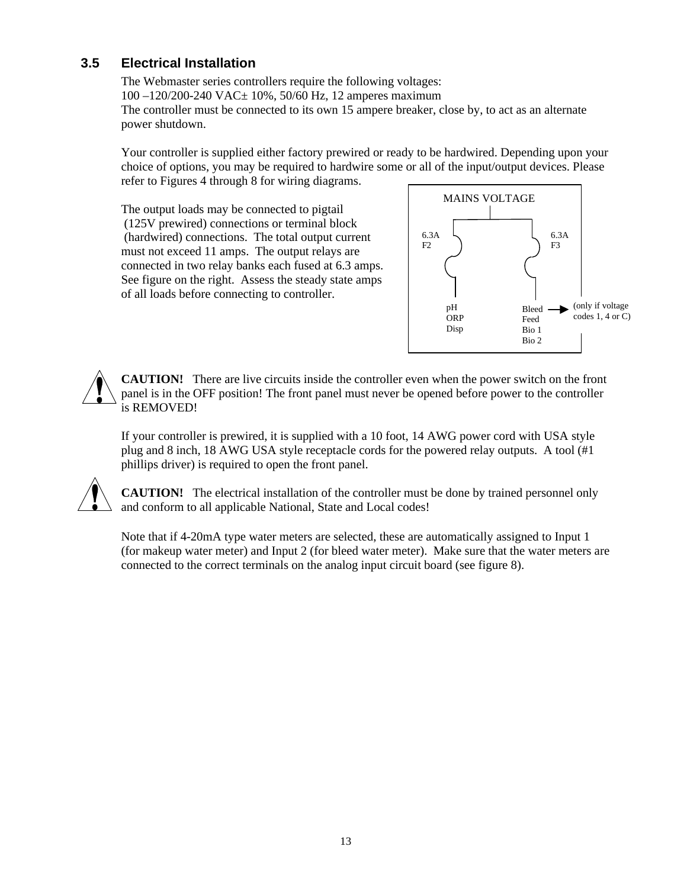### 3.5 Electrical Installation

The Webmaster series controllers require the following voltages:
100 –120/200-240 VAC± 10%, 50/60 Hz, 12 amperes maximum
The controller must be connected to its own 15 ampere breaker, close by, to act as an alternate power shutdown.

Your controller is supplied either factory prewired or ready to be hardwired. Depending upon your choice of options, you may be required to hardwire some or all of the input/output devices. Please refer to Figures 4 through 8 for wiring diagrams.

The output loads may be connected to pigtail (125V prewired) connections or terminal block (hardwired) connections. The total output current must not exceed 11 amps. The output relays are connected in two relay banks each fused at 6.3 amps. See figure on the right. Assess the steady state amps of all loads before connecting to controller.

MAINS VOLTAGE

6.3A F2 — pH, ORP, Disp

6.3A F3 — Bleed, Feed, Bio 1, Bio 2 (only if voltage codes 1, 4 or C)

**CAUTION!** There are live circuits inside the controller even when the power switch on the front panel is in the OFF position! The front panel must never be opened before power to the controller is REMOVED!

If your controller is prewired, it is supplied with a 10 foot, 14 AWG power cord with USA style plug and 8 inch, 18 AWG USA style receptacle cords for the powered relay outputs. A tool (#1 phillips driver) is required to open the front panel.

**CAUTION!** The electrical installation of the controller must be done by trained personnel only and conform to all applicable National, State and Local codes!

Note that if 4-20mA type water meters are selected, these are automatically assigned to Input 1 (for makeup water meter) and Input 2 (for bleed water meter). Make sure that the water meters are connected to the correct terminals on the analog input circuit board (see figure 8).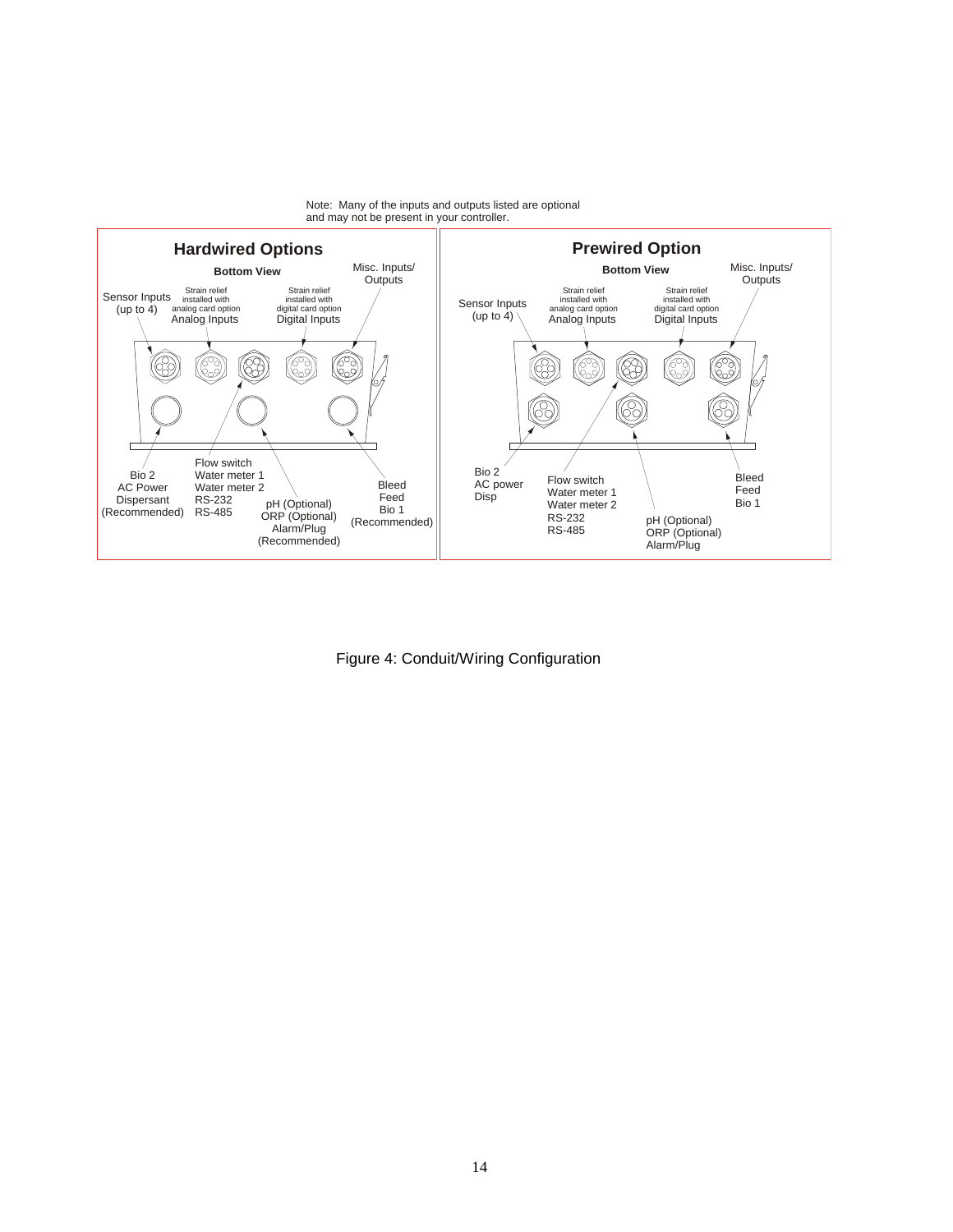Note: Many of the inputs and outputs listed are optional and may not be present in your controller.

**Hardwired Options**

Bottom View

- Sensor Inputs (up to 4)
- Strain relief installed with analog card option — Analog Inputs
- Strain relief installed with digital card option — Digital Inputs
- Misc. Inputs/ Outputs
- Bio 2 / AC Power / Dispersant (Recommended)
- Flow switch / Water meter 1 / Water meter 2 / RS-232 / RS-485
- pH (Optional) / ORP (Optional) / Alarm/Plug (Recommended)
- Bleed / Feed / Bio 1 (Recommended)

**Prewired Option**

Bottom View

- Sensor Inputs (up to 4)
- Strain relief installed with analog card option — Analog Inputs
- Strain relief installed with digital card option — Digital Inputs
- Misc. Inputs/ Outputs
- Bio 2 / AC power / Disp
- Flow switch / Water meter 1 / Water meter 2 / RS-232 / RS-485
- pH (Optional) / ORP (Optional) / Alarm/Plug
- Bleed / Feed / Bio 1

Figure 4: Conduit/Wiring Configuration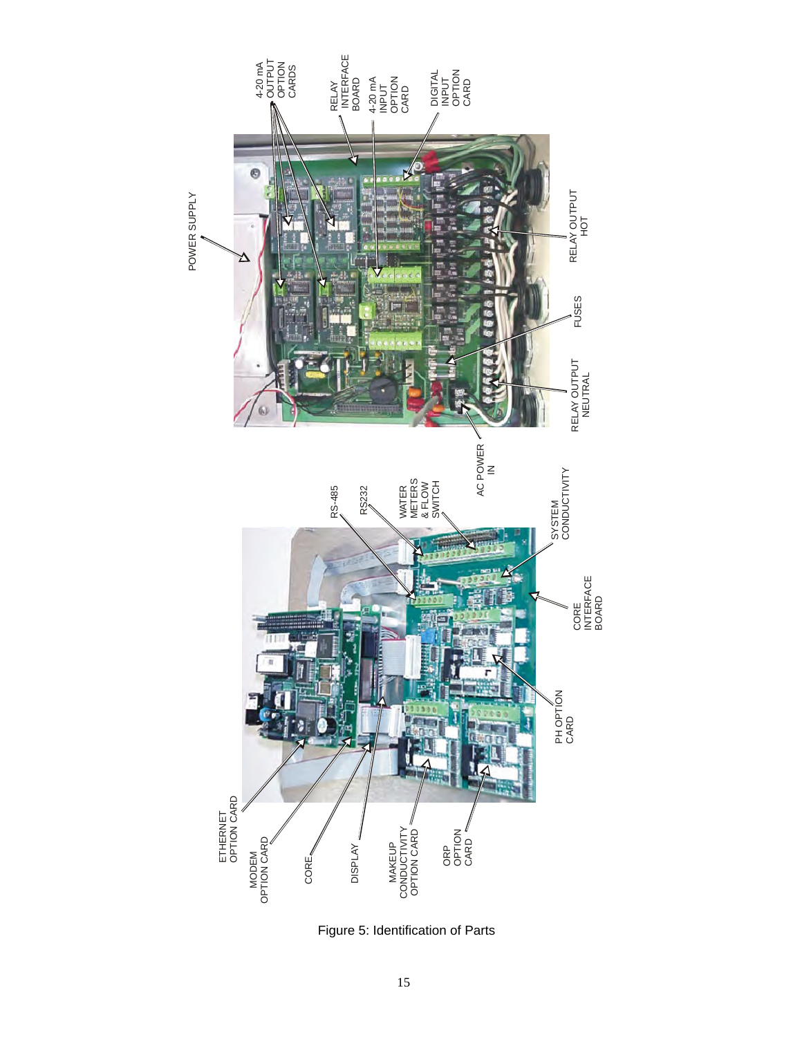POWER SUPPLY

4-20 mA OUTPUT OPTION CARDS

RELAY INTERFACE BOARD

4-20 mA INPUT OPTION CARD

DIGITAL INPUT OPTION CARD

RELAY OUTPUT HOT

FUSES

RELAY OUTPUT NEUTRAL

AC POWER IN

RS-485

RS232

WATER METERS & FLOW SWITCH

SYSTEM CONDUCTIVITY

CORE INTERFACE BOARD

PH OPTION CARD

ETHERNET OPTION CARD

MODEM OPTION CARD

CORE

DISPLAY

MAKEUP CONDUCTIVITY OPTION CARD

ORP OPTION CARD

Figure 5: Identification of Parts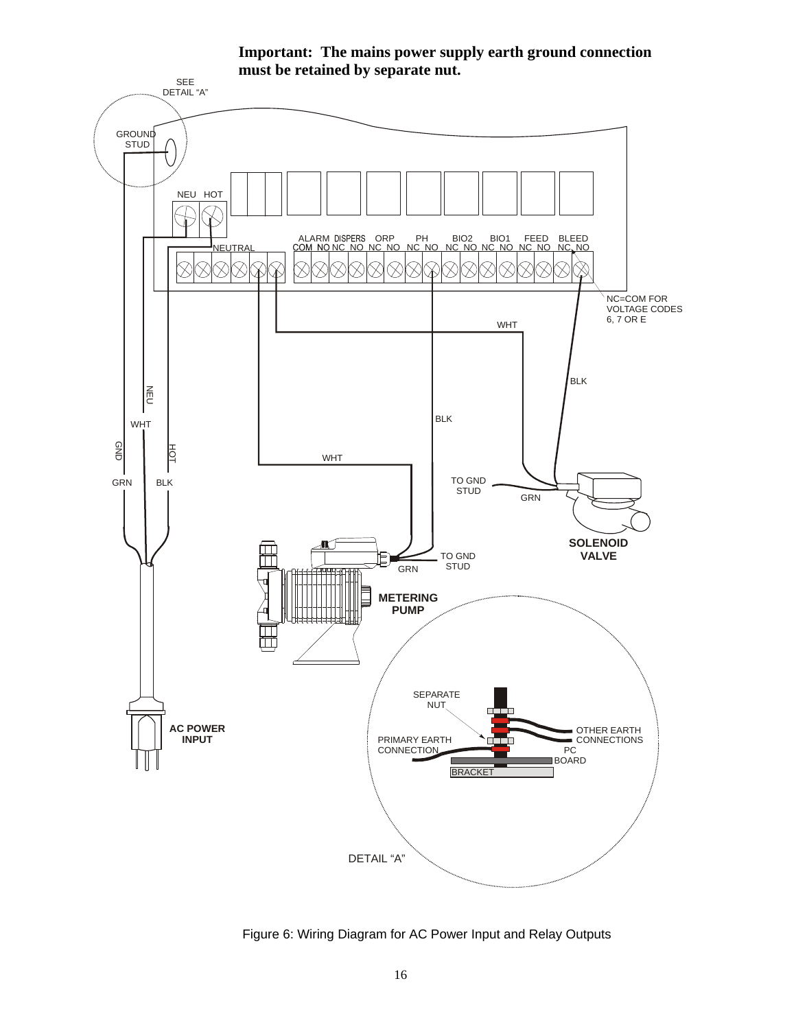**Important: The mains power supply earth ground connection must be retained by separate nut.**

Figure 6: Wiring Diagram for AC Power Input and Relay Outputs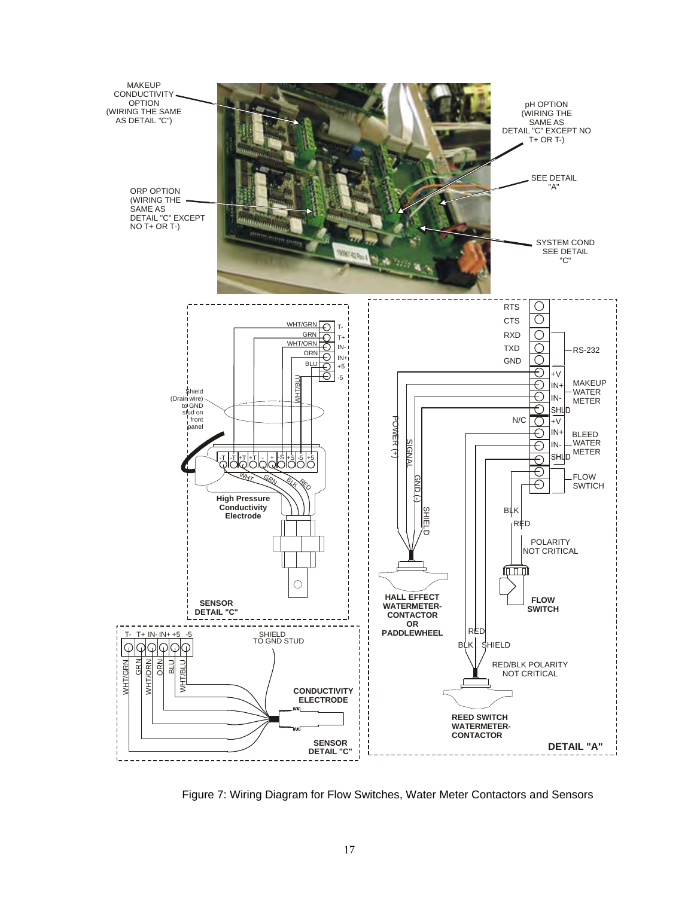Figure 7: Wiring Diagram for Flow Switches, Water Meter Contactors and Sensors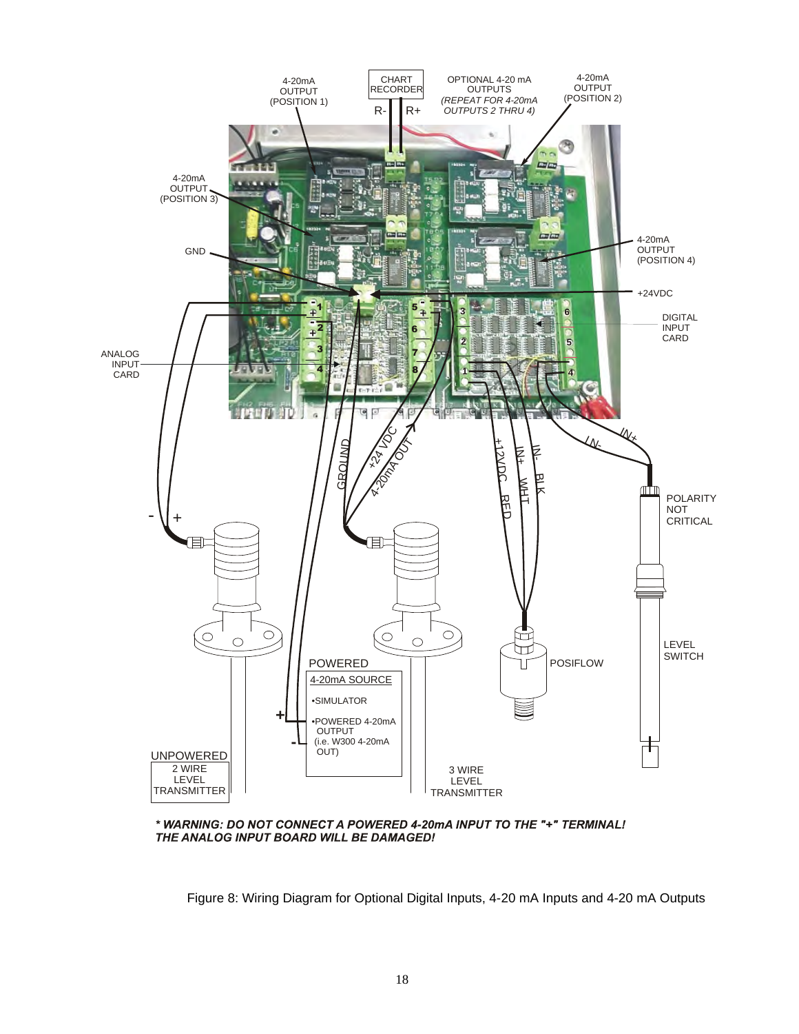**4-20mA OUTPUT (POSITION 1)**

**CHART RECORDER** R- R+

**OPTIONAL 4-20 mA OUTPUTS** *(REPEAT FOR 4-20mA OUTPUTS 2 THRU 4)*

**4-20mA OUTPUT (POSITION 2)**

**4-20mA OUTPUT (POSITION 3)**

**4-20mA OUTPUT (POSITION 4)**

GND

+24VDC

DIGITAL INPUT CARD

ANALOG INPUT CARD

GROUND

+24 VDC

4-20mA OUT

+12VDC RED

IN+ WHT

IN- BLK

IN-

IN+

POLARITY NOT CRITICAL

LEVEL SWITCH

POSIFLOW

POWERED 4-20mA SOURCE
- •SIMULATOR
- •POWERED 4-20mA OUTPUT (i.e. W300 4-20mA OUT)

UNPOWERED 2 WIRE LEVEL TRANSMITTER

3 WIRE LEVEL TRANSMITTER

***\* WARNING: DO NOT CONNECT A POWERED 4-20mA INPUT TO THE "+" TERMINAL! THE ANALOG INPUT BOARD WILL BE DAMAGED!***

Figure 8: Wiring Diagram for Optional Digital Inputs, 4-20 mA Inputs and 4-20 mA Outputs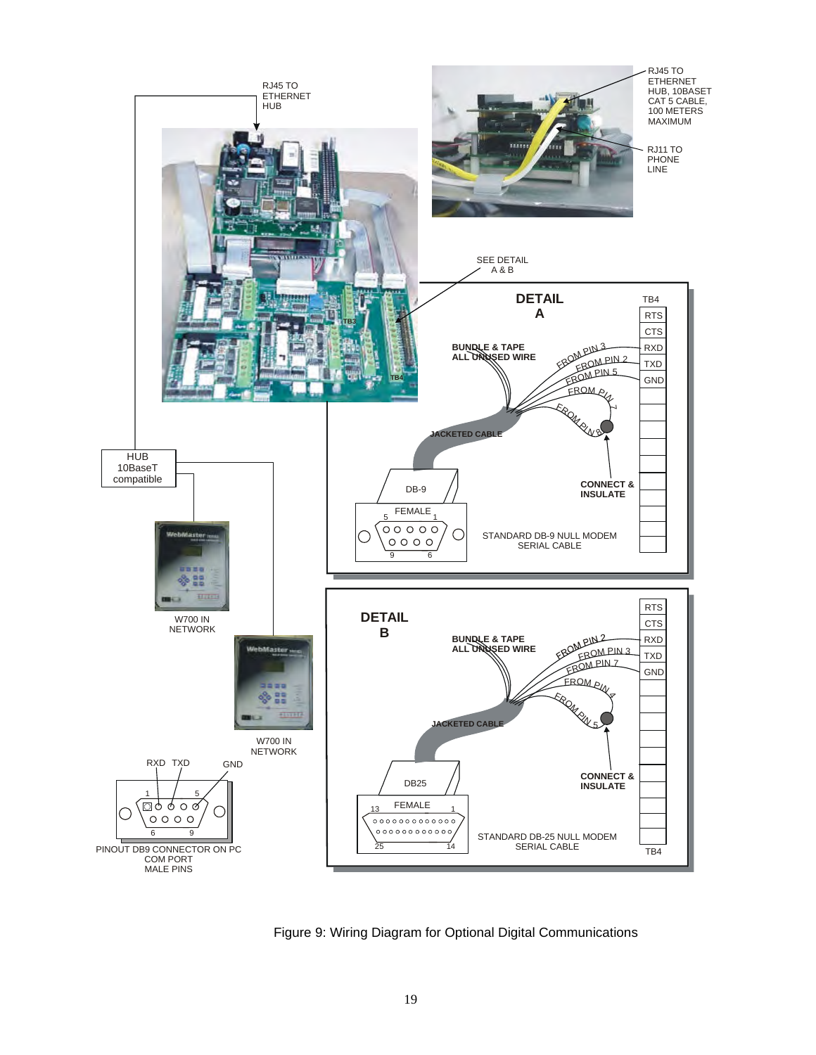RJ45 TO ETHERNET HUB

RJ45 TO ETHERNET HUB, 10BASET CAT 5 CABLE, 100 METERS MAXIMUM

RJ11 TO PHONE LINE

SEE DETAIL A & B

TB3

TB4

HUB 10BaseT compatible

W700 IN NETWORK

W700 IN NETWORK

RXD TXD GND

PINOUT DB9 CONNECTOR ON PC COM PORT MALE PINS

**DETAIL A**

TB4: RTS, CTS, RXD, TXD, GND

BUNDLE & TAPE ALL UNUSED WIRE

FROM PIN 3 → RXD; FROM PIN 2 → TXD; FROM PIN 5 → GND; FROM PIN 7; FROM PIN 8

JACKETED CABLE

CONNECT & INSULATE

DB-9 FEMALE

STANDARD DB-9 NULL MODEM SERIAL CABLE

**DETAIL B**

TB4: RTS, CTS, RXD, TXD, GND

BUNDLE & TAPE ALL UNUSED WIRE

FROM PIN 2 → RXD; FROM PIN 3 → TXD; FROM PIN 7 → GND; FROM PIN 4; FROM PIN 5

JACKETED CABLE

CONNECT & INSULATE

DB25 FEMALE

STANDARD DB-25 NULL MODEM SERIAL CABLE

Figure 9: Wiring Diagram for Optional Digital Communications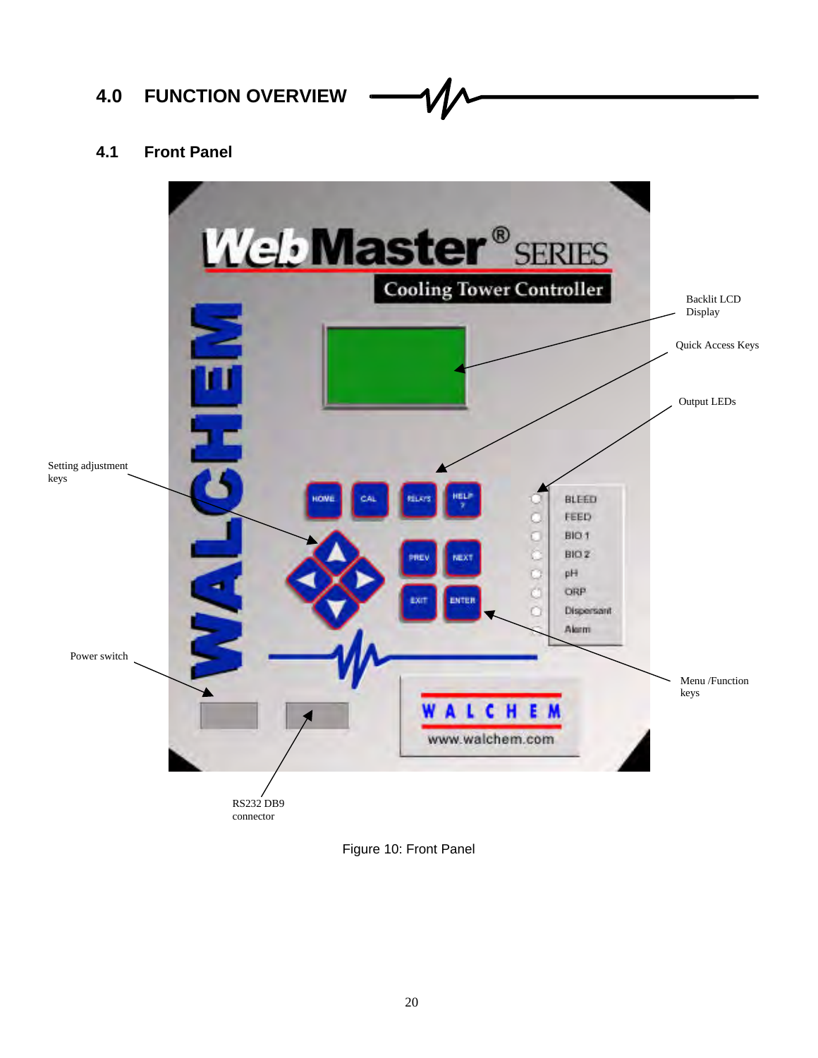# 4.0 FUNCTION OVERVIEW

## 4.1 Front Panel

Backlit LCD Display

Quick Access Keys

Output LEDs

Setting adjustment keys

Power switch

Menu /Function keys

RS232 DB9 connector

Figure 10: Front Panel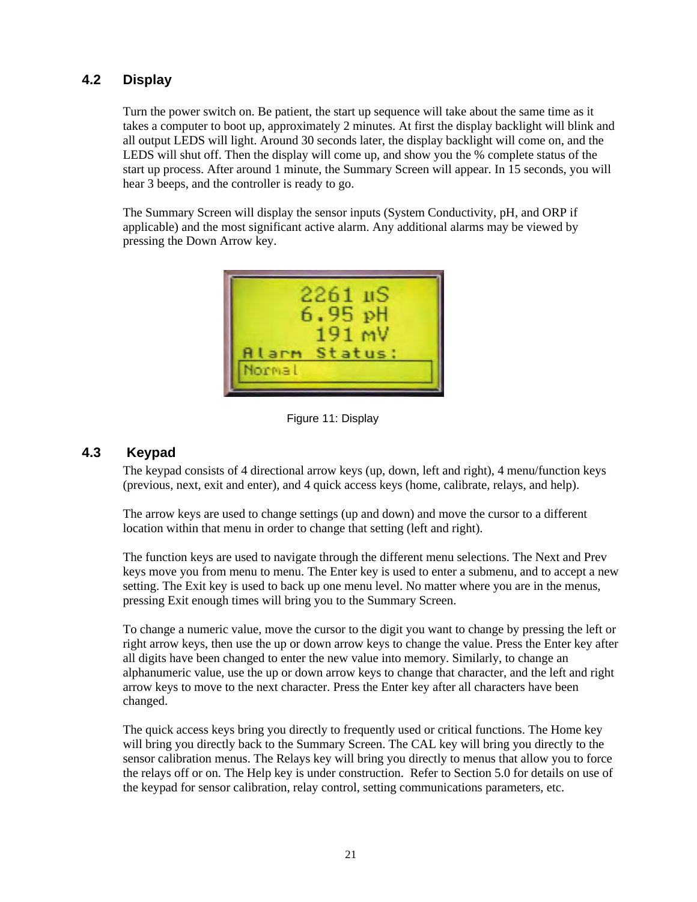## 4.2 Display

Turn the power switch on. Be patient, the start up sequence will take about the same time as it takes a computer to boot up, approximately 2 minutes. At first the display backlight will blink and all output LEDS will light. Around 30 seconds later, the display backlight will come on, and the LEDS will shut off. Then the display will come up, and show you the % complete status of the start up process. After around 1 minute, the Summary Screen will appear. In 15 seconds, you will hear 3 beeps, and the controller is ready to go.

The Summary Screen will display the sensor inputs (System Conductivity, pH, and ORP if applicable) and the most significant active alarm. Any additional alarms may be viewed by pressing the Down Arrow key.

Figure 11: Display

## 4.3 Keypad

The keypad consists of 4 directional arrow keys (up, down, left and right), 4 menu/function keys (previous, next, exit and enter), and 4 quick access keys (home, calibrate, relays, and help).

The arrow keys are used to change settings (up and down) and move the cursor to a different location within that menu in order to change that setting (left and right).

The function keys are used to navigate through the different menu selections. The Next and Prev keys move you from menu to menu. The Enter key is used to enter a submenu, and to accept a new setting. The Exit key is used to back up one menu level. No matter where you are in the menus, pressing Exit enough times will bring you to the Summary Screen.

To change a numeric value, move the cursor to the digit you want to change by pressing the left or right arrow keys, then use the up or down arrow keys to change the value. Press the Enter key after all digits have been changed to enter the new value into memory. Similarly, to change an alphanumeric value, use the up or down arrow keys to change that character, and the left and right arrow keys to move to the next character. Press the Enter key after all characters have been changed.

The quick access keys bring you directly to frequently used or critical functions. The Home key will bring you directly back to the Summary Screen. The CAL key will bring you directly to the sensor calibration menus. The Relays key will bring you directly to menus that allow you to force the relays off or on. The Help key is under construction. Refer to Section 5.0 for details on use of the keypad for sensor calibration, relay control, setting communications parameters, etc.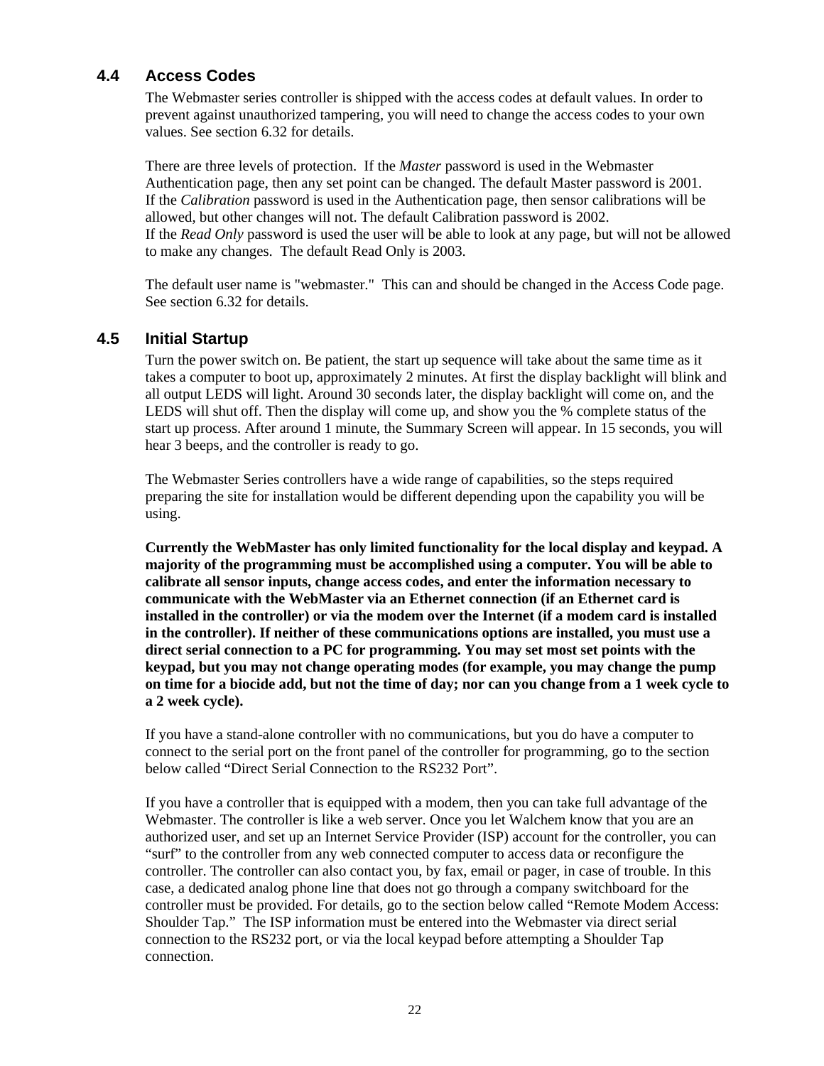## 4.4 Access Codes

The Webmaster series controller is shipped with the access codes at default values. In order to prevent against unauthorized tampering, you will need to change the access codes to your own values. See section 6.32 for details.

There are three levels of protection. If the *Master* password is used in the Webmaster Authentication page, then any set point can be changed. The default Master password is 2001. If the *Calibration* password is used in the Authentication page, then sensor calibrations will be allowed, but other changes will not. The default Calibration password is 2002. If the *Read Only* password is used the user will be able to look at any page, but will not be allowed to make any changes. The default Read Only is 2003.

The default user name is "webmaster." This can and should be changed in the Access Code page. See section 6.32 for details.

## 4.5 Initial Startup

Turn the power switch on. Be patient, the start up sequence will take about the same time as it takes a computer to boot up, approximately 2 minutes. At first the display backlight will blink and all output LEDS will light. Around 30 seconds later, the display backlight will come on, and the LEDS will shut off. Then the display will come up, and show you the % complete status of the start up process. After around 1 minute, the Summary Screen will appear. In 15 seconds, you will hear 3 beeps, and the controller is ready to go.

The Webmaster Series controllers have a wide range of capabilities, so the steps required preparing the site for installation would be different depending upon the capability you will be using.

**Currently the WebMaster has only limited functionality for the local display and keypad. A majority of the programming must be accomplished using a computer. You will be able to calibrate all sensor inputs, change access codes, and enter the information necessary to communicate with the WebMaster via an Ethernet connection (if an Ethernet card is installed in the controller) or via the modem over the Internet (if a modem card is installed in the controller). If neither of these communications options are installed, you must use a direct serial connection to a PC for programming. You may set most set points with the keypad, but you may not change operating modes (for example, you may change the pump on time for a biocide add, but not the time of day; nor can you change from a 1 week cycle to a 2 week cycle).**

If you have a stand-alone controller with no communications, but you do have a computer to connect to the serial port on the front panel of the controller for programming, go to the section below called “Direct Serial Connection to the RS232 Port”.

If you have a controller that is equipped with a modem, then you can take full advantage of the Webmaster. The controller is like a web server. Once you let Walchem know that you are an authorized user, and set up an Internet Service Provider (ISP) account for the controller, you can “surf” to the controller from any web connected computer to access data or reconfigure the controller. The controller can also contact you, by fax, email or pager, in case of trouble. In this case, a dedicated analog phone line that does not go through a company switchboard for the controller must be provided. For details, go to the section below called “Remote Modem Access: Shoulder Tap.” The ISP information must be entered into the Webmaster via direct serial connection to the RS232 port, or via the local keypad before attempting a Shoulder Tap connection.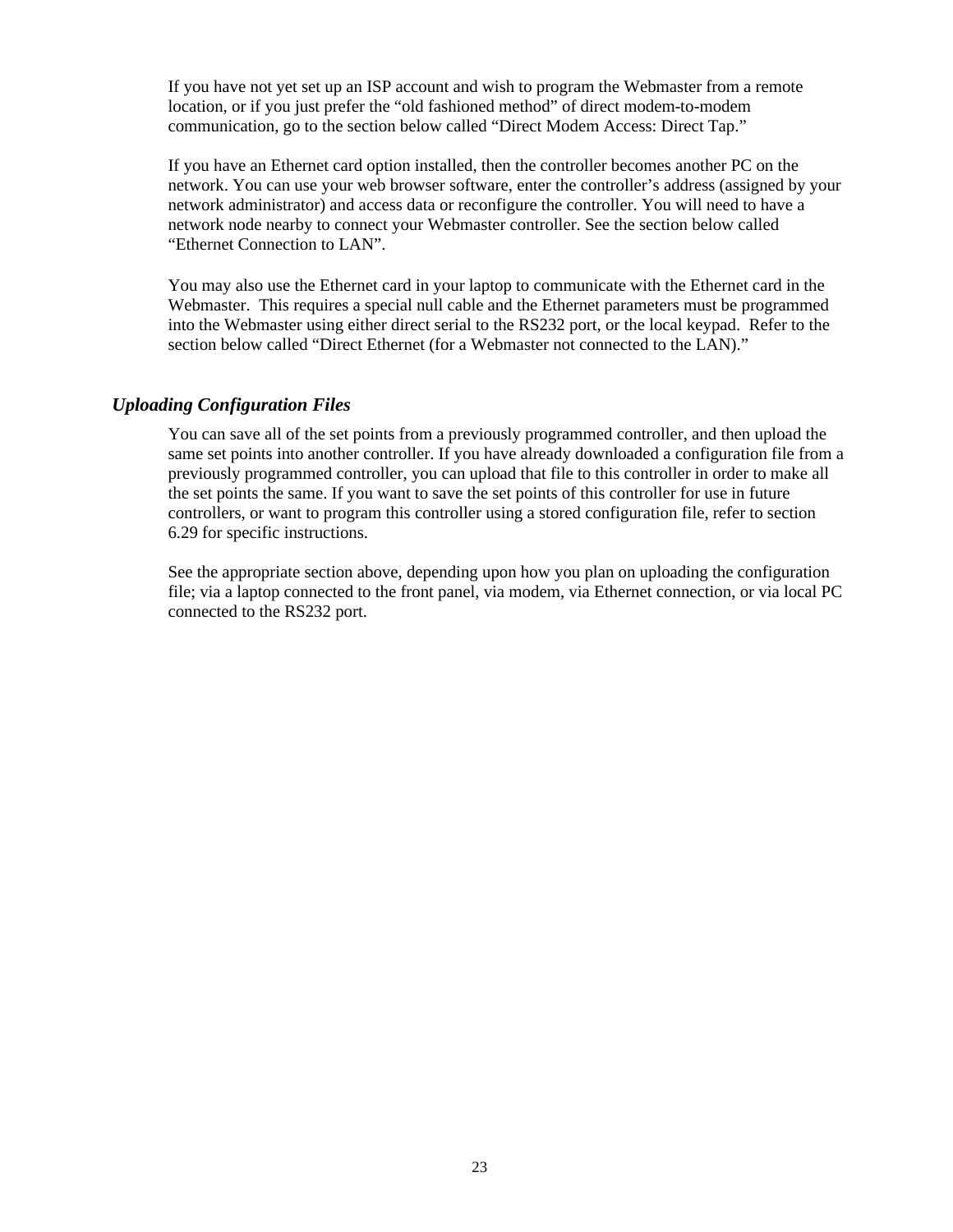If you have not yet set up an ISP account and wish to program the Webmaster from a remote location, or if you just prefer the "old fashioned method" of direct modem-to-modem communication, go to the section below called "Direct Modem Access: Direct Tap."

If you have an Ethernet card option installed, then the controller becomes another PC on the network. You can use your web browser software, enter the controller's address (assigned by your network administrator) and access data or reconfigure the controller. You will need to have a network node nearby to connect your Webmaster controller. See the section below called "Ethernet Connection to LAN".

You may also use the Ethernet card in your laptop to communicate with the Ethernet card in the Webmaster. This requires a special null cable and the Ethernet parameters must be programmed into the Webmaster using either direct serial to the RS232 port, or the local keypad. Refer to the section below called "Direct Ethernet (for a Webmaster not connected to the LAN)."

### *Uploading Configuration Files*

You can save all of the set points from a previously programmed controller, and then upload the same set points into another controller. If you have already downloaded a configuration file from a previously programmed controller, you can upload that file to this controller in order to make all the set points the same. If you want to save the set points of this controller for use in future controllers, or want to program this controller using a stored configuration file, refer to section 6.29 for specific instructions.

See the appropriate section above, depending upon how you plan on uploading the configuration file; via a laptop connected to the front panel, via modem, via Ethernet connection, or via local PC connected to the RS232 port.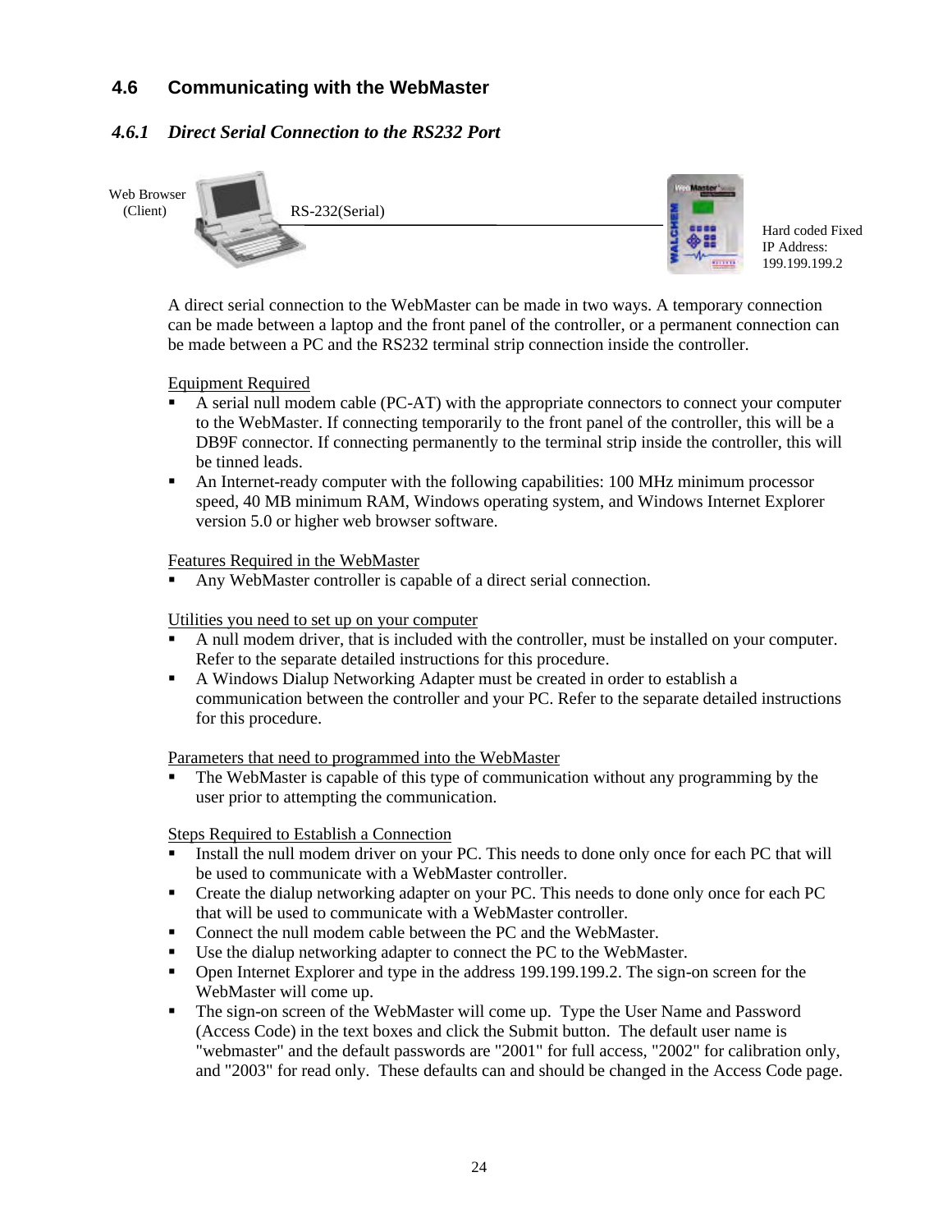## 4.6 Communicating with the WebMaster

### *4.6.1 Direct Serial Connection to the RS232 Port*

Web Browser (Client) — RS-232(Serial) — Hard coded Fixed IP Address: 199.199.199.2

A direct serial connection to the WebMaster can be made in two ways. A temporary connection can be made between a laptop and the front panel of the controller, or a permanent connection can be made between a PC and the RS232 terminal strip connection inside the controller.

Equipment Required

- A serial null modem cable (PC-AT) with the appropriate connectors to connect your computer to the WebMaster. If connecting temporarily to the front panel of the controller, this will be a DB9F connector. If connecting permanently to the terminal strip inside the controller, this will be tinned leads.
- An Internet-ready computer with the following capabilities: 100 MHz minimum processor speed, 40 MB minimum RAM, Windows operating system, and Windows Internet Explorer version 5.0 or higher web browser software.

Features Required in the WebMaster

- Any WebMaster controller is capable of a direct serial connection.

Utilities you need to set up on your computer

- A null modem driver, that is included with the controller, must be installed on your computer. Refer to the separate detailed instructions for this procedure.
- A Windows Dialup Networking Adapter must be created in order to establish a communication between the controller and your PC. Refer to the separate detailed instructions for this procedure.

Parameters that need to programmed into the WebMaster

- The WebMaster is capable of this type of communication without any programming by the user prior to attempting the communication.

Steps Required to Establish a Connection

- Install the null modem driver on your PC. This needs to done only once for each PC that will be used to communicate with a WebMaster controller.
- Create the dialup networking adapter on your PC. This needs to done only once for each PC that will be used to communicate with a WebMaster controller.
- Connect the null modem cable between the PC and the WebMaster.
- Use the dialup networking adapter to connect the PC to the WebMaster.
- Open Internet Explorer and type in the address 199.199.199.2. The sign-on screen for the WebMaster will come up.
- The sign-on screen of the WebMaster will come up. Type the User Name and Password (Access Code) in the text boxes and click the Submit button. The default user name is "webmaster" and the default passwords are "2001" for full access, "2002" for calibration only, and "2003" for read only. These defaults can and should be changed in the Access Code page.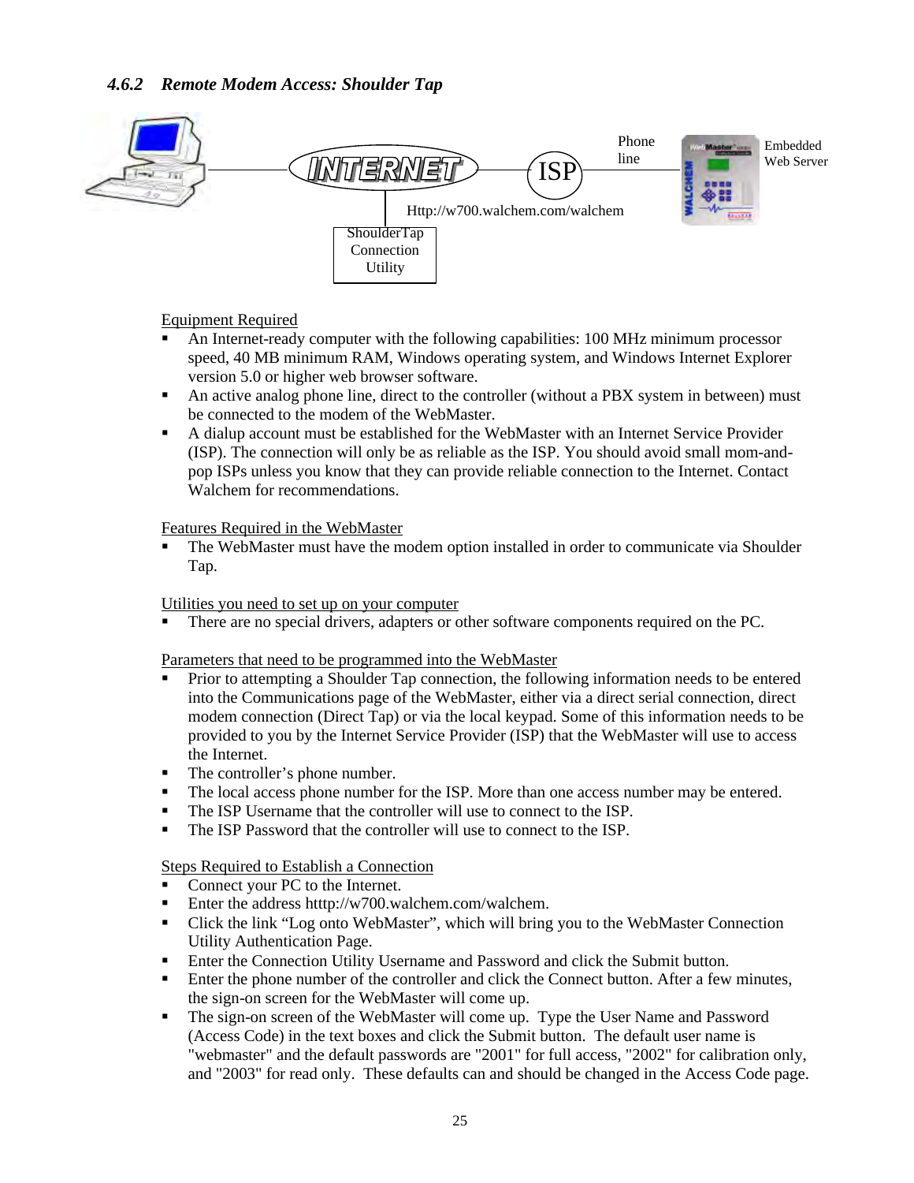### *4.6.2 Remote Modem Access: Shoulder Tap*

Phone line

Embedded Web Server

Http://w700.walchem.com/walchem

ShoulderTap Connection Utility

Equipment Required

- An Internet-ready computer with the following capabilities: 100 MHz minimum processor speed, 40 MB minimum RAM, Windows operating system, and Windows Internet Explorer version 5.0 or higher web browser software.
- An active analog phone line, direct to the controller (without a PBX system in between) must be connected to the modem of the WebMaster.
- A dialup account must be established for the WebMaster with an Internet Service Provider (ISP). The connection will only be as reliable as the ISP. You should avoid small mom-and-pop ISPs unless you know that they can provide reliable connection to the Internet. Contact Walchem for recommendations.

Features Required in the WebMaster

- The WebMaster must have the modem option installed in order to communicate via Shoulder Tap.

Utilities you need to set up on your computer

- There are no special drivers, adapters or other software components required on the PC.

Parameters that need to be programmed into the WebMaster

- Prior to attempting a Shoulder Tap connection, the following information needs to be entered into the Communications page of the WebMaster, either via a direct serial connection, direct modem connection (Direct Tap) or via the local keypad. Some of this information needs to be provided to you by the Internet Service Provider (ISP) that the WebMaster will use to access the Internet.
- The controller's phone number.
- The local access phone number for the ISP. More than one access number may be entered.
- The ISP Username that the controller will use to connect to the ISP.
- The ISP Password that the controller will use to connect to the ISP.

Steps Required to Establish a Connection

- Connect your PC to the Internet.
- Enter the address htttp://w700.walchem.com/walchem.
- Click the link "Log onto WebMaster", which will bring you to the WebMaster Connection Utility Authentication Page.
- Enter the Connection Utility Username and Password and click the Submit button.
- Enter the phone number of the controller and click the Connect button. After a few minutes, the sign-on screen for the WebMaster will come up.
- The sign-on screen of the WebMaster will come up. Type the User Name and Password (Access Code) in the text boxes and click the Submit button. The default user name is "webmaster" and the default passwords are "2001" for full access, "2002" for calibration only, and "2003" for read only. These defaults can and should be changed in the Access Code page.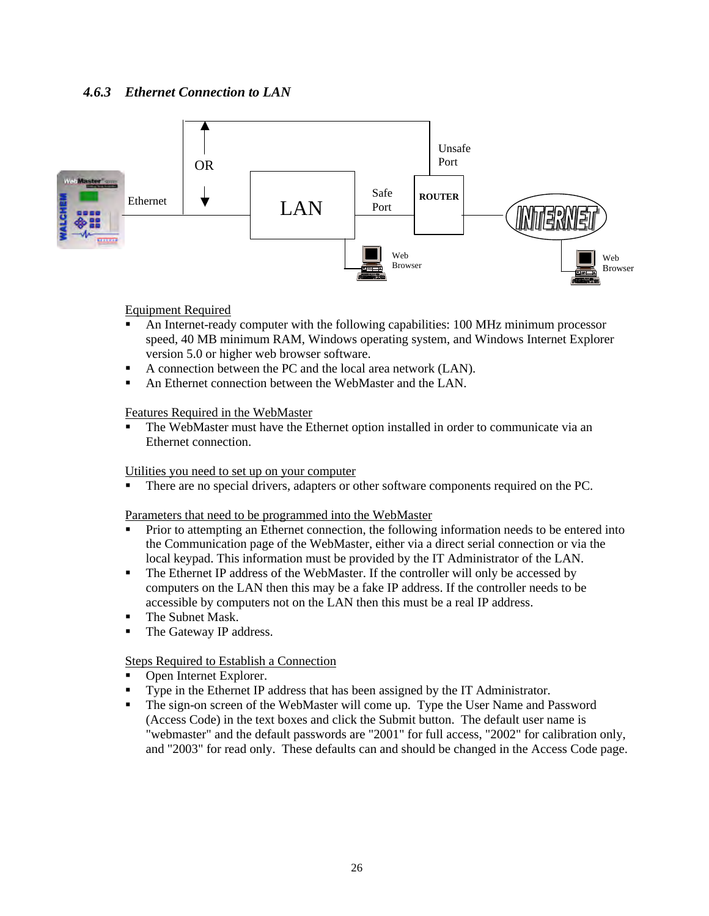### 4.6.3 *Ethernet Connection to LAN*

Equipment Required

- An Internet-ready computer with the following capabilities: 100 MHz minimum processor speed, 40 MB minimum RAM, Windows operating system, and Windows Internet Explorer version 5.0 or higher web browser software.
- A connection between the PC and the local area network (LAN).
- An Ethernet connection between the WebMaster and the LAN.

Features Required in the WebMaster

- The WebMaster must have the Ethernet option installed in order to communicate via an Ethernet connection.

Utilities you need to set up on your computer

- There are no special drivers, adapters or other software components required on the PC.

Parameters that need to be programmed into the WebMaster

- Prior to attempting an Ethernet connection, the following information needs to be entered into the Communication page of the WebMaster, either via a direct serial connection or via the local keypad. This information must be provided by the IT Administrator of the LAN.
- The Ethernet IP address of the WebMaster. If the controller will only be accessed by computers on the LAN then this may be a fake IP address. If the controller needs to be accessible by computers not on the LAN then this must be a real IP address.
- The Subnet Mask.
- The Gateway IP address.

Steps Required to Establish a Connection

- Open Internet Explorer.
- Type in the Ethernet IP address that has been assigned by the IT Administrator.
- The sign-on screen of the WebMaster will come up. Type the User Name and Password (Access Code) in the text boxes and click the Submit button. The default user name is "webmaster" and the default passwords are "2001" for full access, "2002" for calibration only, and "2003" for read only. These defaults can and should be changed in the Access Code page.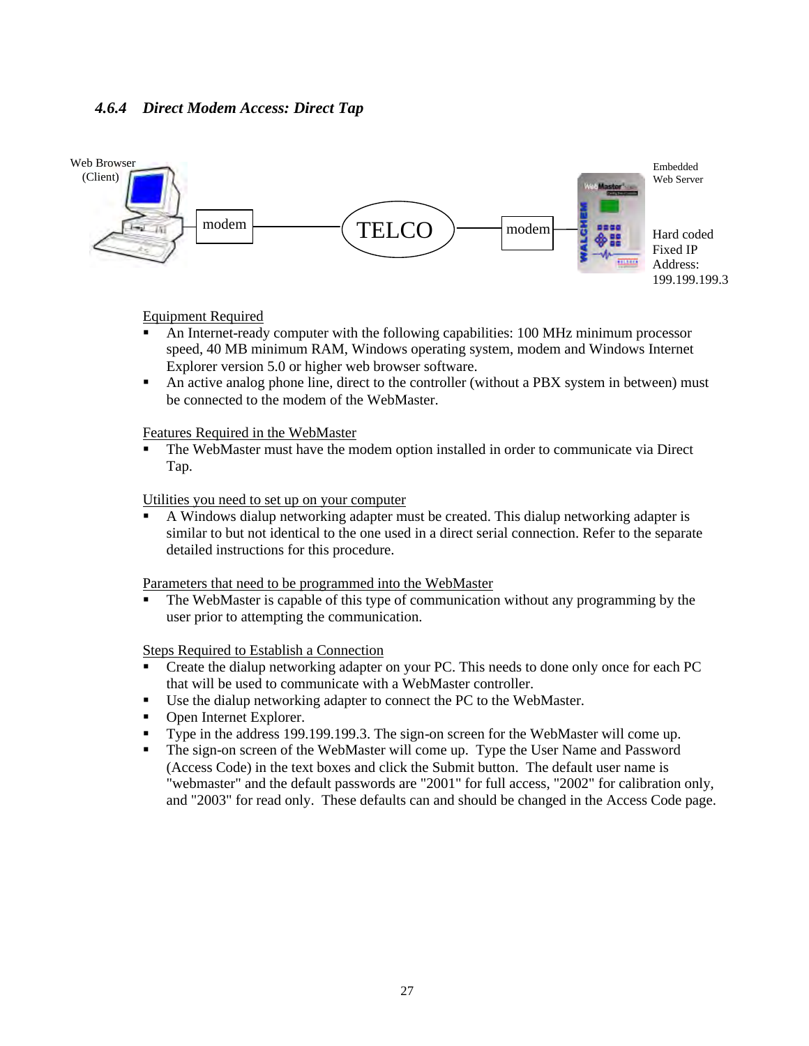### 4.6.4 *Direct Modem Access: Direct Tap*

Web Browser (Client) — modem — TELCO — modem — Embedded Web Server

Hard coded Fixed IP Address: 199.199.199.3

<u>Equipment Required</u>

- An Internet-ready computer with the following capabilities: 100 MHz minimum processor speed, 40 MB minimum RAM, Windows operating system, modem and Windows Internet Explorer version 5.0 or higher web browser software.
- An active analog phone line, direct to the controller (without a PBX system in between) must be connected to the modem of the WebMaster.

<u>Features Required in the WebMaster</u>

- The WebMaster must have the modem option installed in order to communicate via Direct Tap.

<u>Utilities you need to set up on your computer</u>

- A Windows dialup networking adapter must be created. This dialup networking adapter is similar to but not identical to the one used in a direct serial connection. Refer to the separate detailed instructions for this procedure.

<u>Parameters that need to be programmed into the WebMaster</u>

- The WebMaster is capable of this type of communication without any programming by the user prior to attempting the communication.

<u>Steps Required to Establish a Connection</u>

- Create the dialup networking adapter on your PC. This needs to done only once for each PC that will be used to communicate with a WebMaster controller.
- Use the dialup networking adapter to connect the PC to the WebMaster.
- Open Internet Explorer.
- Type in the address 199.199.199.3. The sign-on screen for the WebMaster will come up.
- The sign-on screen of the WebMaster will come up. Type the User Name and Password (Access Code) in the text boxes and click the Submit button. The default user name is "webmaster" and the default passwords are "2001" for full access, "2002" for calibration only, and "2003" for read only. These defaults can and should be changed in the Access Code page.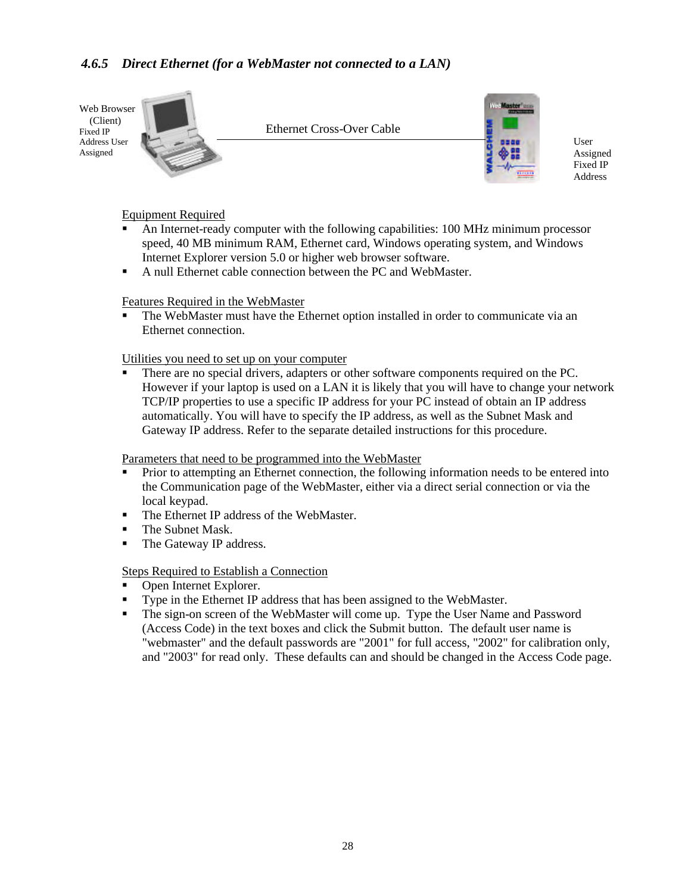### *4.6.5 Direct Ethernet (for a WebMaster not connected to a LAN)*

Web Browser (Client) Fixed IP Address User Assigned

Ethernet Cross-Over Cable

User Assigned Fixed IP Address

Equipment Required

- An Internet-ready computer with the following capabilities: 100 MHz minimum processor speed, 40 MB minimum RAM, Ethernet card, Windows operating system, and Windows Internet Explorer version 5.0 or higher web browser software.
- A null Ethernet cable connection between the PC and WebMaster.

Features Required in the WebMaster

- The WebMaster must have the Ethernet option installed in order to communicate via an Ethernet connection.

Utilities you need to set up on your computer

- There are no special drivers, adapters or other software components required on the PC. However if your laptop is used on a LAN it is likely that you will have to change your network TCP/IP properties to use a specific IP address for your PC instead of obtain an IP address automatically. You will have to specify the IP address, as well as the Subnet Mask and Gateway IP address. Refer to the separate detailed instructions for this procedure.

Parameters that need to be programmed into the WebMaster

- Prior to attempting an Ethernet connection, the following information needs to be entered into the Communication page of the WebMaster, either via a direct serial connection or via the local keypad.
- The Ethernet IP address of the WebMaster.
- The Subnet Mask.
- The Gateway IP address.

Steps Required to Establish a Connection

- Open Internet Explorer.
- Type in the Ethernet IP address that has been assigned to the WebMaster.
- The sign-on screen of the WebMaster will come up. Type the User Name and Password (Access Code) in the text boxes and click the Submit button. The default user name is "webmaster" and the default passwords are "2001" for full access, "2002" for calibration only, and "2003" for read only. These defaults can and should be changed in the Access Code page.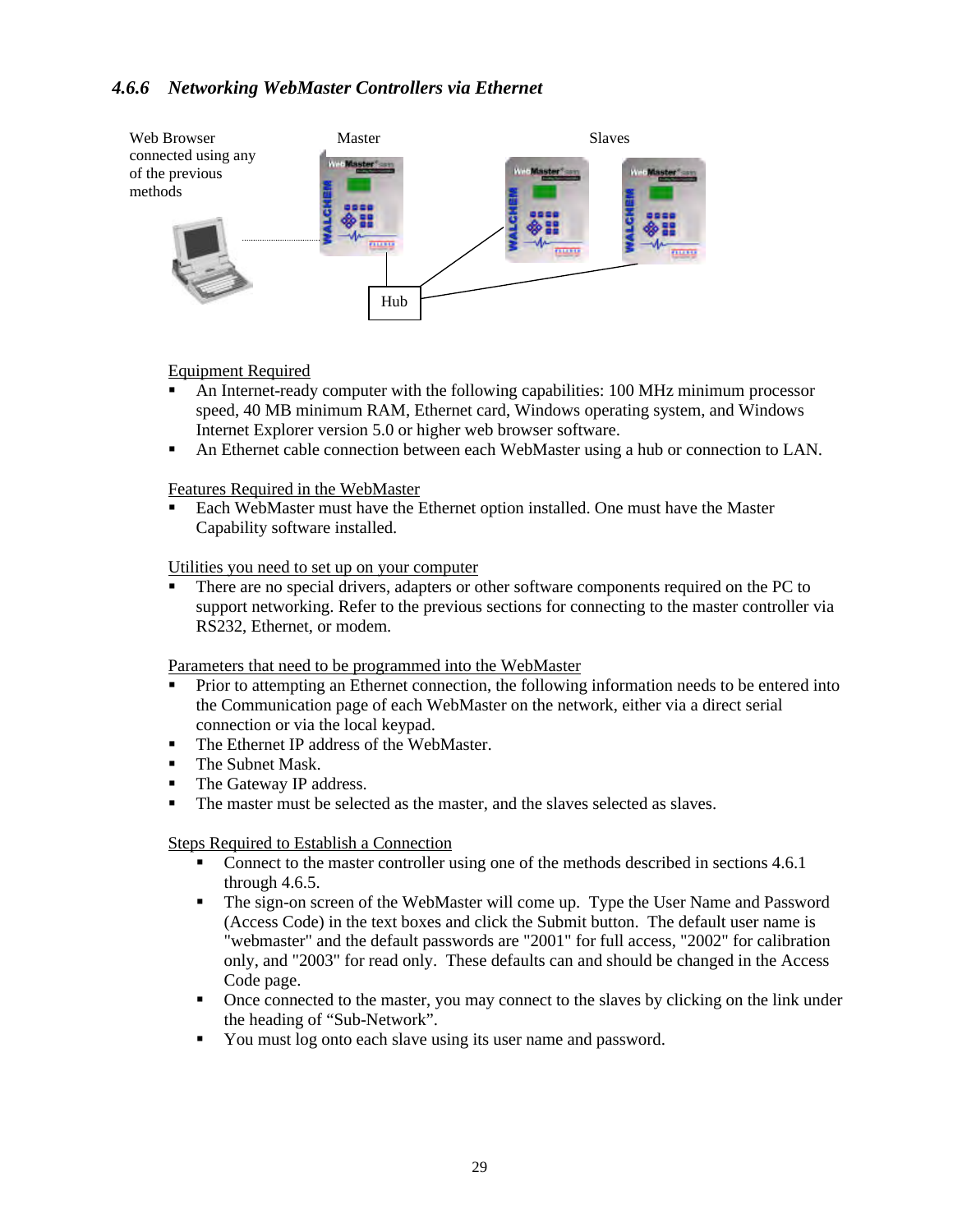### *4.6.6 Networking WebMaster Controllers via Ethernet*

Web Browser connected using any of the previous methods

Master

Slaves

Hub

Equipment Required

- An Internet-ready computer with the following capabilities: 100 MHz minimum processor speed, 40 MB minimum RAM, Ethernet card, Windows operating system, and Windows Internet Explorer version 5.0 or higher web browser software.
- An Ethernet cable connection between each WebMaster using a hub or connection to LAN.

Features Required in the WebMaster

- Each WebMaster must have the Ethernet option installed. One must have the Master Capability software installed.

Utilities you need to set up on your computer

- There are no special drivers, adapters or other software components required on the PC to support networking. Refer to the previous sections for connecting to the master controller via RS232, Ethernet, or modem.

Parameters that need to be programmed into the WebMaster

- Prior to attempting an Ethernet connection, the following information needs to be entered into the Communication page of each WebMaster on the network, either via a direct serial connection or via the local keypad.
- The Ethernet IP address of the WebMaster.
- The Subnet Mask.
- The Gateway IP address.
- The master must be selected as the master, and the slaves selected as slaves.

Steps Required to Establish a Connection

- Connect to the master controller using one of the methods described in sections 4.6.1 through 4.6.5.
- The sign-on screen of the WebMaster will come up. Type the User Name and Password (Access Code) in the text boxes and click the Submit button. The default user name is "webmaster" and the default passwords are "2001" for full access, "2002" for calibration only, and "2003" for read only. These defaults can and should be changed in the Access Code page.
- Once connected to the master, you may connect to the slaves by clicking on the link under the heading of "Sub-Network".
- You must log onto each slave using its user name and password.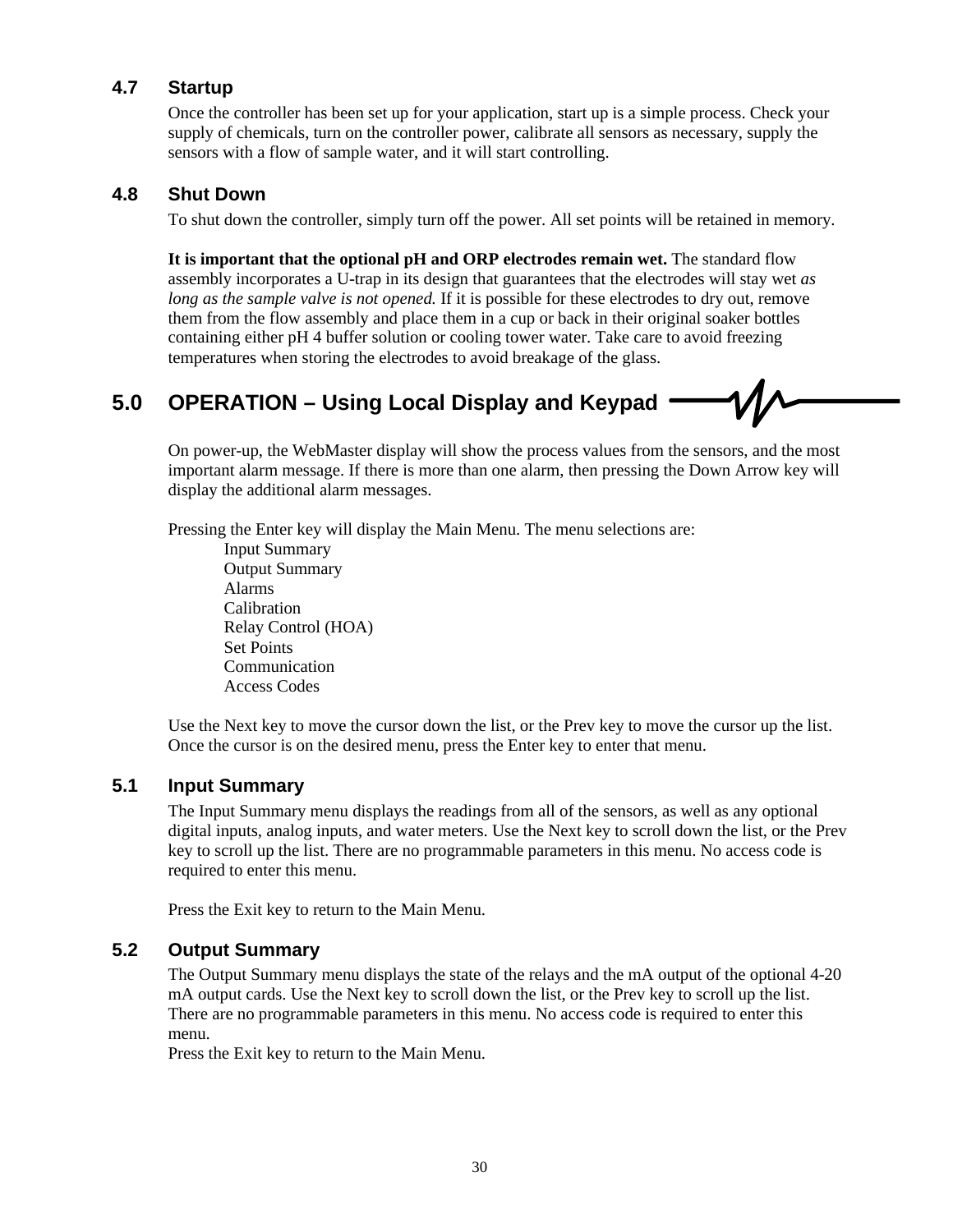### 4.7 Startup

Once the controller has been set up for your application, start up is a simple process. Check your supply of chemicals, turn on the controller power, calibrate all sensors as necessary, supply the sensors with a flow of sample water, and it will start controlling.

### 4.8 Shut Down

To shut down the controller, simply turn off the power. All set points will be retained in memory.

**It is important that the optional pH and ORP electrodes remain wet.** The standard flow assembly incorporates a U-trap in its design that guarantees that the electrodes will stay wet *as long as the sample valve is not opened.* If it is possible for these electrodes to dry out, remove them from the flow assembly and place them in a cup or back in their original soaker bottles containing either pH 4 buffer solution or cooling tower water. Take care to avoid freezing temperatures when storing the electrodes to avoid breakage of the glass.

## 5.0 OPERATION – Using Local Display and Keypad

On power-up, the WebMaster display will show the process values from the sensors, and the most important alarm message. If there is more than one alarm, then pressing the Down Arrow key will display the additional alarm messages.

Pressing the Enter key will display the Main Menu. The menu selections are:

- Input Summary
- Output Summary
- Alarms
- Calibration
- Relay Control (HOA)
- Set Points
- Communication
- Access Codes

Use the Next key to move the cursor down the list, or the Prev key to move the cursor up the list. Once the cursor is on the desired menu, press the Enter key to enter that menu.

### 5.1 Input Summary

The Input Summary menu displays the readings from all of the sensors, as well as any optional digital inputs, analog inputs, and water meters. Use the Next key to scroll down the list, or the Prev key to scroll up the list. There are no programmable parameters in this menu. No access code is required to enter this menu.

Press the Exit key to return to the Main Menu.

### 5.2 Output Summary

The Output Summary menu displays the state of the relays and the mA output of the optional 4-20 mA output cards. Use the Next key to scroll down the list, or the Prev key to scroll up the list. There are no programmable parameters in this menu. No access code is required to enter this menu.

Press the Exit key to return to the Main Menu.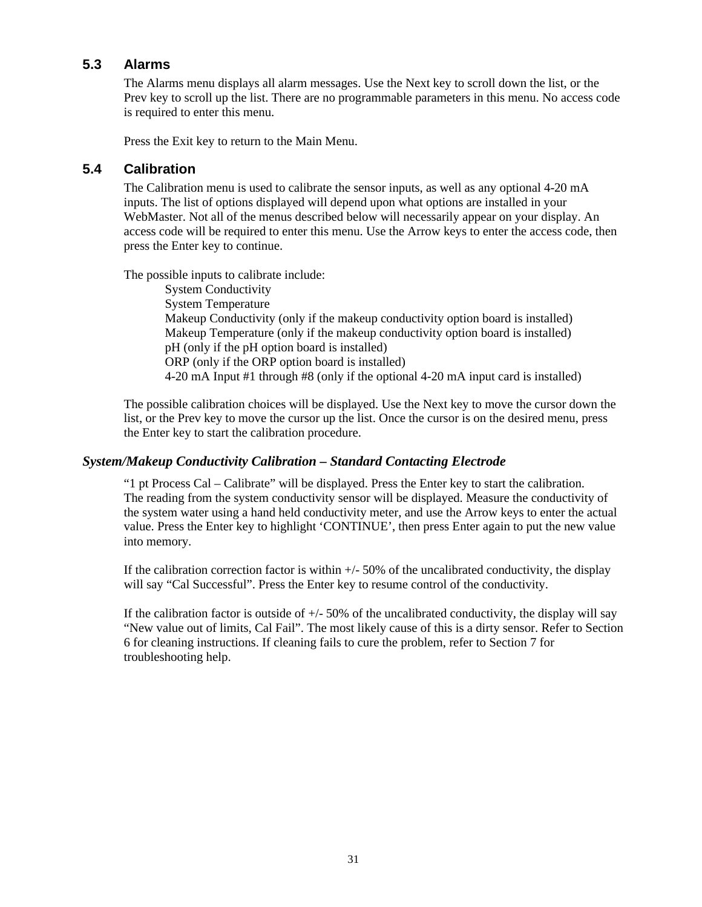## 5.3 Alarms

The Alarms menu displays all alarm messages. Use the Next key to scroll down the list, or the Prev key to scroll up the list. There are no programmable parameters in this menu. No access code is required to enter this menu.

Press the Exit key to return to the Main Menu.

## 5.4 Calibration

The Calibration menu is used to calibrate the sensor inputs, as well as any optional 4-20 mA inputs. The list of options displayed will depend upon what options are installed in your WebMaster. Not all of the menus described below will necessarily appear on your display. An access code will be required to enter this menu. Use the Arrow keys to enter the access code, then press the Enter key to continue.

The possible inputs to calibrate include:

- System Conductivity
- System Temperature
- Makeup Conductivity (only if the makeup conductivity option board is installed)
- Makeup Temperature (only if the makeup conductivity option board is installed)
- pH (only if the pH option board is installed)
- ORP (only if the ORP option board is installed)
- 4-20 mA Input #1 through #8 (only if the optional 4-20 mA input card is installed)

The possible calibration choices will be displayed. Use the Next key to move the cursor down the list, or the Prev key to move the cursor up the list. Once the cursor is on the desired menu, press the Enter key to start the calibration procedure.

### *System/Makeup Conductivity Calibration – Standard Contacting Electrode*

"1 pt Process Cal – Calibrate" will be displayed. Press the Enter key to start the calibration. The reading from the system conductivity sensor will be displayed. Measure the conductivity of the system water using a hand held conductivity meter, and use the Arrow keys to enter the actual value. Press the Enter key to highlight 'CONTINUE', then press Enter again to put the new value into memory.

If the calibration correction factor is within +/- 50% of the uncalibrated conductivity, the display will say "Cal Successful". Press the Enter key to resume control of the conductivity.

If the calibration factor is outside of +/- 50% of the uncalibrated conductivity, the display will say "New value out of limits, Cal Fail". The most likely cause of this is a dirty sensor. Refer to Section 6 for cleaning instructions. If cleaning fails to cure the problem, refer to Section 7 for troubleshooting help.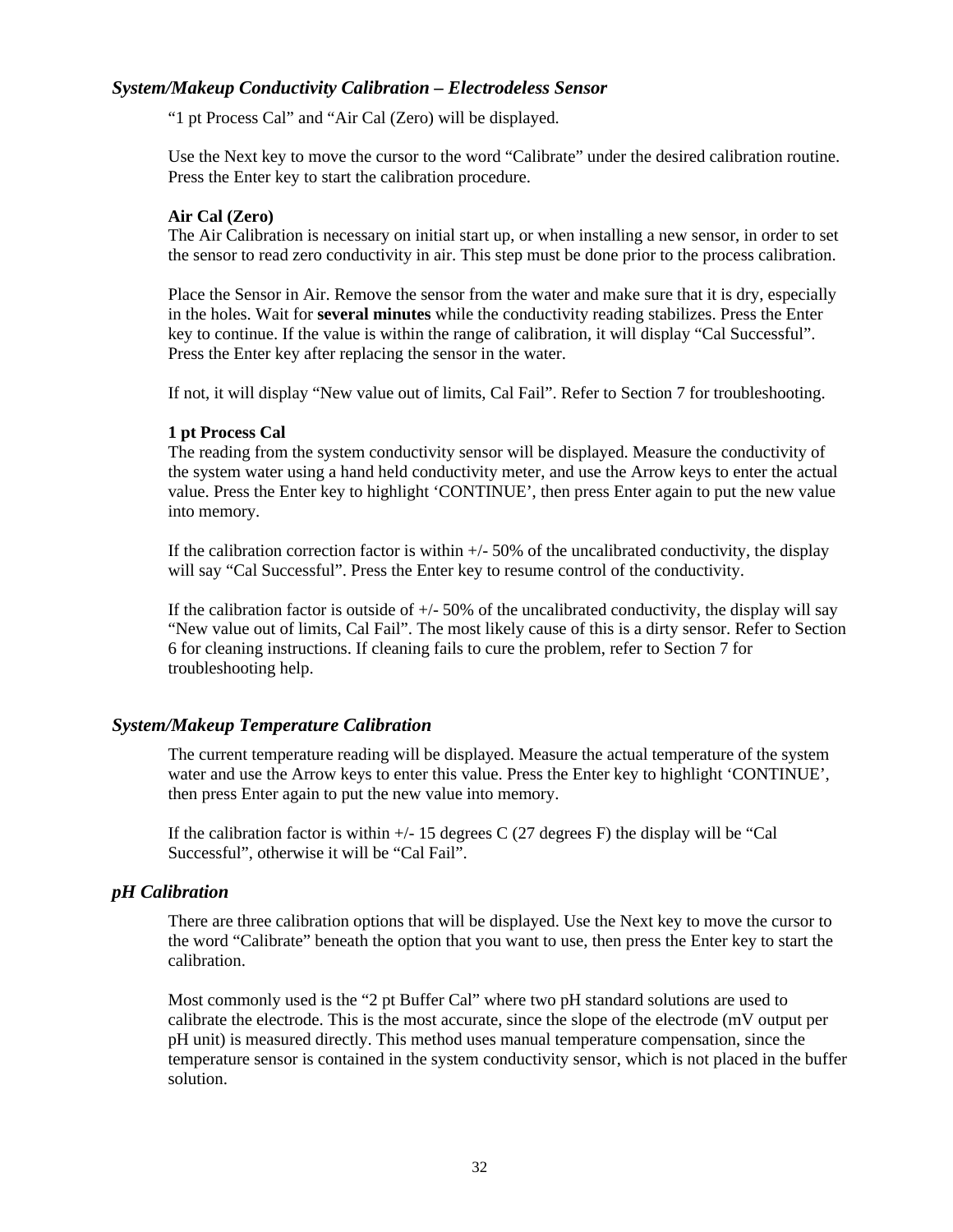### *System/Makeup Conductivity Calibration – Electrodeless Sensor*

"1 pt Process Cal" and "Air Cal (Zero) will be displayed.

Use the Next key to move the cursor to the word "Calibrate" under the desired calibration routine. Press the Enter key to start the calibration procedure.

**Air Cal (Zero)**
The Air Calibration is necessary on initial start up, or when installing a new sensor, in order to set the sensor to read zero conductivity in air. This step must be done prior to the process calibration.

Place the Sensor in Air. Remove the sensor from the water and make sure that it is dry, especially in the holes. Wait for **several minutes** while the conductivity reading stabilizes. Press the Enter key to continue. If the value is within the range of calibration, it will display "Cal Successful". Press the Enter key after replacing the sensor in the water.

If not, it will display "New value out of limits, Cal Fail". Refer to Section 7 for troubleshooting.

**1 pt Process Cal**
The reading from the system conductivity sensor will be displayed. Measure the conductivity of the system water using a hand held conductivity meter, and use the Arrow keys to enter the actual value. Press the Enter key to highlight 'CONTINUE', then press Enter again to put the new value into memory.

If the calibration correction factor is within +/- 50% of the uncalibrated conductivity, the display will say "Cal Successful". Press the Enter key to resume control of the conductivity.

If the calibration factor is outside of +/- 50% of the uncalibrated conductivity, the display will say "New value out of limits, Cal Fail". The most likely cause of this is a dirty sensor. Refer to Section 6 for cleaning instructions. If cleaning fails to cure the problem, refer to Section 7 for troubleshooting help.

### *System/Makeup Temperature Calibration*

The current temperature reading will be displayed. Measure the actual temperature of the system water and use the Arrow keys to enter this value. Press the Enter key to highlight 'CONTINUE', then press Enter again to put the new value into memory.

If the calibration factor is within +/- 15 degrees C (27 degrees F) the display will be "Cal Successful", otherwise it will be "Cal Fail".

### *pH Calibration*

There are three calibration options that will be displayed. Use the Next key to move the cursor to the word "Calibrate" beneath the option that you want to use, then press the Enter key to start the calibration.

Most commonly used is the "2 pt Buffer Cal" where two pH standard solutions are used to calibrate the electrode. This is the most accurate, since the slope of the electrode (mV output per pH unit) is measured directly. This method uses manual temperature compensation, since the temperature sensor is contained in the system conductivity sensor, which is not placed in the buffer solution.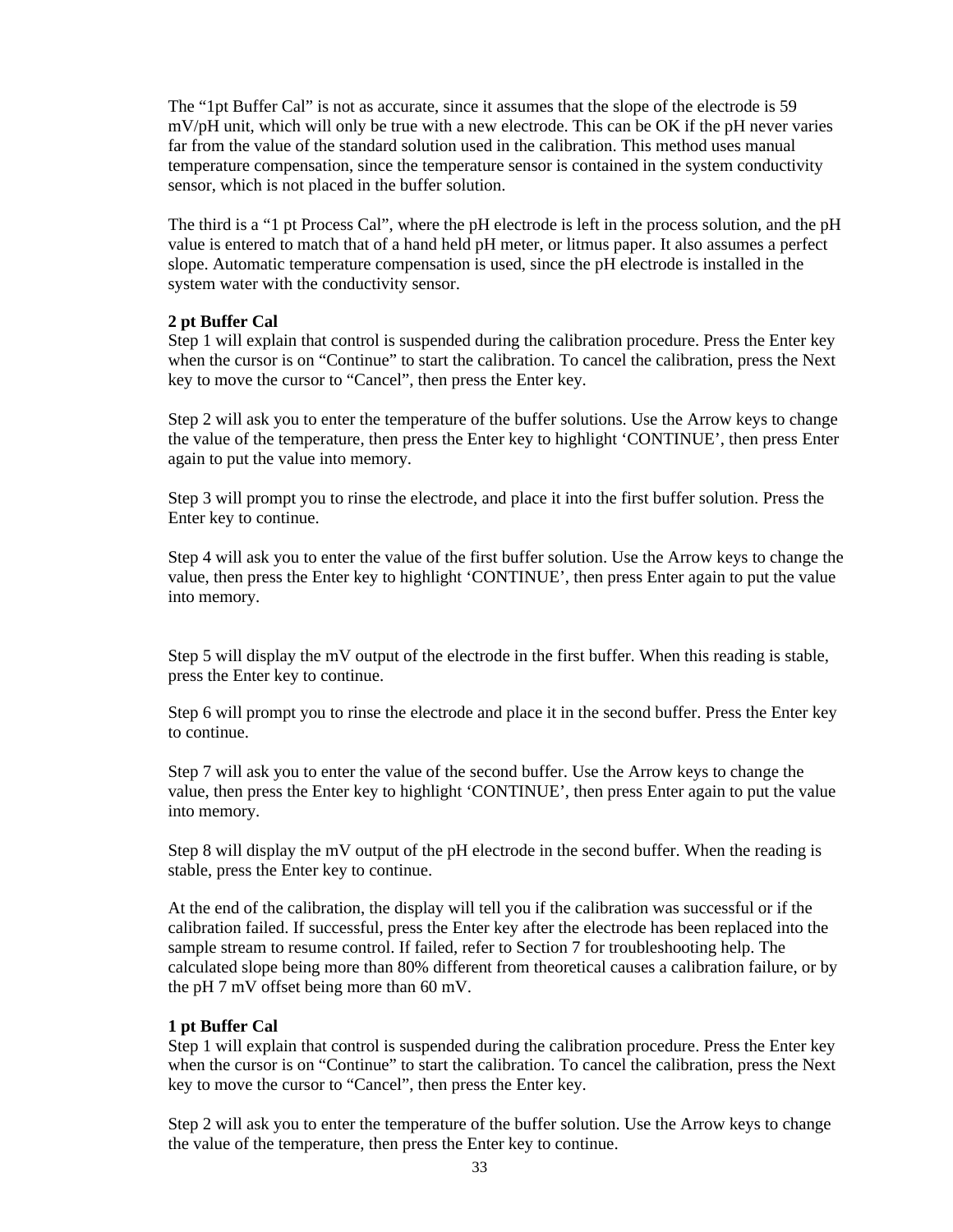The "1pt Buffer Cal" is not as accurate, since it assumes that the slope of the electrode is 59 mV/pH unit, which will only be true with a new electrode. This can be OK if the pH never varies far from the value of the standard solution used in the calibration. This method uses manual temperature compensation, since the temperature sensor is contained in the system conductivity sensor, which is not placed in the buffer solution.

The third is a "1 pt Process Cal", where the pH electrode is left in the process solution, and the pH value is entered to match that of a hand held pH meter, or litmus paper. It also assumes a perfect slope. Automatic temperature compensation is used, since the pH electrode is installed in the system water with the conductivity sensor.

**2 pt Buffer Cal**
Step 1 will explain that control is suspended during the calibration procedure. Press the Enter key when the cursor is on "Continue" to start the calibration. To cancel the calibration, press the Next key to move the cursor to "Cancel", then press the Enter key.

Step 2 will ask you to enter the temperature of the buffer solutions. Use the Arrow keys to change the value of the temperature, then press the Enter key to highlight 'CONTINUE', then press Enter again to put the value into memory.

Step 3 will prompt you to rinse the electrode, and place it into the first buffer solution. Press the Enter key to continue.

Step 4 will ask you to enter the value of the first buffer solution. Use the Arrow keys to change the value, then press the Enter key to highlight 'CONTINUE', then press Enter again to put the value into memory.

Step 5 will display the mV output of the electrode in the first buffer. When this reading is stable, press the Enter key to continue.

Step 6 will prompt you to rinse the electrode and place it in the second buffer. Press the Enter key to continue.

Step 7 will ask you to enter the value of the second buffer. Use the Arrow keys to change the value, then press the Enter key to highlight 'CONTINUE', then press Enter again to put the value into memory.

Step 8 will display the mV output of the pH electrode in the second buffer. When the reading is stable, press the Enter key to continue.

At the end of the calibration, the display will tell you if the calibration was successful or if the calibration failed. If successful, press the Enter key after the electrode has been replaced into the sample stream to resume control. If failed, refer to Section 7 for troubleshooting help. The calculated slope being more than 80% different from theoretical causes a calibration failure, or by the pH 7 mV offset being more than 60 mV.

**1 pt Buffer Cal**
Step 1 will explain that control is suspended during the calibration procedure. Press the Enter key when the cursor is on "Continue" to start the calibration. To cancel the calibration, press the Next key to move the cursor to "Cancel", then press the Enter key.

Step 2 will ask you to enter the temperature of the buffer solution. Use the Arrow keys to change the value of the temperature, then press the Enter key to continue.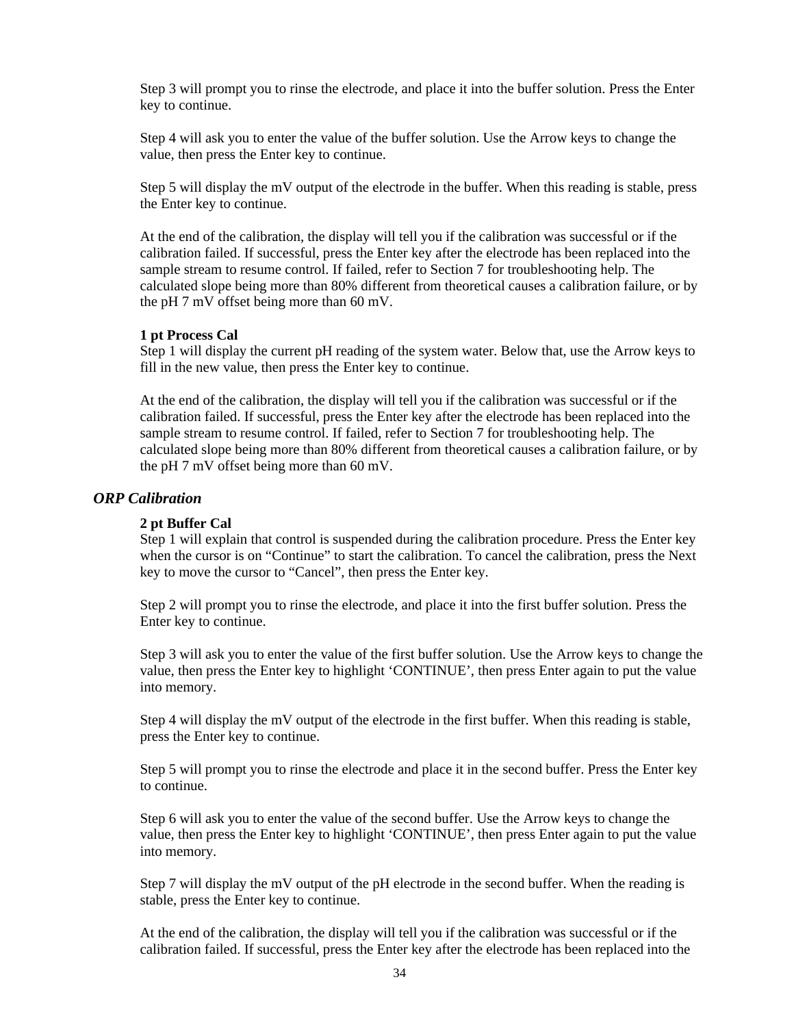Step 3 will prompt you to rinse the electrode, and place it into the buffer solution. Press the Enter key to continue.

Step 4 will ask you to enter the value of the buffer solution. Use the Arrow keys to change the value, then press the Enter key to continue.

Step 5 will display the mV output of the electrode in the buffer. When this reading is stable, press the Enter key to continue.

At the end of the calibration, the display will tell you if the calibration was successful or if the calibration failed. If successful, press the Enter key after the electrode has been replaced into the sample stream to resume control. If failed, refer to Section 7 for troubleshooting help. The calculated slope being more than 80% different from theoretical causes a calibration failure, or by the pH 7 mV offset being more than 60 mV.

**1 pt Process Cal**
Step 1 will display the current pH reading of the system water. Below that, use the Arrow keys to fill in the new value, then press the Enter key to continue.

At the end of the calibration, the display will tell you if the calibration was successful or if the calibration failed. If successful, press the Enter key after the electrode has been replaced into the sample stream to resume control. If failed, refer to Section 7 for troubleshooting help. The calculated slope being more than 80% different from theoretical causes a calibration failure, or by the pH 7 mV offset being more than 60 mV.

### *ORP Calibration*

**2 pt Buffer Cal**
Step 1 will explain that control is suspended during the calibration procedure. Press the Enter key when the cursor is on “Continue” to start the calibration. To cancel the calibration, press the Next key to move the cursor to “Cancel”, then press the Enter key.

Step 2 will prompt you to rinse the electrode, and place it into the first buffer solution. Press the Enter key to continue.

Step 3 will ask you to enter the value of the first buffer solution. Use the Arrow keys to change the value, then press the Enter key to highlight ‘CONTINUE’, then press Enter again to put the value into memory.

Step 4 will display the mV output of the electrode in the first buffer. When this reading is stable, press the Enter key to continue.

Step 5 will prompt you to rinse the electrode and place it in the second buffer. Press the Enter key to continue.

Step 6 will ask you to enter the value of the second buffer. Use the Arrow keys to change the value, then press the Enter key to highlight ‘CONTINUE’, then press Enter again to put the value into memory.

Step 7 will display the mV output of the pH electrode in the second buffer. When the reading is stable, press the Enter key to continue.

At the end of the calibration, the display will tell you if the calibration was successful or if the calibration failed. If successful, press the Enter key after the electrode has been replaced into the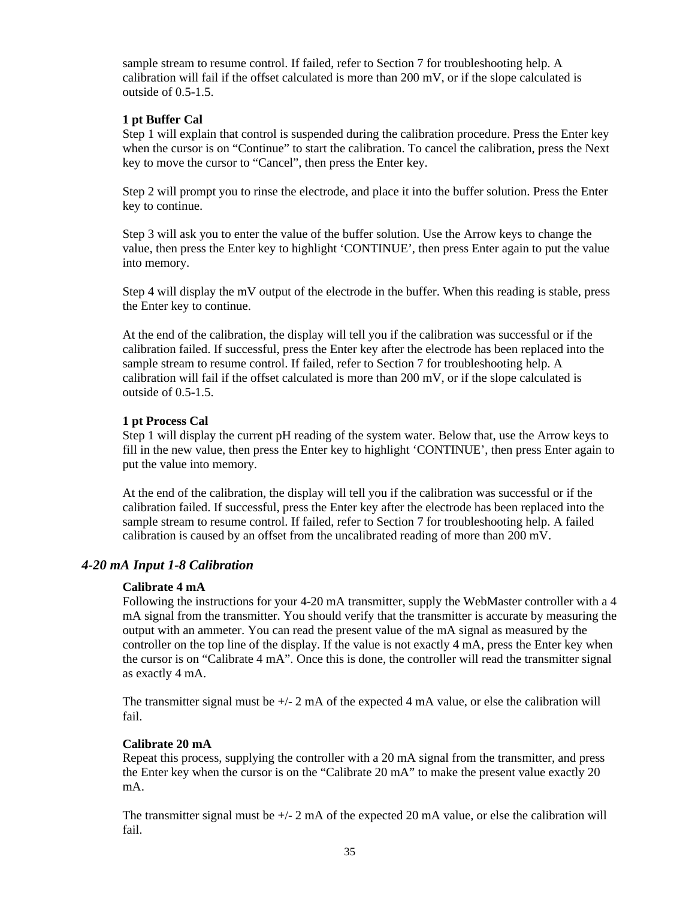sample stream to resume control. If failed, refer to Section 7 for troubleshooting help. A calibration will fail if the offset calculated is more than 200 mV, or if the slope calculated is outside of 0.5-1.5.

**1 pt Buffer Cal**
Step 1 will explain that control is suspended during the calibration procedure. Press the Enter key when the cursor is on “Continue” to start the calibration. To cancel the calibration, press the Next key to move the cursor to “Cancel”, then press the Enter key.

Step 2 will prompt you to rinse the electrode, and place it into the buffer solution. Press the Enter key to continue.

Step 3 will ask you to enter the value of the buffer solution. Use the Arrow keys to change the value, then press the Enter key to highlight ‘CONTINUE’, then press Enter again to put the value into memory.

Step 4 will display the mV output of the electrode in the buffer. When this reading is stable, press the Enter key to continue.

At the end of the calibration, the display will tell you if the calibration was successful or if the calibration failed. If successful, press the Enter key after the electrode has been replaced into the sample stream to resume control. If failed, refer to Section 7 for troubleshooting help. A calibration will fail if the offset calculated is more than 200 mV, or if the slope calculated is outside of 0.5-1.5.

**1 pt Process Cal**
Step 1 will display the current pH reading of the system water. Below that, use the Arrow keys to fill in the new value, then press the Enter key to highlight ‘CONTINUE’, then press Enter again to put the value into memory.

At the end of the calibration, the display will tell you if the calibration was successful or if the calibration failed. If successful, press the Enter key after the electrode has been replaced into the sample stream to resume control. If failed, refer to Section 7 for troubleshooting help. A failed calibration is caused by an offset from the uncalibrated reading of more than 200 mV.

### *4-20 mA Input 1-8 Calibration*

**Calibrate 4 mA**
Following the instructions for your 4-20 mA transmitter, supply the WebMaster controller with a 4 mA signal from the transmitter. You should verify that the transmitter is accurate by measuring the output with an ammeter. You can read the present value of the mA signal as measured by the controller on the top line of the display. If the value is not exactly 4 mA, press the Enter key when the cursor is on “Calibrate 4 mA”. Once this is done, the controller will read the transmitter signal as exactly 4 mA.

The transmitter signal must be +/- 2 mA of the expected 4 mA value, or else the calibration will fail.

**Calibrate 20 mA**
Repeat this process, supplying the controller with a 20 mA signal from the transmitter, and press the Enter key when the cursor is on the “Calibrate 20 mA” to make the present value exactly 20 mA.

The transmitter signal must be +/- 2 mA of the expected 20 mA value, or else the calibration will fail.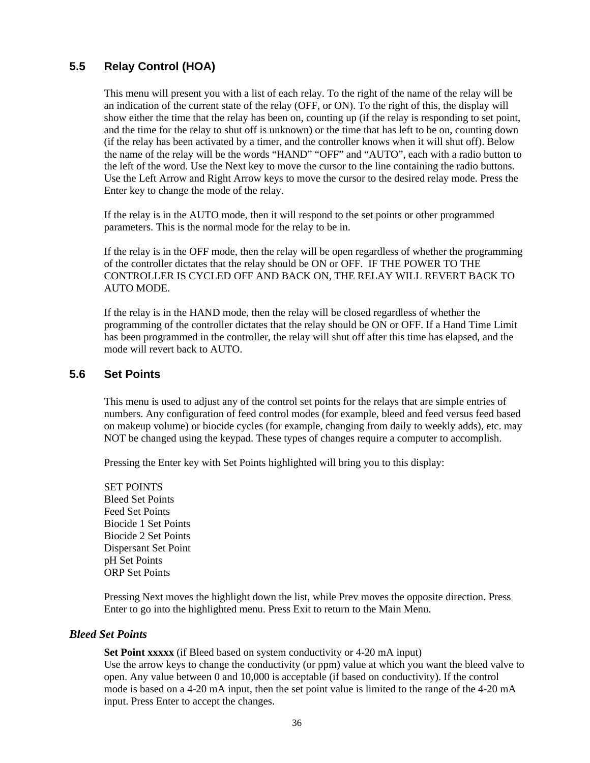## 5.5 Relay Control (HOA)

This menu will present you with a list of each relay. To the right of the name of the relay will be an indication of the current state of the relay (OFF, or ON). To the right of this, the display will show either the time that the relay has been on, counting up (if the relay is responding to set point, and the time for the relay to shut off is unknown) or the time that has left to be on, counting down (if the relay has been activated by a timer, and the controller knows when it will shut off). Below the name of the relay will be the words "HAND" "OFF" and "AUTO", each with a radio button to the left of the word. Use the Next key to move the cursor to the line containing the radio buttons. Use the Left Arrow and Right Arrow keys to move the cursor to the desired relay mode. Press the Enter key to change the mode of the relay.

If the relay is in the AUTO mode, then it will respond to the set points or other programmed parameters. This is the normal mode for the relay to be in.

If the relay is in the OFF mode, then the relay will be open regardless of whether the programming of the controller dictates that the relay should be ON or OFF. IF THE POWER TO THE CONTROLLER IS CYCLED OFF AND BACK ON, THE RELAY WILL REVERT BACK TO AUTO MODE.

If the relay is in the HAND mode, then the relay will be closed regardless of whether the programming of the controller dictates that the relay should be ON or OFF. If a Hand Time Limit has been programmed in the controller, the relay will shut off after this time has elapsed, and the mode will revert back to AUTO.

## 5.6 Set Points

This menu is used to adjust any of the control set points for the relays that are simple entries of numbers. Any configuration of feed control modes (for example, bleed and feed versus feed based on makeup volume) or biocide cycles (for example, changing from daily to weekly adds), etc. may NOT be changed using the keypad. These types of changes require a computer to accomplish.

Pressing the Enter key with Set Points highlighted will bring you to this display:

SET POINTS  
Bleed Set Points  
Feed Set Points  
Biocide 1 Set Points  
Biocide 2 Set Points  
Dispersant Set Point  
pH Set Points  
ORP Set Points

Pressing Next moves the highlight down the list, while Prev moves the opposite direction. Press Enter to go into the highlighted menu. Press Exit to return to the Main Menu.

### *Bleed Set Points*

**Set Point xxxxx** (if Bleed based on system conductivity or 4-20 mA input)  
Use the arrow keys to change the conductivity (or ppm) value at which you want the bleed valve to open. Any value between 0 and 10,000 is acceptable (if based on conductivity). If the control mode is based on a 4-20 mA input, then the set point value is limited to the range of the 4-20 mA input. Press Enter to accept the changes.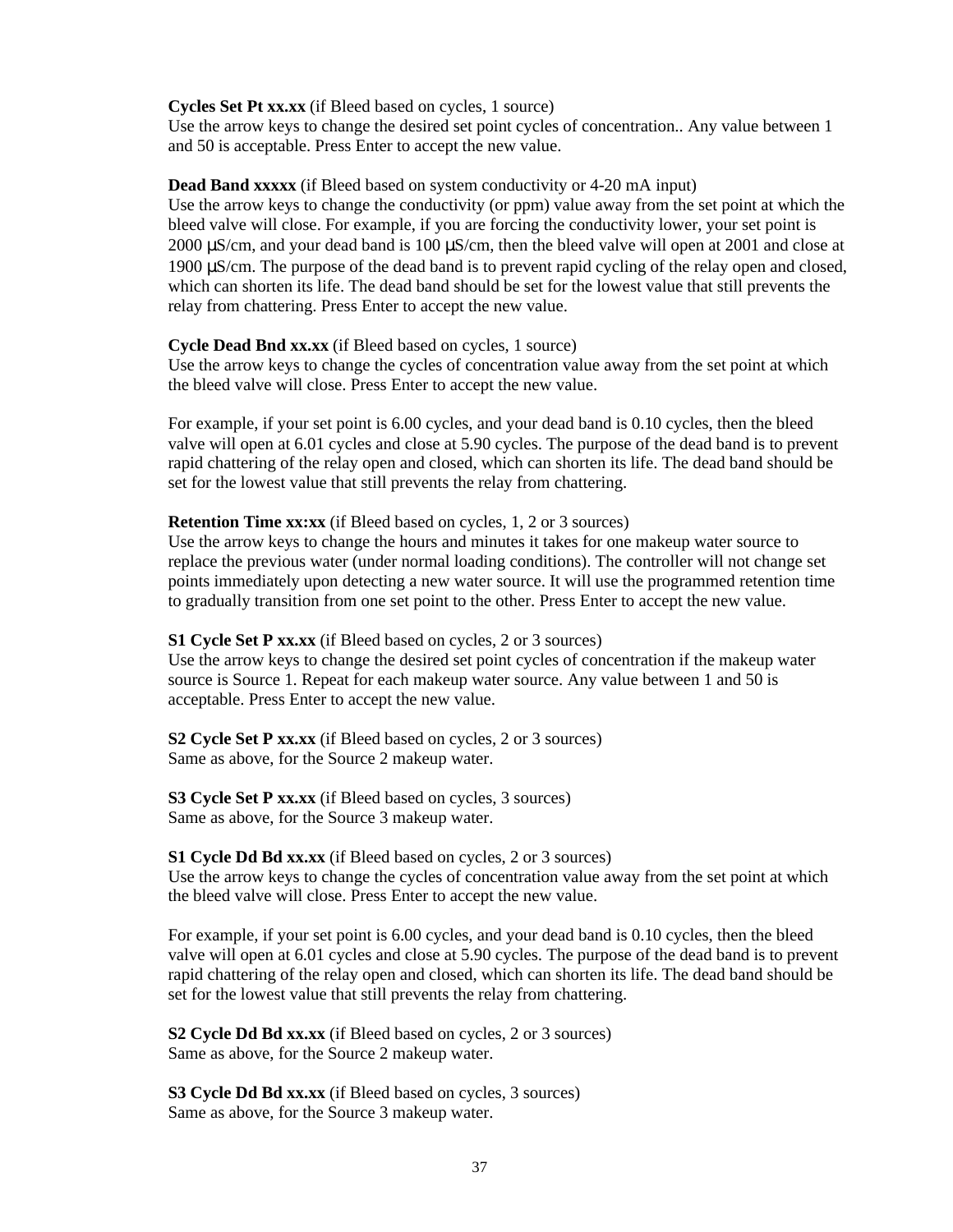**Cycles Set Pt xx.xx** (if Bleed based on cycles, 1 source)
Use the arrow keys to change the desired set point cycles of concentration.. Any value between 1 and 50 is acceptable. Press Enter to accept the new value.

**Dead Band xxxxx** (if Bleed based on system conductivity or 4-20 mA input)
Use the arrow keys to change the conductivity (or ppm) value away from the set point at which the bleed valve will close. For example, if you are forcing the conductivity lower, your set point is 2000 µS/cm, and your dead band is 100 µS/cm, then the bleed valve will open at 2001 and close at 1900 µS/cm. The purpose of the dead band is to prevent rapid cycling of the relay open and closed, which can shorten its life. The dead band should be set for the lowest value that still prevents the relay from chattering. Press Enter to accept the new value.

**Cycle Dead Bnd xx.xx** (if Bleed based on cycles, 1 source)
Use the arrow keys to change the cycles of concentration value away from the set point at which the bleed valve will close. Press Enter to accept the new value.

For example, if your set point is 6.00 cycles, and your dead band is 0.10 cycles, then the bleed valve will open at 6.01 cycles and close at 5.90 cycles. The purpose of the dead band is to prevent rapid chattering of the relay open and closed, which can shorten its life. The dead band should be set for the lowest value that still prevents the relay from chattering.

**Retention Time xx:xx** (if Bleed based on cycles, 1, 2 or 3 sources)
Use the arrow keys to change the hours and minutes it takes for one makeup water source to replace the previous water (under normal loading conditions). The controller will not change set points immediately upon detecting a new water source. It will use the programmed retention time to gradually transition from one set point to the other. Press Enter to accept the new value.

**S1 Cycle Set P xx.xx** (if Bleed based on cycles, 2 or 3 sources)
Use the arrow keys to change the desired set point cycles of concentration if the makeup water source is Source 1. Repeat for each makeup water source. Any value between 1 and 50 is acceptable. Press Enter to accept the new value.

**S2 Cycle Set P xx.xx** (if Bleed based on cycles, 2 or 3 sources)
Same as above, for the Source 2 makeup water.

**S3 Cycle Set P xx.xx** (if Bleed based on cycles, 3 sources)
Same as above, for the Source 3 makeup water.

**S1 Cycle Dd Bd xx.xx** (if Bleed based on cycles, 2 or 3 sources)
Use the arrow keys to change the cycles of concentration value away from the set point at which the bleed valve will close. Press Enter to accept the new value.

For example, if your set point is 6.00 cycles, and your dead band is 0.10 cycles, then the bleed valve will open at 6.01 cycles and close at 5.90 cycles. The purpose of the dead band is to prevent rapid chattering of the relay open and closed, which can shorten its life. The dead band should be set for the lowest value that still prevents the relay from chattering.

**S2 Cycle Dd Bd xx.xx** (if Bleed based on cycles, 2 or 3 sources)
Same as above, for the Source 2 makeup water.

**S3 Cycle Dd Bd xx.xx** (if Bleed based on cycles, 3 sources)
Same as above, for the Source 3 makeup water.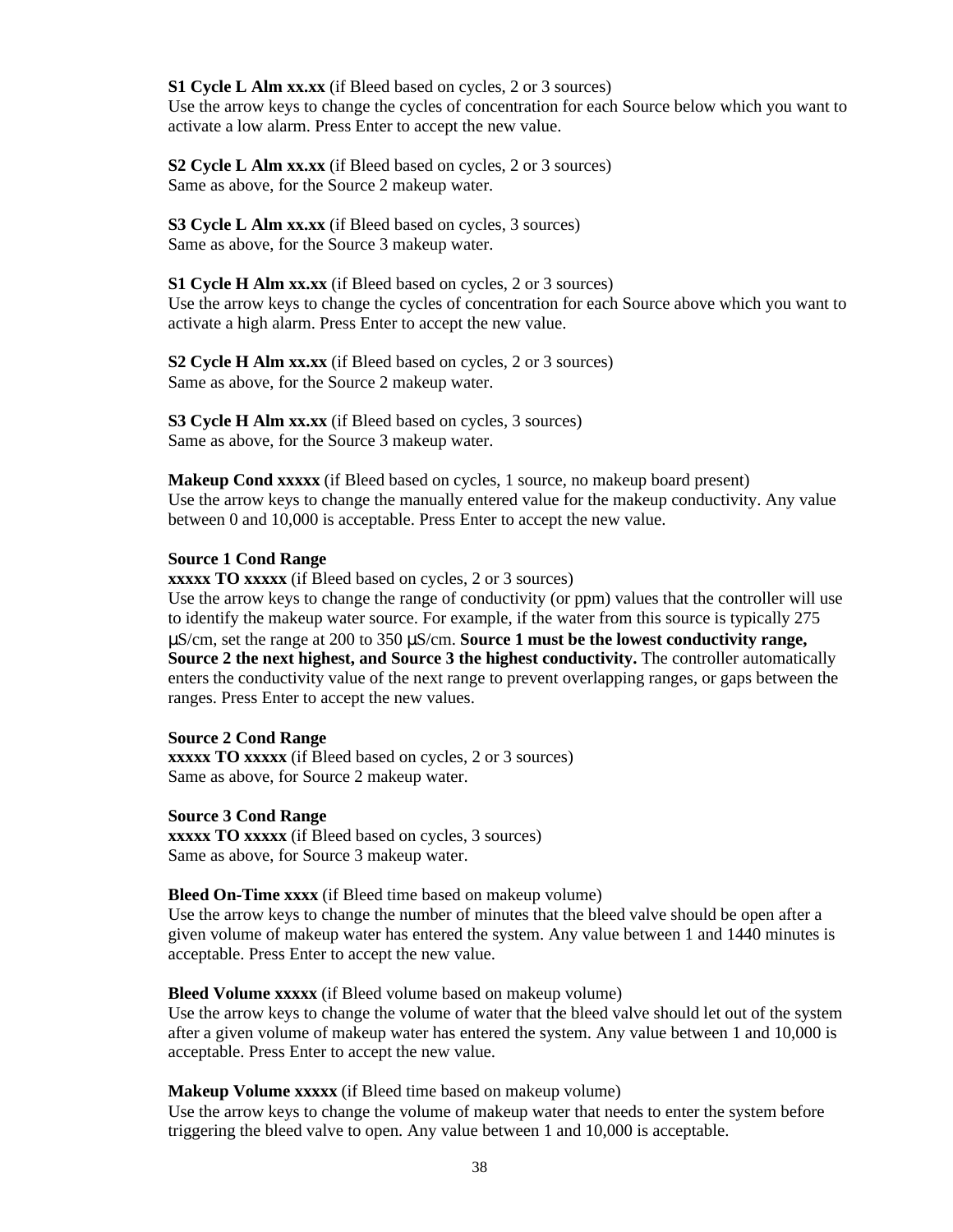**S1 Cycle L Alm xx.xx** (if Bleed based on cycles, 2 or 3 sources)
Use the arrow keys to change the cycles of concentration for each Source below which you want to activate a low alarm. Press Enter to accept the new value.

**S2 Cycle L Alm xx.xx** (if Bleed based on cycles, 2 or 3 sources)
Same as above, for the Source 2 makeup water.

**S3 Cycle L Alm xx.xx** (if Bleed based on cycles, 3 sources)
Same as above, for the Source 3 makeup water.

**S1 Cycle H Alm xx.xx** (if Bleed based on cycles, 2 or 3 sources)
Use the arrow keys to change the cycles of concentration for each Source above which you want to activate a high alarm. Press Enter to accept the new value.

**S2 Cycle H Alm xx.xx** (if Bleed based on cycles, 2 or 3 sources)
Same as above, for the Source 2 makeup water.

**S3 Cycle H Alm xx.xx** (if Bleed based on cycles, 3 sources)
Same as above, for the Source 3 makeup water.

**Makeup Cond xxxxx** (if Bleed based on cycles, 1 source, no makeup board present)
Use the arrow keys to change the manually entered value for the makeup conductivity. Any value between 0 and 10,000 is acceptable. Press Enter to accept the new value.

**Source 1 Cond Range**
**xxxxx TO xxxxx** (if Bleed based on cycles, 2 or 3 sources)
Use the arrow keys to change the range of conductivity (or ppm) values that the controller will use to identify the makeup water source. For example, if the water from this source is typically 275 μS/cm, set the range at 200 to 350 μS/cm. **Source 1 must be the lowest conductivity range, Source 2 the next highest, and Source 3 the highest conductivity.** The controller automatically enters the conductivity value of the next range to prevent overlapping ranges, or gaps between the ranges. Press Enter to accept the new values.

**Source 2 Cond Range**
**xxxxx TO xxxxx** (if Bleed based on cycles, 2 or 3 sources)
Same as above, for Source 2 makeup water.

**Source 3 Cond Range**
**xxxxx TO xxxxx** (if Bleed based on cycles, 3 sources)
Same as above, for Source 3 makeup water.

**Bleed On-Time xxxx** (if Bleed time based on makeup volume)
Use the arrow keys to change the number of minutes that the bleed valve should be open after a given volume of makeup water has entered the system. Any value between 1 and 1440 minutes is acceptable. Press Enter to accept the new value.

**Bleed Volume xxxxx** (if Bleed volume based on makeup volume)
Use the arrow keys to change the volume of water that the bleed valve should let out of the system after a given volume of makeup water has entered the system. Any value between 1 and 10,000 is acceptable. Press Enter to accept the new value.

**Makeup Volume xxxxx** (if Bleed time based on makeup volume)
Use the arrow keys to change the volume of makeup water that needs to enter the system before triggering the bleed valve to open. Any value between 1 and 10,000 is acceptable.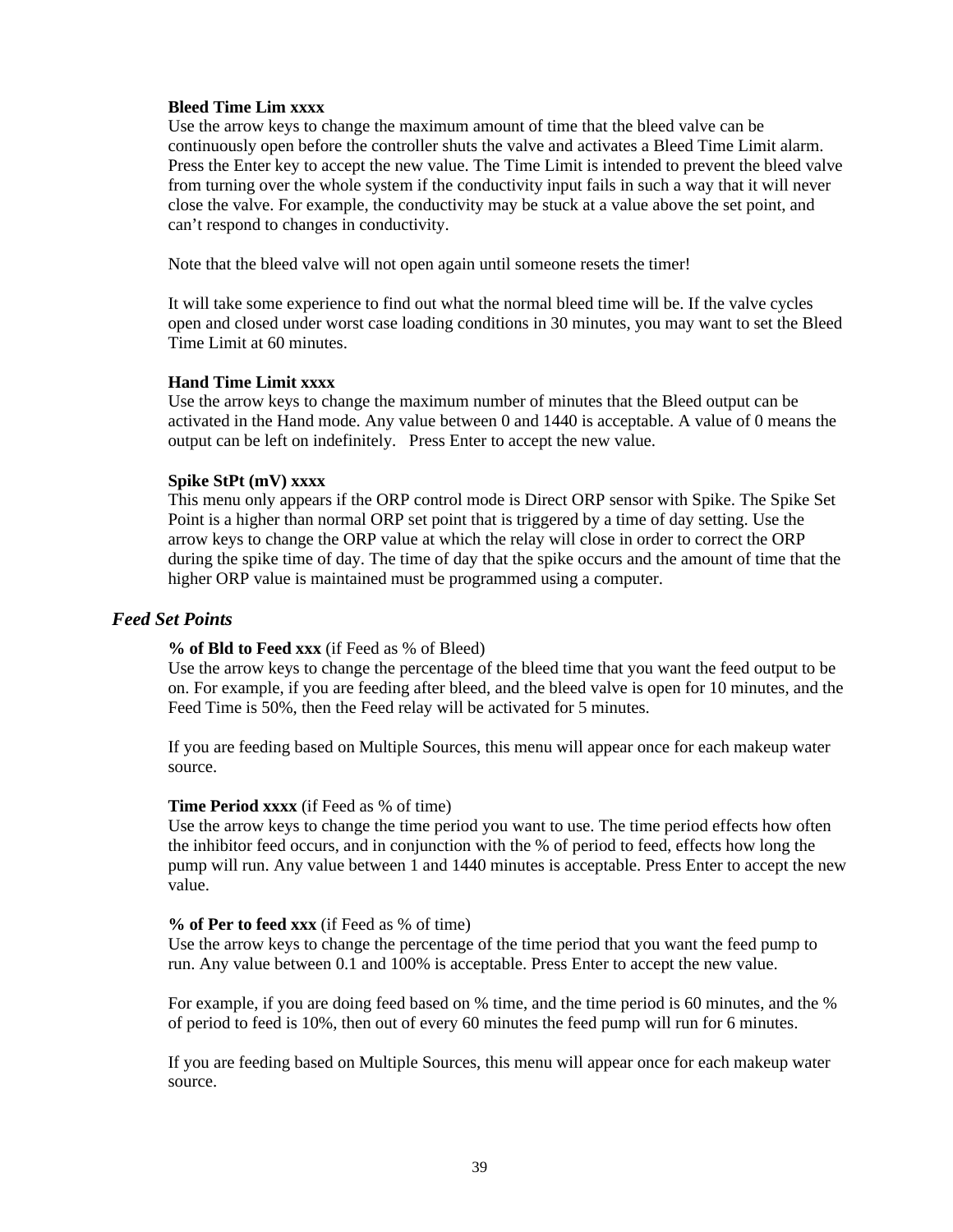**Bleed Time Lim xxxx**
Use the arrow keys to change the maximum amount of time that the bleed valve can be continuously open before the controller shuts the valve and activates a Bleed Time Limit alarm. Press the Enter key to accept the new value. The Time Limit is intended to prevent the bleed valve from turning over the whole system if the conductivity input fails in such a way that it will never close the valve. For example, the conductivity may be stuck at a value above the set point, and can't respond to changes in conductivity.

Note that the bleed valve will not open again until someone resets the timer!

It will take some experience to find out what the normal bleed time will be. If the valve cycles open and closed under worst case loading conditions in 30 minutes, you may want to set the Bleed Time Limit at 60 minutes.

**Hand Time Limit xxxx**
Use the arrow keys to change the maximum number of minutes that the Bleed output can be activated in the Hand mode. Any value between 0 and 1440 is acceptable. A value of 0 means the output can be left on indefinitely. Press Enter to accept the new value.

**Spike StPt (mV) xxxx**
This menu only appears if the ORP control mode is Direct ORP sensor with Spike. The Spike Set Point is a higher than normal ORP set point that is triggered by a time of day setting. Use the arrow keys to change the ORP value at which the relay will close in order to correct the ORP during the spike time of day. The time of day that the spike occurs and the amount of time that the higher ORP value is maintained must be programmed using a computer.

### *Feed Set Points*

**% of Bld to Feed xxx** (if Feed as % of Bleed)
Use the arrow keys to change the percentage of the bleed time that you want the feed output to be on. For example, if you are feeding after bleed, and the bleed valve is open for 10 minutes, and the Feed Time is 50%, then the Feed relay will be activated for 5 minutes.

If you are feeding based on Multiple Sources, this menu will appear once for each makeup water source.

**Time Period xxxx** (if Feed as % of time)
Use the arrow keys to change the time period you want to use. The time period effects how often the inhibitor feed occurs, and in conjunction with the % of period to feed, effects how long the pump will run. Any value between 1 and 1440 minutes is acceptable. Press Enter to accept the new value.

**% of Per to feed xxx** (if Feed as % of time)
Use the arrow keys to change the percentage of the time period that you want the feed pump to run. Any value between 0.1 and 100% is acceptable. Press Enter to accept the new value.

For example, if you are doing feed based on % time, and the time period is 60 minutes, and the % of period to feed is 10%, then out of every 60 minutes the feed pump will run for 6 minutes.

If you are feeding based on Multiple Sources, this menu will appear once for each makeup water source.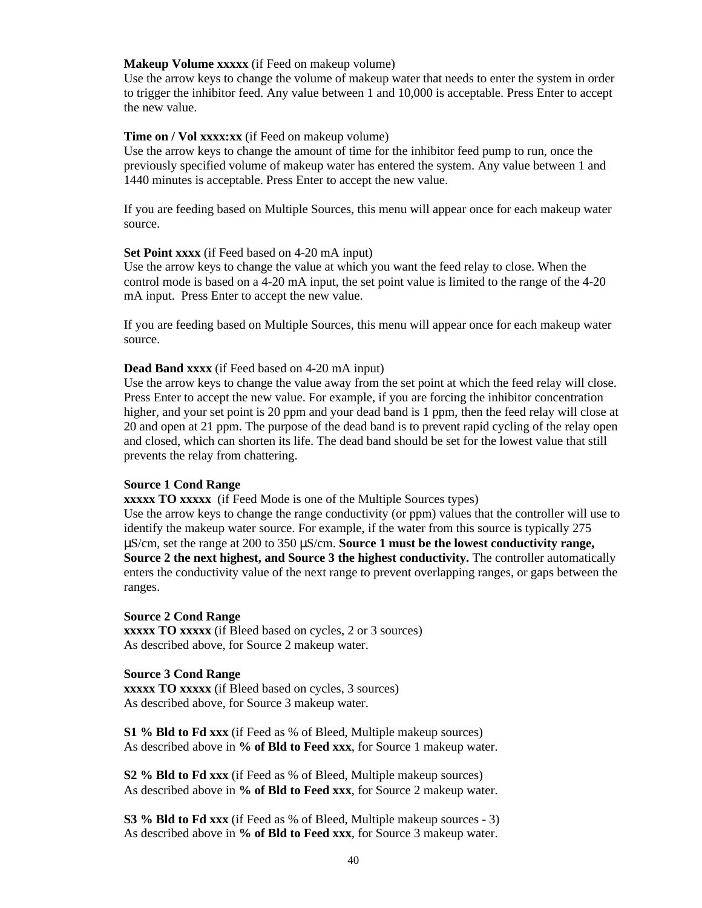**Makeup Volume xxxxx** (if Feed on makeup volume)
Use the arrow keys to change the volume of makeup water that needs to enter the system in order to trigger the inhibitor feed. Any value between 1 and 10,000 is acceptable. Press Enter to accept the new value.

**Time on / Vol xxxx:xx** (if Feed on makeup volume)
Use the arrow keys to change the amount of time for the inhibitor feed pump to run, once the previously specified volume of makeup water has entered the system. Any value between 1 and 1440 minutes is acceptable. Press Enter to accept the new value.

If you are feeding based on Multiple Sources, this menu will appear once for each makeup water source.

**Set Point xxxx** (if Feed based on 4-20 mA input)
Use the arrow keys to change the value at which you want the feed relay to close. When the control mode is based on a 4-20 mA input, the set point value is limited to the range of the 4-20 mA input. Press Enter to accept the new value.

If you are feeding based on Multiple Sources, this menu will appear once for each makeup water source.

**Dead Band xxxx** (if Feed based on 4-20 mA input)
Use the arrow keys to change the value away from the set point at which the feed relay will close. Press Enter to accept the new value. For example, if you are forcing the inhibitor concentration higher, and your set point is 20 ppm and your dead band is 1 ppm, then the feed relay will close at 20 and open at 21 ppm. The purpose of the dead band is to prevent rapid cycling of the relay open and closed, which can shorten its life. The dead band should be set for the lowest value that still prevents the relay from chattering.

**Source 1 Cond Range**
**xxxxx TO xxxxx** (if Feed Mode is one of the Multiple Sources types)
Use the arrow keys to change the range conductivity (or ppm) values that the controller will use to identify the makeup water source. For example, if the water from this source is typically 275 µS/cm, set the range at 200 to 350 µS/cm. **Source 1 must be the lowest conductivity range, Source 2 the next highest, and Source 3 the highest conductivity.** The controller automatically enters the conductivity value of the next range to prevent overlapping ranges, or gaps between the ranges.

**Source 2 Cond Range**
**xxxxx TO xxxxx** (if Bleed based on cycles, 2 or 3 sources)
As described above, for Source 2 makeup water.

**Source 3 Cond Range**
**xxxxx TO xxxxx** (if Bleed based on cycles, 3 sources)
As described above, for Source 3 makeup water.

**S1 % Bld to Fd xxx** (if Feed as % of Bleed, Multiple makeup sources)
As described above in **% of Bld to Feed xxx**, for Source 1 makeup water.

**S2 % Bld to Fd xxx** (if Feed as % of Bleed, Multiple makeup sources)
As described above in **% of Bld to Feed xxx**, for Source 2 makeup water.

**S3 % Bld to Fd xxx** (if Feed as % of Bleed, Multiple makeup sources - 3)
As described above in **% of Bld to Feed xxx**, for Source 3 makeup water.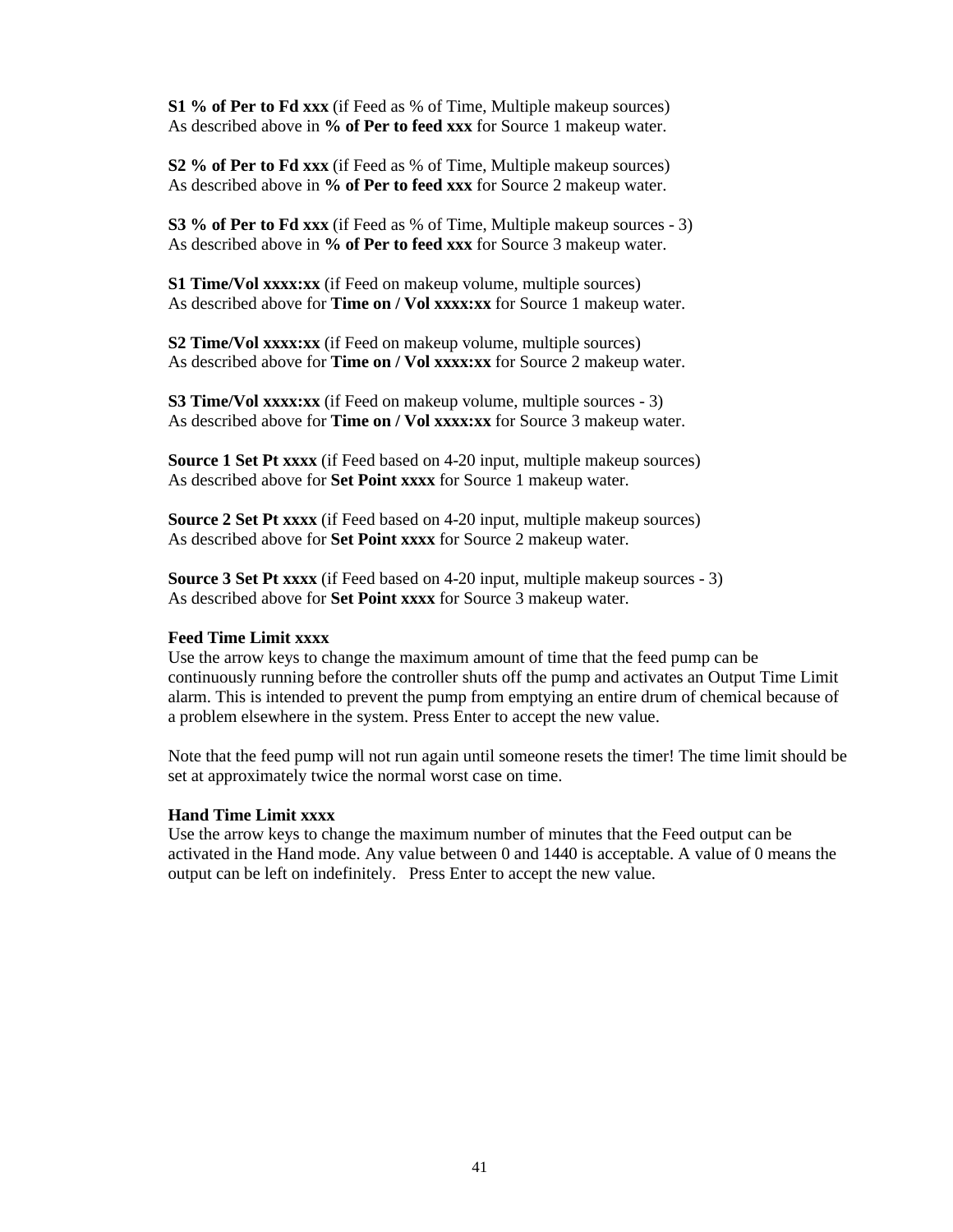**S1 % of Per to Fd xxx** (if Feed as % of Time, Multiple makeup sources)
As described above in **% of Per to feed xxx** for Source 1 makeup water.

**S2 % of Per to Fd xxx** (if Feed as % of Time, Multiple makeup sources)
As described above in **% of Per to feed xxx** for Source 2 makeup water.

**S3 % of Per to Fd xxx** (if Feed as % of Time, Multiple makeup sources - 3)
As described above in **% of Per to feed xxx** for Source 3 makeup water.

**S1 Time/Vol xxxx:xx** (if Feed on makeup volume, multiple sources)
As described above for **Time on / Vol xxxx:xx** for Source 1 makeup water.

**S2 Time/Vol xxxx:xx** (if Feed on makeup volume, multiple sources)
As described above for **Time on / Vol xxxx:xx** for Source 2 makeup water.

**S3 Time/Vol xxxx:xx** (if Feed on makeup volume, multiple sources - 3)
As described above for **Time on / Vol xxxx:xx** for Source 3 makeup water.

**Source 1 Set Pt xxxx** (if Feed based on 4-20 input, multiple makeup sources)
As described above for **Set Point xxxx** for Source 1 makeup water.

**Source 2 Set Pt xxxx** (if Feed based on 4-20 input, multiple makeup sources)
As described above for **Set Point xxxx** for Source 2 makeup water.

**Source 3 Set Pt xxxx** (if Feed based on 4-20 input, multiple makeup sources - 3)
As described above for **Set Point xxxx** for Source 3 makeup water.

**Feed Time Limit xxxx**
Use the arrow keys to change the maximum amount of time that the feed pump can be continuously running before the controller shuts off the pump and activates an Output Time Limit alarm. This is intended to prevent the pump from emptying an entire drum of chemical because of a problem elsewhere in the system. Press Enter to accept the new value.

Note that the feed pump will not run again until someone resets the timer! The time limit should be set at approximately twice the normal worst case on time.

**Hand Time Limit xxxx**
Use the arrow keys to change the maximum number of minutes that the Feed output can be activated in the Hand mode. Any value between 0 and 1440 is acceptable. A value of 0 means the output can be left on indefinitely. Press Enter to accept the new value.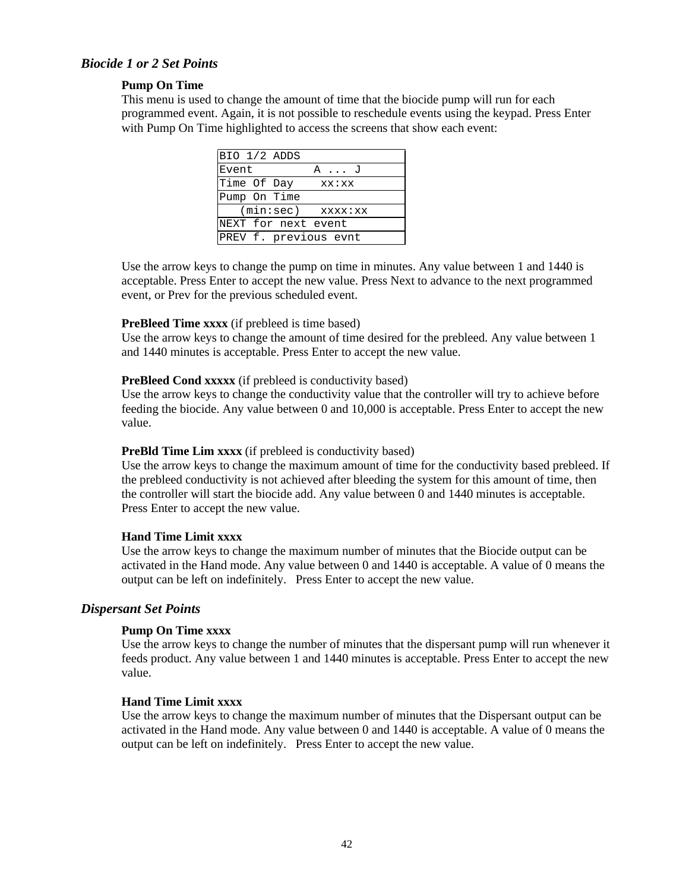### *Biocide 1 or 2 Set Points*

**Pump On Time**
This menu is used to change the amount of time that the biocide pump will run for each programmed event. Again, it is not possible to reschedule events using the keypad. Press Enter with Pump On Time highlighted to access the screens that show each event:

```
BIO 1/2 ADDS
Event         A ... J
Time Of Day    xx:xx
Pump On Time
   (min:sec)   xxxx:xx
NEXT for next event
PREV f. previous evnt
```

Use the arrow keys to change the pump on time in minutes. Any value between 1 and 1440 is acceptable. Press Enter to accept the new value. Press Next to advance to the next programmed event, or Prev for the previous scheduled event.

**PreBleed Time xxxx** (if prebleed is time based)
Use the arrow keys to change the amount of time desired for the prebleed. Any value between 1 and 1440 minutes is acceptable. Press Enter to accept the new value.

**PreBleed Cond xxxxx** (if prebleed is conductivity based)
Use the arrow keys to change the conductivity value that the controller will try to achieve before feeding the biocide. Any value between 0 and 10,000 is acceptable. Press Enter to accept the new value.

**PreBld Time Lim xxxx** (if prebleed is conductivity based)
Use the arrow keys to change the maximum amount of time for the conductivity based prebleed. If the prebleed conductivity is not achieved after bleeding the system for this amount of time, then the controller will start the biocide add. Any value between 0 and 1440 minutes is acceptable. Press Enter to accept the new value.

**Hand Time Limit xxxx**
Use the arrow keys to change the maximum number of minutes that the Biocide output can be activated in the Hand mode. Any value between 0 and 1440 is acceptable. A value of 0 means the output can be left on indefinitely. Press Enter to accept the new value.

### *Dispersant Set Points*

**Pump On Time xxxx**
Use the arrow keys to change the number of minutes that the dispersant pump will run whenever it feeds product. Any value between 1 and 1440 minutes is acceptable. Press Enter to accept the new value.

**Hand Time Limit xxxx**
Use the arrow keys to change the maximum number of minutes that the Dispersant output can be activated in the Hand mode. Any value between 0 and 1440 is acceptable. A value of 0 means the output can be left on indefinitely. Press Enter to accept the new value.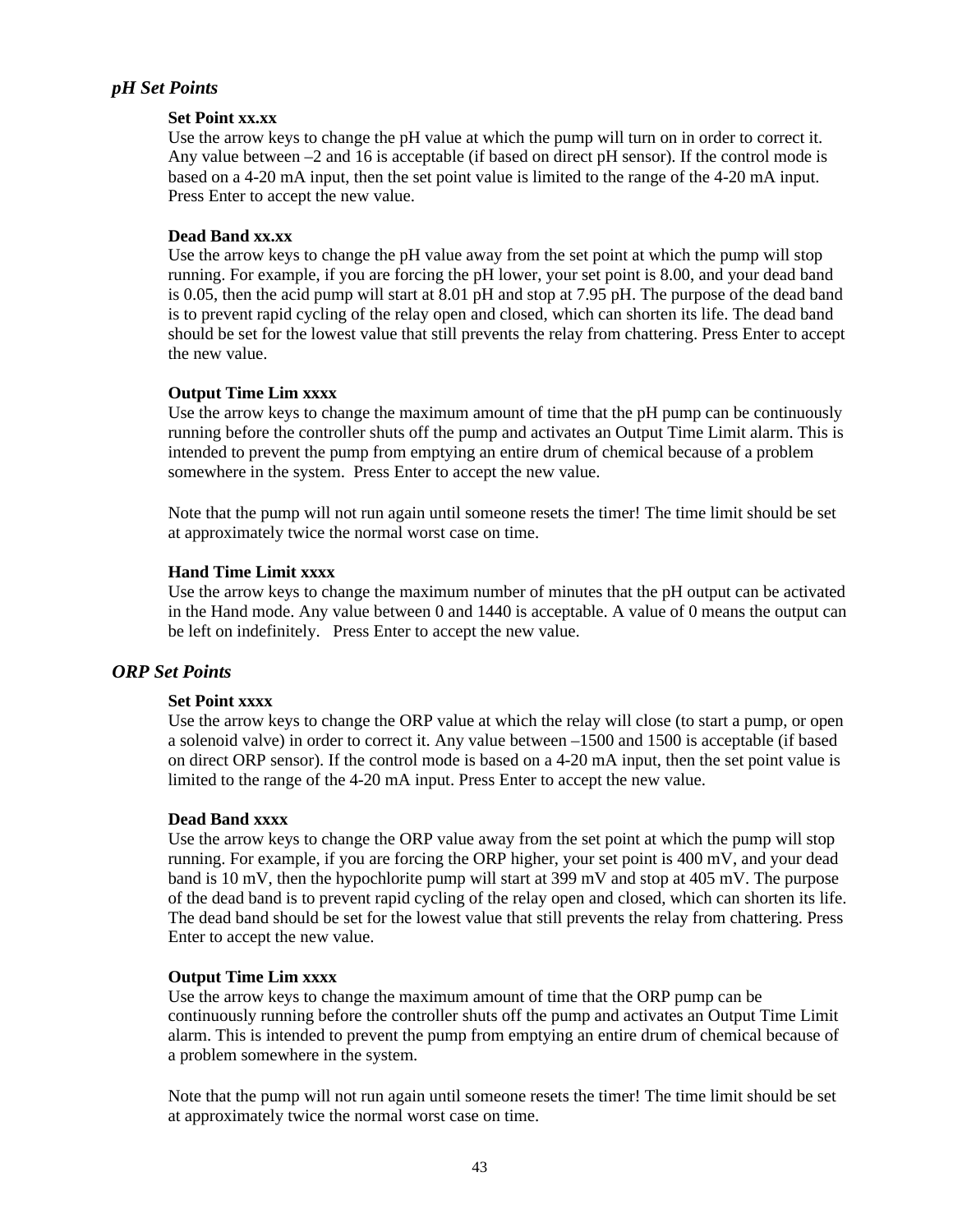### *pH Set Points*

**Set Point xx.xx**
Use the arrow keys to change the pH value at which the pump will turn on in order to correct it. Any value between –2 and 16 is acceptable (if based on direct pH sensor). If the control mode is based on a 4-20 mA input, then the set point value is limited to the range of the 4-20 mA input. Press Enter to accept the new value.

**Dead Band xx.xx**
Use the arrow keys to change the pH value away from the set point at which the pump will stop running. For example, if you are forcing the pH lower, your set point is 8.00, and your dead band is 0.05, then the acid pump will start at 8.01 pH and stop at 7.95 pH. The purpose of the dead band is to prevent rapid cycling of the relay open and closed, which can shorten its life. The dead band should be set for the lowest value that still prevents the relay from chattering. Press Enter to accept the new value.

**Output Time Lim xxxx**
Use the arrow keys to change the maximum amount of time that the pH pump can be continuously running before the controller shuts off the pump and activates an Output Time Limit alarm. This is intended to prevent the pump from emptying an entire drum of chemical because of a problem somewhere in the system. Press Enter to accept the new value.

Note that the pump will not run again until someone resets the timer! The time limit should be set at approximately twice the normal worst case on time.

**Hand Time Limit xxxx**
Use the arrow keys to change the maximum number of minutes that the pH output can be activated in the Hand mode. Any value between 0 and 1440 is acceptable. A value of 0 means the output can be left on indefinitely. Press Enter to accept the new value.

### *ORP Set Points*

**Set Point xxxx**
Use the arrow keys to change the ORP value at which the relay will close (to start a pump, or open a solenoid valve) in order to correct it. Any value between –1500 and 1500 is acceptable (if based on direct ORP sensor). If the control mode is based on a 4-20 mA input, then the set point value is limited to the range of the 4-20 mA input. Press Enter to accept the new value.

**Dead Band xxxx**
Use the arrow keys to change the ORP value away from the set point at which the pump will stop running. For example, if you are forcing the ORP higher, your set point is 400 mV, and your dead band is 10 mV, then the hypochlorite pump will start at 399 mV and stop at 405 mV. The purpose of the dead band is to prevent rapid cycling of the relay open and closed, which can shorten its life. The dead band should be set for the lowest value that still prevents the relay from chattering. Press Enter to accept the new value.

**Output Time Lim xxxx**
Use the arrow keys to change the maximum amount of time that the ORP pump can be continuously running before the controller shuts off the pump and activates an Output Time Limit alarm. This is intended to prevent the pump from emptying an entire drum of chemical because of a problem somewhere in the system.

Note that the pump will not run again until someone resets the timer! The time limit should be set at approximately twice the normal worst case on time.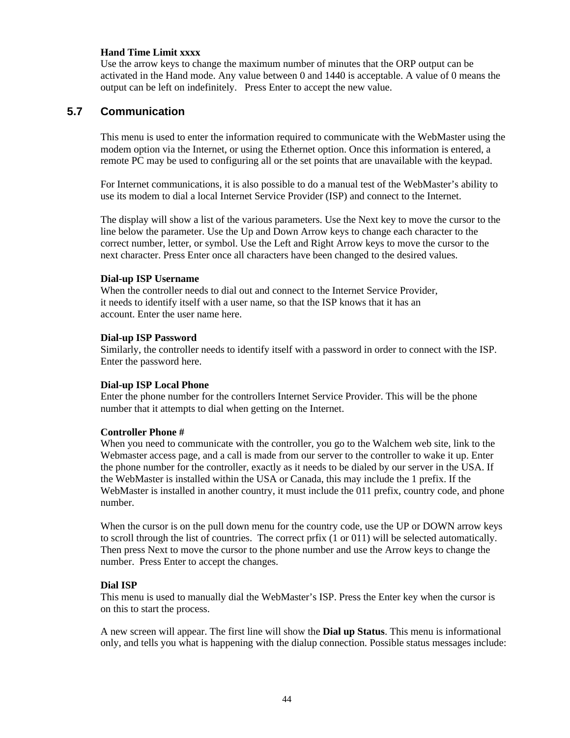**Hand Time Limit xxxx**
Use the arrow keys to change the maximum number of minutes that the ORP output can be activated in the Hand mode. Any value between 0 and 1440 is acceptable. A value of 0 means the output can be left on indefinitely.   Press Enter to accept the new value.

## 5.7 Communication

This menu is used to enter the information required to communicate with the WebMaster using the modem option via the Internet, or using the Ethernet option. Once this information is entered, a remote PC may be used to configuring all or the set points that are unavailable with the keypad.

For Internet communications, it is also possible to do a manual test of the WebMaster's ability to use its modem to dial a local Internet Service Provider (ISP) and connect to the Internet.

The display will show a list of the various parameters. Use the Next key to move the cursor to the line below the parameter. Use the Up and Down Arrow keys to change each character to the correct number, letter, or symbol. Use the Left and Right Arrow keys to move the cursor to the next character. Press Enter once all characters have been changed to the desired values.

**Dial-up ISP Username**
When the controller needs to dial out and connect to the Internet Service Provider, it needs to identify itself with a user name, so that the ISP knows that it has an account. Enter the user name here.

**Dial-up ISP Password**
Similarly, the controller needs to identify itself with a password in order to connect with the ISP. Enter the password here.

**Dial-up ISP Local Phone**
Enter the phone number for the controllers Internet Service Provider. This will be the phone number that it attempts to dial when getting on the Internet.

**Controller Phone #**
When you need to communicate with the controller, you go to the Walchem web site, link to the Webmaster access page, and a call is made from our server to the controller to wake it up. Enter the phone number for the controller, exactly as it needs to be dialed by our server in the USA. If the WebMaster is installed within the USA or Canada, this may include the 1 prefix. If the WebMaster is installed in another country, it must include the 011 prefix, country code, and phone number.

When the cursor is on the pull down menu for the country code, use the UP or DOWN arrow keys to scroll through the list of countries.  The correct prfix (1 or 011) will be selected automatically. Then press Next to move the cursor to the phone number and use the Arrow keys to change the number.  Press Enter to accept the changes.

**Dial ISP**
This menu is used to manually dial the WebMaster's ISP. Press the Enter key when the cursor is on this to start the process.

A new screen will appear. The first line will show the **Dial up Status**. This menu is informational only, and tells you what is happening with the dialup connection. Possible status messages include: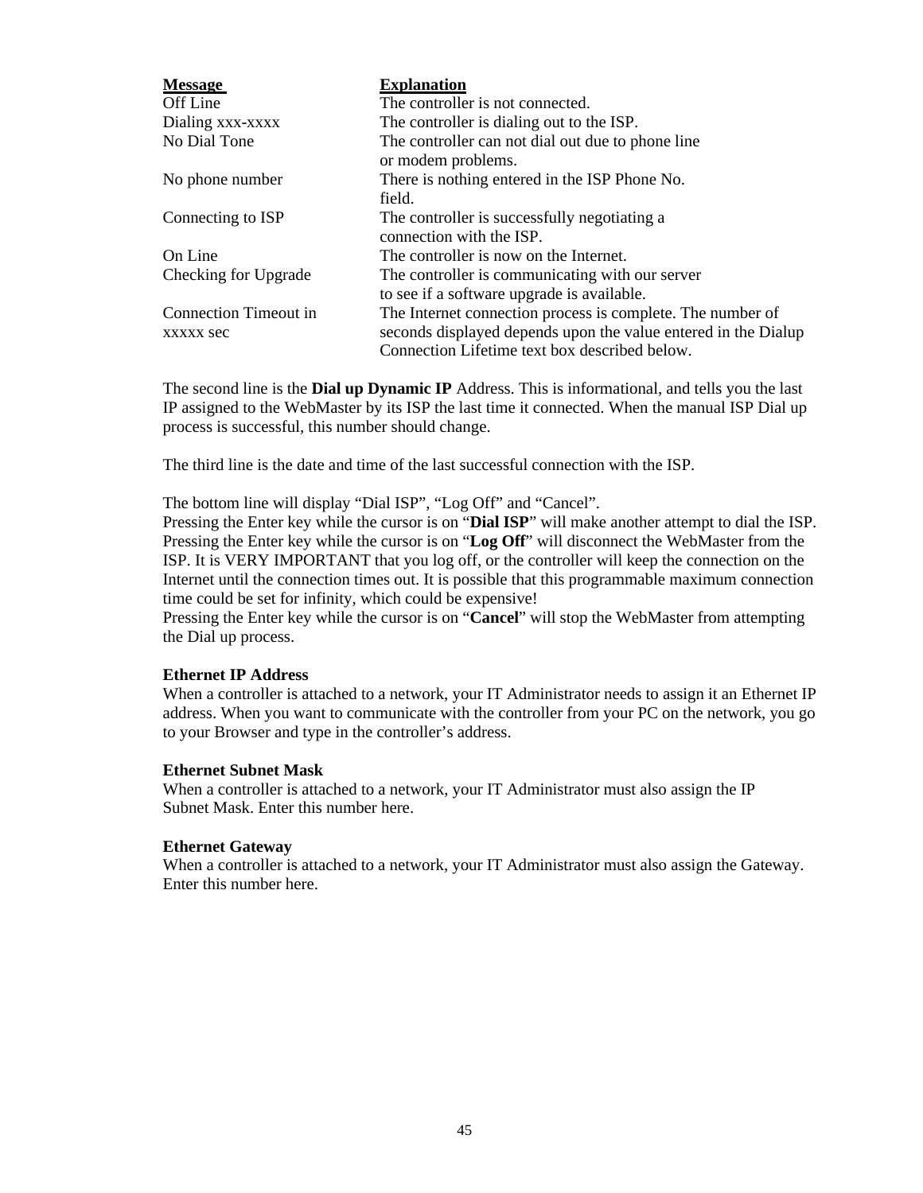| Message | Explanation |
|---|---|
| Off Line | The controller is not connected. |
| Dialing xxx-xxxx | The controller is dialing out to the ISP. |
| No Dial Tone | The controller can not dial out due to phone line or modem problems. |
| No phone number | There is nothing entered in the ISP Phone No. field. |
| Connecting to ISP | The controller is successfully negotiating a connection with the ISP. |
| On Line | The controller is now on the Internet. |
| Checking for Upgrade | The controller is communicating with our server to see if a software upgrade is available. |
| Connection Timeout in xxxxx sec | The Internet connection process is complete. The number of seconds displayed depends upon the value entered in the Dialup Connection Lifetime text box described below. |

The second line is the **Dial up Dynamic IP** Address. This is informational, and tells you the last IP assigned to the WebMaster by its ISP the last time it connected. When the manual ISP Dial up process is successful, this number should change.

The third line is the date and time of the last successful connection with the ISP.

The bottom line will display "Dial ISP", "Log Off" and "Cancel".
Pressing the Enter key while the cursor is on "**Dial ISP**" will make another attempt to dial the ISP.
Pressing the Enter key while the cursor is on "**Log Off**" will disconnect the WebMaster from the ISP. It is VERY IMPORTANT that you log off, or the controller will keep the connection on the Internet until the connection times out. It is possible that this programmable maximum connection time could be set for infinity, which could be expensive!
Pressing the Enter key while the cursor is on "**Cancel**" will stop the WebMaster from attempting the Dial up process.

**Ethernet IP Address**
When a controller is attached to a network, your IT Administrator needs to assign it an Ethernet IP address. When you want to communicate with the controller from your PC on the network, you go to your Browser and type in the controller's address.

**Ethernet Subnet Mask**
When a controller is attached to a network, your IT Administrator must also assign the IP Subnet Mask. Enter this number here.

**Ethernet Gateway**
When a controller is attached to a network, your IT Administrator must also assign the Gateway. Enter this number here.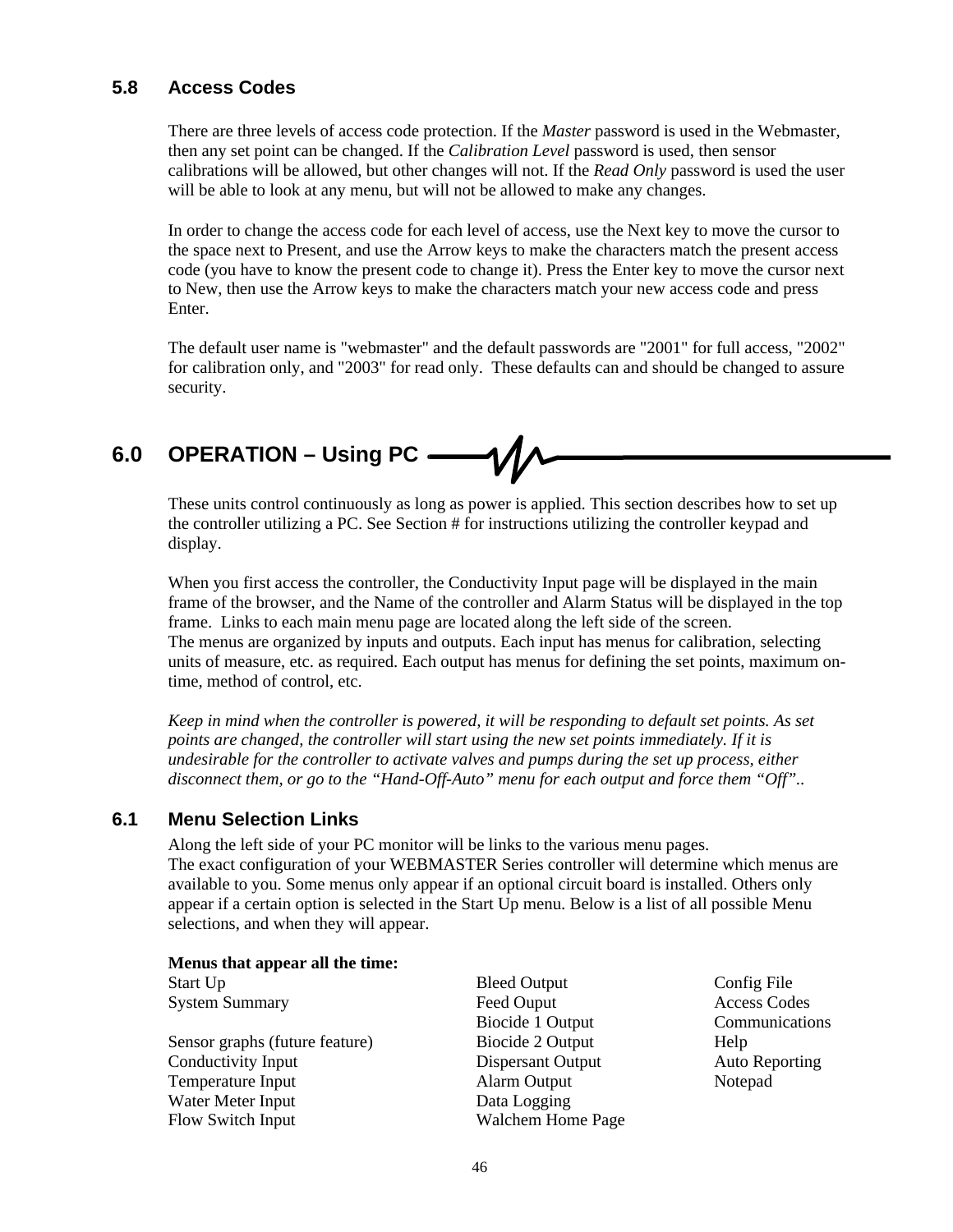## 5.8 Access Codes

There are three levels of access code protection. If the *Master* password is used in the Webmaster, then any set point can be changed. If the *Calibration Level* password is used, then sensor calibrations will be allowed, but other changes will not. If the *Read Only* password is used the user will be able to look at any menu, but will not be allowed to make any changes.

In order to change the access code for each level of access, use the Next key to move the cursor to the space next to Present, and use the Arrow keys to make the characters match the present access code (you have to know the present code to change it). Press the Enter key to move the cursor next to New, then use the Arrow keys to make the characters match your new access code and press Enter.

The default user name is "webmaster" and the default passwords are "2001" for full access, "2002" for calibration only, and "2003" for read only. These defaults can and should be changed to assure security.

# 6.0 OPERATION – Using PC

These units control continuously as long as power is applied. This section describes how to set up the controller utilizing a PC. See Section # for instructions utilizing the controller keypad and display.

When you first access the controller, the Conductivity Input page will be displayed in the main frame of the browser, and the Name of the controller and Alarm Status will be displayed in the top frame. Links to each main menu page are located along the left side of the screen.
The menus are organized by inputs and outputs. Each input has menus for calibration, selecting units of measure, etc. as required. Each output has menus for defining the set points, maximum on-time, method of control, etc.

*Keep in mind when the controller is powered, it will be responding to default set points. As set points are changed, the controller will start using the new set points immediately. If it is undesirable for the controller to activate valves and pumps during the set up process, either disconnect them, or go to the "Hand-Off-Auto" menu for each output and force them "Off"..*

## 6.1 Menu Selection Links

Along the left side of your PC monitor will be links to the various menu pages.
The exact configuration of your WEBMASTER Series controller will determine which menus are available to you. Some menus only appear if an optional circuit board is installed. Others only appear if a certain option is selected in the Start Up menu. Below is a list of all possible Menu selections, and when they will appear.

**Menus that appear all the time:**

| | | |
|---|---|---|
| Start Up | Bleed Output | Config File |
| System Summary | Feed Ouput | Access Codes |
| | Biocide 1 Output | Communications |
| Sensor graphs (future feature) | Biocide 2 Output | Help |
| Conductivity Input | Dispersant Output | Auto Reporting |
| Temperature Input | Alarm Output | Notepad |
| Water Meter Input | Data Logging | |
| Flow Switch Input | Walchem Home Page | |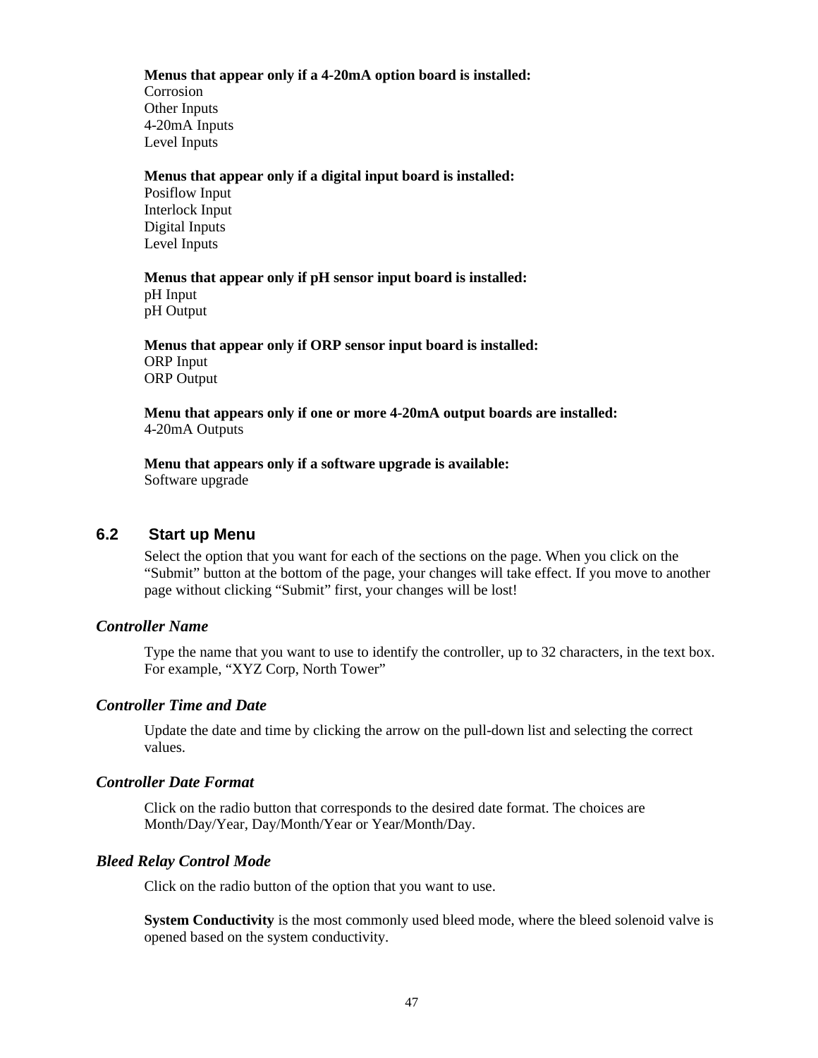**Menus that appear only if a 4-20mA option board is installed:**
Corrosion
Other Inputs
4-20mA Inputs
Level Inputs

**Menus that appear only if a digital input board is installed:**
Posiflow Input
Interlock Input
Digital Inputs
Level Inputs

**Menus that appear only if pH sensor input board is installed:**
pH Input
pH Output

**Menus that appear only if ORP sensor input board is installed:**
ORP Input
ORP Output

**Menu that appears only if one or more 4-20mA output boards are installed:**
4-20mA Outputs

**Menu that appears only if a software upgrade is available:**
Software upgrade

## 6.2 Start up Menu

Select the option that you want for each of the sections on the page. When you click on the "Submit" button at the bottom of the page, your changes will take effect. If you move to another page without clicking "Submit" first, your changes will be lost!

### *Controller Name*

Type the name that you want to use to identify the controller, up to 32 characters, in the text box. For example, "XYZ Corp, North Tower"

### *Controller Time and Date*

Update the date and time by clicking the arrow on the pull-down list and selecting the correct values.

### *Controller Date Format*

Click on the radio button that corresponds to the desired date format. The choices are Month/Day/Year, Day/Month/Year or Year/Month/Day.

### *Bleed Relay Control Mode*

Click on the radio button of the option that you want to use.

**System Conductivity** is the most commonly used bleed mode, where the bleed solenoid valve is opened based on the system conductivity.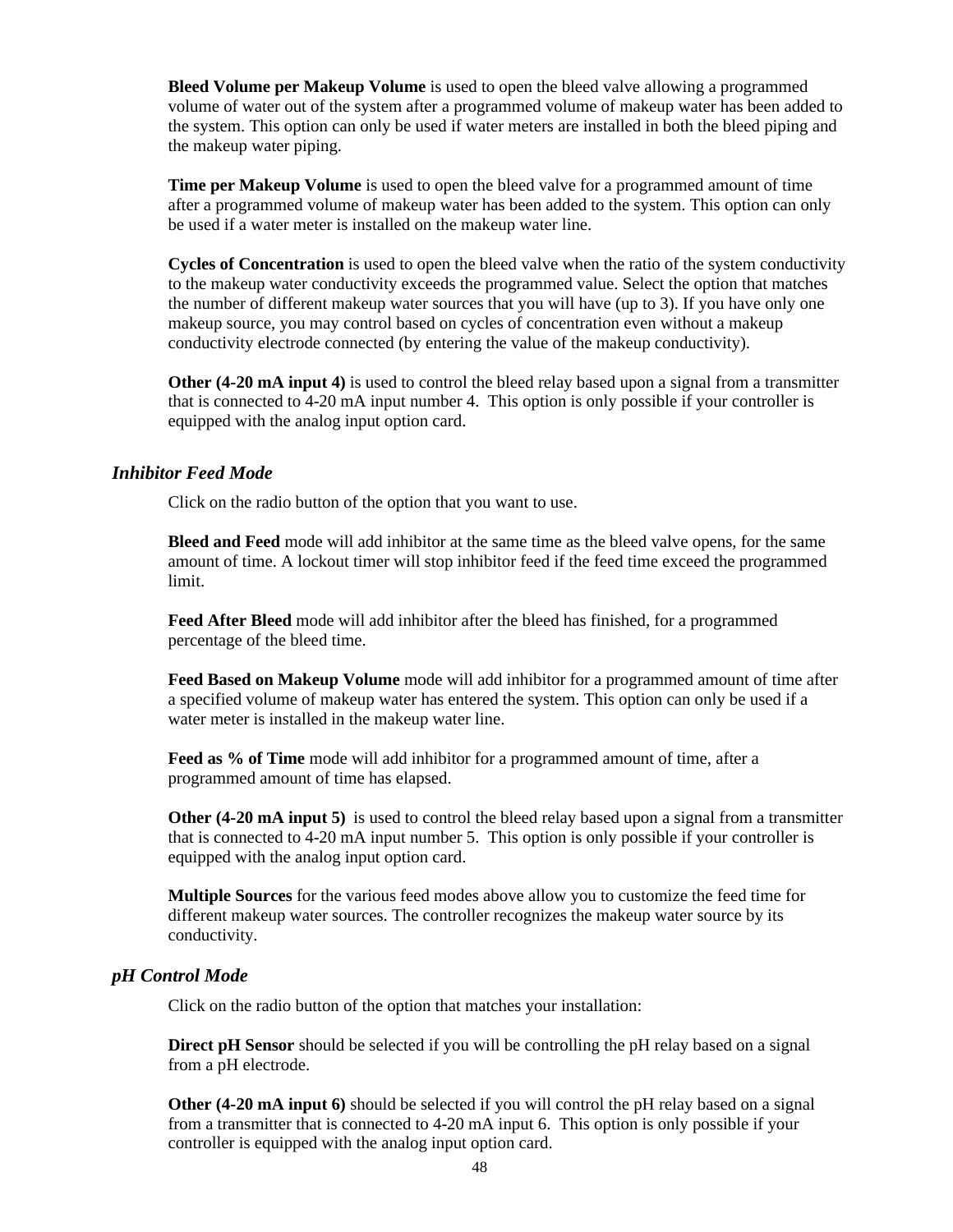**Bleed Volume per Makeup Volume** is used to open the bleed valve allowing a programmed volume of water out of the system after a programmed volume of makeup water has been added to the system. This option can only be used if water meters are installed in both the bleed piping and the makeup water piping.

**Time per Makeup Volume** is used to open the bleed valve for a programmed amount of time after a programmed volume of makeup water has been added to the system. This option can only be used if a water meter is installed on the makeup water line.

**Cycles of Concentration** is used to open the bleed valve when the ratio of the system conductivity to the makeup water conductivity exceeds the programmed value. Select the option that matches the number of different makeup water sources that you will have (up to 3). If you have only one makeup source, you may control based on cycles of concentration even without a makeup conductivity electrode connected (by entering the value of the makeup conductivity).

**Other (4-20 mA input 4)** is used to control the bleed relay based upon a signal from a transmitter that is connected to 4-20 mA input number 4. This option is only possible if your controller is equipped with the analog input option card.

### *Inhibitor Feed Mode*

Click on the radio button of the option that you want to use.

**Bleed and Feed** mode will add inhibitor at the same time as the bleed valve opens, for the same amount of time. A lockout timer will stop inhibitor feed if the feed time exceed the programmed limit.

**Feed After Bleed** mode will add inhibitor after the bleed has finished, for a programmed percentage of the bleed time.

**Feed Based on Makeup Volume** mode will add inhibitor for a programmed amount of time after a specified volume of makeup water has entered the system. This option can only be used if a water meter is installed in the makeup water line.

**Feed as % of Time** mode will add inhibitor for a programmed amount of time, after a programmed amount of time has elapsed.

**Other (4-20 mA input 5)** is used to control the bleed relay based upon a signal from a transmitter that is connected to 4-20 mA input number 5. This option is only possible if your controller is equipped with the analog input option card.

**Multiple Sources** for the various feed modes above allow you to customize the feed time for different makeup water sources. The controller recognizes the makeup water source by its conductivity.

### *pH Control Mode*

Click on the radio button of the option that matches your installation:

**Direct pH Sensor** should be selected if you will be controlling the pH relay based on a signal from a pH electrode.

**Other (4-20 mA input 6)** should be selected if you will control the pH relay based on a signal from a transmitter that is connected to 4-20 mA input 6. This option is only possible if your controller is equipped with the analog input option card.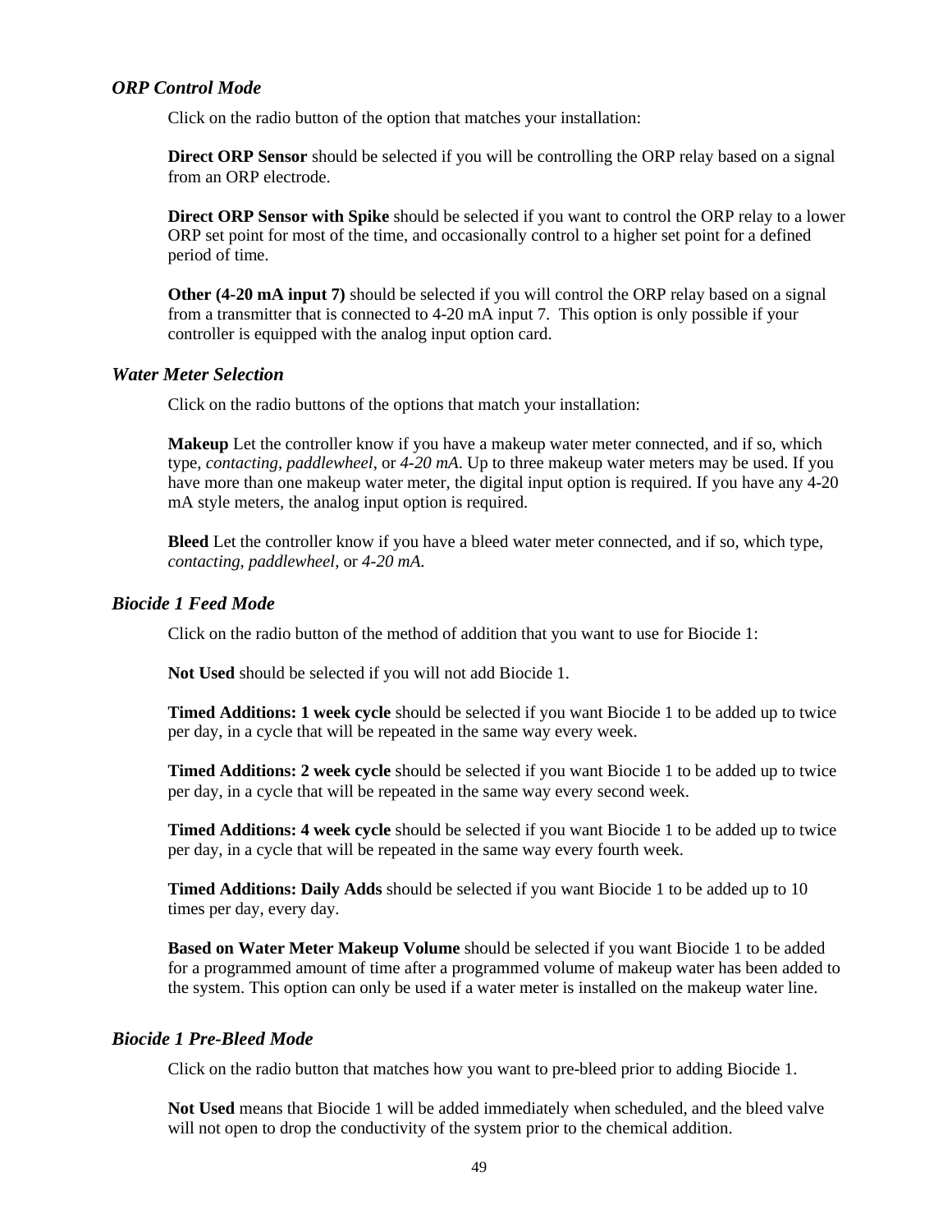### *ORP Control Mode*

Click on the radio button of the option that matches your installation:

**Direct ORP Sensor** should be selected if you will be controlling the ORP relay based on a signal from an ORP electrode.

**Direct ORP Sensor with Spike** should be selected if you want to control the ORP relay to a lower ORP set point for most of the time, and occasionally control to a higher set point for a defined period of time.

**Other (4-20 mA input 7)** should be selected if you will control the ORP relay based on a signal from a transmitter that is connected to 4-20 mA input 7. This option is only possible if your controller is equipped with the analog input option card.

### *Water Meter Selection*

Click on the radio buttons of the options that match your installation:

**Makeup** Let the controller know if you have a makeup water meter connected, and if so, which type, *contacting*, *paddlewheel*, or *4-20 mA*. Up to three makeup water meters may be used. If you have more than one makeup water meter, the digital input option is required. If you have any 4-20 mA style meters, the analog input option is required.

**Bleed** Let the controller know if you have a bleed water meter connected, and if so, which type, *contacting*, *paddlewheel*, or *4-20 mA*.

### *Biocide 1 Feed Mode*

Click on the radio button of the method of addition that you want to use for Biocide 1:

**Not Used** should be selected if you will not add Biocide 1.

**Timed Additions: 1 week cycle** should be selected if you want Biocide 1 to be added up to twice per day, in a cycle that will be repeated in the same way every week.

**Timed Additions: 2 week cycle** should be selected if you want Biocide 1 to be added up to twice per day, in a cycle that will be repeated in the same way every second week.

**Timed Additions: 4 week cycle** should be selected if you want Biocide 1 to be added up to twice per day, in a cycle that will be repeated in the same way every fourth week.

**Timed Additions: Daily Adds** should be selected if you want Biocide 1 to be added up to 10 times per day, every day.

**Based on Water Meter Makeup Volume** should be selected if you want Biocide 1 to be added for a programmed amount of time after a programmed volume of makeup water has been added to the system. This option can only be used if a water meter is installed on the makeup water line.

### *Biocide 1 Pre-Bleed Mode*

Click on the radio button that matches how you want to pre-bleed prior to adding Biocide 1.

**Not Used** means that Biocide 1 will be added immediately when scheduled, and the bleed valve will not open to drop the conductivity of the system prior to the chemical addition.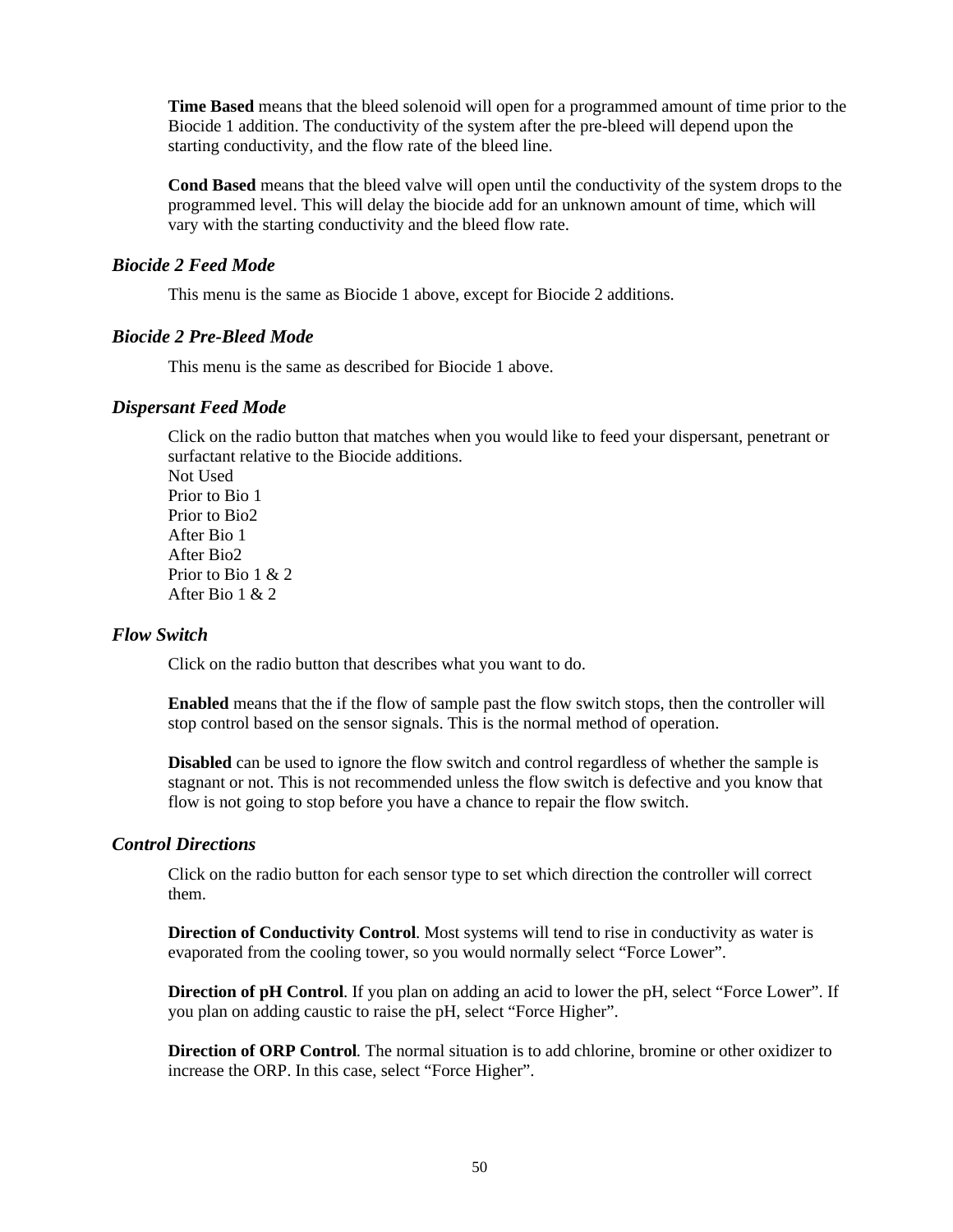**Time Based** means that the bleed solenoid will open for a programmed amount of time prior to the Biocide 1 addition. The conductivity of the system after the pre-bleed will depend upon the starting conductivity, and the flow rate of the bleed line.

**Cond Based** means that the bleed valve will open until the conductivity of the system drops to the programmed level. This will delay the biocide add for an unknown amount of time, which will vary with the starting conductivity and the bleed flow rate.

### *Biocide 2 Feed Mode*

This menu is the same as Biocide 1 above, except for Biocide 2 additions.

### *Biocide 2 Pre-Bleed Mode*

This menu is the same as described for Biocide 1 above.

### *Dispersant Feed Mode*

Click on the radio button that matches when you would like to feed your dispersant, penetrant or surfactant relative to the Biocide additions.
Not Used
Prior to Bio 1
Prior to Bio2
After Bio 1
After Bio2
Prior to Bio 1 & 2
After Bio 1 & 2

### *Flow Switch*

Click on the radio button that describes what you want to do.

**Enabled** means that the if the flow of sample past the flow switch stops, then the controller will stop control based on the sensor signals. This is the normal method of operation.

**Disabled** can be used to ignore the flow switch and control regardless of whether the sample is stagnant or not. This is not recommended unless the flow switch is defective and you know that flow is not going to stop before you have a chance to repair the flow switch.

### *Control Directions*

Click on the radio button for each sensor type to set which direction the controller will correct them.

**Direction of Conductivity Control**. Most systems will tend to rise in conductivity as water is evaporated from the cooling tower, so you would normally select “Force Lower”.

**Direction of pH Control**. If you plan on adding an acid to lower the pH, select “Force Lower”. If you plan on adding caustic to raise the pH, select “Force Higher”.

**Direction of ORP Control**. The normal situation is to add chlorine, bromine or other oxidizer to increase the ORP. In this case, select “Force Higher”.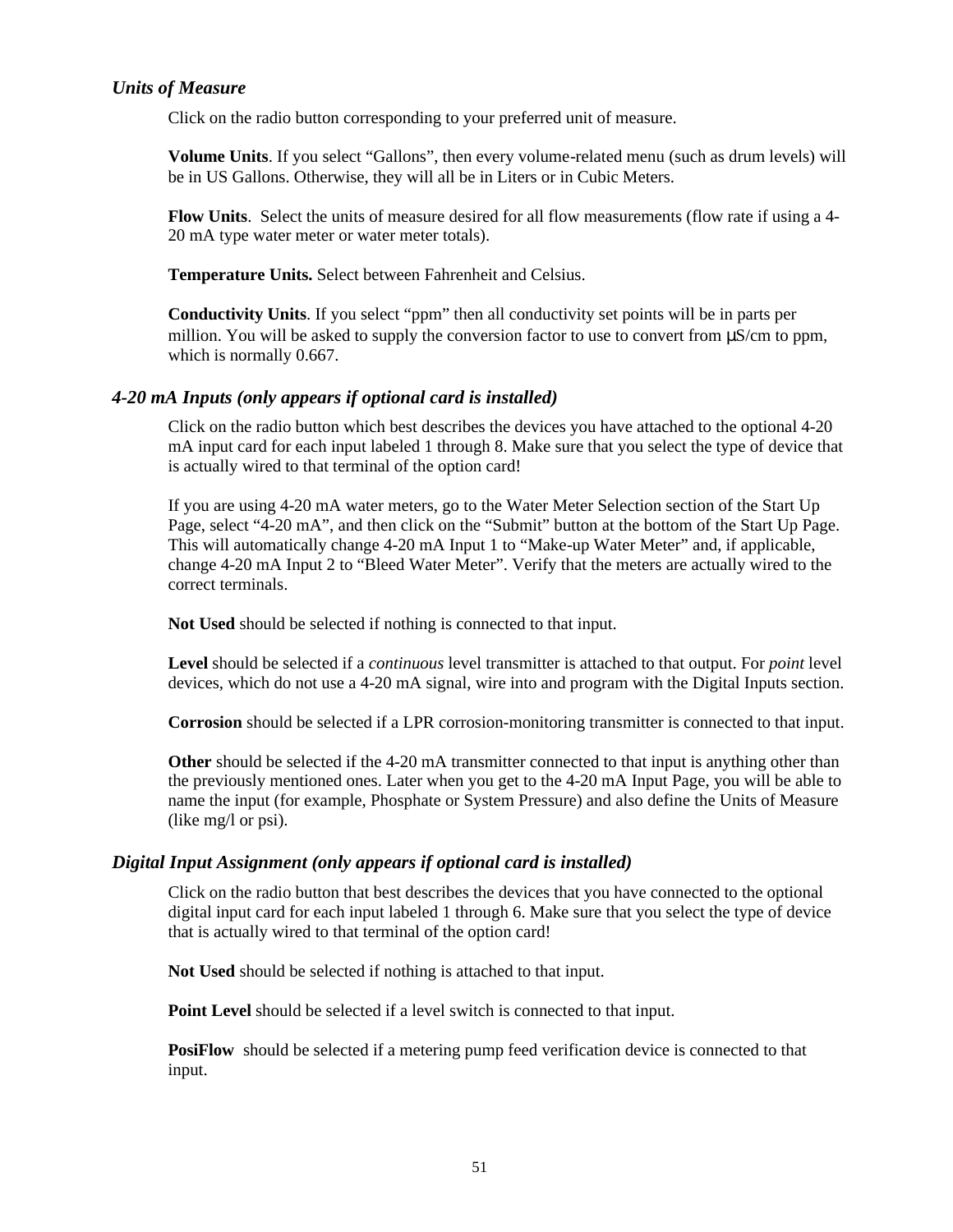### *Units of Measure*

Click on the radio button corresponding to your preferred unit of measure.

**Volume Units**. If you select “Gallons”, then every volume-related menu (such as drum levels) will be in US Gallons. Otherwise, they will all be in Liters or in Cubic Meters.

**Flow Units**. Select the units of measure desired for all flow measurements (flow rate if using a 4-20 mA type water meter or water meter totals).

**Temperature Units.** Select between Fahrenheit and Celsius.

**Conductivity Units**. If you select “ppm” then all conductivity set points will be in parts per million. You will be asked to supply the conversion factor to use to convert from µS/cm to ppm, which is normally 0.667.

### *4-20 mA Inputs (only appears if optional card is installed)*

Click on the radio button which best describes the devices you have attached to the optional 4-20 mA input card for each input labeled 1 through 8. Make sure that you select the type of device that is actually wired to that terminal of the option card!

If you are using 4-20 mA water meters, go to the Water Meter Selection section of the Start Up Page, select “4-20 mA”, and then click on the “Submit” button at the bottom of the Start Up Page. This will automatically change 4-20 mA Input 1 to “Make-up Water Meter” and, if applicable, change 4-20 mA Input 2 to “Bleed Water Meter”. Verify that the meters are actually wired to the correct terminals.

**Not Used** should be selected if nothing is connected to that input.

**Level** should be selected if a *continuous* level transmitter is attached to that output. For *point* level devices, which do not use a 4-20 mA signal, wire into and program with the Digital Inputs section.

**Corrosion** should be selected if a LPR corrosion-monitoring transmitter is connected to that input.

**Other** should be selected if the 4-20 mA transmitter connected to that input is anything other than the previously mentioned ones. Later when you get to the 4-20 mA Input Page, you will be able to name the input (for example, Phosphate or System Pressure) and also define the Units of Measure (like mg/l or psi).

### *Digital Input Assignment (only appears if optional card is installed)*

Click on the radio button that best describes the devices that you have connected to the optional digital input card for each input labeled 1 through 6. Make sure that you select the type of device that is actually wired to that terminal of the option card!

**Not Used** should be selected if nothing is attached to that input.

**Point Level** should be selected if a level switch is connected to that input.

**PosiFlow** should be selected if a metering pump feed verification device is connected to that input.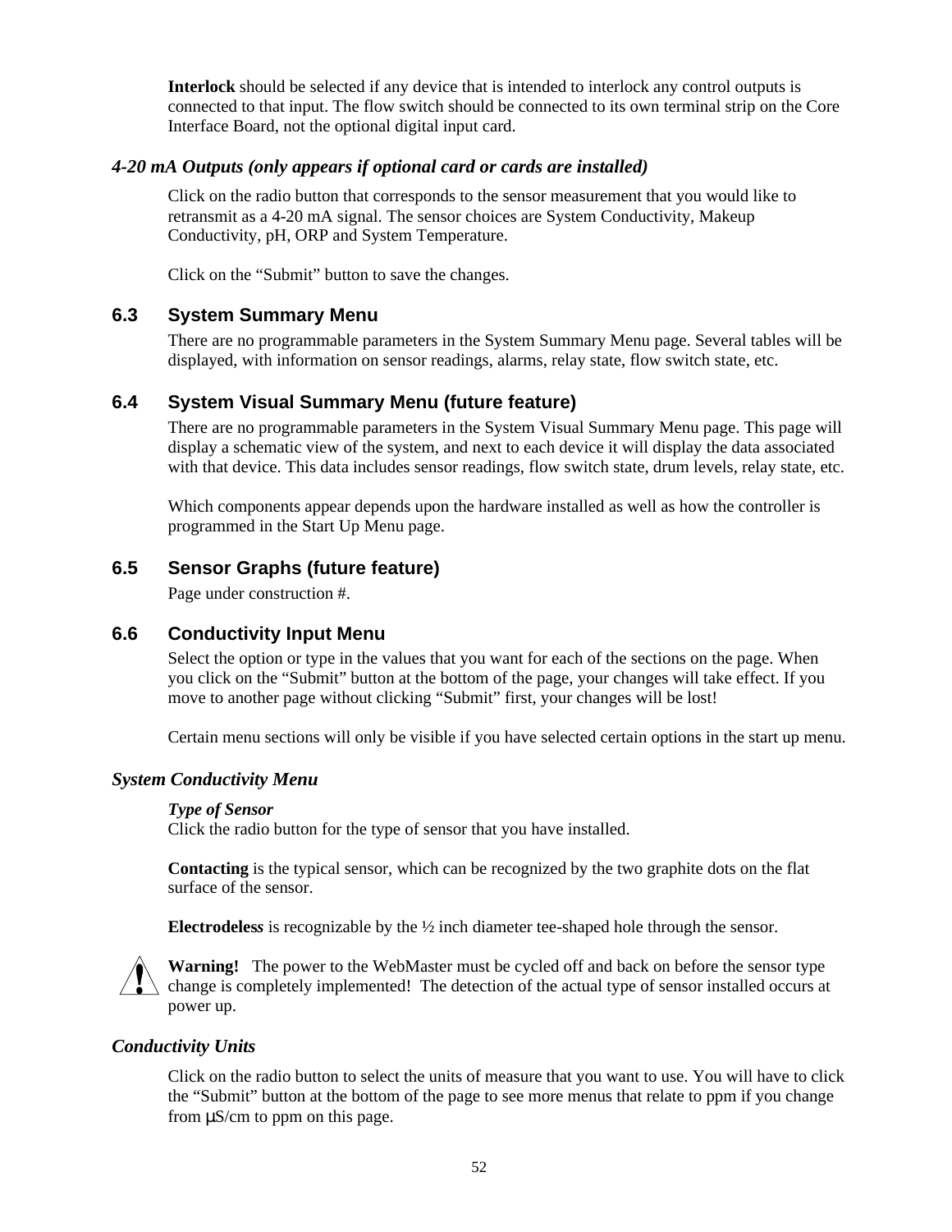**Interlock** should be selected if any device that is intended to interlock any control outputs is connected to that input. The flow switch should be connected to its own terminal strip on the Core Interface Board, not the optional digital input card.

### *4-20 mA Outputs (only appears if optional card or cards are installed)*

Click on the radio button that corresponds to the sensor measurement that you would like to retransmit as a 4-20 mA signal. The sensor choices are System Conductivity, Makeup Conductivity, pH, ORP and System Temperature.

Click on the “Submit” button to save the changes.

## 6.3 System Summary Menu

There are no programmable parameters in the System Summary Menu page. Several tables will be displayed, with information on sensor readings, alarms, relay state, flow switch state, etc.

## 6.4 System Visual Summary Menu (future feature)

There are no programmable parameters in the System Visual Summary Menu page. This page will display a schematic view of the system, and next to each device it will display the data associated with that device. This data includes sensor readings, flow switch state, drum levels, relay state, etc.

Which components appear depends upon the hardware installed as well as how the controller is programmed in the Start Up Menu page.

## 6.5 Sensor Graphs (future feature)

Page under construction #.

## 6.6 Conductivity Input Menu

Select the option or type in the values that you want for each of the sections on the page. When you click on the “Submit” button at the bottom of the page, your changes will take effect. If you move to another page without clicking “Submit” first, your changes will be lost!

Certain menu sections will only be visible if you have selected certain options in the start up menu.

### *System Conductivity Menu*

***Type of Sensor***
Click the radio button for the type of sensor that you have installed.

**Contacting** is the typical sensor, which can be recognized by the two graphite dots on the flat surface of the sensor.

**Electrodeless** is recognizable by the ½ inch diameter tee-shaped hole through the sensor.

**Warning!** The power to the WebMaster must be cycled off and back on before the sensor type change is completely implemented! The detection of the actual type of sensor installed occurs at power up.

### *Conductivity Units*

Click on the radio button to select the units of measure that you want to use. You will have to click the “Submit” button at the bottom of the page to see more menus that relate to ppm if you change from µS/cm to ppm on this page.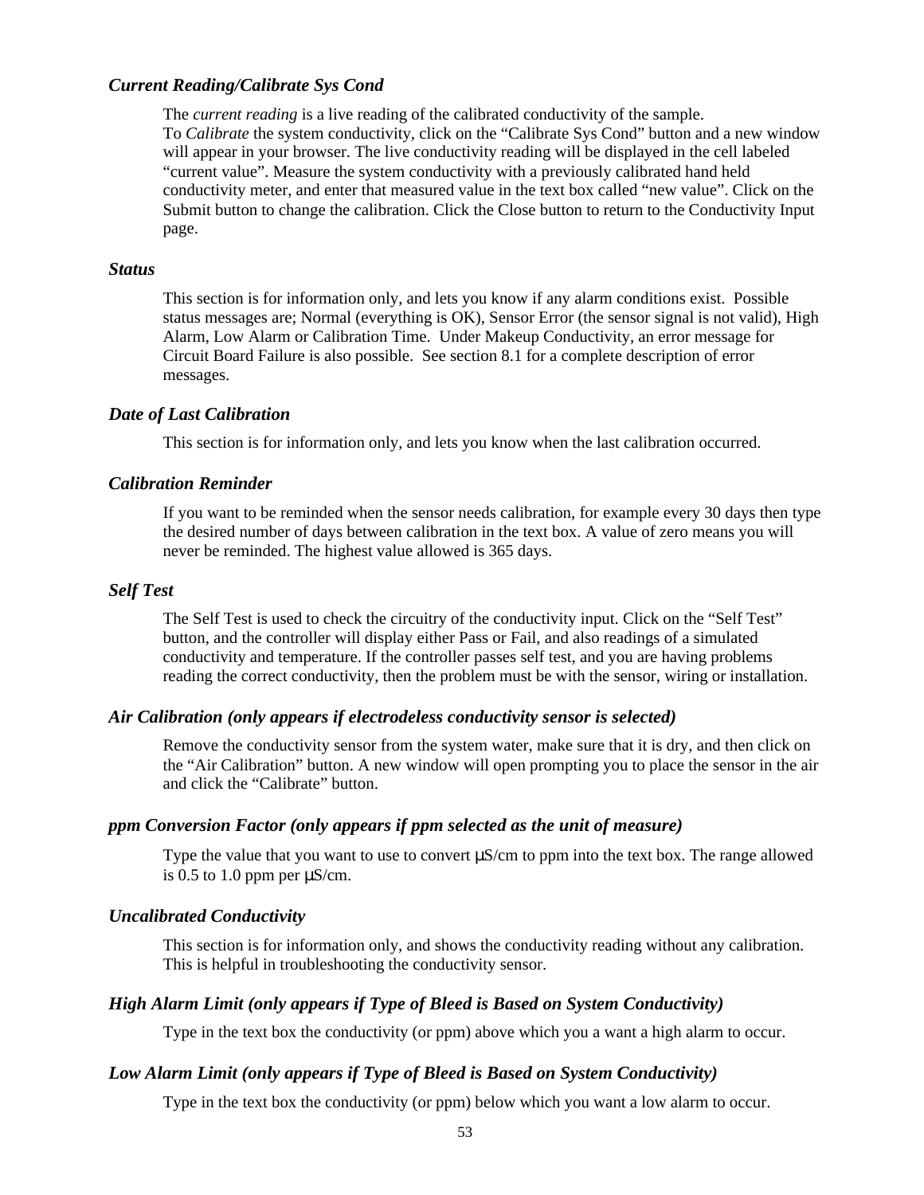### *Current Reading/Calibrate Sys Cond*

The *current reading* is a live reading of the calibrated conductivity of the sample.
To *Calibrate* the system conductivity, click on the “Calibrate Sys Cond” button and a new window will appear in your browser. The live conductivity reading will be displayed in the cell labeled “current value”. Measure the system conductivity with a previously calibrated hand held conductivity meter, and enter that measured value in the text box called “new value”. Click on the Submit button to change the calibration. Click the Close button to return to the Conductivity Input page.

### *Status*

This section is for information only, and lets you know if any alarm conditions exist. Possible status messages are; Normal (everything is OK), Sensor Error (the sensor signal is not valid), High Alarm, Low Alarm or Calibration Time. Under Makeup Conductivity, an error message for Circuit Board Failure is also possible. See section 8.1 for a complete description of error messages.

### *Date of Last Calibration*

This section is for information only, and lets you know when the last calibration occurred.

### *Calibration Reminder*

If you want to be reminded when the sensor needs calibration, for example every 30 days then type the desired number of days between calibration in the text box. A value of zero means you will never be reminded. The highest value allowed is 365 days.

### *Self Test*

The Self Test is used to check the circuitry of the conductivity input. Click on the “Self Test” button, and the controller will display either Pass or Fail, and also readings of a simulated conductivity and temperature. If the controller passes self test, and you are having problems reading the correct conductivity, then the problem must be with the sensor, wiring or installation.

### *Air Calibration (only appears if electrodeless conductivity sensor is selected)*

Remove the conductivity sensor from the system water, make sure that it is dry, and then click on the “Air Calibration” button. A new window will open prompting you to place the sensor in the air and click the “Calibrate” button.

### *ppm Conversion Factor (only appears if ppm selected as the unit of measure)*

Type the value that you want to use to convert µS/cm to ppm into the text box. The range allowed is 0.5 to 1.0 ppm per µS/cm.

### *Uncalibrated Conductivity*

This section is for information only, and shows the conductivity reading without any calibration. This is helpful in troubleshooting the conductivity sensor.

### *High Alarm Limit (only appears if Type of Bleed is Based on System Conductivity)*

Type in the text box the conductivity (or ppm) above which you a want a high alarm to occur.

### *Low Alarm Limit (only appears if Type of Bleed is Based on System Conductivity)*

Type in the text box the conductivity (or ppm) below which you want a low alarm to occur.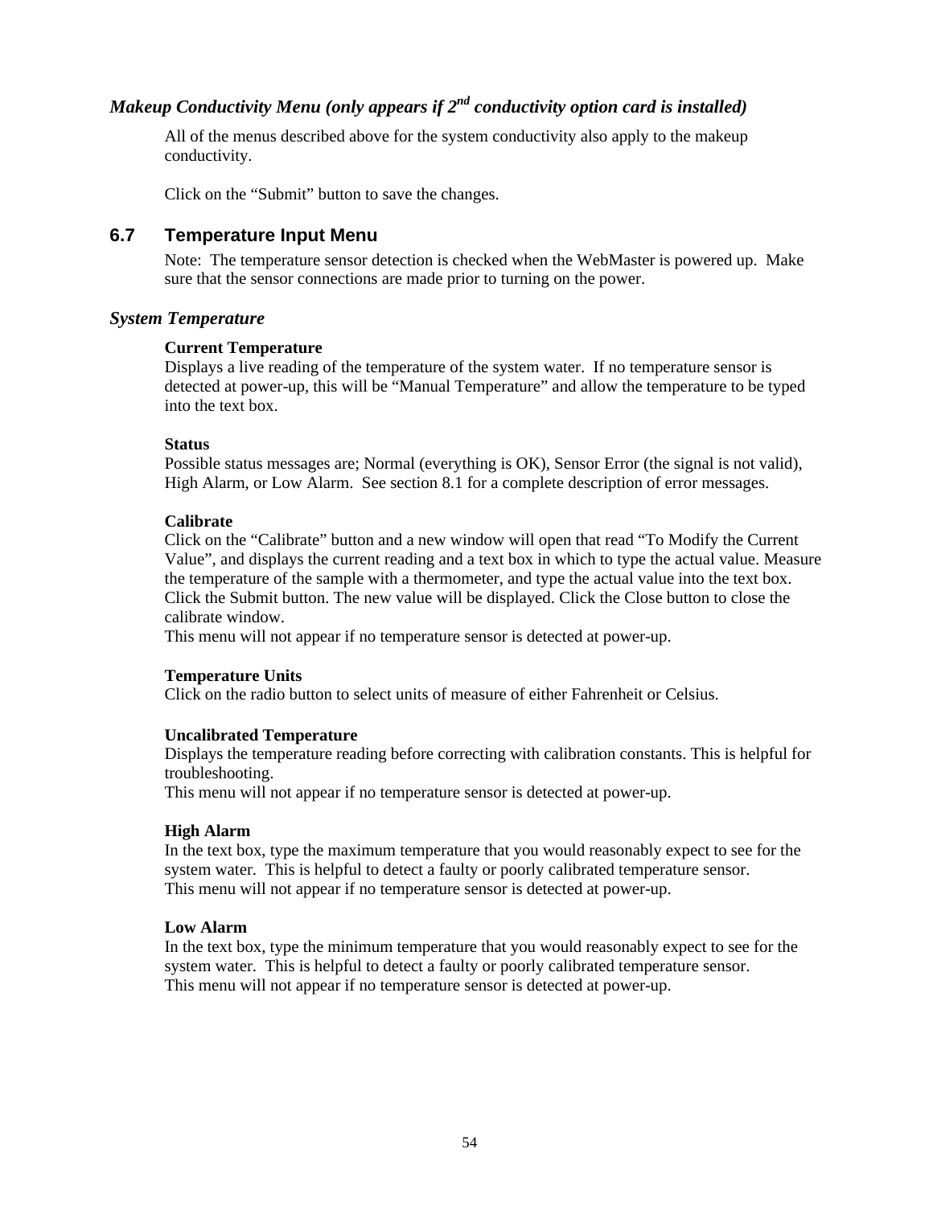### *Makeup Conductivity Menu (only appears if 2nd conductivity option card is installed)*

All of the menus described above for the system conductivity also apply to the makeup conductivity.

Click on the “Submit” button to save the changes.

## 6.7 Temperature Input Menu

Note: The temperature sensor detection is checked when the WebMaster is powered up. Make sure that the sensor connections are made prior to turning on the power.

### *System Temperature*

**Current Temperature**
Displays a live reading of the temperature of the system water. If no temperature sensor is detected at power-up, this will be “Manual Temperature” and allow the temperature to be typed into the text box.

**Status**
Possible status messages are; Normal (everything is OK), Sensor Error (the signal is not valid), High Alarm, or Low Alarm. See section 8.1 for a complete description of error messages.

**Calibrate**
Click on the “Calibrate” button and a new window will open that read “To Modify the Current Value”, and displays the current reading and a text box in which to type the actual value. Measure the temperature of the sample with a thermometer, and type the actual value into the text box. Click the Submit button. The new value will be displayed. Click the Close button to close the calibrate window.
This menu will not appear if no temperature sensor is detected at power-up.

**Temperature Units**
Click on the radio button to select units of measure of either Fahrenheit or Celsius.

**Uncalibrated Temperature**
Displays the temperature reading before correcting with calibration constants. This is helpful for troubleshooting.
This menu will not appear if no temperature sensor is detected at power-up.

**High Alarm**
In the text box, type the maximum temperature that you would reasonably expect to see for the system water. This is helpful to detect a faulty or poorly calibrated temperature sensor.
This menu will not appear if no temperature sensor is detected at power-up.

**Low Alarm**
In the text box, type the minimum temperature that you would reasonably expect to see for the system water. This is helpful to detect a faulty or poorly calibrated temperature sensor.
This menu will not appear if no temperature sensor is detected at power-up.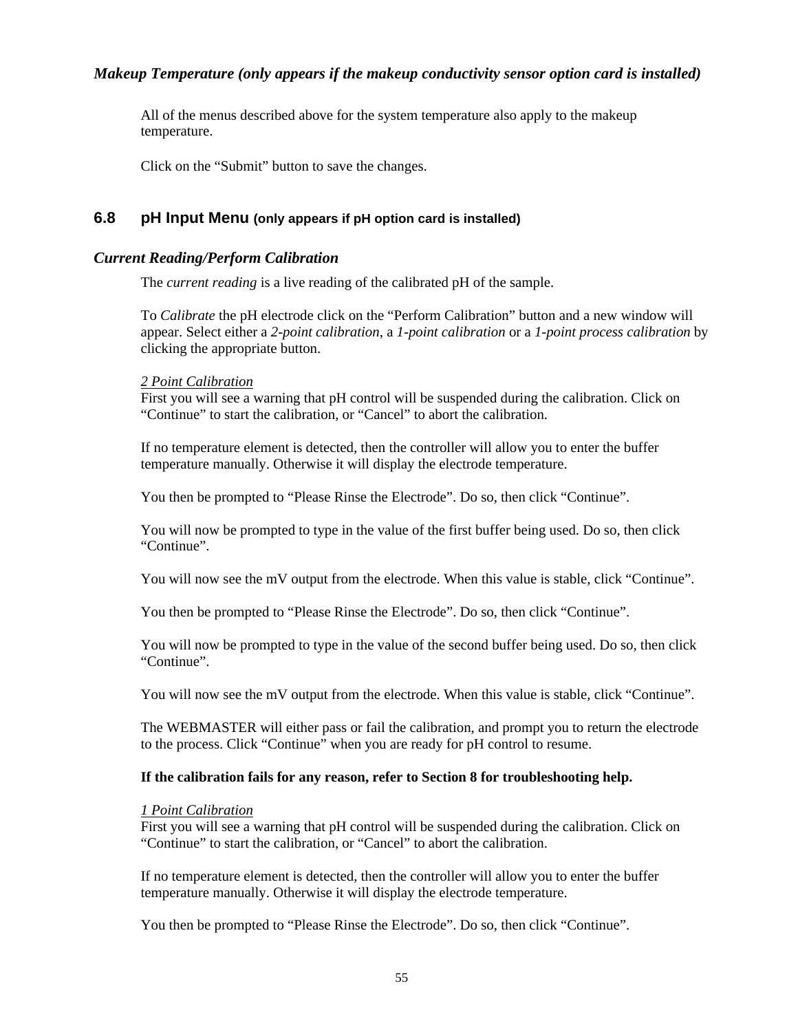*Makeup Temperature (only appears if the makeup conductivity sensor option card is installed)*

All of the menus described above for the system temperature also apply to the makeup temperature.

Click on the "Submit" button to save the changes.

## 6.8 pH Input Menu (only appears if pH option card is installed)

### *Current Reading/Perform Calibration*

The *current reading* is a live reading of the calibrated pH of the sample.

To *Calibrate* the pH electrode click on the "Perform Calibration" button and a new window will appear. Select either a *2-point calibration*, a *1-point calibration* or a *1-point process calibration* by clicking the appropriate button.

<u>2 Point Calibration</u>
First you will see a warning that pH control will be suspended during the calibration. Click on "Continue" to start the calibration, or "Cancel" to abort the calibration.

If no temperature element is detected, then the controller will allow you to enter the buffer temperature manually. Otherwise it will display the electrode temperature.

You then be prompted to "Please Rinse the Electrode". Do so, then click "Continue".

You will now be prompted to type in the value of the first buffer being used. Do so, then click "Continue".

You will now see the mV output from the electrode. When this value is stable, click "Continue".

You then be prompted to "Please Rinse the Electrode". Do so, then click "Continue".

You will now be prompted to type in the value of the second buffer being used. Do so, then click "Continue".

You will now see the mV output from the electrode. When this value is stable, click "Continue".

The WEBMASTER will either pass or fail the calibration, and prompt you to return the electrode to the process. Click "Continue" when you are ready for pH control to resume.

**If the calibration fails for any reason, refer to Section 8 for troubleshooting help.**

<u>1 Point Calibration</u>
First you will see a warning that pH control will be suspended during the calibration. Click on "Continue" to start the calibration, or "Cancel" to abort the calibration.

If no temperature element is detected, then the controller will allow you to enter the buffer temperature manually. Otherwise it will display the electrode temperature.

You then be prompted to "Please Rinse the Electrode". Do so, then click "Continue".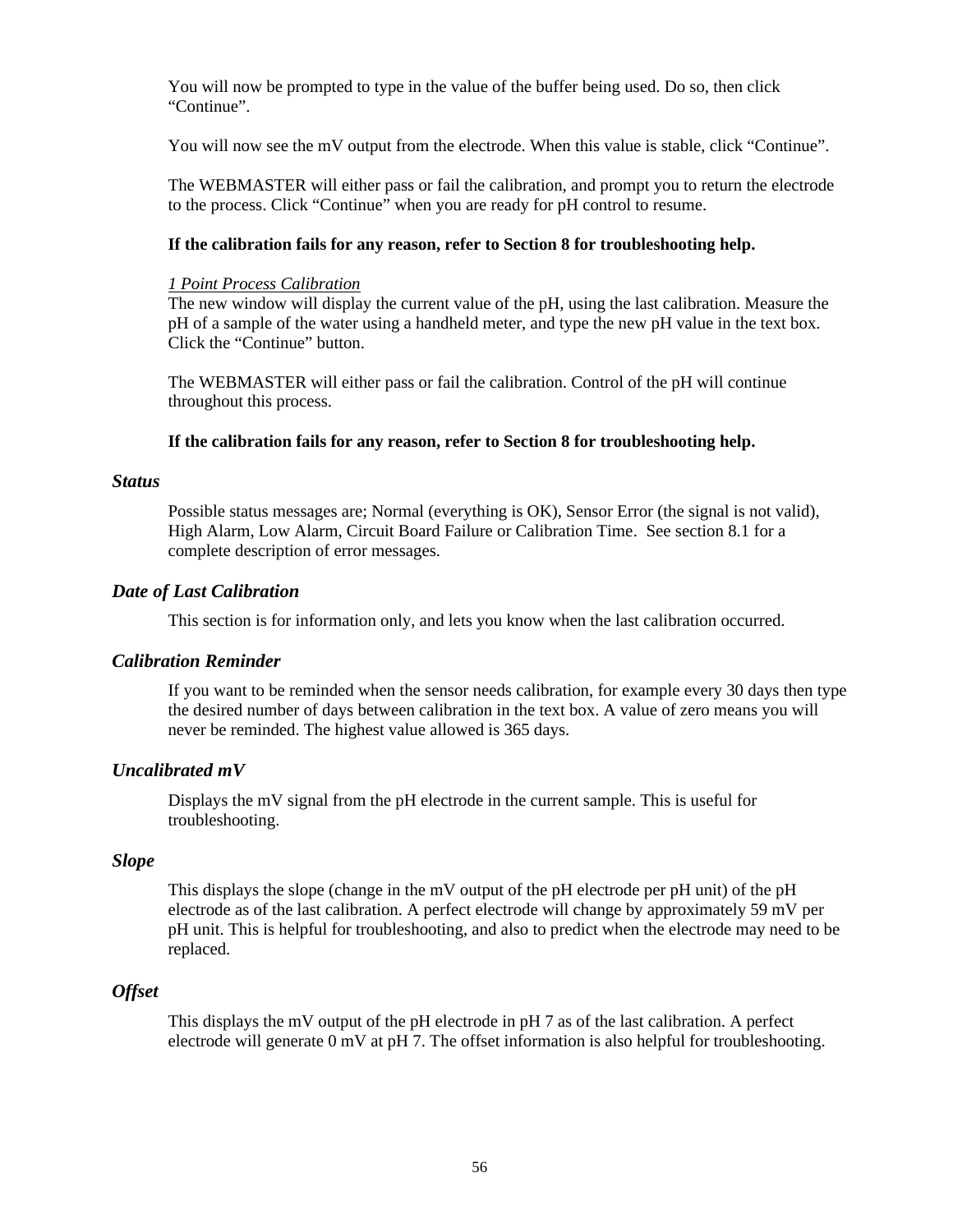You will now be prompted to type in the value of the buffer being used. Do so, then click “Continue”.

You will now see the mV output from the electrode. When this value is stable, click “Continue”.

The WEBMASTER will either pass or fail the calibration, and prompt you to return the electrode to the process. Click “Continue” when you are ready for pH control to resume.

**If the calibration fails for any reason, refer to Section 8 for troubleshooting help.**

*1 Point Process Calibration*

The new window will display the current value of the pH, using the last calibration. Measure the pH of a sample of the water using a handheld meter, and type the new pH value in the text box. Click the “Continue” button.

The WEBMASTER will either pass or fail the calibration. Control of the pH will continue throughout this process.

**If the calibration fails for any reason, refer to Section 8 for troubleshooting help.**

### *Status*

Possible status messages are; Normal (everything is OK), Sensor Error (the signal is not valid), High Alarm, Low Alarm, Circuit Board Failure or Calibration Time. See section 8.1 for a complete description of error messages.

### *Date of Last Calibration*

This section is for information only, and lets you know when the last calibration occurred.

### *Calibration Reminder*

If you want to be reminded when the sensor needs calibration, for example every 30 days then type the desired number of days between calibration in the text box. A value of zero means you will never be reminded. The highest value allowed is 365 days.

### *Uncalibrated mV*

Displays the mV signal from the pH electrode in the current sample. This is useful for troubleshooting.

### *Slope*

This displays the slope (change in the mV output of the pH electrode per pH unit) of the pH electrode as of the last calibration. A perfect electrode will change by approximately 59 mV per pH unit. This is helpful for troubleshooting, and also to predict when the electrode may need to be replaced.

### *Offset*

This displays the mV output of the pH electrode in pH 7 as of the last calibration. A perfect electrode will generate 0 mV at pH 7. The offset information is also helpful for troubleshooting.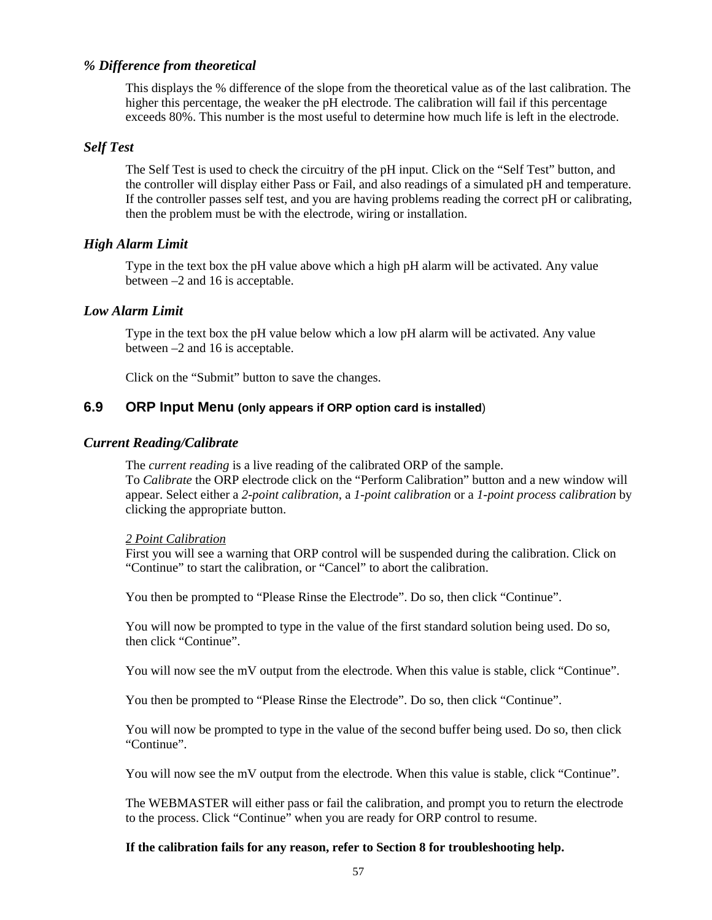### *% Difference from theoretical*

This displays the % difference of the slope from the theoretical value as of the last calibration. The higher this percentage, the weaker the pH electrode. The calibration will fail if this percentage exceeds 80%. This number is the most useful to determine how much life is left in the electrode.

### *Self Test*

The Self Test is used to check the circuitry of the pH input. Click on the “Self Test” button, and the controller will display either Pass or Fail, and also readings of a simulated pH and temperature. If the controller passes self test, and you are having problems reading the correct pH or calibrating, then the problem must be with the electrode, wiring or installation.

### *High Alarm Limit*

Type in the text box the pH value above which a high pH alarm will be activated. Any value between –2 and 16 is acceptable.

### *Low Alarm Limit*

Type in the text box the pH value below which a low pH alarm will be activated. Any value between –2 and 16 is acceptable.

Click on the “Submit” button to save the changes.

## 6.9 ORP Input Menu (only appears if ORP option card is installed)

### *Current Reading/Calibrate*

The *current reading* is a live reading of the calibrated ORP of the sample.
To *Calibrate* the ORP electrode click on the “Perform Calibration” button and a new window will appear. Select either a *2-point calibration*, a *1-point calibration* or a *1-point process calibration* by clicking the appropriate button.

*2 Point Calibration*
First you will see a warning that ORP control will be suspended during the calibration. Click on “Continue” to start the calibration, or “Cancel” to abort the calibration.

You then be prompted to “Please Rinse the Electrode”. Do so, then click “Continue”.

You will now be prompted to type in the value of the first standard solution being used. Do so, then click “Continue”.

You will now see the mV output from the electrode. When this value is stable, click “Continue”.

You then be prompted to “Please Rinse the Electrode”. Do so, then click “Continue”.

You will now be prompted to type in the value of the second buffer being used. Do so, then click “Continue”.

You will now see the mV output from the electrode. When this value is stable, click “Continue”.

The WEBMASTER will either pass or fail the calibration, and prompt you to return the electrode to the process. Click “Continue” when you are ready for ORP control to resume.

**If the calibration fails for any reason, refer to Section 8 for troubleshooting help.**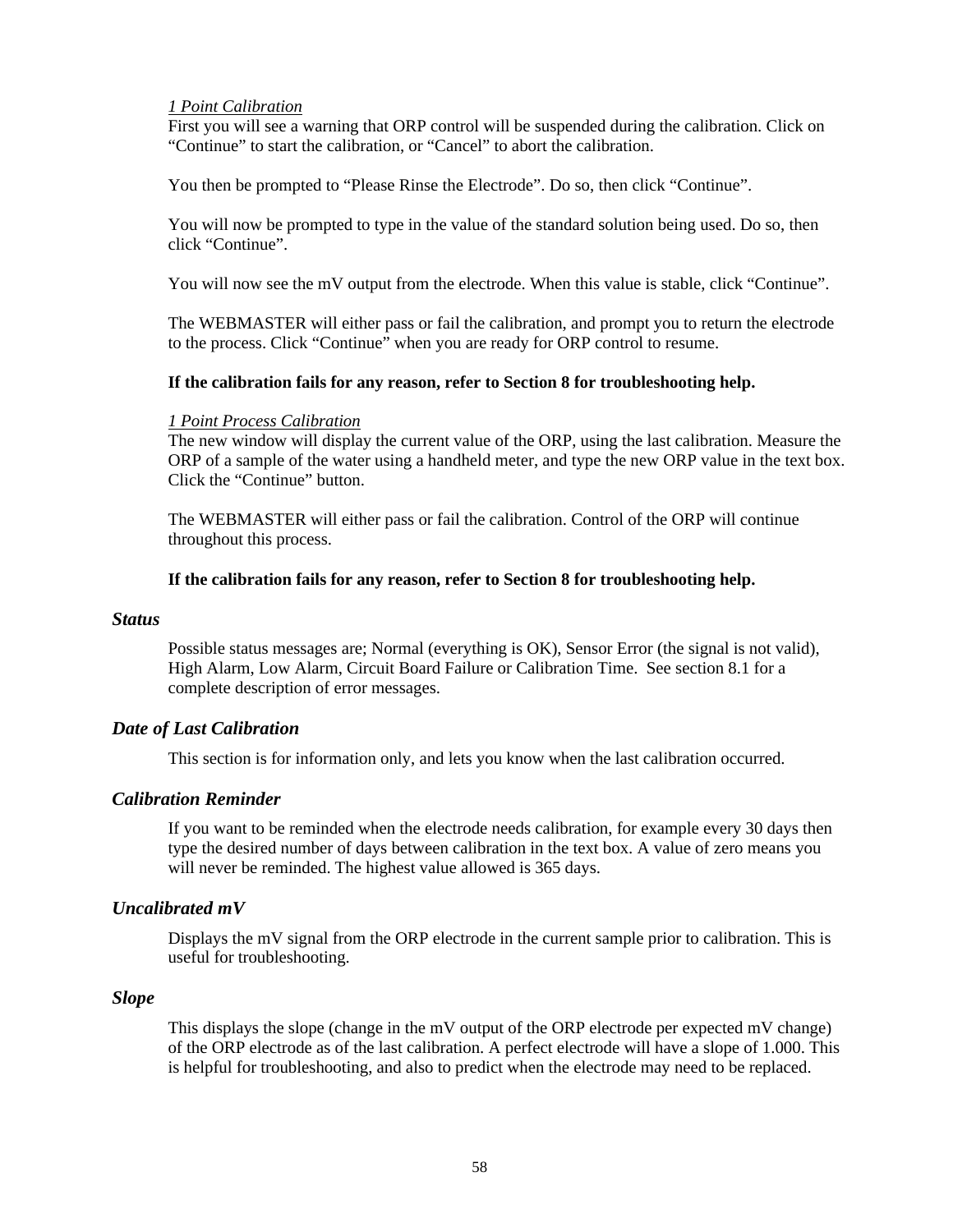*1 Point Calibration*

First you will see a warning that ORP control will be suspended during the calibration. Click on "Continue" to start the calibration, or "Cancel" to abort the calibration.

You then be prompted to "Please Rinse the Electrode". Do so, then click "Continue".

You will now be prompted to type in the value of the standard solution being used. Do so, then click "Continue".

You will now see the mV output from the electrode. When this value is stable, click "Continue".

The WEBMASTER will either pass or fail the calibration, and prompt you to return the electrode to the process. Click "Continue" when you are ready for ORP control to resume.

**If the calibration fails for any reason, refer to Section 8 for troubleshooting help.**

*1 Point Process Calibration*

The new window will display the current value of the ORP, using the last calibration. Measure the ORP of a sample of the water using a handheld meter, and type the new ORP value in the text box. Click the "Continue" button.

The WEBMASTER will either pass or fail the calibration. Control of the ORP will continue throughout this process.

**If the calibration fails for any reason, refer to Section 8 for troubleshooting help.**

### *Status*

Possible status messages are; Normal (everything is OK), Sensor Error (the signal is not valid), High Alarm, Low Alarm, Circuit Board Failure or Calibration Time. See section 8.1 for a complete description of error messages.

### *Date of Last Calibration*

This section is for information only, and lets you know when the last calibration occurred.

### *Calibration Reminder*

If you want to be reminded when the electrode needs calibration, for example every 30 days then type the desired number of days between calibration in the text box. A value of zero means you will never be reminded. The highest value allowed is 365 days.

### *Uncalibrated mV*

Displays the mV signal from the ORP electrode in the current sample prior to calibration. This is useful for troubleshooting.

### *Slope*

This displays the slope (change in the mV output of the ORP electrode per expected mV change) of the ORP electrode as of the last calibration. A perfect electrode will have a slope of 1.000. This is helpful for troubleshooting, and also to predict when the electrode may need to be replaced.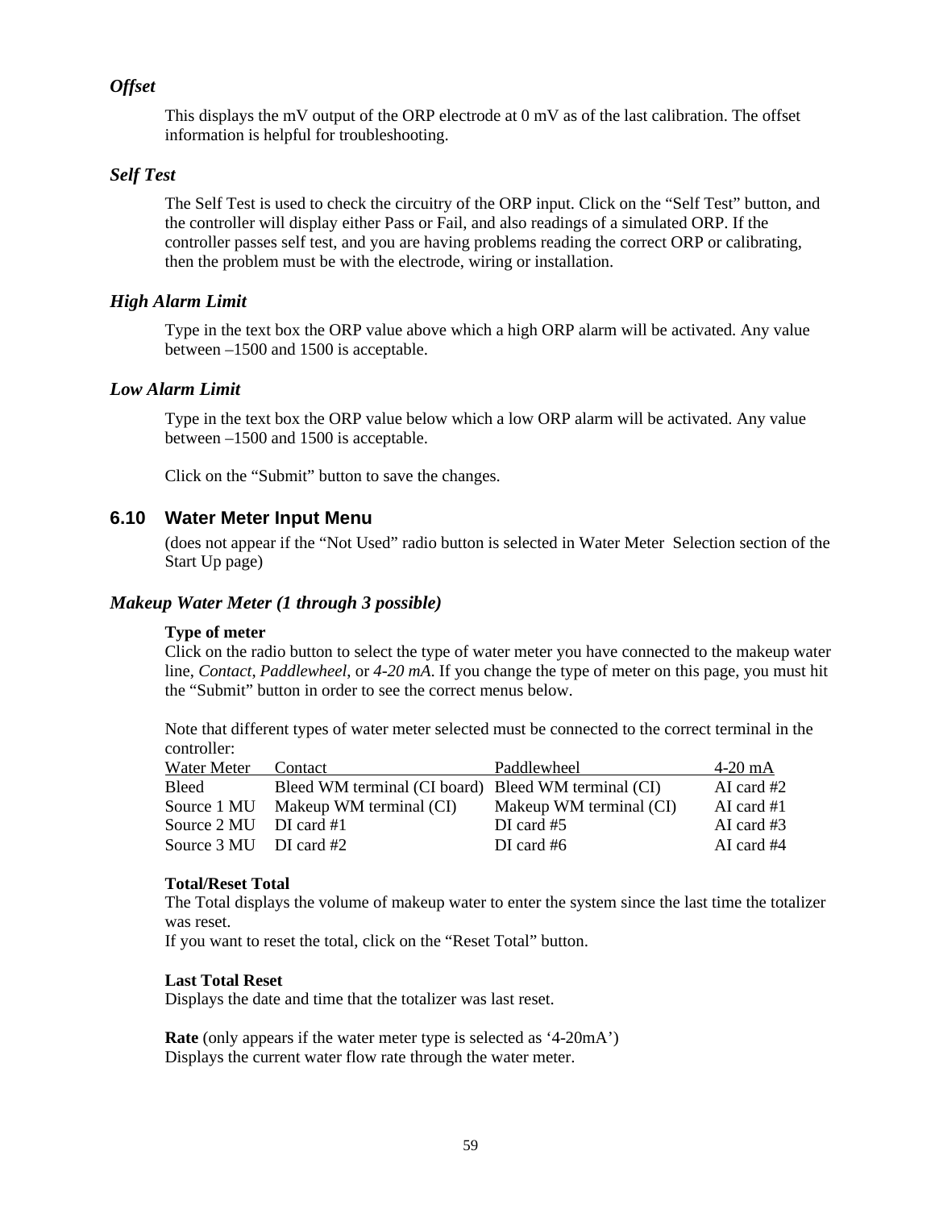### *Offset*

This displays the mV output of the ORP electrode at 0 mV as of the last calibration. The offset information is helpful for troubleshooting.

### *Self Test*

The Self Test is used to check the circuitry of the ORP input. Click on the "Self Test" button, and the controller will display either Pass or Fail, and also readings of a simulated ORP. If the controller passes self test, and you are having problems reading the correct ORP or calibrating, then the problem must be with the electrode, wiring or installation.

### *High Alarm Limit*

Type in the text box the ORP value above which a high ORP alarm will be activated. Any value between –1500 and 1500 is acceptable.

### *Low Alarm Limit*

Type in the text box the ORP value below which a low ORP alarm will be activated. Any value between –1500 and 1500 is acceptable.

Click on the "Submit" button to save the changes.

## 6.10 Water Meter Input Menu

(does not appear if the "Not Used" radio button is selected in Water Meter Selection section of the Start Up page)

### *Makeup Water Meter (1 through 3 possible)*

**Type of meter**
Click on the radio button to select the type of water meter you have connected to the makeup water line, *Contact*, *Paddlewheel*, or *4-20 mA*. If you change the type of meter on this page, you must hit the "Submit" button in order to see the correct menus below.

Note that different types of water meter selected must be connected to the correct terminal in the controller:

| Water Meter | Contact | Paddlewheel | 4-20 mA |
|---|---|---|---|
| Bleed | Bleed WM terminal (CI board) | Bleed WM terminal (CI) | AI card #2 |
| Source 1 MU | Makeup WM terminal (CI) | Makeup WM terminal (CI) | AI card #1 |
| Source 2 MU | DI card #1 | DI card #5 | AI card #3 |
| Source 3 MU | DI card #2 | DI card #6 | AI card #4 |

**Total/Reset Total**
The Total displays the volume of makeup water to enter the system since the last time the totalizer was reset.
If you want to reset the total, click on the "Reset Total" button.

**Last Total Reset**
Displays the date and time that the totalizer was last reset.

**Rate** (only appears if the water meter type is selected as '4-20mA')
Displays the current water flow rate through the water meter.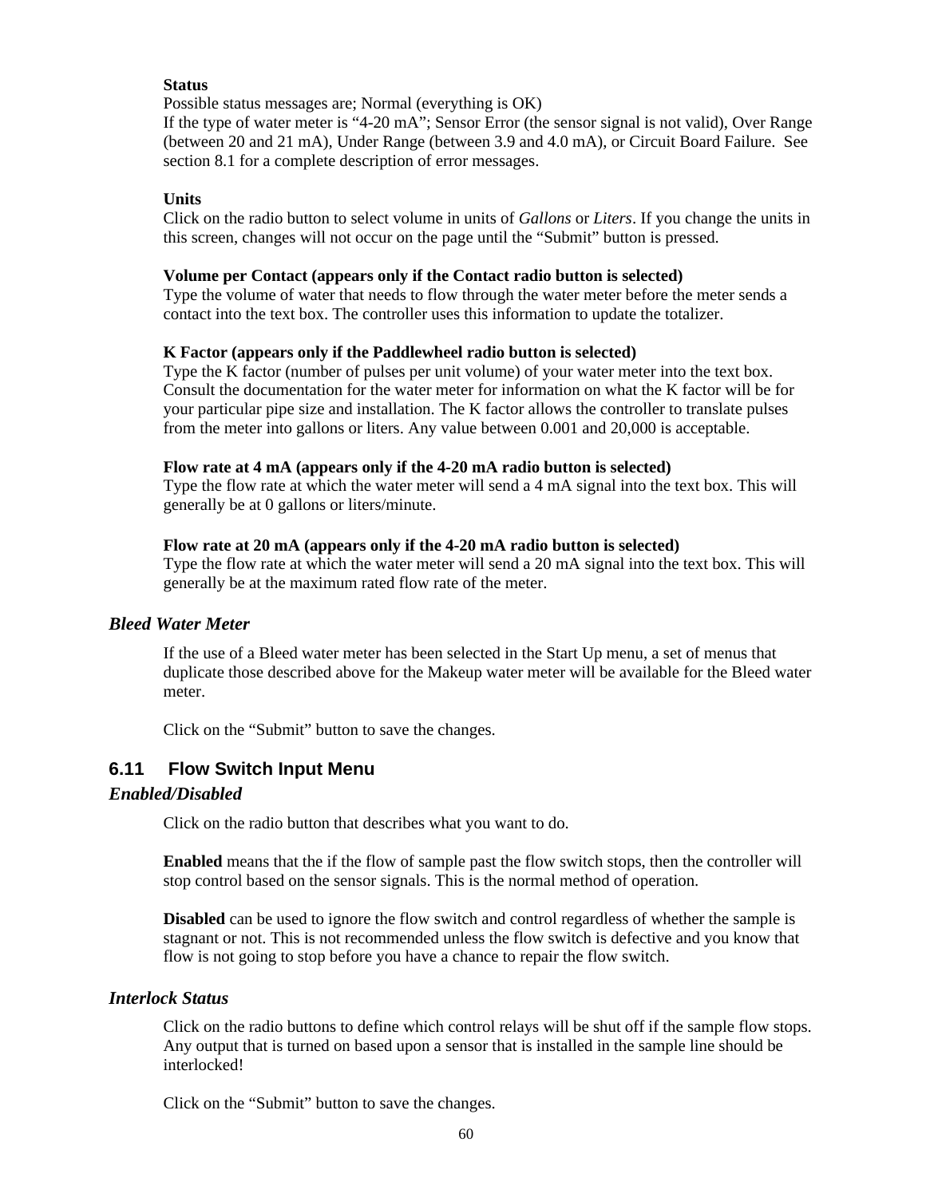**Status**

Possible status messages are; Normal (everything is OK)
If the type of water meter is “4-20 mA”; Sensor Error (the sensor signal is not valid), Over Range (between 20 and 21 mA), Under Range (between 3.9 and 4.0 mA), or Circuit Board Failure. See section 8.1 for a complete description of error messages.

**Units**

Click on the radio button to select volume in units of *Gallons* or *Liters*. If you change the units in this screen, changes will not occur on the page until the “Submit” button is pressed.

**Volume per Contact (appears only if the Contact radio button is selected)**

Type the volume of water that needs to flow through the water meter before the meter sends a contact into the text box. The controller uses this information to update the totalizer.

**K Factor (appears only if the Paddlewheel radio button is selected)**

Type the K factor (number of pulses per unit volume) of your water meter into the text box. Consult the documentation for the water meter for information on what the K factor will be for your particular pipe size and installation. The K factor allows the controller to translate pulses from the meter into gallons or liters. Any value between 0.001 and 20,000 is acceptable.

**Flow rate at 4 mA (appears only if the 4-20 mA radio button is selected)**

Type the flow rate at which the water meter will send a 4 mA signal into the text box. This will generally be at 0 gallons or liters/minute.

**Flow rate at 20 mA (appears only if the 4-20 mA radio button is selected)**

Type the flow rate at which the water meter will send a 20 mA signal into the text box. This will generally be at the maximum rated flow rate of the meter.

### *Bleed Water Meter*

If the use of a Bleed water meter has been selected in the Start Up menu, a set of menus that duplicate those described above for the Makeup water meter will be available for the Bleed water meter.

Click on the “Submit” button to save the changes.

## 6.11 Flow Switch Input Menu

### *Enabled/Disabled*

Click on the radio button that describes what you want to do.

**Enabled** means that the if the flow of sample past the flow switch stops, then the controller will stop control based on the sensor signals. This is the normal method of operation.

**Disabled** can be used to ignore the flow switch and control regardless of whether the sample is stagnant or not. This is not recommended unless the flow switch is defective and you know that flow is not going to stop before you have a chance to repair the flow switch.

### *Interlock Status*

Click on the radio buttons to define which control relays will be shut off if the sample flow stops. Any output that is turned on based upon a sensor that is installed in the sample line should be interlocked!

Click on the “Submit” button to save the changes.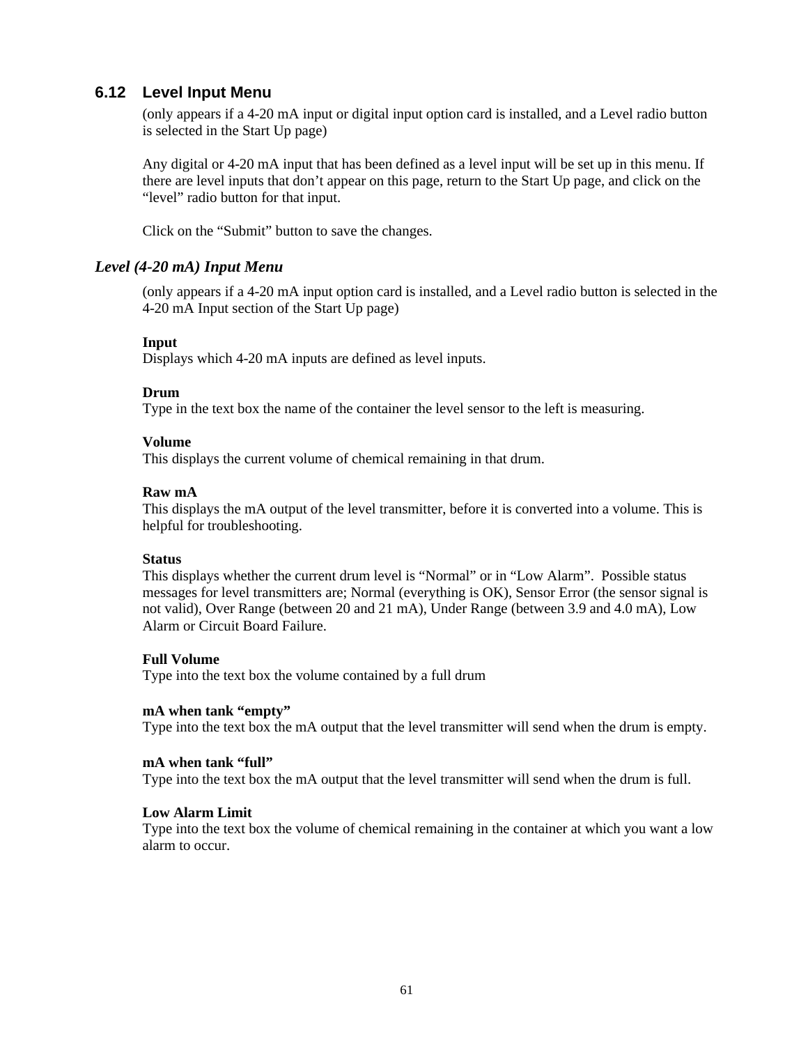## 6.12 Level Input Menu

(only appears if a 4-20 mA input or digital input option card is installed, and a Level radio button is selected in the Start Up page)

Any digital or 4-20 mA input that has been defined as a level input will be set up in this menu. If there are level inputs that don't appear on this page, return to the Start Up page, and click on the "level" radio button for that input.

Click on the "Submit" button to save the changes.

### *Level (4-20 mA) Input Menu*

(only appears if a 4-20 mA input option card is installed, and a Level radio button is selected in the 4-20 mA Input section of the Start Up page)

**Input**
Displays which 4-20 mA inputs are defined as level inputs.

**Drum**
Type in the text box the name of the container the level sensor to the left is measuring.

**Volume**
This displays the current volume of chemical remaining in that drum.

**Raw mA**
This displays the mA output of the level transmitter, before it is converted into a volume. This is helpful for troubleshooting.

**Status**
This displays whether the current drum level is "Normal" or in "Low Alarm". Possible status messages for level transmitters are; Normal (everything is OK), Sensor Error (the sensor signal is not valid), Over Range (between 20 and 21 mA), Under Range (between 3.9 and 4.0 mA), Low Alarm or Circuit Board Failure.

**Full Volume**
Type into the text box the volume contained by a full drum

**mA when tank "empty"**
Type into the text box the mA output that the level transmitter will send when the drum is empty.

**mA when tank "full"**
Type into the text box the mA output that the level transmitter will send when the drum is full.

**Low Alarm Limit**
Type into the text box the volume of chemical remaining in the container at which you want a low alarm to occur.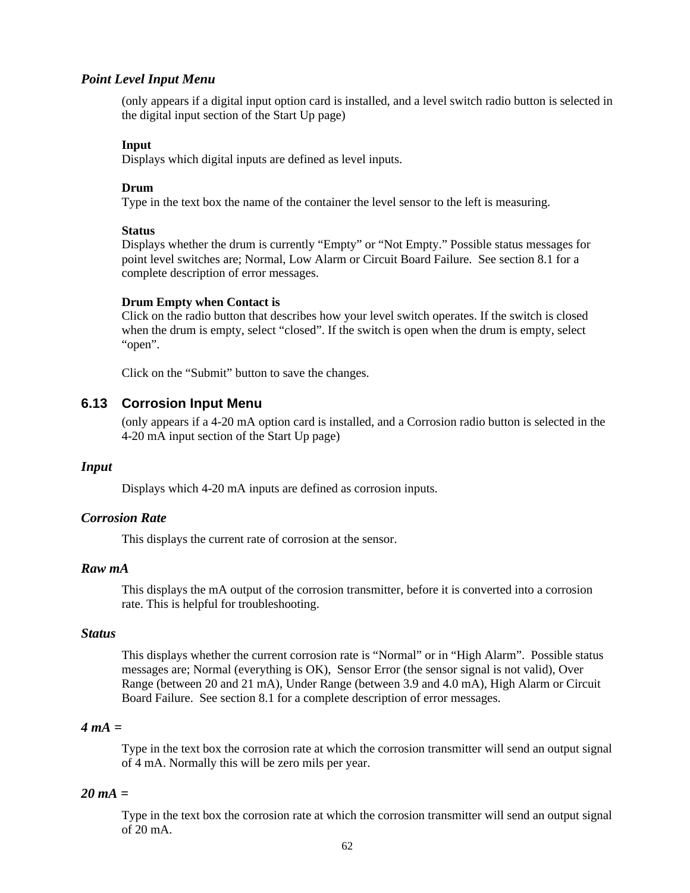### *Point Level Input Menu*

(only appears if a digital input option card is installed, and a level switch radio button is selected in the digital input section of the Start Up page)

**Input**
Displays which digital inputs are defined as level inputs.

**Drum**
Type in the text box the name of the container the level sensor to the left is measuring.

**Status**
Displays whether the drum is currently "Empty" or "Not Empty." Possible status messages for point level switches are; Normal, Low Alarm or Circuit Board Failure. See section 8.1 for a complete description of error messages.

**Drum Empty when Contact is**
Click on the radio button that describes how your level switch operates. If the switch is closed when the drum is empty, select "closed". If the switch is open when the drum is empty, select "open".

Click on the "Submit" button to save the changes.

## 6.13 Corrosion Input Menu

(only appears if a 4-20 mA option card is installed, and a Corrosion radio button is selected in the 4-20 mA input section of the Start Up page)

### *Input*

Displays which 4-20 mA inputs are defined as corrosion inputs.

### *Corrosion Rate*

This displays the current rate of corrosion at the sensor.

### *Raw mA*

This displays the mA output of the corrosion transmitter, before it is converted into a corrosion rate. This is helpful for troubleshooting.

### *Status*

This displays whether the current corrosion rate is "Normal" or in "High Alarm". Possible status messages are; Normal (everything is OK), Sensor Error (the sensor signal is not valid), Over Range (between 20 and 21 mA), Under Range (between 3.9 and 4.0 mA), High Alarm or Circuit Board Failure. See section 8.1 for a complete description of error messages.

### *4 mA =*

Type in the text box the corrosion rate at which the corrosion transmitter will send an output signal of 4 mA. Normally this will be zero mils per year.

### *20 mA =*

Type in the text box the corrosion rate at which the corrosion transmitter will send an output signal of 20 mA.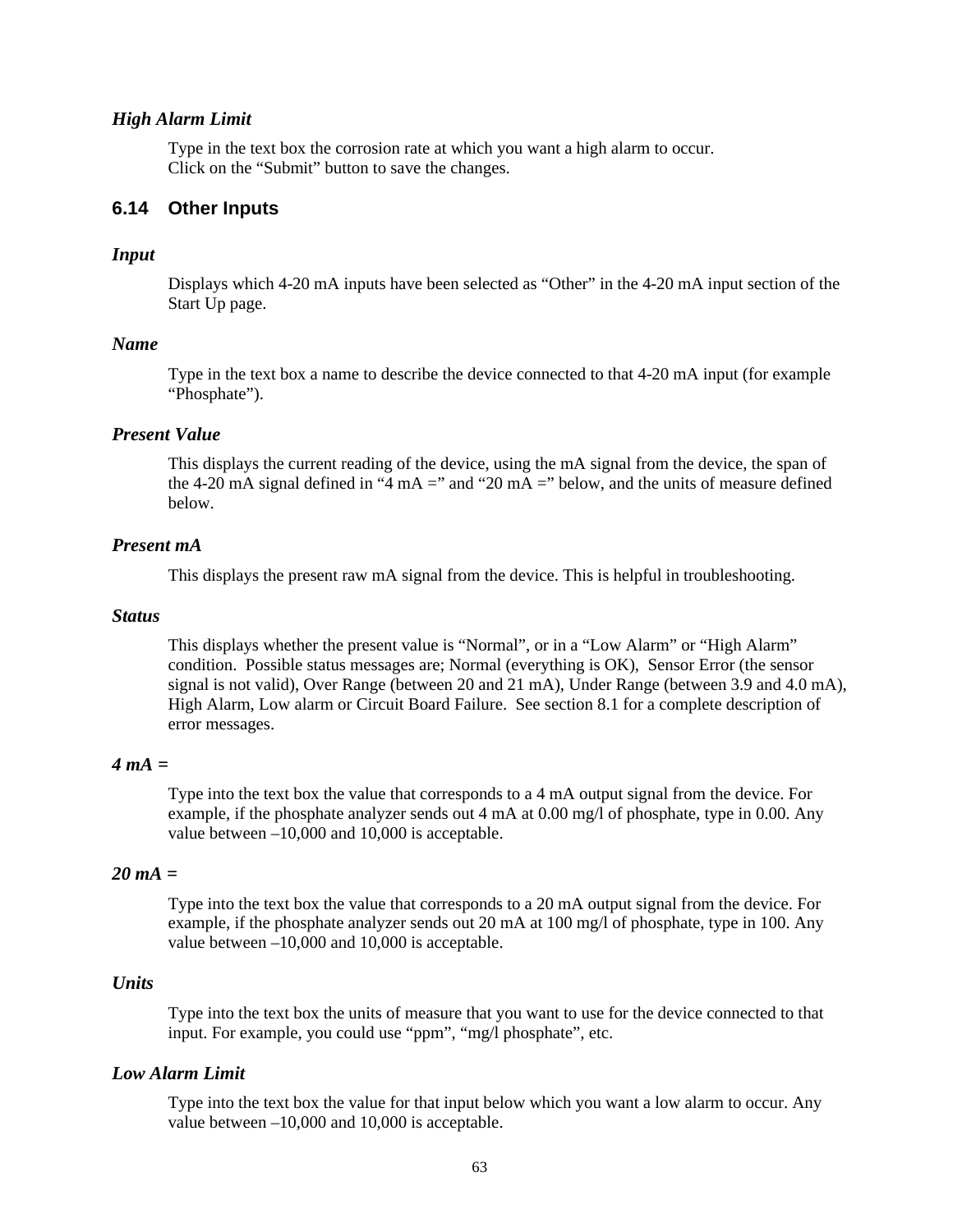### *High Alarm Limit*

Type in the text box the corrosion rate at which you want a high alarm to occur.
Click on the "Submit" button to save the changes.

## 6.14 Other Inputs

### *Input*

Displays which 4-20 mA inputs have been selected as "Other" in the 4-20 mA input section of the Start Up page.

### *Name*

Type in the text box a name to describe the device connected to that 4-20 mA input (for example "Phosphate").

### *Present Value*

This displays the current reading of the device, using the mA signal from the device, the span of the 4-20 mA signal defined in "4 mA =" and "20 mA =" below, and the units of measure defined below.

### *Present mA*

This displays the present raw mA signal from the device. This is helpful in troubleshooting.

### *Status*

This displays whether the present value is "Normal", or in a "Low Alarm" or "High Alarm" condition. Possible status messages are; Normal (everything is OK), Sensor Error (the sensor signal is not valid), Over Range (between 20 and 21 mA), Under Range (between 3.9 and 4.0 mA), High Alarm, Low alarm or Circuit Board Failure. See section 8.1 for a complete description of error messages.

### *4 mA =*

Type into the text box the value that corresponds to a 4 mA output signal from the device. For example, if the phosphate analyzer sends out 4 mA at 0.00 mg/l of phosphate, type in 0.00. Any value between –10,000 and 10,000 is acceptable.

### *20 mA =*

Type into the text box the value that corresponds to a 20 mA output signal from the device. For example, if the phosphate analyzer sends out 20 mA at 100 mg/l of phosphate, type in 100. Any value between –10,000 and 10,000 is acceptable.

### *Units*

Type into the text box the units of measure that you want to use for the device connected to that input. For example, you could use "ppm", "mg/l phosphate", etc.

### *Low Alarm Limit*

Type into the text box the value for that input below which you want a low alarm to occur. Any value between –10,000 and 10,000 is acceptable.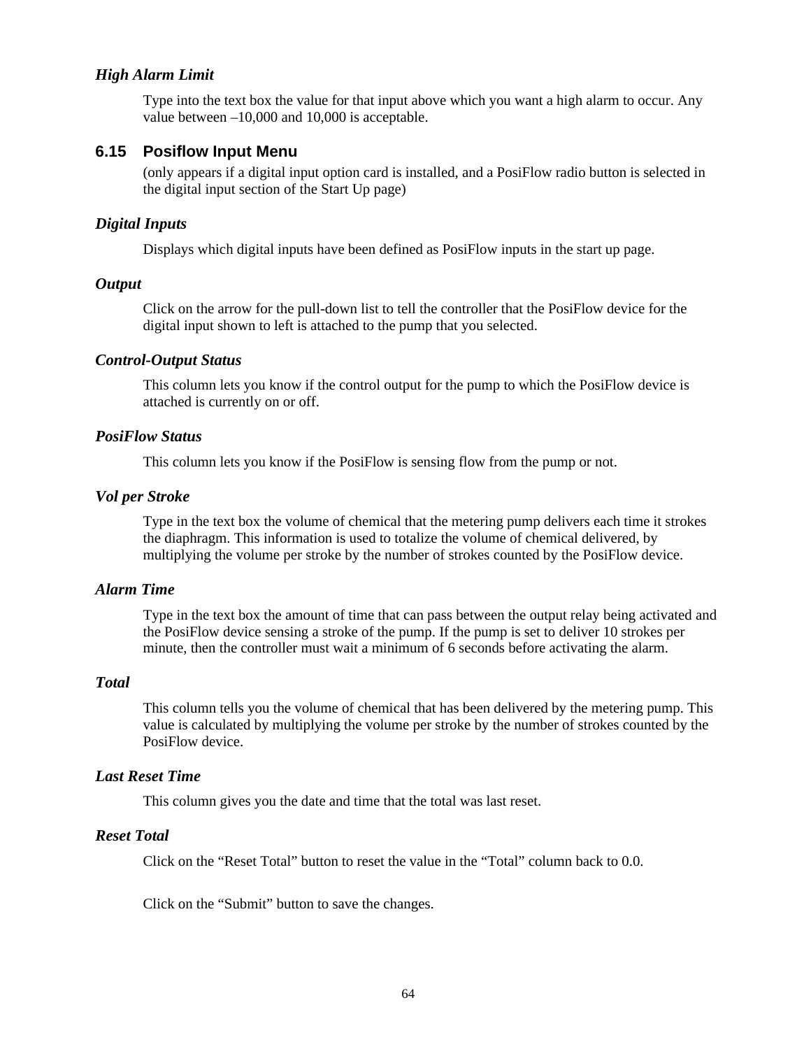### *High Alarm Limit*

Type into the text box the value for that input above which you want a high alarm to occur. Any value between –10,000 and 10,000 is acceptable.

## 6.15 Posiflow Input Menu

(only appears if a digital input option card is installed, and a PosiFlow radio button is selected in the digital input section of the Start Up page)

### *Digital Inputs*

Displays which digital inputs have been defined as PosiFlow inputs in the start up page.

### *Output*

Click on the arrow for the pull-down list to tell the controller that the PosiFlow device for the digital input shown to left is attached to the pump that you selected.

### *Control-Output Status*

This column lets you know if the control output for the pump to which the PosiFlow device is attached is currently on or off.

### *PosiFlow Status*

This column lets you know if the PosiFlow is sensing flow from the pump or not.

### *Vol per Stroke*

Type in the text box the volume of chemical that the metering pump delivers each time it strokes the diaphragm. This information is used to totalize the volume of chemical delivered, by multiplying the volume per stroke by the number of strokes counted by the PosiFlow device.

### *Alarm Time*

Type in the text box the amount of time that can pass between the output relay being activated and the PosiFlow device sensing a stroke of the pump. If the pump is set to deliver 10 strokes per minute, then the controller must wait a minimum of 6 seconds before activating the alarm.

### *Total*

This column tells you the volume of chemical that has been delivered by the metering pump. This value is calculated by multiplying the volume per stroke by the number of strokes counted by the PosiFlow device.

### *Last Reset Time*

This column gives you the date and time that the total was last reset.

### *Reset Total*

Click on the “Reset Total” button to reset the value in the “Total” column back to 0.0.

Click on the “Submit” button to save the changes.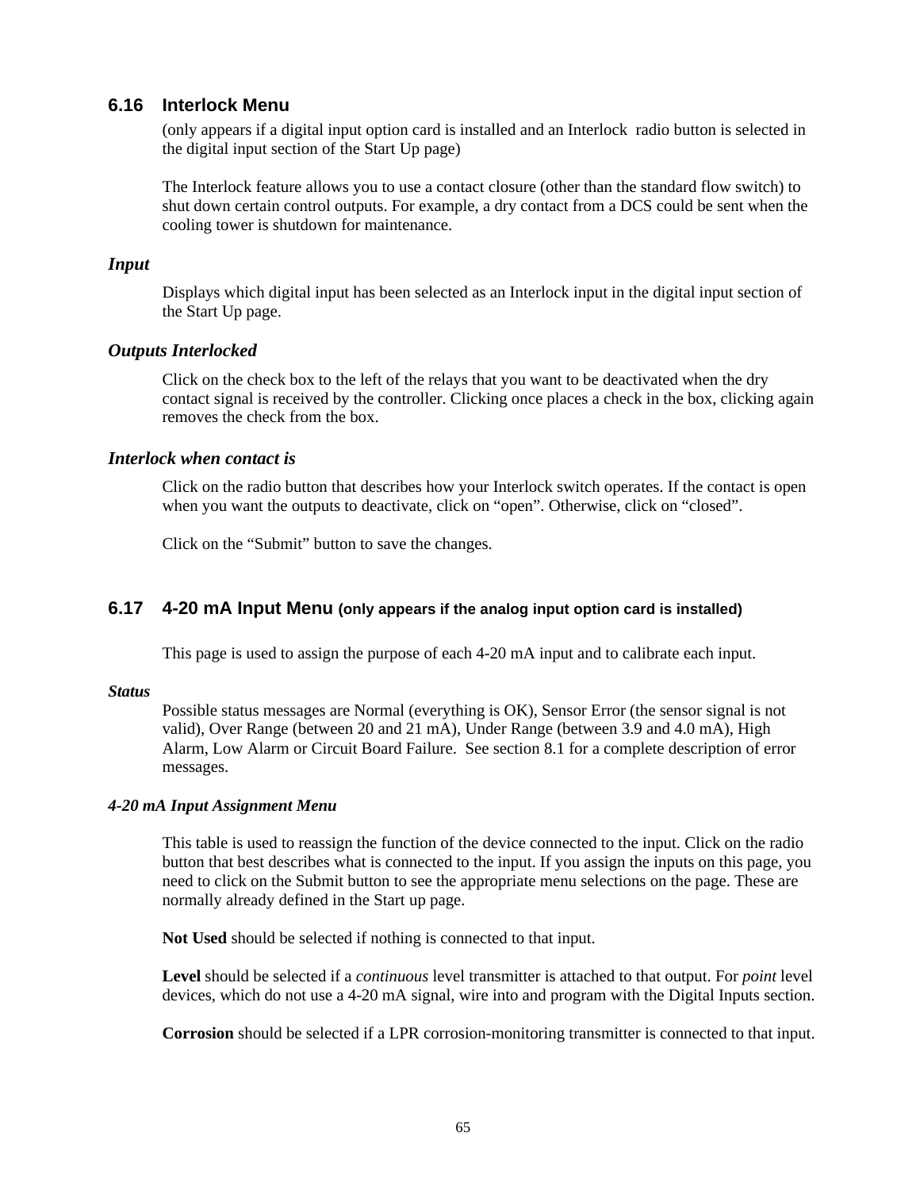## 6.16 Interlock Menu

(only appears if a digital input option card is installed and an Interlock radio button is selected in the digital input section of the Start Up page)

The Interlock feature allows you to use a contact closure (other than the standard flow switch) to shut down certain control outputs. For example, a dry contact from a DCS could be sent when the cooling tower is shutdown for maintenance.

### *Input*

Displays which digital input has been selected as an Interlock input in the digital input section of the Start Up page.

### *Outputs Interlocked*

Click on the check box to the left of the relays that you want to be deactivated when the dry contact signal is received by the controller. Clicking once places a check in the box, clicking again removes the check from the box.

### *Interlock when contact is*

Click on the radio button that describes how your Interlock switch operates. If the contact is open when you want the outputs to deactivate, click on “open”. Otherwise, click on “closed”.

Click on the “Submit” button to save the changes.

## 6.17 4-20 mA Input Menu (only appears if the analog input option card is installed)

This page is used to assign the purpose of each 4-20 mA input and to calibrate each input.

#### *Status*

Possible status messages are Normal (everything is OK), Sensor Error (the sensor signal is not valid), Over Range (between 20 and 21 mA), Under Range (between 3.9 and 4.0 mA), High Alarm, Low Alarm or Circuit Board Failure. See section 8.1 for a complete description of error messages.

#### *4-20 mA Input Assignment Menu*

This table is used to reassign the function of the device connected to the input. Click on the radio button that best describes what is connected to the input. If you assign the inputs on this page, you need to click on the Submit button to see the appropriate menu selections on the page. These are normally already defined in the Start up page.

**Not Used** should be selected if nothing is connected to that input.

**Level** should be selected if a *continuous* level transmitter is attached to that output. For *point* level devices, which do not use a 4-20 mA signal, wire into and program with the Digital Inputs section.

**Corrosion** should be selected if a LPR corrosion-monitoring transmitter is connected to that input.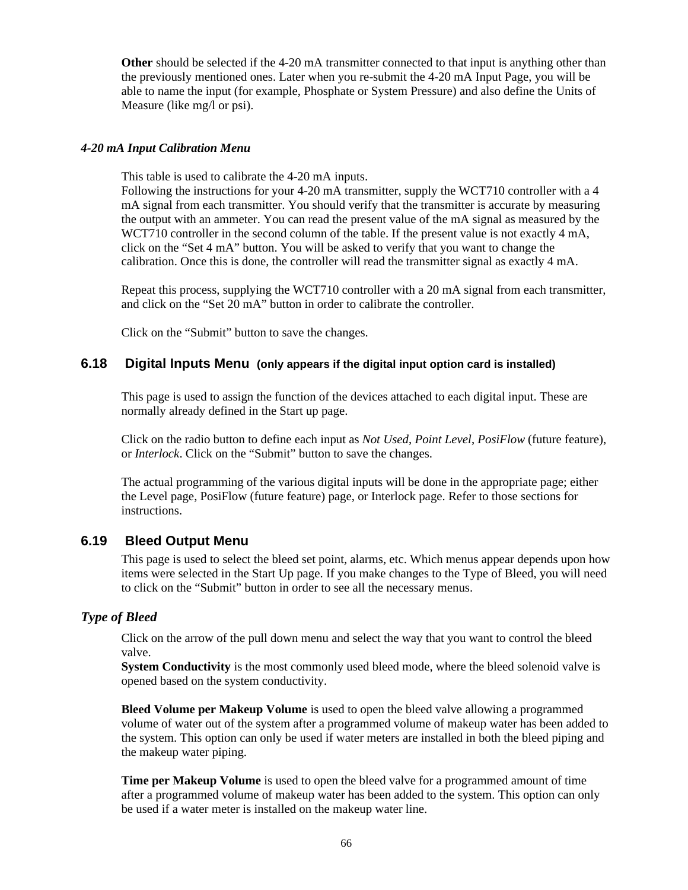**Other** should be selected if the 4-20 mA transmitter connected to that input is anything other than the previously mentioned ones. Later when you re-submit the 4-20 mA Input Page, you will be able to name the input (for example, Phosphate or System Pressure) and also define the Units of Measure (like mg/l or psi).

### *4-20 mA Input Calibration Menu*

This table is used to calibrate the 4-20 mA inputs.
Following the instructions for your 4-20 mA transmitter, supply the WCT710 controller with a 4 mA signal from each transmitter. You should verify that the transmitter is accurate by measuring the output with an ammeter. You can read the present value of the mA signal as measured by the WCT710 controller in the second column of the table. If the present value is not exactly 4 mA, click on the “Set 4 mA” button. You will be asked to verify that you want to change the calibration. Once this is done, the controller will read the transmitter signal as exactly 4 mA.

Repeat this process, supplying the WCT710 controller with a 20 mA signal from each transmitter, and click on the “Set 20 mA” button in order to calibrate the controller.

Click on the “Submit” button to save the changes.

## 6.18 Digital Inputs Menu (only appears if the digital input option card is installed)

This page is used to assign the function of the devices attached to each digital input. These are normally already defined in the Start up page.

Click on the radio button to define each input as *Not Used*, *Point Level*, *PosiFlow* (future feature), or *Interlock*. Click on the “Submit” button to save the changes.

The actual programming of the various digital inputs will be done in the appropriate page; either the Level page, PosiFlow (future feature) page, or Interlock page. Refer to those sections for instructions.

## 6.19 Bleed Output Menu

This page is used to select the bleed set point, alarms, etc. Which menus appear depends upon how items were selected in the Start Up page. If you make changes to the Type of Bleed, you will need to click on the “Submit” button in order to see all the necessary menus.

### *Type of Bleed*

Click on the arrow of the pull down menu and select the way that you want to control the bleed valve.
**System Conductivity** is the most commonly used bleed mode, where the bleed solenoid valve is opened based on the system conductivity.

**Bleed Volume per Makeup Volume** is used to open the bleed valve allowing a programmed volume of water out of the system after a programmed volume of makeup water has been added to the system. This option can only be used if water meters are installed in both the bleed piping and the makeup water piping.

**Time per Makeup Volume** is used to open the bleed valve for a programmed amount of time after a programmed volume of makeup water has been added to the system. This option can only be used if a water meter is installed on the makeup water line.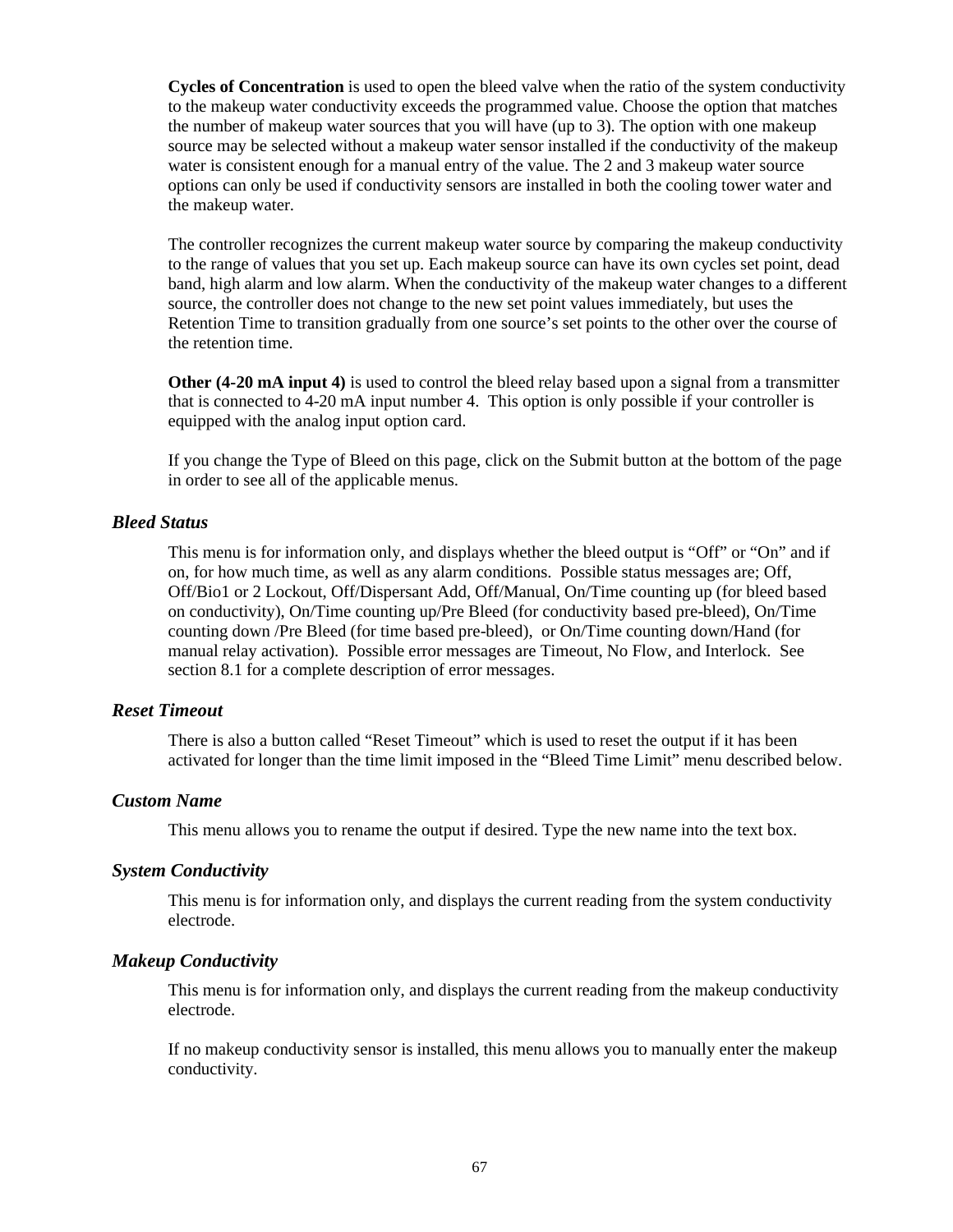**Cycles of Concentration** is used to open the bleed valve when the ratio of the system conductivity to the makeup water conductivity exceeds the programmed value. Choose the option that matches the number of makeup water sources that you will have (up to 3). The option with one makeup source may be selected without a makeup water sensor installed if the conductivity of the makeup water is consistent enough for a manual entry of the value. The 2 and 3 makeup water source options can only be used if conductivity sensors are installed in both the cooling tower water and the makeup water.

The controller recognizes the current makeup water source by comparing the makeup conductivity to the range of values that you set up. Each makeup source can have its own cycles set point, dead band, high alarm and low alarm. When the conductivity of the makeup water changes to a different source, the controller does not change to the new set point values immediately, but uses the Retention Time to transition gradually from one source's set points to the other over the course of the retention time.

**Other (4-20 mA input 4)** is used to control the bleed relay based upon a signal from a transmitter that is connected to 4-20 mA input number 4. This option is only possible if your controller is equipped with the analog input option card.

If you change the Type of Bleed on this page, click on the Submit button at the bottom of the page in order to see all of the applicable menus.

### *Bleed Status*

This menu is for information only, and displays whether the bleed output is "Off" or "On" and if on, for how much time, as well as any alarm conditions. Possible status messages are; Off, Off/Bio1 or 2 Lockout, Off/Dispersant Add, Off/Manual, On/Time counting up (for bleed based on conductivity), On/Time counting up/Pre Bleed (for conductivity based pre-bleed), On/Time counting down /Pre Bleed (for time based pre-bleed), or On/Time counting down/Hand (for manual relay activation). Possible error messages are Timeout, No Flow, and Interlock. See section 8.1 for a complete description of error messages.

### *Reset Timeout*

There is also a button called "Reset Timeout" which is used to reset the output if it has been activated for longer than the time limit imposed in the "Bleed Time Limit" menu described below.

### *Custom Name*

This menu allows you to rename the output if desired. Type the new name into the text box.

### *System Conductivity*

This menu is for information only, and displays the current reading from the system conductivity electrode.

### *Makeup Conductivity*

This menu is for information only, and displays the current reading from the makeup conductivity electrode.

If no makeup conductivity sensor is installed, this menu allows you to manually enter the makeup conductivity.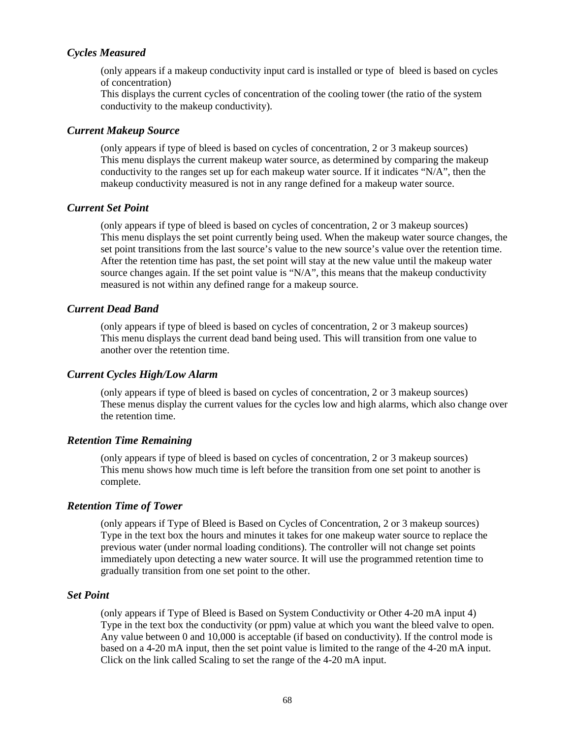### *Cycles Measured*

(only appears if a makeup conductivity input card is installed or type of bleed is based on cycles of concentration)
This displays the current cycles of concentration of the cooling tower (the ratio of the system conductivity to the makeup conductivity).

### *Current Makeup Source*

(only appears if type of bleed is based on cycles of concentration, 2 or 3 makeup sources)
This menu displays the current makeup water source, as determined by comparing the makeup conductivity to the ranges set up for each makeup water source. If it indicates "N/A", then the makeup conductivity measured is not in any range defined for a makeup water source.

### *Current Set Point*

(only appears if type of bleed is based on cycles of concentration, 2 or 3 makeup sources)
This menu displays the set point currently being used. When the makeup water source changes, the set point transitions from the last source's value to the new source's value over the retention time. After the retention time has past, the set point will stay at the new value until the makeup water source changes again. If the set point value is "N/A", this means that the makeup conductivity measured is not within any defined range for a makeup source.

### *Current Dead Band*

(only appears if type of bleed is based on cycles of concentration, 2 or 3 makeup sources)
This menu displays the current dead band being used. This will transition from one value to another over the retention time.

### *Current Cycles High/Low Alarm*

(only appears if type of bleed is based on cycles of concentration, 2 or 3 makeup sources)
These menus display the current values for the cycles low and high alarms, which also change over the retention time.

### *Retention Time Remaining*

(only appears if type of bleed is based on cycles of concentration, 2 or 3 makeup sources)
This menu shows how much time is left before the transition from one set point to another is complete.

### *Retention Time of Tower*

(only appears if Type of Bleed is Based on Cycles of Concentration, 2 or 3 makeup sources)
Type in the text box the hours and minutes it takes for one makeup water source to replace the previous water (under normal loading conditions). The controller will not change set points immediately upon detecting a new water source. It will use the programmed retention time to gradually transition from one set point to the other.

### *Set Point*

(only appears if Type of Bleed is Based on System Conductivity or Other 4-20 mA input 4)
Type in the text box the conductivity (or ppm) value at which you want the bleed valve to open. Any value between 0 and 10,000 is acceptable (if based on conductivity). If the control mode is based on a 4-20 mA input, then the set point value is limited to the range of the 4-20 mA input. Click on the link called Scaling to set the range of the 4-20 mA input.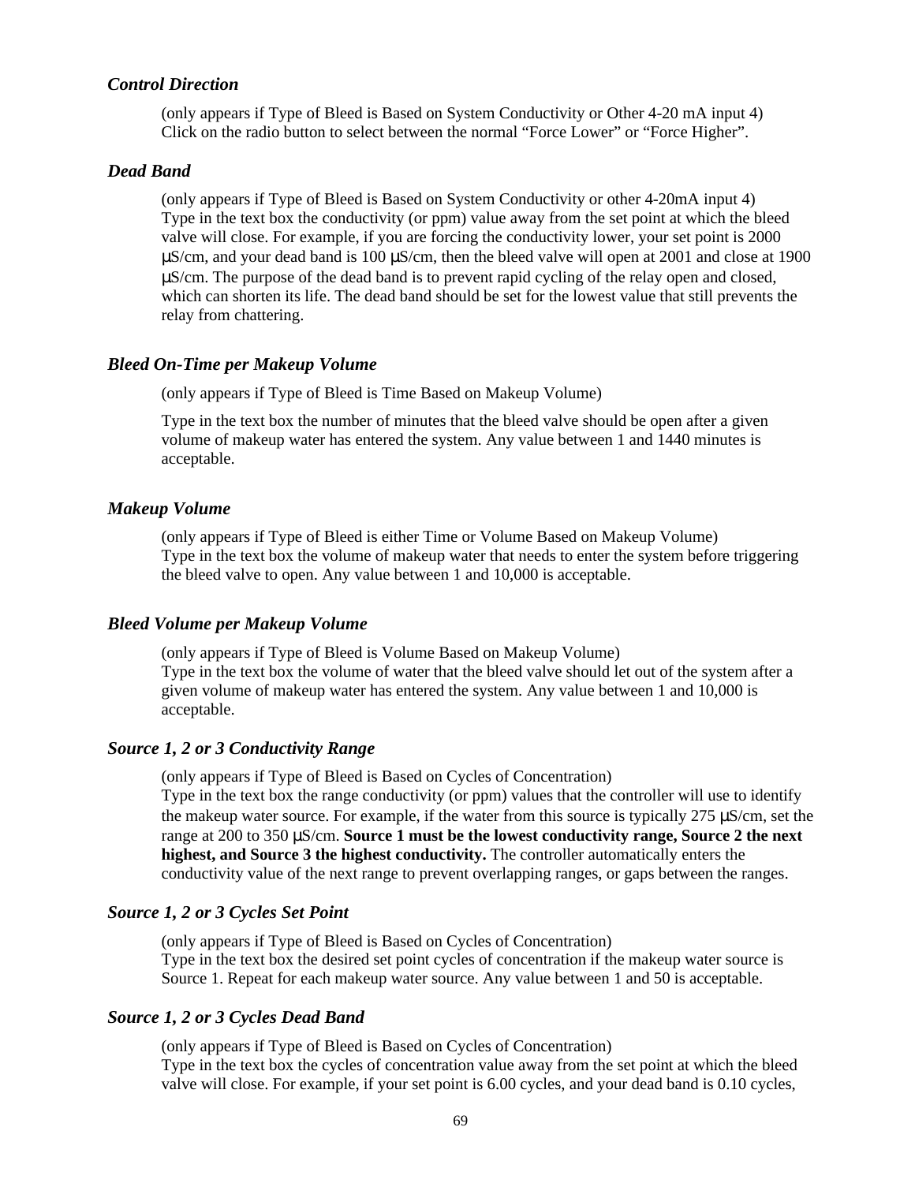### *Control Direction*

(only appears if Type of Bleed is Based on System Conductivity or Other 4-20 mA input 4)
Click on the radio button to select between the normal “Force Lower” or “Force Higher”.

### *Dead Band*

(only appears if Type of Bleed is Based on System Conductivity or other 4-20mA input 4)
Type in the text box the conductivity (or ppm) value away from the set point at which the bleed valve will close. For example, if you are forcing the conductivity lower, your set point is 2000 µS/cm, and your dead band is 100 µS/cm, then the bleed valve will open at 2001 and close at 1900 µS/cm. The purpose of the dead band is to prevent rapid cycling of the relay open and closed, which can shorten its life. The dead band should be set for the lowest value that still prevents the relay from chattering.

### *Bleed On-Time per Makeup Volume*

(only appears if Type of Bleed is Time Based on Makeup Volume)

Type in the text box the number of minutes that the bleed valve should be open after a given volume of makeup water has entered the system. Any value between 1 and 1440 minutes is acceptable.

### *Makeup Volume*

(only appears if Type of Bleed is either Time or Volume Based on Makeup Volume)
Type in the text box the volume of makeup water that needs to enter the system before triggering the bleed valve to open. Any value between 1 and 10,000 is acceptable.

### *Bleed Volume per Makeup Volume*

(only appears if Type of Bleed is Volume Based on Makeup Volume)
Type in the text box the volume of water that the bleed valve should let out of the system after a given volume of makeup water has entered the system. Any value between 1 and 10,000 is acceptable.

### *Source 1, 2 or 3 Conductivity Range*

(only appears if Type of Bleed is Based on Cycles of Concentration)
Type in the text box the range conductivity (or ppm) values that the controller will use to identify the makeup water source. For example, if the water from this source is typically 275 µS/cm, set the range at 200 to 350 µS/cm. **Source 1 must be the lowest conductivity range, Source 2 the next highest, and Source 3 the highest conductivity.** The controller automatically enters the conductivity value of the next range to prevent overlapping ranges, or gaps between the ranges.

### *Source 1, 2 or 3 Cycles Set Point*

(only appears if Type of Bleed is Based on Cycles of Concentration)
Type in the text box the desired set point cycles of concentration if the makeup water source is Source 1. Repeat for each makeup water source. Any value between 1 and 50 is acceptable.

### *Source 1, 2 or 3 Cycles Dead Band*

(only appears if Type of Bleed is Based on Cycles of Concentration)
Type in the text box the cycles of concentration value away from the set point at which the bleed valve will close. For example, if your set point is 6.00 cycles, and your dead band is 0.10 cycles,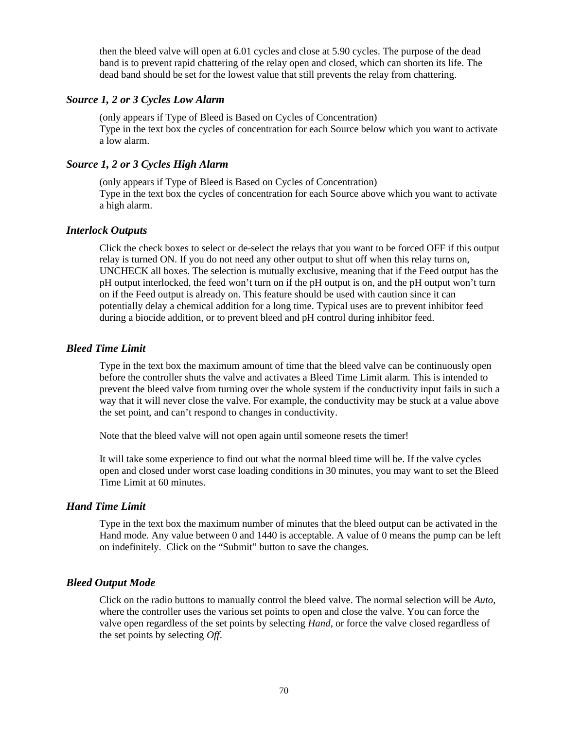then the bleed valve will open at 6.01 cycles and close at 5.90 cycles. The purpose of the dead band is to prevent rapid chattering of the relay open and closed, which can shorten its life. The dead band should be set for the lowest value that still prevents the relay from chattering.

### *Source 1, 2 or 3 Cycles Low Alarm*

(only appears if Type of Bleed is Based on Cycles of Concentration)
Type in the text box the cycles of concentration for each Source below which you want to activate a low alarm.

### *Source 1, 2 or 3 Cycles High Alarm*

(only appears if Type of Bleed is Based on Cycles of Concentration)
Type in the text box the cycles of concentration for each Source above which you want to activate a high alarm.

### *Interlock Outputs*

Click the check boxes to select or de-select the relays that you want to be forced OFF if this output relay is turned ON. If you do not need any other output to shut off when this relay turns on, UNCHECK all boxes. The selection is mutually exclusive, meaning that if the Feed output has the pH output interlocked, the feed won't turn on if the pH output is on, and the pH output won't turn on if the Feed output is already on. This feature should be used with caution since it can potentially delay a chemical addition for a long time. Typical uses are to prevent inhibitor feed during a biocide addition, or to prevent bleed and pH control during inhibitor feed.

### *Bleed Time Limit*

Type in the text box the maximum amount of time that the bleed valve can be continuously open before the controller shuts the valve and activates a Bleed Time Limit alarm. This is intended to prevent the bleed valve from turning over the whole system if the conductivity input fails in such a way that it will never close the valve. For example, the conductivity may be stuck at a value above the set point, and can't respond to changes in conductivity.

Note that the bleed valve will not open again until someone resets the timer!

It will take some experience to find out what the normal bleed time will be. If the valve cycles open and closed under worst case loading conditions in 30 minutes, you may want to set the Bleed Time Limit at 60 minutes.

### *Hand Time Limit*

Type in the text box the maximum number of minutes that the bleed output can be activated in the Hand mode. Any value between 0 and 1440 is acceptable. A value of 0 means the pump can be left on indefinitely. Click on the "Submit" button to save the changes.

### *Bleed Output Mode*

Click on the radio buttons to manually control the bleed valve. The normal selection will be *Auto*, where the controller uses the various set points to open and close the valve. You can force the valve open regardless of the set points by selecting *Hand*, or force the valve closed regardless of the set points by selecting *Off*.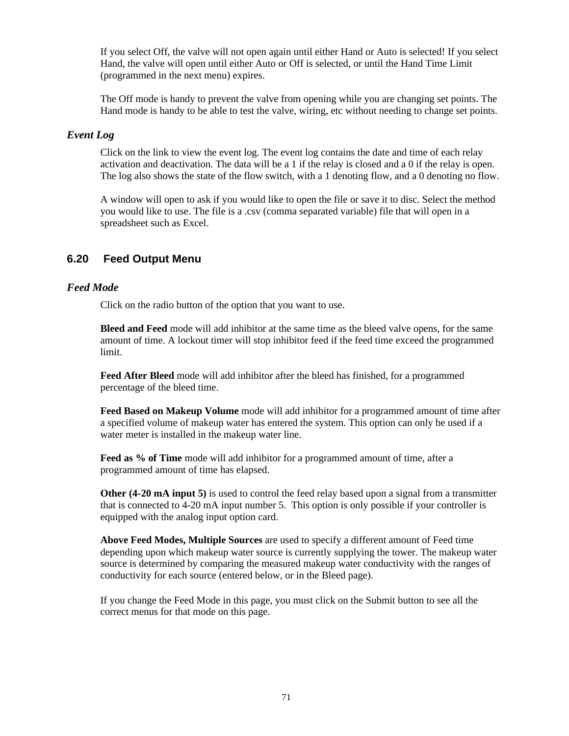If you select Off, the valve will not open again until either Hand or Auto is selected! If you select Hand, the valve will open until either Auto or Off is selected, or until the Hand Time Limit (programmed in the next menu) expires.

The Off mode is handy to prevent the valve from opening while you are changing set points. The Hand mode is handy to be able to test the valve, wiring, etc without needing to change set points.

### *Event Log*

Click on the link to view the event log. The event log contains the date and time of each relay activation and deactivation. The data will be a 1 if the relay is closed and a 0 if the relay is open. The log also shows the state of the flow switch, with a 1 denoting flow, and a 0 denoting no flow.

A window will open to ask if you would like to open the file or save it to disc. Select the method you would like to use. The file is a .csv (comma separated variable) file that will open in a spreadsheet such as Excel.

## 6.20 Feed Output Menu

### *Feed Mode*

Click on the radio button of the option that you want to use.

**Bleed and Feed** mode will add inhibitor at the same time as the bleed valve opens, for the same amount of time. A lockout timer will stop inhibitor feed if the feed time exceed the programmed limit.

**Feed After Bleed** mode will add inhibitor after the bleed has finished, for a programmed percentage of the bleed time.

**Feed Based on Makeup Volume** mode will add inhibitor for a programmed amount of time after a specified volume of makeup water has entered the system. This option can only be used if a water meter is installed in the makeup water line.

**Feed as % of Time** mode will add inhibitor for a programmed amount of time, after a programmed amount of time has elapsed.

**Other (4-20 mA input 5)** is used to control the feed relay based upon a signal from a transmitter that is connected to 4-20 mA input number 5. This option is only possible if your controller is equipped with the analog input option card.

**Above Feed Modes, Multiple Sources** are used to specify a different amount of Feed time depending upon which makeup water source is currently supplying the tower. The makeup water source is determined by comparing the measured makeup water conductivity with the ranges of conductivity for each source (entered below, or in the Bleed page).

If you change the Feed Mode in this page, you must click on the Submit button to see all the correct menus for that mode on this page.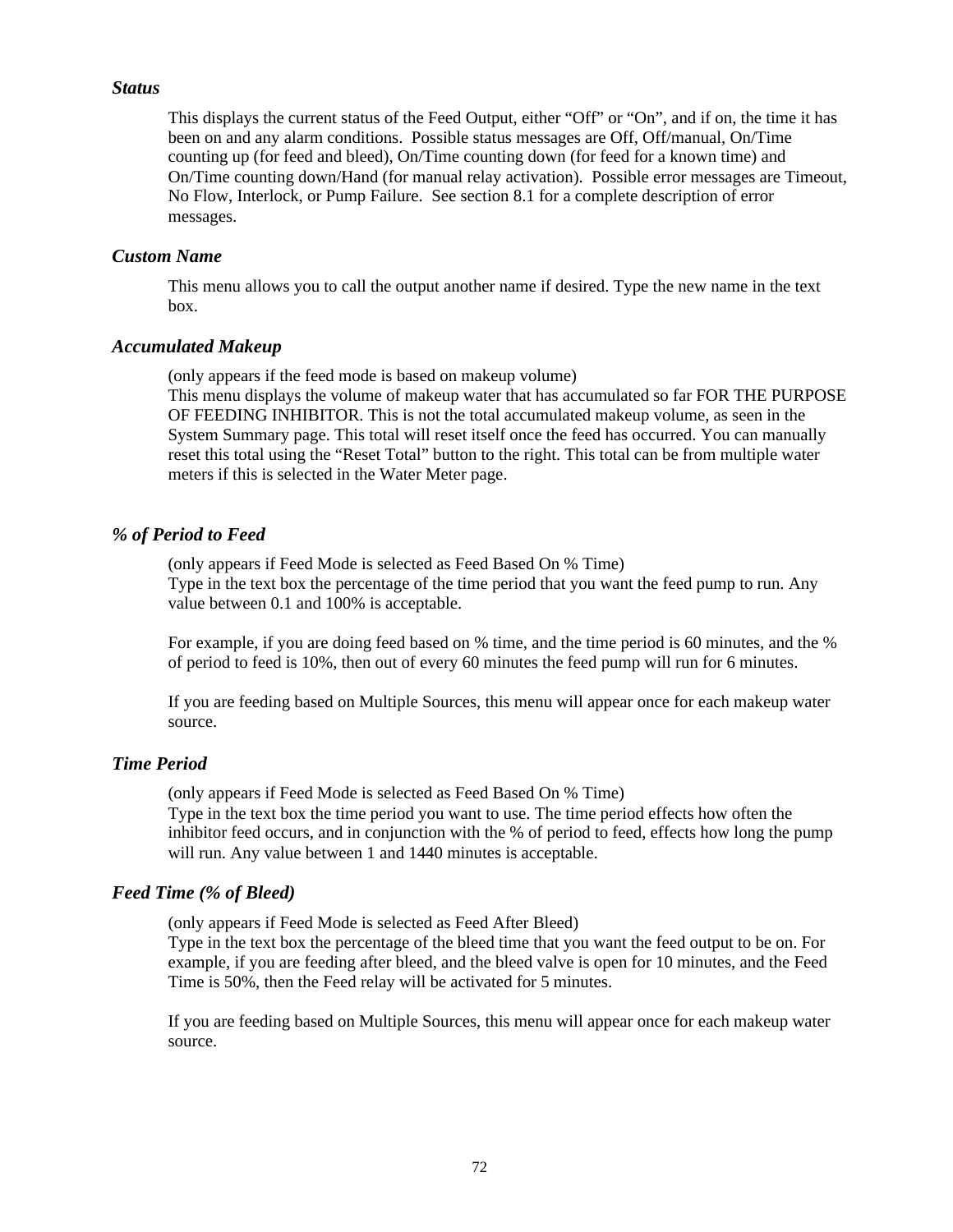### *Status*

This displays the current status of the Feed Output, either “Off” or “On”, and if on, the time it has been on and any alarm conditions. Possible status messages are Off, Off/manual, On/Time counting up (for feed and bleed), On/Time counting down (for feed for a known time) and On/Time counting down/Hand (for manual relay activation). Possible error messages are Timeout, No Flow, Interlock, or Pump Failure. See section 8.1 for a complete description of error messages.

### *Custom Name*

This menu allows you to call the output another name if desired. Type the new name in the text box.

### *Accumulated Makeup*

(only appears if the feed mode is based on makeup volume)
This menu displays the volume of makeup water that has accumulated so far FOR THE PURPOSE OF FEEDING INHIBITOR. This is not the total accumulated makeup volume, as seen in the System Summary page. This total will reset itself once the feed has occurred. You can manually reset this total using the “Reset Total” button to the right. This total can be from multiple water meters if this is selected in the Water Meter page.

### *% of Period to Feed*

(only appears if Feed Mode is selected as Feed Based On % Time)
Type in the text box the percentage of the time period that you want the feed pump to run. Any value between 0.1 and 100% is acceptable.

For example, if you are doing feed based on % time, and the time period is 60 minutes, and the % of period to feed is 10%, then out of every 60 minutes the feed pump will run for 6 minutes.

If you are feeding based on Multiple Sources, this menu will appear once for each makeup water source.

### *Time Period*

(only appears if Feed Mode is selected as Feed Based On % Time)
Type in the text box the time period you want to use. The time period effects how often the inhibitor feed occurs, and in conjunction with the % of period to feed, effects how long the pump will run. Any value between 1 and 1440 minutes is acceptable.

### *Feed Time (% of Bleed)*

(only appears if Feed Mode is selected as Feed After Bleed)
Type in the text box the percentage of the bleed time that you want the feed output to be on. For example, if you are feeding after bleed, and the bleed valve is open for 10 minutes, and the Feed Time is 50%, then the Feed relay will be activated for 5 minutes.

If you are feeding based on Multiple Sources, this menu will appear once for each makeup water source.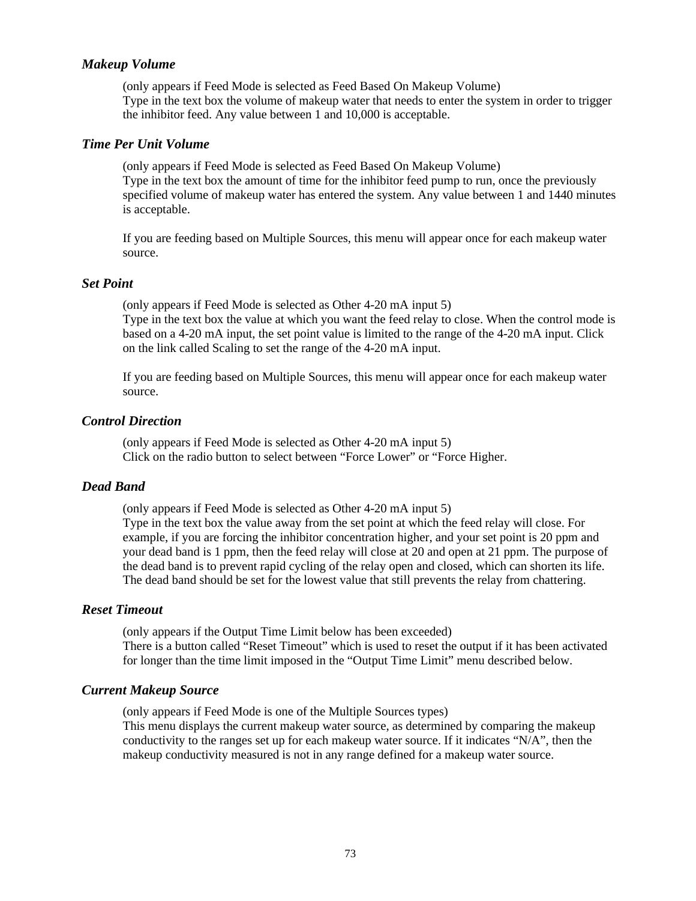### *Makeup Volume*

(only appears if Feed Mode is selected as Feed Based On Makeup Volume)
Type in the text box the volume of makeup water that needs to enter the system in order to trigger the inhibitor feed. Any value between 1 and 10,000 is acceptable.

### *Time Per Unit Volume*

(only appears if Feed Mode is selected as Feed Based On Makeup Volume)
Type in the text box the amount of time for the inhibitor feed pump to run, once the previously specified volume of makeup water has entered the system. Any value between 1 and 1440 minutes is acceptable.

If you are feeding based on Multiple Sources, this menu will appear once for each makeup water source.

### *Set Point*

(only appears if Feed Mode is selected as Other 4-20 mA input 5)
Type in the text box the value at which you want the feed relay to close. When the control mode is based on a 4-20 mA input, the set point value is limited to the range of the 4-20 mA input. Click on the link called Scaling to set the range of the 4-20 mA input.

If you are feeding based on Multiple Sources, this menu will appear once for each makeup water source.

### *Control Direction*

(only appears if Feed Mode is selected as Other 4-20 mA input 5)
Click on the radio button to select between "Force Lower" or "Force Higher.

### *Dead Band*

(only appears if Feed Mode is selected as Other 4-20 mA input 5)
Type in the text box the value away from the set point at which the feed relay will close. For example, if you are forcing the inhibitor concentration higher, and your set point is 20 ppm and your dead band is 1 ppm, then the feed relay will close at 20 and open at 21 ppm. The purpose of the dead band is to prevent rapid cycling of the relay open and closed, which can shorten its life. The dead band should be set for the lowest value that still prevents the relay from chattering.

### *Reset Timeout*

(only appears if the Output Time Limit below has been exceeded)
There is a button called "Reset Timeout" which is used to reset the output if it has been activated for longer than the time limit imposed in the "Output Time Limit" menu described below.

### *Current Makeup Source*

(only appears if Feed Mode is one of the Multiple Sources types)
This menu displays the current makeup water source, as determined by comparing the makeup conductivity to the ranges set up for each makeup water source. If it indicates "N/A", then the makeup conductivity measured is not in any range defined for a makeup water source.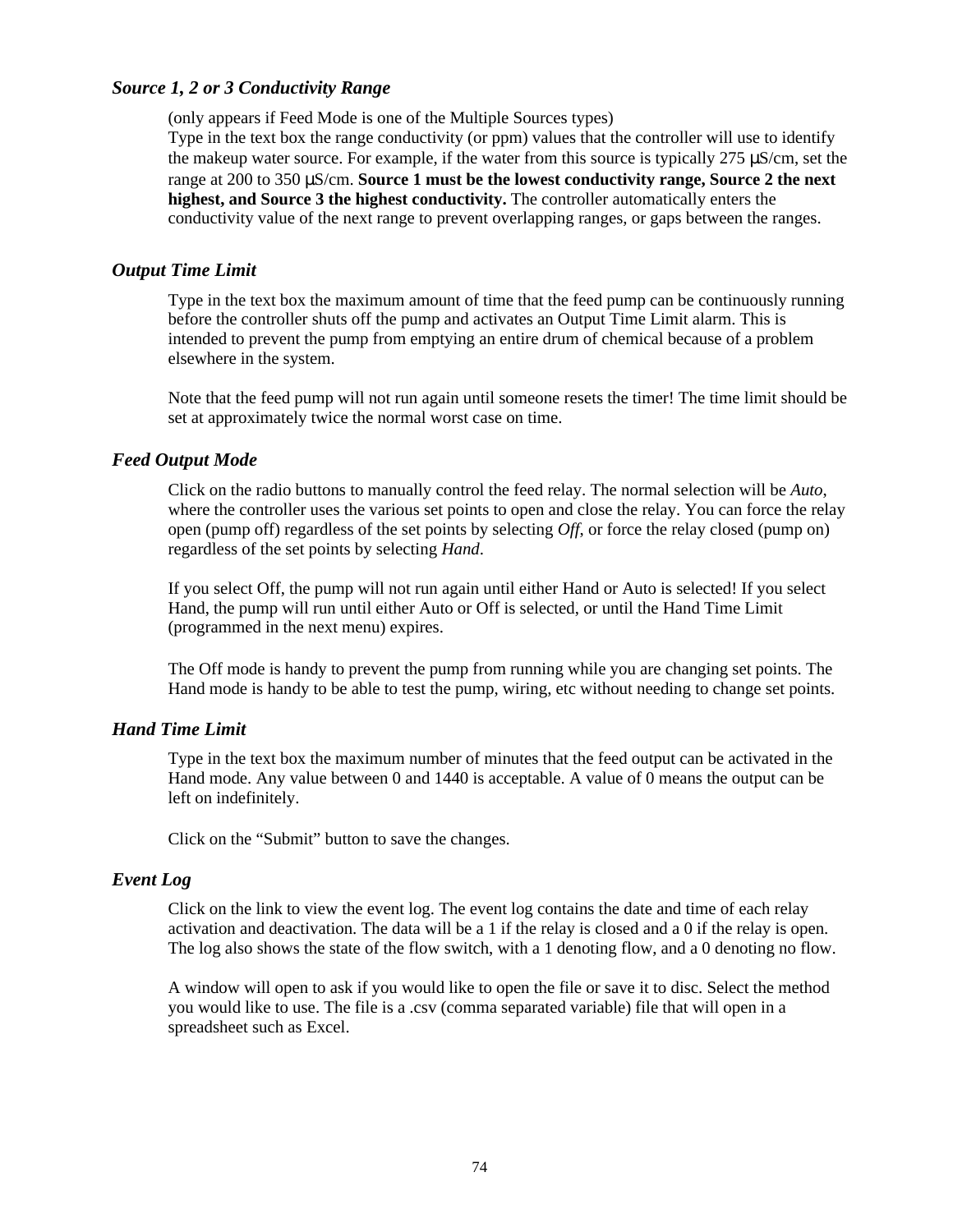### *Source 1, 2 or 3 Conductivity Range*

(only appears if Feed Mode is one of the Multiple Sources types)
Type in the text box the range conductivity (or ppm) values that the controller will use to identify the makeup water source. For example, if the water from this source is typically 275 µS/cm, set the range at 200 to 350 µS/cm. **Source 1 must be the lowest conductivity range, Source 2 the next highest, and Source 3 the highest conductivity.** The controller automatically enters the conductivity value of the next range to prevent overlapping ranges, or gaps between the ranges.

### *Output Time Limit*

Type in the text box the maximum amount of time that the feed pump can be continuously running before the controller shuts off the pump and activates an Output Time Limit alarm. This is intended to prevent the pump from emptying an entire drum of chemical because of a problem elsewhere in the system.

Note that the feed pump will not run again until someone resets the timer! The time limit should be set at approximately twice the normal worst case on time.

### *Feed Output Mode*

Click on the radio buttons to manually control the feed relay. The normal selection will be *Auto*, where the controller uses the various set points to open and close the relay. You can force the relay open (pump off) regardless of the set points by selecting *Off*, or force the relay closed (pump on) regardless of the set points by selecting *Hand*.

If you select Off, the pump will not run again until either Hand or Auto is selected! If you select Hand, the pump will run until either Auto or Off is selected, or until the Hand Time Limit (programmed in the next menu) expires.

The Off mode is handy to prevent the pump from running while you are changing set points. The Hand mode is handy to be able to test the pump, wiring, etc without needing to change set points.

### *Hand Time Limit*

Type in the text box the maximum number of minutes that the feed output can be activated in the Hand mode. Any value between 0 and 1440 is acceptable. A value of 0 means the output can be left on indefinitely.

Click on the "Submit" button to save the changes.

### *Event Log*

Click on the link to view the event log. The event log contains the date and time of each relay activation and deactivation. The data will be a 1 if the relay is closed and a 0 if the relay is open. The log also shows the state of the flow switch, with a 1 denoting flow, and a 0 denoting no flow.

A window will open to ask if you would like to open the file or save it to disc. Select the method you would like to use. The file is a .csv (comma separated variable) file that will open in a spreadsheet such as Excel.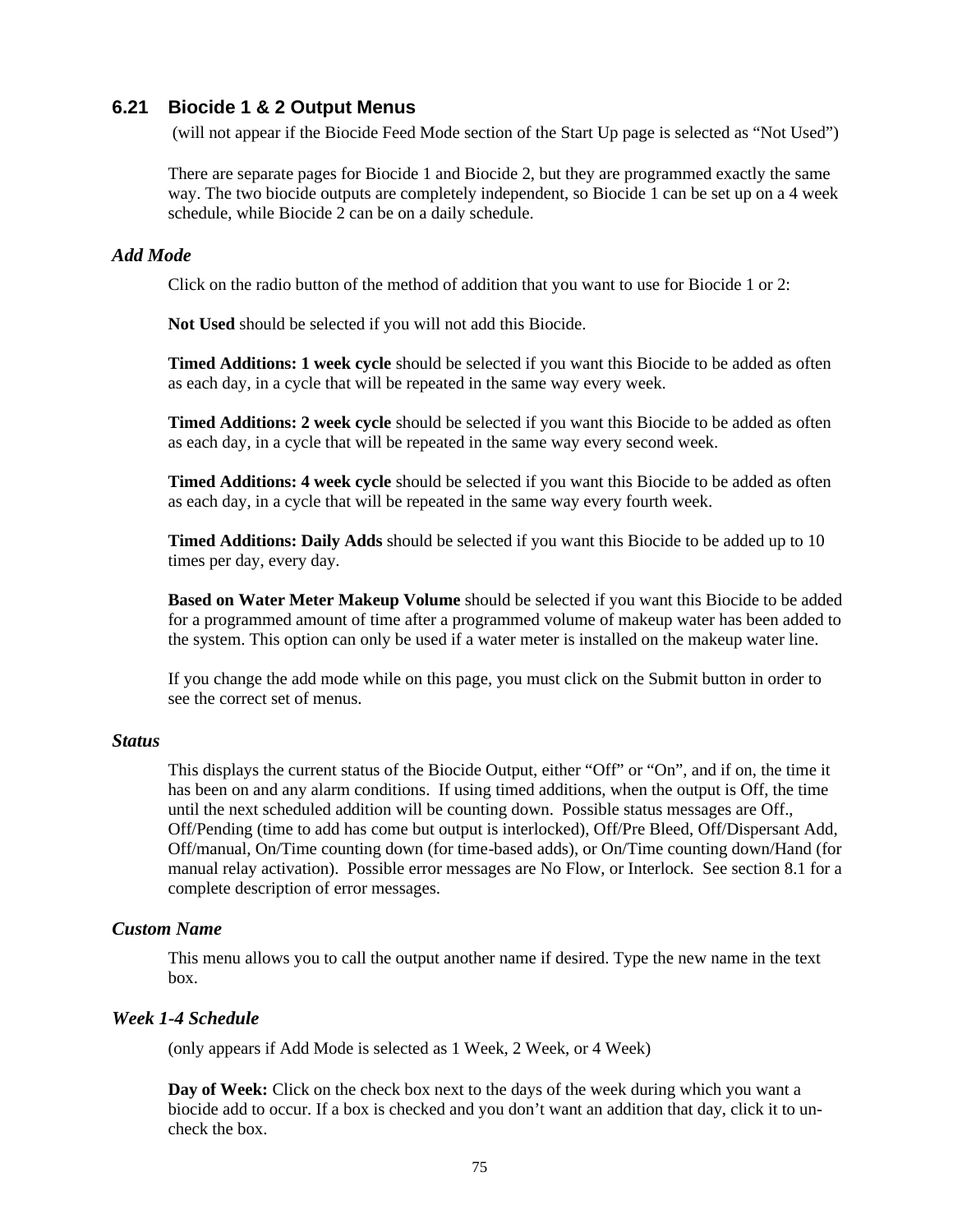## 6.21 Biocide 1 & 2 Output Menus

(will not appear if the Biocide Feed Mode section of the Start Up page is selected as "Not Used")

There are separate pages for Biocide 1 and Biocide 2, but they are programmed exactly the same way. The two biocide outputs are completely independent, so Biocide 1 can be set up on a 4 week schedule, while Biocide 2 can be on a daily schedule.

### *Add Mode*

Click on the radio button of the method of addition that you want to use for Biocide 1 or 2:

**Not Used** should be selected if you will not add this Biocide.

**Timed Additions: 1 week cycle** should be selected if you want this Biocide to be added as often as each day, in a cycle that will be repeated in the same way every week.

**Timed Additions: 2 week cycle** should be selected if you want this Biocide to be added as often as each day, in a cycle that will be repeated in the same way every second week.

**Timed Additions: 4 week cycle** should be selected if you want this Biocide to be added as often as each day, in a cycle that will be repeated in the same way every fourth week.

**Timed Additions: Daily Adds** should be selected if you want this Biocide to be added up to 10 times per day, every day.

**Based on Water Meter Makeup Volume** should be selected if you want this Biocide to be added for a programmed amount of time after a programmed volume of makeup water has been added to the system. This option can only be used if a water meter is installed on the makeup water line.

If you change the add mode while on this page, you must click on the Submit button in order to see the correct set of menus.

### *Status*

This displays the current status of the Biocide Output, either "Off" or "On", and if on, the time it has been on and any alarm conditions. If using timed additions, when the output is Off, the time until the next scheduled addition will be counting down. Possible status messages are Off., Off/Pending (time to add has come but output is interlocked), Off/Pre Bleed, Off/Dispersant Add, Off/manual, On/Time counting down (for time-based adds), or On/Time counting down/Hand (for manual relay activation). Possible error messages are No Flow, or Interlock. See section 8.1 for a complete description of error messages.

### *Custom Name*

This menu allows you to call the output another name if desired. Type the new name in the text box.

### *Week 1-4 Schedule*

(only appears if Add Mode is selected as 1 Week, 2 Week, or 4 Week)

**Day of Week:** Click on the check box next to the days of the week during which you want a biocide add to occur. If a box is checked and you don't want an addition that day, click it to un-check the box.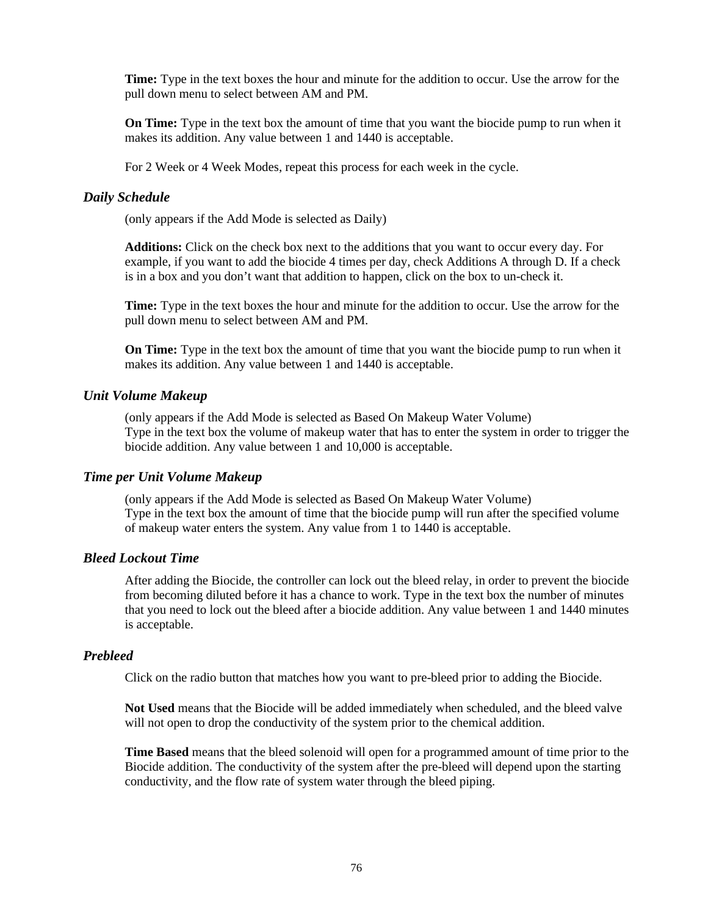**Time:** Type in the text boxes the hour and minute for the addition to occur. Use the arrow for the pull down menu to select between AM and PM.

**On Time:** Type in the text box the amount of time that you want the biocide pump to run when it makes its addition. Any value between 1 and 1440 is acceptable.

For 2 Week or 4 Week Modes, repeat this process for each week in the cycle.

### *Daily Schedule*

(only appears if the Add Mode is selected as Daily)

**Additions:** Click on the check box next to the additions that you want to occur every day. For example, if you want to add the biocide 4 times per day, check Additions A through D. If a check is in a box and you don't want that addition to happen, click on the box to un-check it.

**Time:** Type in the text boxes the hour and minute for the addition to occur. Use the arrow for the pull down menu to select between AM and PM.

**On Time:** Type in the text box the amount of time that you want the biocide pump to run when it makes its addition. Any value between 1 and 1440 is acceptable.

### *Unit Volume Makeup*

(only appears if the Add Mode is selected as Based On Makeup Water Volume)
Type in the text box the volume of makeup water that has to enter the system in order to trigger the biocide addition. Any value between 1 and 10,000 is acceptable.

### *Time per Unit Volume Makeup*

(only appears if the Add Mode is selected as Based On Makeup Water Volume)
Type in the text box the amount of time that the biocide pump will run after the specified volume of makeup water enters the system. Any value from 1 to 1440 is acceptable.

### *Bleed Lockout Time*

After adding the Biocide, the controller can lock out the bleed relay, in order to prevent the biocide from becoming diluted before it has a chance to work. Type in the text box the number of minutes that you need to lock out the bleed after a biocide addition. Any value between 1 and 1440 minutes is acceptable.

### *Prebleed*

Click on the radio button that matches how you want to pre-bleed prior to adding the Biocide.

**Not Used** means that the Biocide will be added immediately when scheduled, and the bleed valve will not open to drop the conductivity of the system prior to the chemical addition.

**Time Based** means that the bleed solenoid will open for a programmed amount of time prior to the Biocide addition. The conductivity of the system after the pre-bleed will depend upon the starting conductivity, and the flow rate of system water through the bleed piping.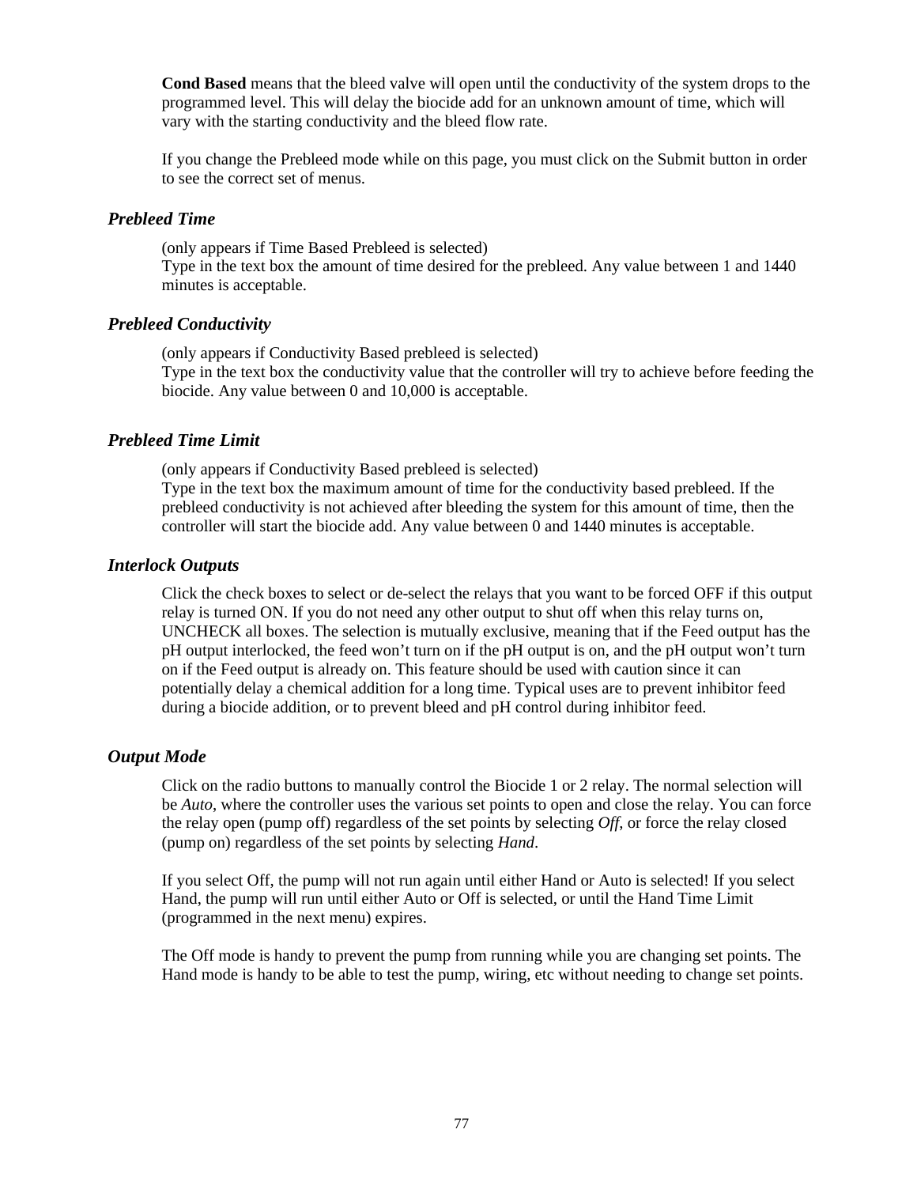**Cond Based** means that the bleed valve will open until the conductivity of the system drops to the programmed level. This will delay the biocide add for an unknown amount of time, which will vary with the starting conductivity and the bleed flow rate.

If you change the Prebleed mode while on this page, you must click on the Submit button in order to see the correct set of menus.

### *Prebleed Time*

(only appears if Time Based Prebleed is selected)
Type in the text box the amount of time desired for the prebleed. Any value between 1 and 1440 minutes is acceptable.

### *Prebleed Conductivity*

(only appears if Conductivity Based prebleed is selected)
Type in the text box the conductivity value that the controller will try to achieve before feeding the biocide. Any value between 0 and 10,000 is acceptable.

### *Prebleed Time Limit*

(only appears if Conductivity Based prebleed is selected)
Type in the text box the maximum amount of time for the conductivity based prebleed. If the prebleed conductivity is not achieved after bleeding the system for this amount of time, then the controller will start the biocide add. Any value between 0 and 1440 minutes is acceptable.

### *Interlock Outputs*

Click the check boxes to select or de-select the relays that you want to be forced OFF if this output relay is turned ON. If you do not need any other output to shut off when this relay turns on, UNCHECK all boxes. The selection is mutually exclusive, meaning that if the Feed output has the pH output interlocked, the feed won't turn on if the pH output is on, and the pH output won't turn on if the Feed output is already on. This feature should be used with caution since it can potentially delay a chemical addition for a long time. Typical uses are to prevent inhibitor feed during a biocide addition, or to prevent bleed and pH control during inhibitor feed.

### *Output Mode*

Click on the radio buttons to manually control the Biocide 1 or 2 relay. The normal selection will be *Auto*, where the controller uses the various set points to open and close the relay. You can force the relay open (pump off) regardless of the set points by selecting *Off*, or force the relay closed (pump on) regardless of the set points by selecting *Hand*.

If you select Off, the pump will not run again until either Hand or Auto is selected! If you select Hand, the pump will run until either Auto or Off is selected, or until the Hand Time Limit (programmed in the next menu) expires.

The Off mode is handy to prevent the pump from running while you are changing set points. The Hand mode is handy to be able to test the pump, wiring, etc without needing to change set points.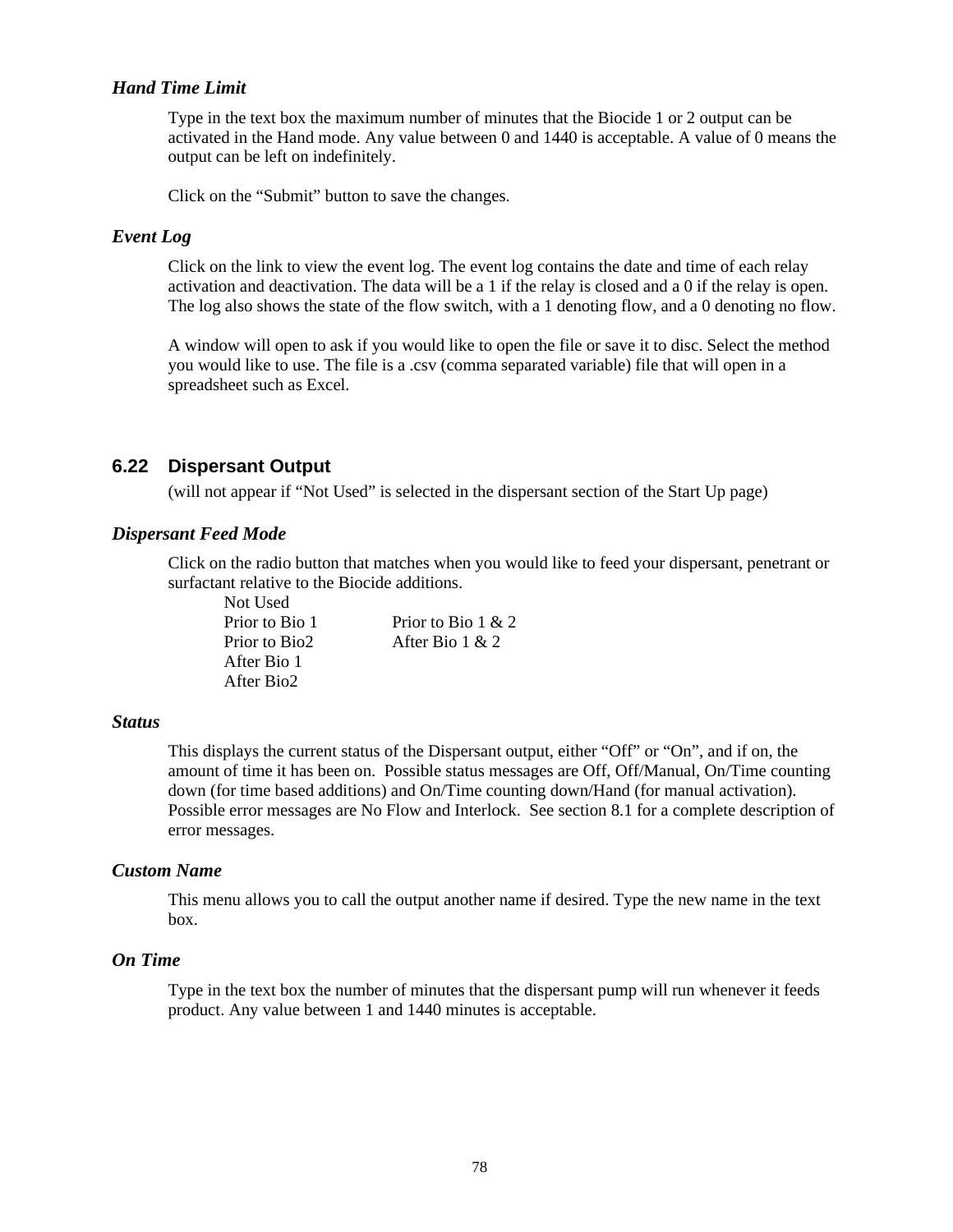### *Hand Time Limit*

Type in the text box the maximum number of minutes that the Biocide 1 or 2 output can be activated in the Hand mode. Any value between 0 and 1440 is acceptable. A value of 0 means the output can be left on indefinitely.

Click on the "Submit" button to save the changes.

### *Event Log*

Click on the link to view the event log. The event log contains the date and time of each relay activation and deactivation. The data will be a 1 if the relay is closed and a 0 if the relay is open. The log also shows the state of the flow switch, with a 1 denoting flow, and a 0 denoting no flow.

A window will open to ask if you would like to open the file or save it to disc. Select the method you would like to use. The file is a .csv (comma separated variable) file that will open in a spreadsheet such as Excel.

## 6.22 Dispersant Output

(will not appear if "Not Used" is selected in the dispersant section of the Start Up page)

### *Dispersant Feed Mode*

Click on the radio button that matches when you would like to feed your dispersant, penetrant or surfactant relative to the Biocide additions.

Not Used
Prior to Bio 1
Prior to Bio2
After Bio 1
After Bio2
Prior to Bio 1 & 2
After Bio 1 & 2

### *Status*

This displays the current status of the Dispersant output, either "Off" or "On", and if on, the amount of time it has been on. Possible status messages are Off, Off/Manual, On/Time counting down (for time based additions) and On/Time counting down/Hand (for manual activation). Possible error messages are No Flow and Interlock. See section 8.1 for a complete description of error messages.

### *Custom Name*

This menu allows you to call the output another name if desired. Type the new name in the text box.

### *On Time*

Type in the text box the number of minutes that the dispersant pump will run whenever it feeds product. Any value between 1 and 1440 minutes is acceptable.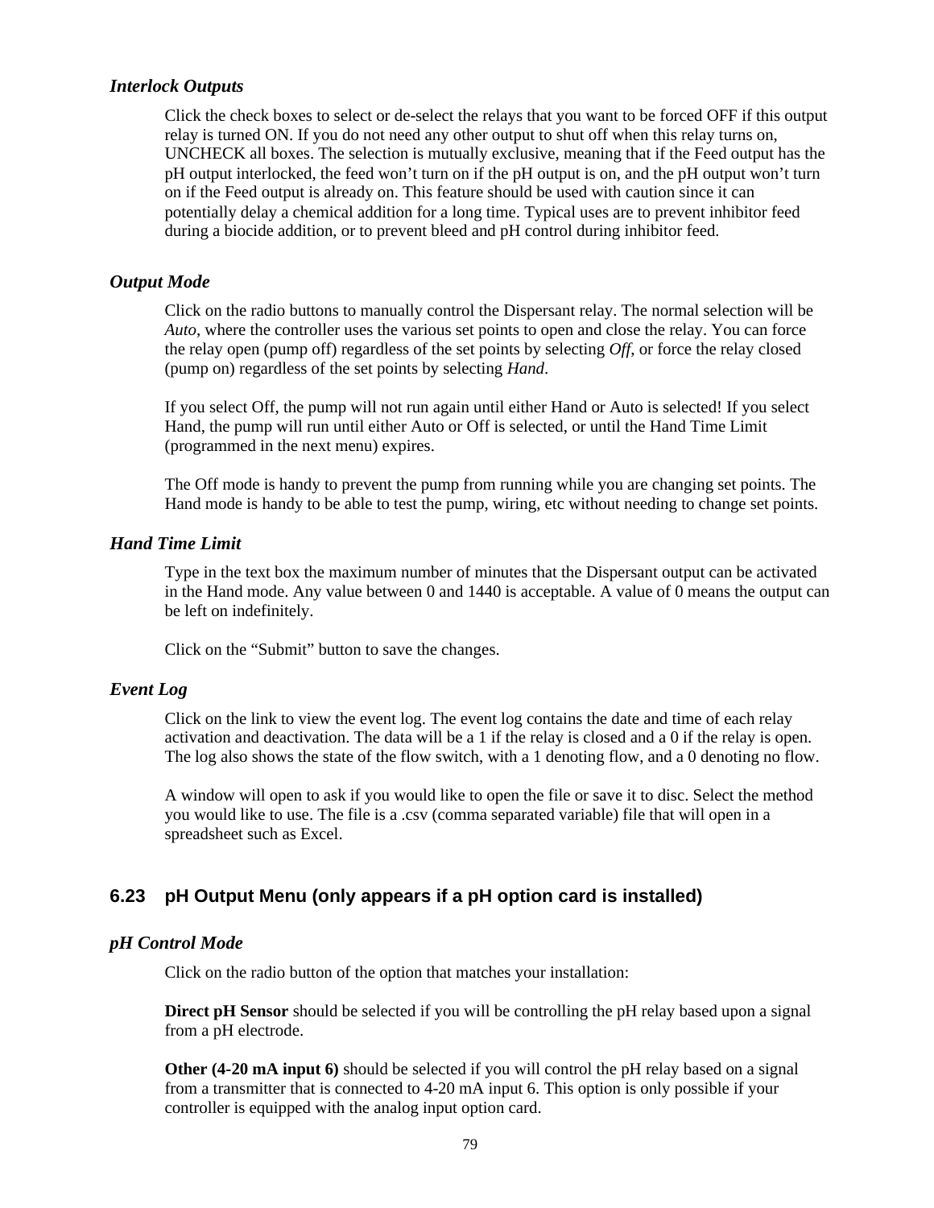### *Interlock Outputs*

Click the check boxes to select or de-select the relays that you want to be forced OFF if this output relay is turned ON. If you do not need any other output to shut off when this relay turns on, UNCHECK all boxes. The selection is mutually exclusive, meaning that if the Feed output has the pH output interlocked, the feed won't turn on if the pH output is on, and the pH output won't turn on if the Feed output is already on. This feature should be used with caution since it can potentially delay a chemical addition for a long time. Typical uses are to prevent inhibitor feed during a biocide addition, or to prevent bleed and pH control during inhibitor feed.

### *Output Mode*

Click on the radio buttons to manually control the Dispersant relay. The normal selection will be *Auto*, where the controller uses the various set points to open and close the relay. You can force the relay open (pump off) regardless of the set points by selecting *Off*, or force the relay closed (pump on) regardless of the set points by selecting *Hand*.

If you select Off, the pump will not run again until either Hand or Auto is selected! If you select Hand, the pump will run until either Auto or Off is selected, or until the Hand Time Limit (programmed in the next menu) expires.

The Off mode is handy to prevent the pump from running while you are changing set points. The Hand mode is handy to be able to test the pump, wiring, etc without needing to change set points.

### *Hand Time Limit*

Type in the text box the maximum number of minutes that the Dispersant output can be activated in the Hand mode. Any value between 0 and 1440 is acceptable. A value of 0 means the output can be left on indefinitely.

Click on the “Submit” button to save the changes.

### *Event Log*

Click on the link to view the event log. The event log contains the date and time of each relay activation and deactivation. The data will be a 1 if the relay is closed and a 0 if the relay is open. The log also shows the state of the flow switch, with a 1 denoting flow, and a 0 denoting no flow.

A window will open to ask if you would like to open the file or save it to disc. Select the method you would like to use. The file is a .csv (comma separated variable) file that will open in a spreadsheet such as Excel.

## 6.23 pH Output Menu (only appears if a pH option card is installed)

### *pH Control Mode*

Click on the radio button of the option that matches your installation:

**Direct pH Sensor** should be selected if you will be controlling the pH relay based upon a signal from a pH electrode.

**Other (4-20 mA input 6)** should be selected if you will control the pH relay based on a signal from a transmitter that is connected to 4-20 mA input 6. This option is only possible if your controller is equipped with the analog input option card.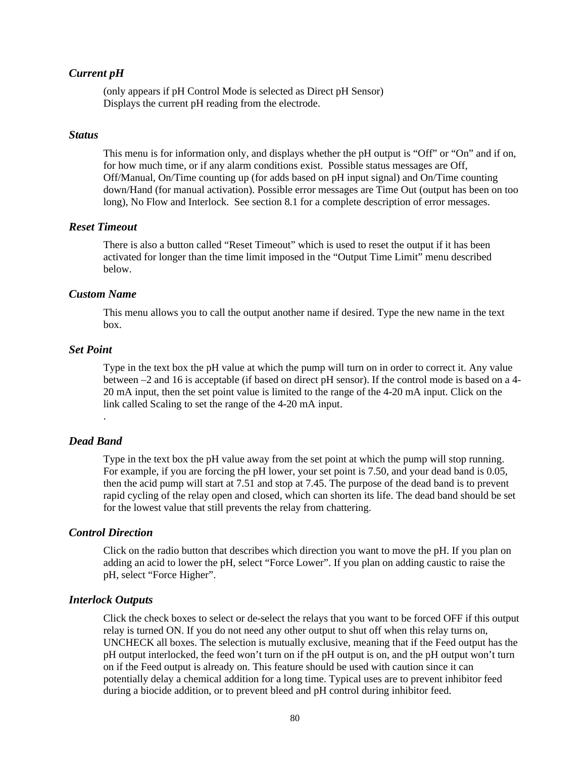### *Current pH*

(only appears if pH Control Mode is selected as Direct pH Sensor)
Displays the current pH reading from the electrode.

### *Status*

This menu is for information only, and displays whether the pH output is “Off” or “On” and if on, for how much time, or if any alarm conditions exist. Possible status messages are Off, Off/Manual, On/Time counting up (for adds based on pH input signal) and On/Time counting down/Hand (for manual activation). Possible error messages are Time Out (output has been on too long), No Flow and Interlock. See section 8.1 for a complete description of error messages.

### *Reset Timeout*

There is also a button called “Reset Timeout” which is used to reset the output if it has been activated for longer than the time limit imposed in the “Output Time Limit” menu described below.

### *Custom Name*

This menu allows you to call the output another name if desired. Type the new name in the text box.

### *Set Point*

Type in the text box the pH value at which the pump will turn on in order to correct it. Any value between –2 and 16 is acceptable (if based on direct pH sensor). If the control mode is based on a 4-20 mA input, then the set point value is limited to the range of the 4-20 mA input. Click on the link called Scaling to set the range of the 4-20 mA input.
.

### *Dead Band*

Type in the text box the pH value away from the set point at which the pump will stop running. For example, if you are forcing the pH lower, your set point is 7.50, and your dead band is 0.05, then the acid pump will start at 7.51 and stop at 7.45. The purpose of the dead band is to prevent rapid cycling of the relay open and closed, which can shorten its life. The dead band should be set for the lowest value that still prevents the relay from chattering.

### *Control Direction*

Click on the radio button that describes which direction you want to move the pH. If you plan on adding an acid to lower the pH, select “Force Lower”. If you plan on adding caustic to raise the pH, select “Force Higher”.

### *Interlock Outputs*

Click the check boxes to select or de-select the relays that you want to be forced OFF if this output relay is turned ON. If you do not need any other output to shut off when this relay turns on, UNCHECK all boxes. The selection is mutually exclusive, meaning that if the Feed output has the pH output interlocked, the feed won’t turn on if the pH output is on, and the pH output won’t turn on if the Feed output is already on. This feature should be used with caution since it can potentially delay a chemical addition for a long time. Typical uses are to prevent inhibitor feed during a biocide addition, or to prevent bleed and pH control during inhibitor feed.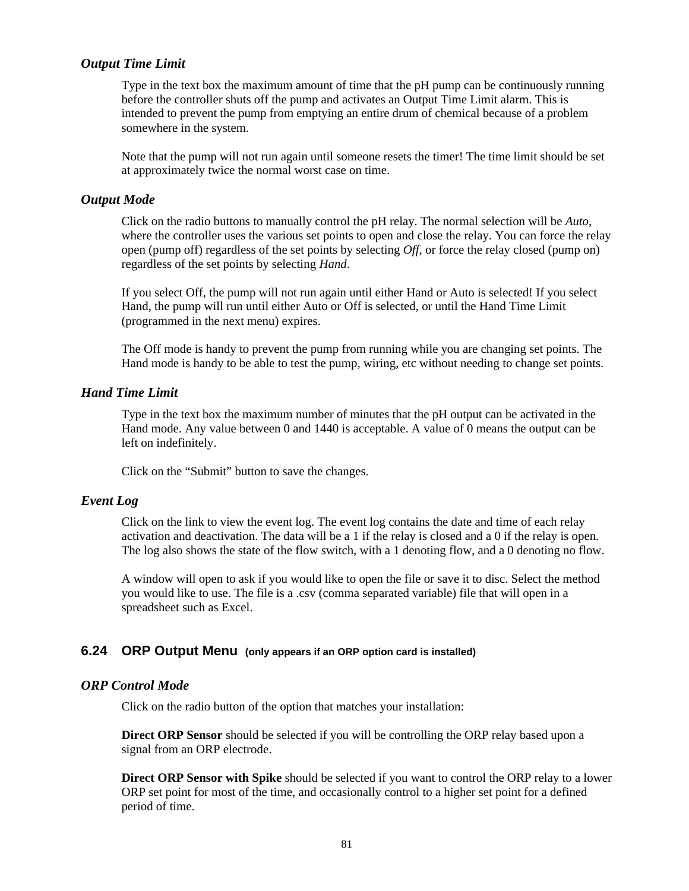### *Output Time Limit*

Type in the text box the maximum amount of time that the pH pump can be continuously running before the controller shuts off the pump and activates an Output Time Limit alarm. This is intended to prevent the pump from emptying an entire drum of chemical because of a problem somewhere in the system.

Note that the pump will not run again until someone resets the timer! The time limit should be set at approximately twice the normal worst case on time.

### *Output Mode*

Click on the radio buttons to manually control the pH relay. The normal selection will be *Auto*, where the controller uses the various set points to open and close the relay. You can force the relay open (pump off) regardless of the set points by selecting *Off*, or force the relay closed (pump on) regardless of the set points by selecting *Hand*.

If you select Off, the pump will not run again until either Hand or Auto is selected! If you select Hand, the pump will run until either Auto or Off is selected, or until the Hand Time Limit (programmed in the next menu) expires.

The Off mode is handy to prevent the pump from running while you are changing set points. The Hand mode is handy to be able to test the pump, wiring, etc without needing to change set points.

### *Hand Time Limit*

Type in the text box the maximum number of minutes that the pH output can be activated in the Hand mode. Any value between 0 and 1440 is acceptable. A value of 0 means the output can be left on indefinitely.

Click on the “Submit” button to save the changes.

### *Event Log*

Click on the link to view the event log. The event log contains the date and time of each relay activation and deactivation. The data will be a 1 if the relay is closed and a 0 if the relay is open. The log also shows the state of the flow switch, with a 1 denoting flow, and a 0 denoting no flow.

A window will open to ask if you would like to open the file or save it to disc. Select the method you would like to use. The file is a .csv (comma separated variable) file that will open in a spreadsheet such as Excel.

## 6.24 ORP Output Menu (only appears if an ORP option card is installed)

### *ORP Control Mode*

Click on the radio button of the option that matches your installation:

**Direct ORP Sensor** should be selected if you will be controlling the ORP relay based upon a signal from an ORP electrode.

**Direct ORP Sensor with Spike** should be selected if you want to control the ORP relay to a lower ORP set point for most of the time, and occasionally control to a higher set point for a defined period of time.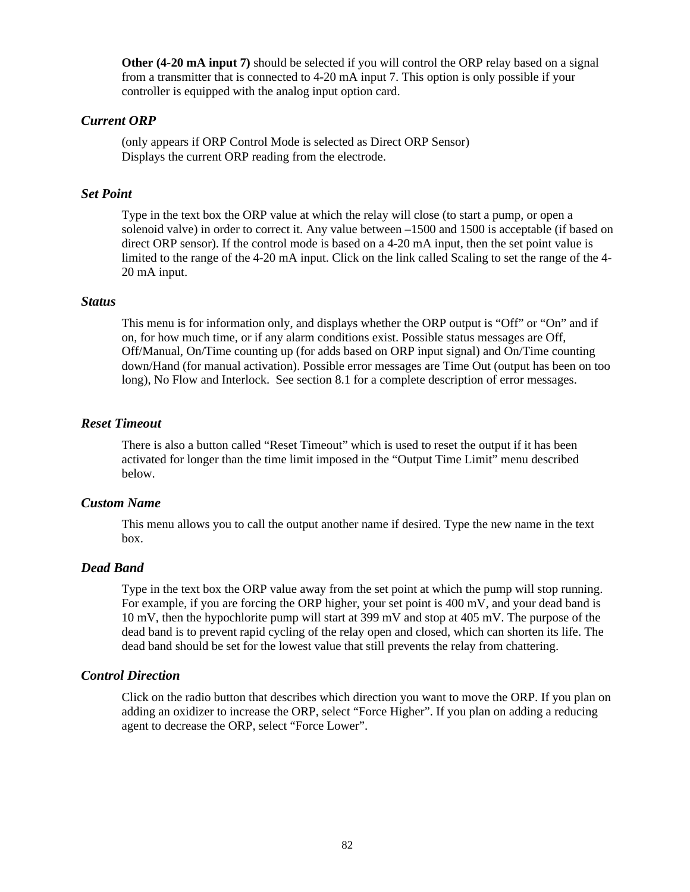**Other (4-20 mA input 7)** should be selected if you will control the ORP relay based on a signal from a transmitter that is connected to 4-20 mA input 7. This option is only possible if your controller is equipped with the analog input option card.

### *Current ORP*

(only appears if ORP Control Mode is selected as Direct ORP Sensor)
Displays the current ORP reading from the electrode.

### *Set Point*

Type in the text box the ORP value at which the relay will close (to start a pump, or open a solenoid valve) in order to correct it. Any value between –1500 and 1500 is acceptable (if based on direct ORP sensor). If the control mode is based on a 4-20 mA input, then the set point value is limited to the range of the 4-20 mA input. Click on the link called Scaling to set the range of the 4-20 mA input.

### *Status*

This menu is for information only, and displays whether the ORP output is "Off" or "On" and if on, for how much time, or if any alarm conditions exist. Possible status messages are Off, Off/Manual, On/Time counting up (for adds based on ORP input signal) and On/Time counting down/Hand (for manual activation). Possible error messages are Time Out (output has been on too long), No Flow and Interlock. See section 8.1 for a complete description of error messages.

### *Reset Timeout*

There is also a button called "Reset Timeout" which is used to reset the output if it has been activated for longer than the time limit imposed in the "Output Time Limit" menu described below.

### *Custom Name*

This menu allows you to call the output another name if desired. Type the new name in the text box.

### *Dead Band*

Type in the text box the ORP value away from the set point at which the pump will stop running. For example, if you are forcing the ORP higher, your set point is 400 mV, and your dead band is 10 mV, then the hypochlorite pump will start at 399 mV and stop at 405 mV. The purpose of the dead band is to prevent rapid cycling of the relay open and closed, which can shorten its life. The dead band should be set for the lowest value that still prevents the relay from chattering.

### *Control Direction*

Click on the radio button that describes which direction you want to move the ORP. If you plan on adding an oxidizer to increase the ORP, select "Force Higher". If you plan on adding a reducing agent to decrease the ORP, select "Force Lower".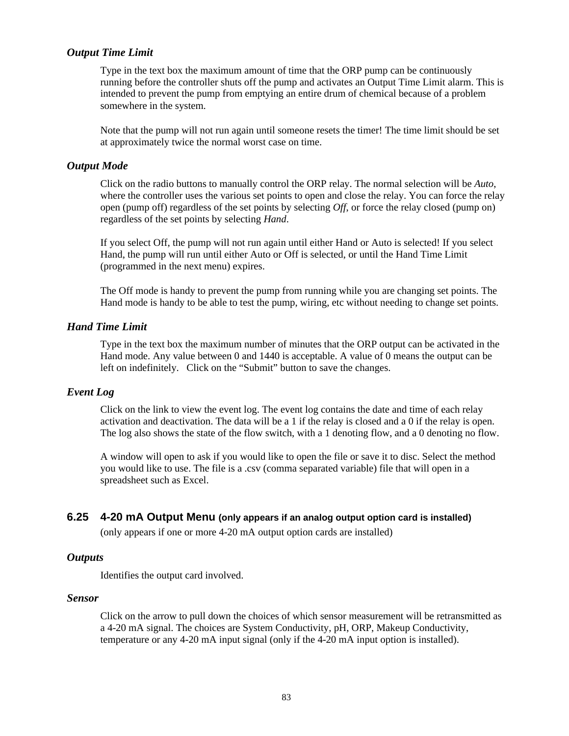### *Output Time Limit*

Type in the text box the maximum amount of time that the ORP pump can be continuously running before the controller shuts off the pump and activates an Output Time Limit alarm. This is intended to prevent the pump from emptying an entire drum of chemical because of a problem somewhere in the system.

Note that the pump will not run again until someone resets the timer! The time limit should be set at approximately twice the normal worst case on time.

### *Output Mode*

Click on the radio buttons to manually control the ORP relay. The normal selection will be *Auto*, where the controller uses the various set points to open and close the relay. You can force the relay open (pump off) regardless of the set points by selecting *Off*, or force the relay closed (pump on) regardless of the set points by selecting *Hand*.

If you select Off, the pump will not run again until either Hand or Auto is selected! If you select Hand, the pump will run until either Auto or Off is selected, or until the Hand Time Limit (programmed in the next menu) expires.

The Off mode is handy to prevent the pump from running while you are changing set points. The Hand mode is handy to be able to test the pump, wiring, etc without needing to change set points.

### *Hand Time Limit*

Type in the text box the maximum number of minutes that the ORP output can be activated in the Hand mode. Any value between 0 and 1440 is acceptable. A value of 0 means the output can be left on indefinitely. Click on the “Submit” button to save the changes.

### *Event Log*

Click on the link to view the event log. The event log contains the date and time of each relay activation and deactivation. The data will be a 1 if the relay is closed and a 0 if the relay is open. The log also shows the state of the flow switch, with a 1 denoting flow, and a 0 denoting no flow.

A window will open to ask if you would like to open the file or save it to disc. Select the method you would like to use. The file is a .csv (comma separated variable) file that will open in a spreadsheet such as Excel.

## 6.25 4-20 mA Output Menu (only appears if an analog output option card is installed)

(only appears if one or more 4-20 mA output option cards are installed)

### *Outputs*

Identifies the output card involved.

### *Sensor*

Click on the arrow to pull down the choices of which sensor measurement will be retransmitted as a 4-20 mA signal. The choices are System Conductivity, pH, ORP, Makeup Conductivity, temperature or any 4-20 mA input signal (only if the 4-20 mA input option is installed).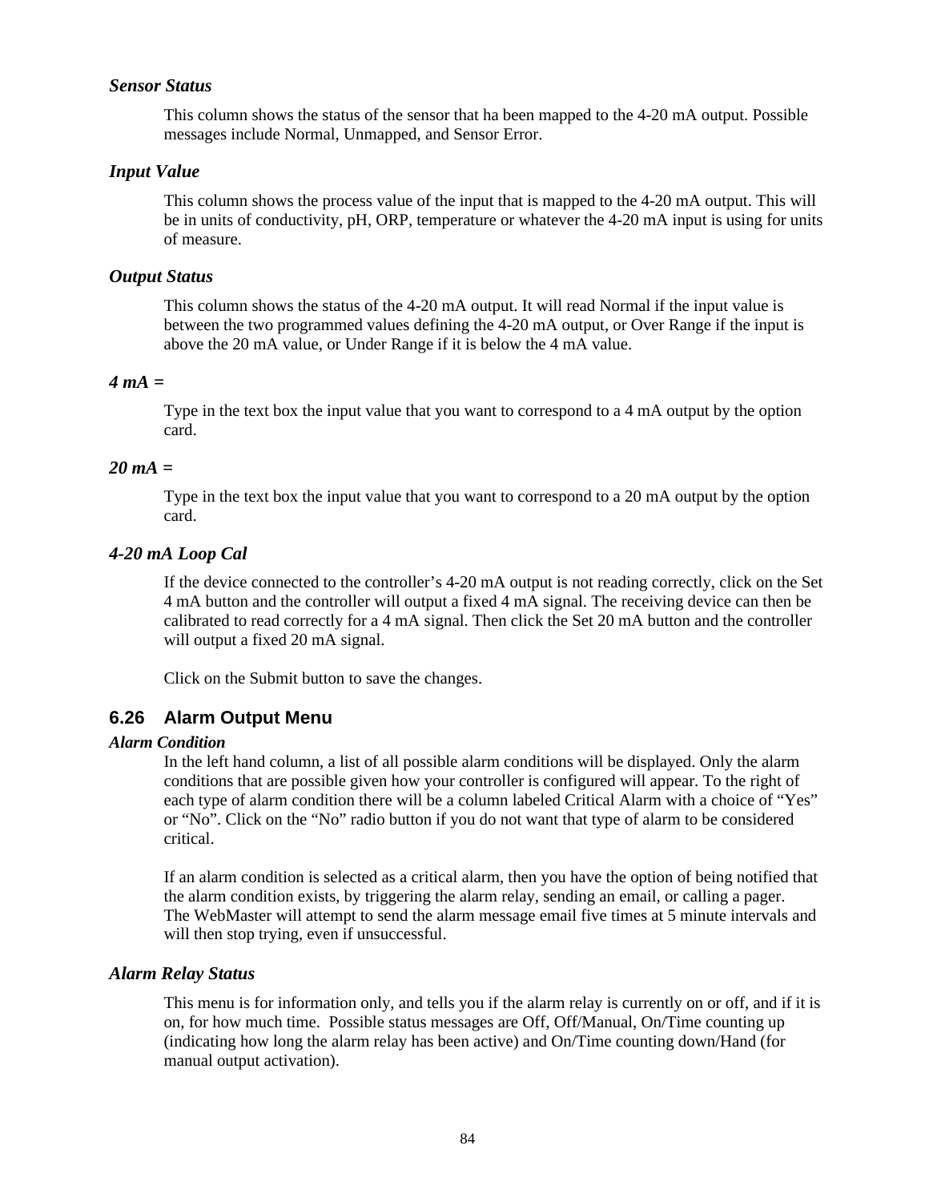### *Sensor Status*

This column shows the status of the sensor that ha been mapped to the 4-20 mA output. Possible messages include Normal, Unmapped, and Sensor Error.

### *Input Value*

This column shows the process value of the input that is mapped to the 4-20 mA output. This will be in units of conductivity, pH, ORP, temperature or whatever the 4-20 mA input is using for units of measure.

### *Output Status*

This column shows the status of the 4-20 mA output. It will read Normal if the input value is between the two programmed values defining the 4-20 mA output, or Over Range if the input is above the 20 mA value, or Under Range if it is below the 4 mA value.

### *4 mA =*

Type in the text box the input value that you want to correspond to a 4 mA output by the option card.

### *20 mA =*

Type in the text box the input value that you want to correspond to a 20 mA output by the option card.

### *4-20 mA Loop Cal*

If the device connected to the controller's 4-20 mA output is not reading correctly, click on the Set 4 mA button and the controller will output a fixed 4 mA signal. The receiving device can then be calibrated to read correctly for a 4 mA signal. Then click the Set 20 mA button and the controller will output a fixed 20 mA signal.

Click on the Submit button to save the changes.

## 6.26 Alarm Output Menu

### *Alarm Condition*

In the left hand column, a list of all possible alarm conditions will be displayed. Only the alarm conditions that are possible given how your controller is configured will appear. To the right of each type of alarm condition there will be a column labeled Critical Alarm with a choice of "Yes" or "No". Click on the "No" radio button if you do not want that type of alarm to be considered critical.

If an alarm condition is selected as a critical alarm, then you have the option of being notified that the alarm condition exists, by triggering the alarm relay, sending an email, or calling a pager. The WebMaster will attempt to send the alarm message email five times at 5 minute intervals and will then stop trying, even if unsuccessful.

### *Alarm Relay Status*

This menu is for information only, and tells you if the alarm relay is currently on or off, and if it is on, for how much time. Possible status messages are Off, Off/Manual, On/Time counting up (indicating how long the alarm relay has been active) and On/Time counting down/Hand (for manual output activation).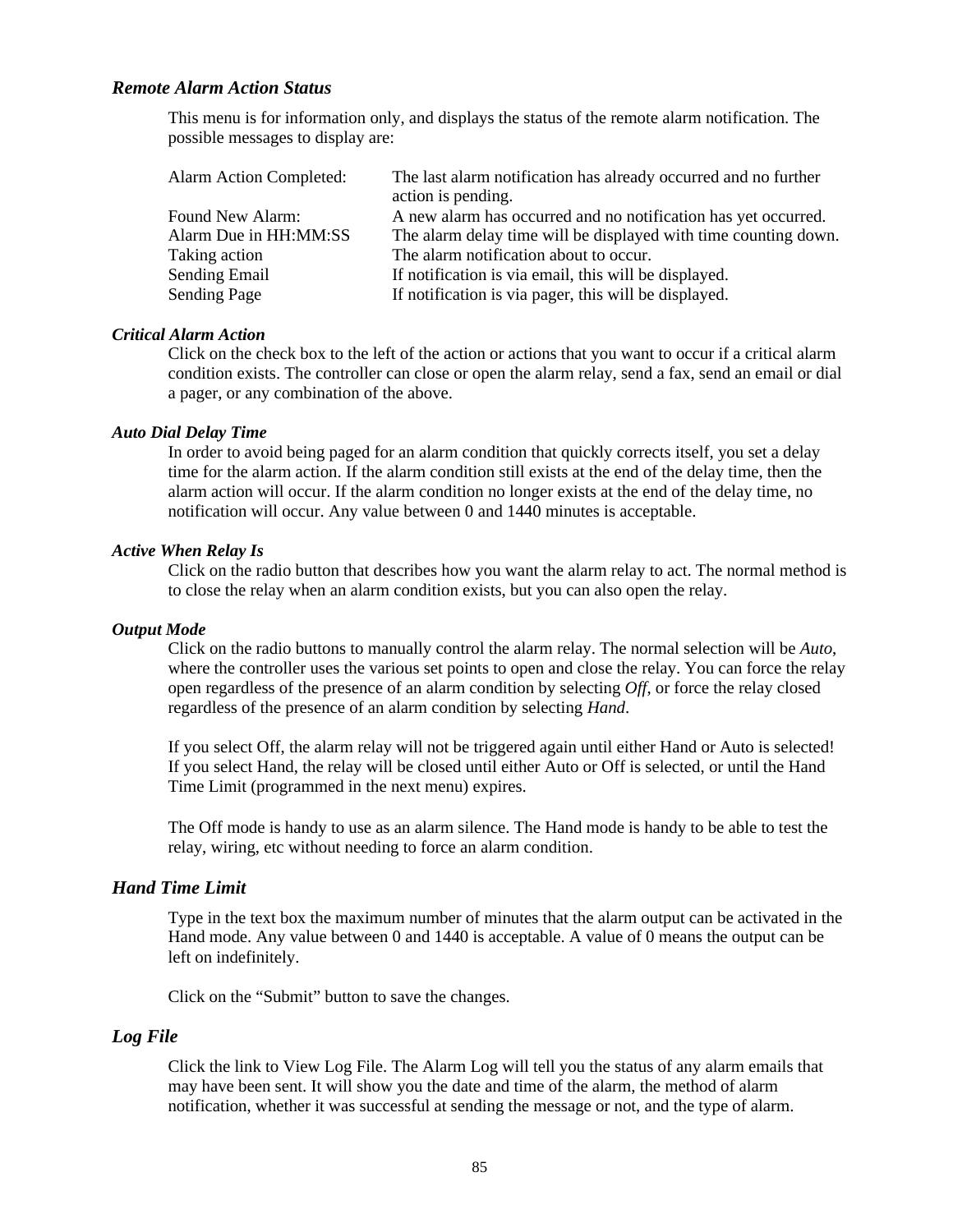### *Remote Alarm Action Status*

This menu is for information only, and displays the status of the remote alarm notification. The possible messages to display are:

| | |
|---|---|
| Alarm Action Completed: | The last alarm notification has already occurred and no further action is pending. |
| Found New Alarm: | A new alarm has occurred and no notification has yet occurred. |
| Alarm Due in HH:MM:SS | The alarm delay time will be displayed with time counting down. |
| Taking action | The alarm notification about to occur. |
| Sending Email | If notification is via email, this will be displayed. |
| Sending Page | If notification is via pager, this will be displayed. |

#### *Critical Alarm Action*

Click on the check box to the left of the action or actions that you want to occur if a critical alarm condition exists. The controller can close or open the alarm relay, send a fax, send an email or dial a pager, or any combination of the above.

#### *Auto Dial Delay Time*

In order to avoid being paged for an alarm condition that quickly corrects itself, you set a delay time for the alarm action. If the alarm condition still exists at the end of the delay time, then the alarm action will occur. If the alarm condition no longer exists at the end of the delay time, no notification will occur. Any value between 0 and 1440 minutes is acceptable.

#### *Active When Relay Is*

Click on the radio button that describes how you want the alarm relay to act. The normal method is to close the relay when an alarm condition exists, but you can also open the relay.

#### *Output Mode*

Click on the radio buttons to manually control the alarm relay. The normal selection will be *Auto*, where the controller uses the various set points to open and close the relay. You can force the relay open regardless of the presence of an alarm condition by selecting *Off*, or force the relay closed regardless of the presence of an alarm condition by selecting *Hand*.

If you select Off, the alarm relay will not be triggered again until either Hand or Auto is selected! If you select Hand, the relay will be closed until either Auto or Off is selected, or until the Hand Time Limit (programmed in the next menu) expires.

The Off mode is handy to use as an alarm silence. The Hand mode is handy to be able to test the relay, wiring, etc without needing to force an alarm condition.

### *Hand Time Limit*

Type in the text box the maximum number of minutes that the alarm output can be activated in the Hand mode. Any value between 0 and 1440 is acceptable. A value of 0 means the output can be left on indefinitely.

Click on the “Submit” button to save the changes.

### *Log File*

Click the link to View Log File. The Alarm Log will tell you the status of any alarm emails that may have been sent. It will show you the date and time of the alarm, the method of alarm notification, whether it was successful at sending the message or not, and the type of alarm.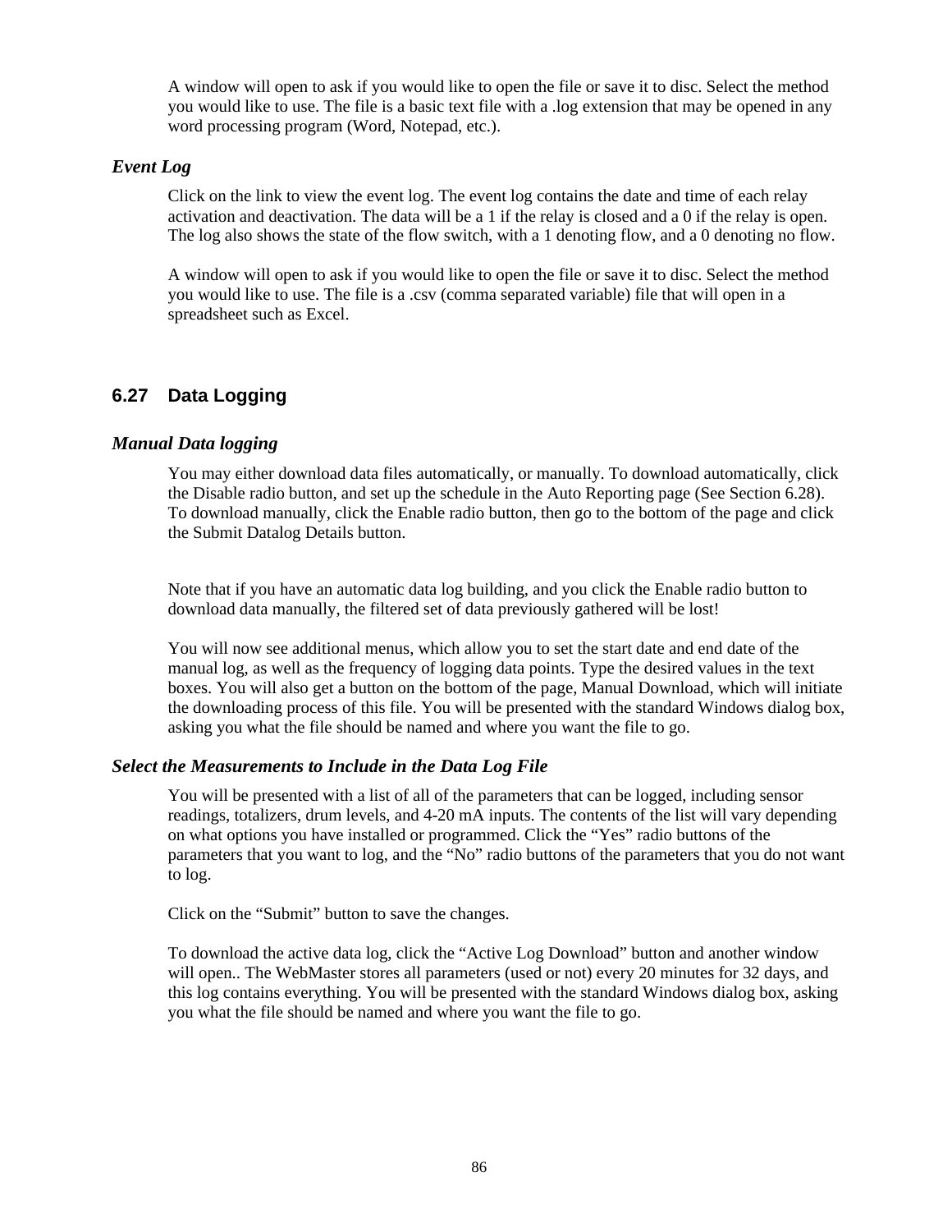A window will open to ask if you would like to open the file or save it to disc. Select the method you would like to use. The file is a basic text file with a .log extension that may be opened in any word processing program (Word, Notepad, etc.).

### *Event Log*

Click on the link to view the event log. The event log contains the date and time of each relay activation and deactivation. The data will be a 1 if the relay is closed and a 0 if the relay is open. The log also shows the state of the flow switch, with a 1 denoting flow, and a 0 denoting no flow.

A window will open to ask if you would like to open the file or save it to disc. Select the method you would like to use. The file is a .csv (comma separated variable) file that will open in a spreadsheet such as Excel.

## 6.27 Data Logging

### *Manual Data logging*

You may either download data files automatically, or manually. To download automatically, click the Disable radio button, and set up the schedule in the Auto Reporting page (See Section 6.28). To download manually, click the Enable radio button, then go to the bottom of the page and click the Submit Datalog Details button.

Note that if you have an automatic data log building, and you click the Enable radio button to download data manually, the filtered set of data previously gathered will be lost!

You will now see additional menus, which allow you to set the start date and end date of the manual log, as well as the frequency of logging data points. Type the desired values in the text boxes. You will also get a button on the bottom of the page, Manual Download, which will initiate the downloading process of this file. You will be presented with the standard Windows dialog box, asking you what the file should be named and where you want the file to go.

### *Select the Measurements to Include in the Data Log File*

You will be presented with a list of all of the parameters that can be logged, including sensor readings, totalizers, drum levels, and 4-20 mA inputs. The contents of the list will vary depending on what options you have installed or programmed. Click the “Yes” radio buttons of the parameters that you want to log, and the “No” radio buttons of the parameters that you do not want to log.

Click on the “Submit” button to save the changes.

To download the active data log, click the “Active Log Download” button and another window will open.. The WebMaster stores all parameters (used or not) every 20 minutes for 32 days, and this log contains everything. You will be presented with the standard Windows dialog box, asking you what the file should be named and where you want the file to go.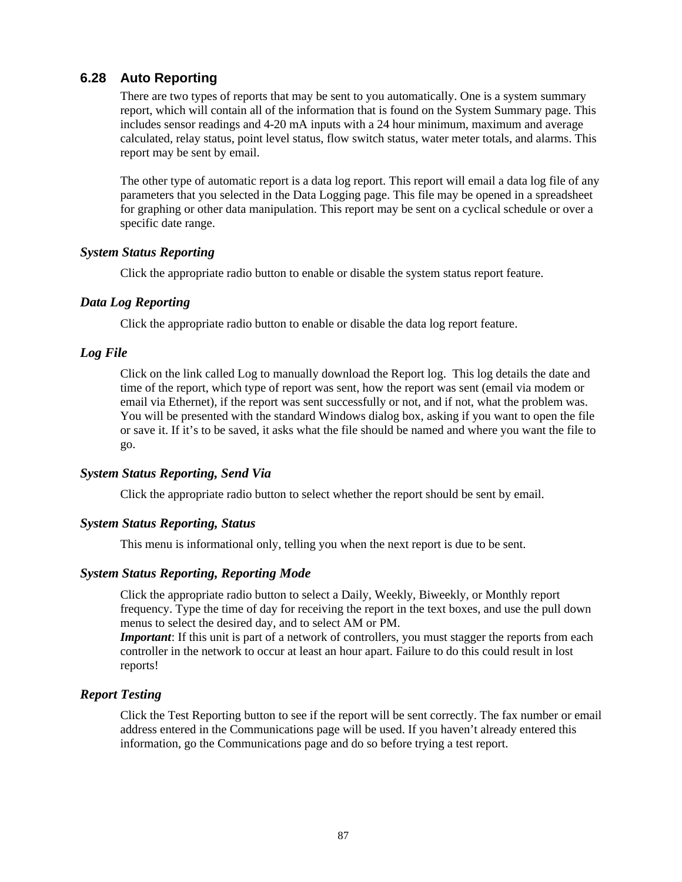## 6.28 Auto Reporting

There are two types of reports that may be sent to you automatically. One is a system summary report, which will contain all of the information that is found on the System Summary page. This includes sensor readings and 4-20 mA inputs with a 24 hour minimum, maximum and average calculated, relay status, point level status, flow switch status, water meter totals, and alarms. This report may be sent by email.

The other type of automatic report is a data log report. This report will email a data log file of any parameters that you selected in the Data Logging page. This file may be opened in a spreadsheet for graphing or other data manipulation. This report may be sent on a cyclical schedule or over a specific date range.

### *System Status Reporting*

Click the appropriate radio button to enable or disable the system status report feature.

### *Data Log Reporting*

Click the appropriate radio button to enable or disable the data log report feature.

### *Log File*

Click on the link called Log to manually download the Report log. This log details the date and time of the report, which type of report was sent, how the report was sent (email via modem or email via Ethernet), if the report was sent successfully or not, and if not, what the problem was. You will be presented with the standard Windows dialog box, asking if you want to open the file or save it. If it's to be saved, it asks what the file should be named and where you want the file to go.

### *System Status Reporting, Send Via*

Click the appropriate radio button to select whether the report should be sent by email.

### *System Status Reporting, Status*

This menu is informational only, telling you when the next report is due to be sent.

### *System Status Reporting, Reporting Mode*

Click the appropriate radio button to select a Daily, Weekly, Biweekly, or Monthly report frequency. Type the time of day for receiving the report in the text boxes, and use the pull down menus to select the desired day, and to select AM or PM.
***Important***: If this unit is part of a network of controllers, you must stagger the reports from each controller in the network to occur at least an hour apart. Failure to do this could result in lost reports!

### *Report Testing*

Click the Test Reporting button to see if the report will be sent correctly. The fax number or email address entered in the Communications page will be used. If you haven't already entered this information, go the Communications page and do so before trying a test report.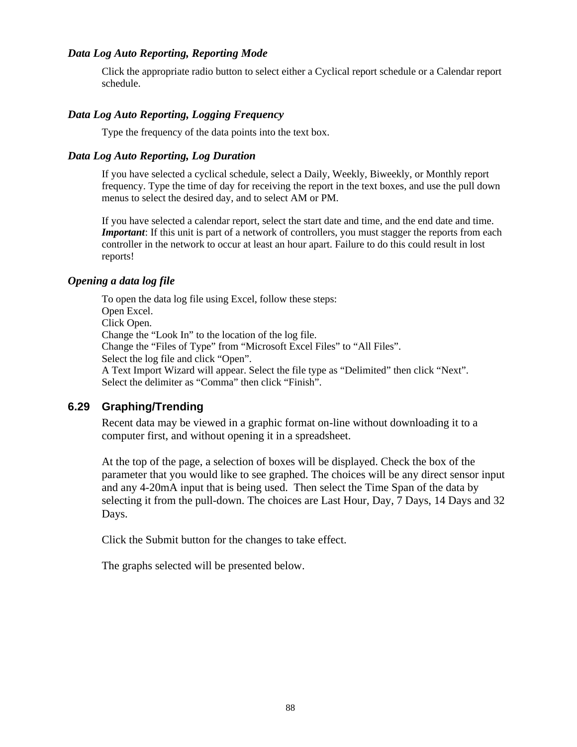### *Data Log Auto Reporting, Reporting Mode*

Click the appropriate radio button to select either a Cyclical report schedule or a Calendar report schedule.

### *Data Log Auto Reporting, Logging Frequency*

Type the frequency of the data points into the text box.

### *Data Log Auto Reporting, Log Duration*

If you have selected a cyclical schedule, select a Daily, Weekly, Biweekly, or Monthly report frequency. Type the time of day for receiving the report in the text boxes, and use the pull down menus to select the desired day, and to select AM or PM.

If you have selected a calendar report, select the start date and time, and the end date and time. ***Important***: If this unit is part of a network of controllers, you must stagger the reports from each controller in the network to occur at least an hour apart. Failure to do this could result in lost reports!

### *Opening a data log file*

To open the data log file using Excel, follow these steps:
Open Excel.
Click Open.
Change the "Look In" to the location of the log file.
Change the "Files of Type" from "Microsoft Excel Files" to "All Files".
Select the log file and click "Open".
A Text Import Wizard will appear. Select the file type as "Delimited" then click "Next".
Select the delimiter as "Comma" then click "Finish".

## 6.29 Graphing/Trending

Recent data may be viewed in a graphic format on-line without downloading it to a computer first, and without opening it in a spreadsheet.

At the top of the page, a selection of boxes will be displayed. Check the box of the parameter that you would like to see graphed. The choices will be any direct sensor input and any 4-20mA input that is being used. Then select the Time Span of the data by selecting it from the pull-down. The choices are Last Hour, Day, 7 Days, 14 Days and 32 Days.

Click the Submit button for the changes to take effect.

The graphs selected will be presented below.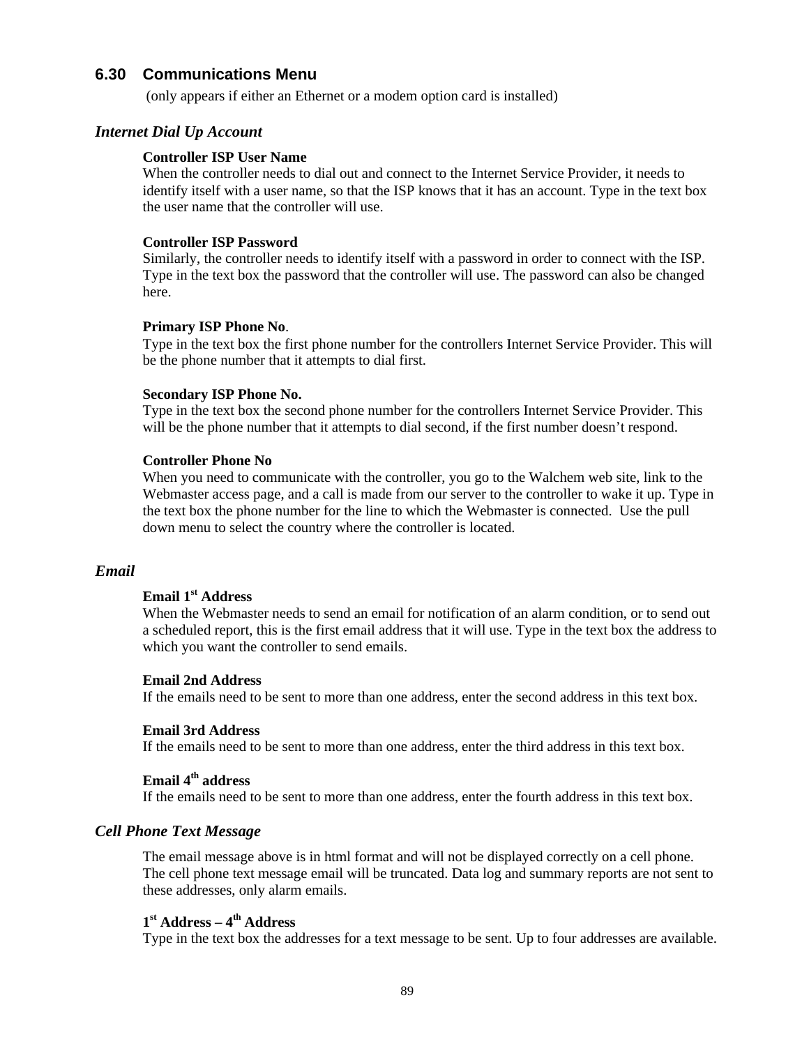## 6.30 Communications Menu

(only appears if either an Ethernet or a modem option card is installed)

### *Internet Dial Up Account*

**Controller ISP User Name**
When the controller needs to dial out and connect to the Internet Service Provider, it needs to identify itself with a user name, so that the ISP knows that it has an account. Type in the text box the user name that the controller will use.

**Controller ISP Password**
Similarly, the controller needs to identify itself with a password in order to connect with the ISP. Type in the text box the password that the controller will use. The password can also be changed here.

**Primary ISP Phone No**.
Type in the text box the first phone number for the controllers Internet Service Provider. This will be the phone number that it attempts to dial first.

**Secondary ISP Phone No.**
Type in the text box the second phone number for the controllers Internet Service Provider. This will be the phone number that it attempts to dial second, if the first number doesn't respond.

**Controller Phone No**
When you need to communicate with the controller, you go to the Walchem web site, link to the Webmaster access page, and a call is made from our server to the controller to wake it up. Type in the text box the phone number for the line to which the Webmaster is connected. Use the pull down menu to select the country where the controller is located.

### *Email*

**Email 1st Address**
When the Webmaster needs to send an email for notification of an alarm condition, or to send out a scheduled report, this is the first email address that it will use. Type in the text box the address to which you want the controller to send emails.

**Email 2nd Address**
If the emails need to be sent to more than one address, enter the second address in this text box.

**Email 3rd Address**
If the emails need to be sent to more than one address, enter the third address in this text box.

**Email 4th address**
If the emails need to be sent to more than one address, enter the fourth address in this text box.

### *Cell Phone Text Message*

The email message above is in html format and will not be displayed correctly on a cell phone. The cell phone text message email will be truncated. Data log and summary reports are not sent to these addresses, only alarm emails.

**1st Address – 4th Address**
Type in the text box the addresses for a text message to be sent. Up to four addresses are available.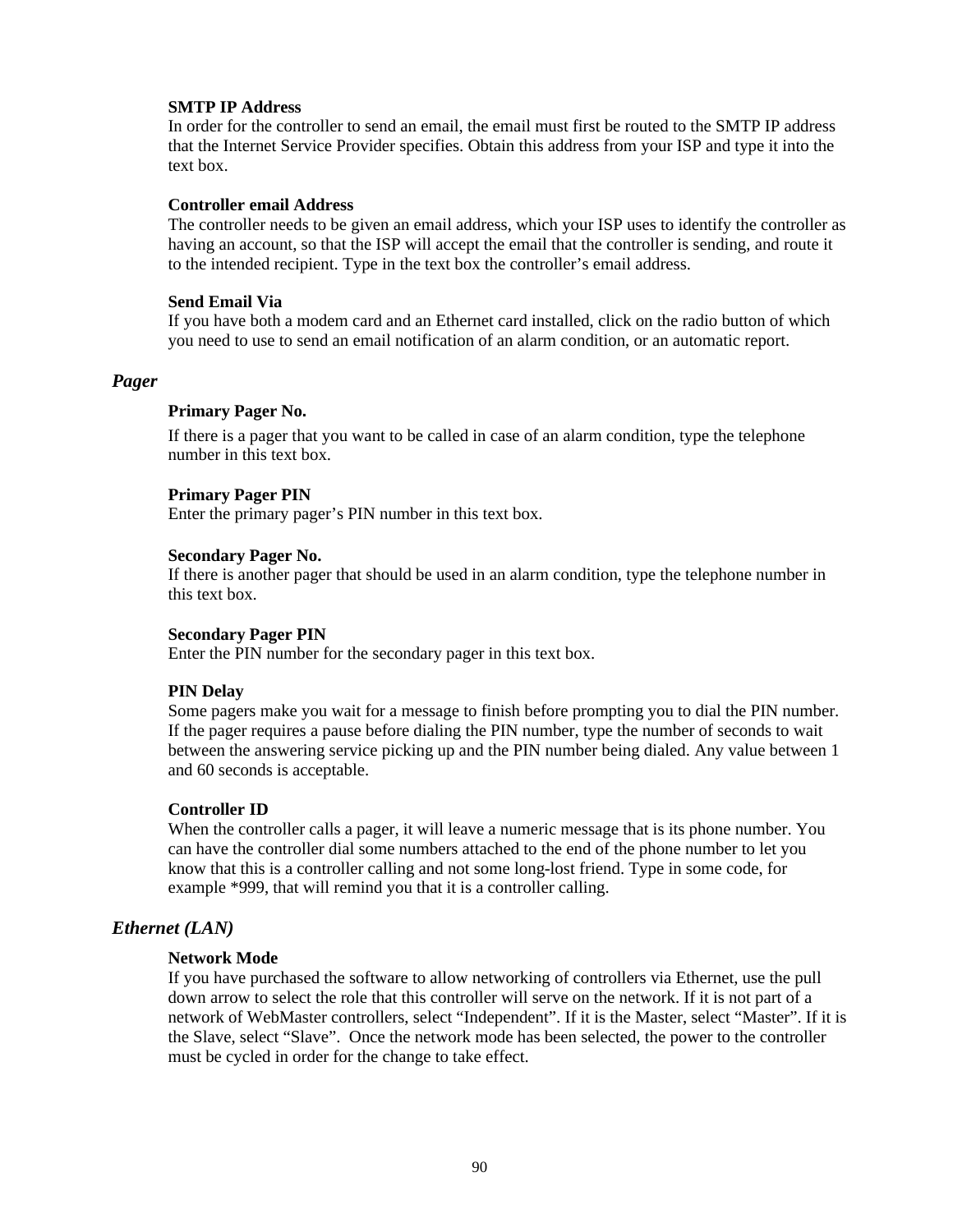**SMTP IP Address**
In order for the controller to send an email, the email must first be routed to the SMTP IP address that the Internet Service Provider specifies. Obtain this address from your ISP and type it into the text box.

**Controller email Address**
The controller needs to be given an email address, which your ISP uses to identify the controller as having an account, so that the ISP will accept the email that the controller is sending, and route it to the intended recipient. Type in the text box the controller's email address.

**Send Email Via**
If you have both a modem card and an Ethernet card installed, click on the radio button of which you need to use to send an email notification of an alarm condition, or an automatic report.

### *Pager*

**Primary Pager No.**
If there is a pager that you want to be called in case of an alarm condition, type the telephone number in this text box.

**Primary Pager PIN**
Enter the primary pager's PIN number in this text box.

**Secondary Pager No.**
If there is another pager that should be used in an alarm condition, type the telephone number in this text box.

**Secondary Pager PIN**
Enter the PIN number for the secondary pager in this text box.

**PIN Delay**
Some pagers make you wait for a message to finish before prompting you to dial the PIN number. If the pager requires a pause before dialing the PIN number, type the number of seconds to wait between the answering service picking up and the PIN number being dialed. Any value between 1 and 60 seconds is acceptable.

**Controller ID**
When the controller calls a pager, it will leave a numeric message that is its phone number. You can have the controller dial some numbers attached to the end of the phone number to let you know that this is a controller calling and not some long-lost friend. Type in some code, for example *999, that will remind you that it is a controller calling.

### *Ethernet (LAN)*

**Network Mode**
If you have purchased the software to allow networking of controllers via Ethernet, use the pull down arrow to select the role that this controller will serve on the network. If it is not part of a network of WebMaster controllers, select "Independent". If it is the Master, select "Master". If it is the Slave, select "Slave". Once the network mode has been selected, the power to the controller must be cycled in order for the change to take effect.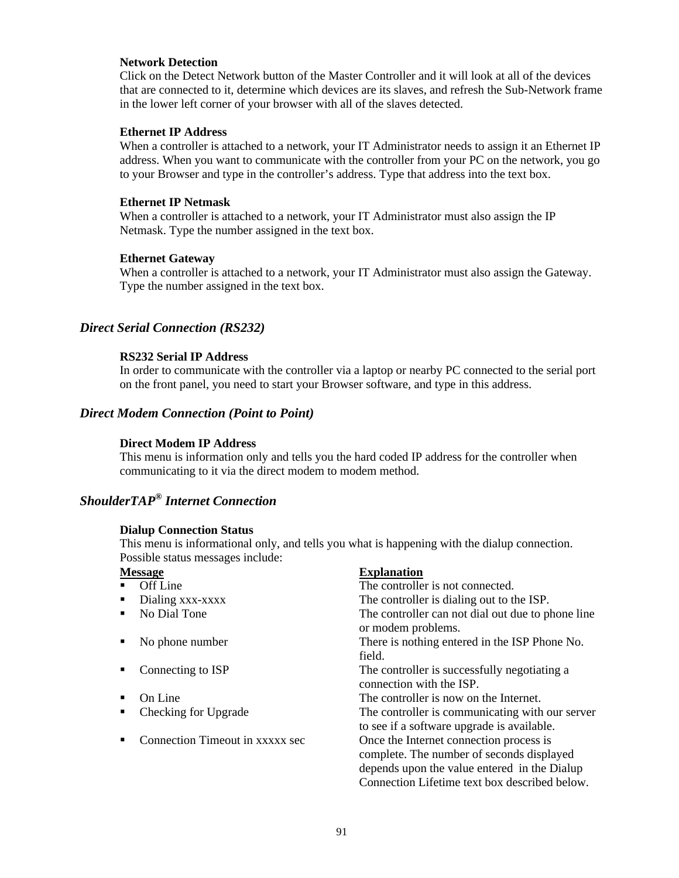**Network Detection**
Click on the Detect Network button of the Master Controller and it will look at all of the devices that are connected to it, determine which devices are its slaves, and refresh the Sub-Network frame in the lower left corner of your browser with all of the slaves detected.

**Ethernet IP Address**
When a controller is attached to a network, your IT Administrator needs to assign it an Ethernet IP address. When you want to communicate with the controller from your PC on the network, you go to your Browser and type in the controller's address. Type that address into the text box.

**Ethernet IP Netmask**
When a controller is attached to a network, your IT Administrator must also assign the IP Netmask. Type the number assigned in the text box.

**Ethernet Gateway**
When a controller is attached to a network, your IT Administrator must also assign the Gateway. Type the number assigned in the text box.

## *Direct Serial Connection (RS232)*

**RS232 Serial IP Address**
In order to communicate with the controller via a laptop or nearby PC connected to the serial port on the front panel, you need to start your Browser software, and type in this address.

## *Direct Modem Connection (Point to Point)*

**Direct Modem IP Address**
This menu is information only and tells you the hard coded IP address for the controller when communicating to it via the direct modem to modem method.

## *ShoulderTAP® Internet Connection*

**Dialup Connection Status**
This menu is informational only, and tells you what is happening with the dialup connection. Possible status messages include:

| Message | Explanation |
|---|---|
| ▪ Off Line | The controller is not connected. |
| ▪ Dialing xxx-xxxx | The controller is dialing out to the ISP. |
| ▪ No Dial Tone | The controller can not dial out due to phone line or modem problems. |
| ▪ No phone number | There is nothing entered in the ISP Phone No. field. |
| ▪ Connecting to ISP | The controller is successfully negotiating a connection with the ISP. |
| ▪ On Line | The controller is now on the Internet. |
| ▪ Checking for Upgrade | The controller is communicating with our server to see if a software upgrade is available. |
| ▪ Connection Timeout in xxxxx sec | Once the Internet connection process is complete. The number of seconds displayed depends upon the value entered in the Dialup Connection Lifetime text box described below. |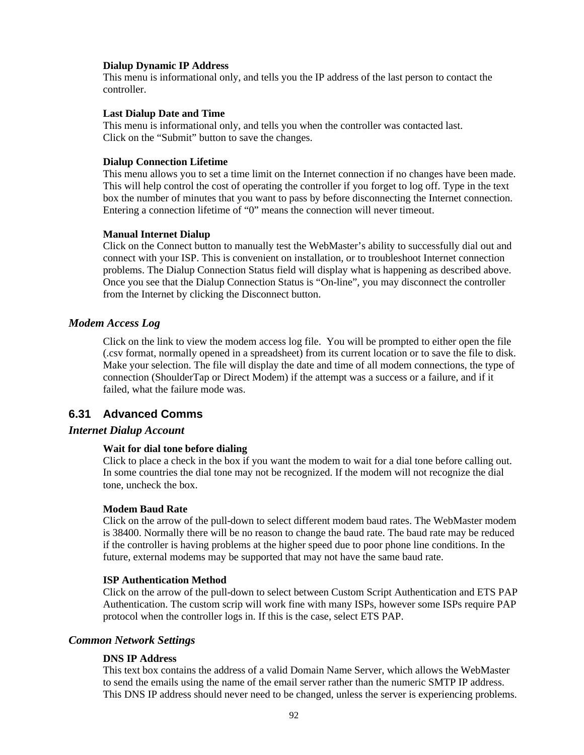**Dialup Dynamic IP Address**
This menu is informational only, and tells you the IP address of the last person to contact the controller.

**Last Dialup Date and Time**
This menu is informational only, and tells you when the controller was contacted last.
Click on the "Submit" button to save the changes.

**Dialup Connection Lifetime**
This menu allows you to set a time limit on the Internet connection if no changes have been made. This will help control the cost of operating the controller if you forget to log off. Type in the text box the number of minutes that you want to pass by before disconnecting the Internet connection. Entering a connection lifetime of "0" means the connection will never timeout.

**Manual Internet Dialup**
Click on the Connect button to manually test the WebMaster's ability to successfully dial out and connect with your ISP. This is convenient on installation, or to troubleshoot Internet connection problems. The Dialup Connection Status field will display what is happening as described above. Once you see that the Dialup Connection Status is "On-line", you may disconnect the controller from the Internet by clicking the Disconnect button.

### *Modem Access Log*

Click on the link to view the modem access log file. You will be prompted to either open the file (.csv format, normally opened in a spreadsheet) from its current location or to save the file to disk. Make your selection. The file will display the date and time of all modem connections, the type of connection (ShoulderTap or Direct Modem) if the attempt was a success or a failure, and if it failed, what the failure mode was.

## 6.31 Advanced Comms

### *Internet Dialup Account*

**Wait for dial tone before dialing**
Click to place a check in the box if you want the modem to wait for a dial tone before calling out. In some countries the dial tone may not be recognized. If the modem will not recognize the dial tone, uncheck the box.

**Modem Baud Rate**
Click on the arrow of the pull-down to select different modem baud rates. The WebMaster modem is 38400. Normally there will be no reason to change the baud rate. The baud rate may be reduced if the controller is having problems at the higher speed due to poor phone line conditions. In the future, external modems may be supported that may not have the same baud rate.

**ISP Authentication Method**
Click on the arrow of the pull-down to select between Custom Script Authentication and ETS PAP Authentication. The custom scrip will work fine with many ISPs, however some ISPs require PAP protocol when the controller logs in. If this is the case, select ETS PAP.

### *Common Network Settings*

**DNS IP Address**
This text box contains the address of a valid Domain Name Server, which allows the WebMaster to send the emails using the name of the email server rather than the numeric SMTP IP address. This DNS IP address should never need to be changed, unless the server is experiencing problems.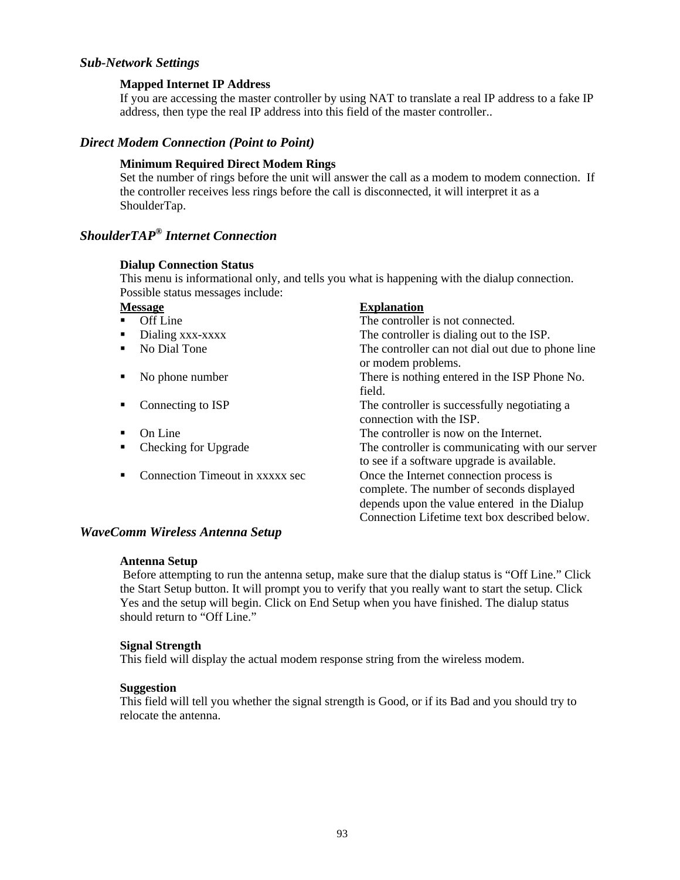### *Sub-Network Settings*

**Mapped Internet IP Address**
If you are accessing the master controller by using NAT to translate a real IP address to a fake IP address, then type the real IP address into this field of the master controller..

### *Direct Modem Connection (Point to Point)*

**Minimum Required Direct Modem Rings**
Set the number of rings before the unit will answer the call as a modem to modem connection. If the controller receives less rings before the call is disconnected, it will interpret it as a ShoulderTap.

### *ShoulderTAP® Internet Connection*

**Dialup Connection Status**
This menu is informational only, and tells you what is happening with the dialup connection. Possible status messages include:

| Message | Explanation |
|---|---|
| ▪ Off Line | The controller is not connected. |
| ▪ Dialing xxx-xxxx | The controller is dialing out to the ISP. |
| ▪ No Dial Tone | The controller can not dial out due to phone line or modem problems. |
| ▪ No phone number | There is nothing entered in the ISP Phone No. field. |
| ▪ Connecting to ISP | The controller is successfully negotiating a connection with the ISP. |
| ▪ On Line | The controller is now on the Internet. |
| ▪ Checking for Upgrade | The controller is communicating with our server to see if a software upgrade is available. |
| ▪ Connection Timeout in xxxxx sec | Once the Internet connection process is complete. The number of seconds displayed depends upon the value entered in the Dialup Connection Lifetime text box described below. |

### *WaveComm Wireless Antenna Setup*

**Antenna Setup**
Before attempting to run the antenna setup, make sure that the dialup status is "Off Line." Click the Start Setup button. It will prompt you to verify that you really want to start the setup. Click Yes and the setup will begin. Click on End Setup when you have finished. The dialup status should return to "Off Line."

**Signal Strength**
This field will display the actual modem response string from the wireless modem.

**Suggestion**
This field will tell you whether the signal strength is Good, or if its Bad and you should try to relocate the antenna.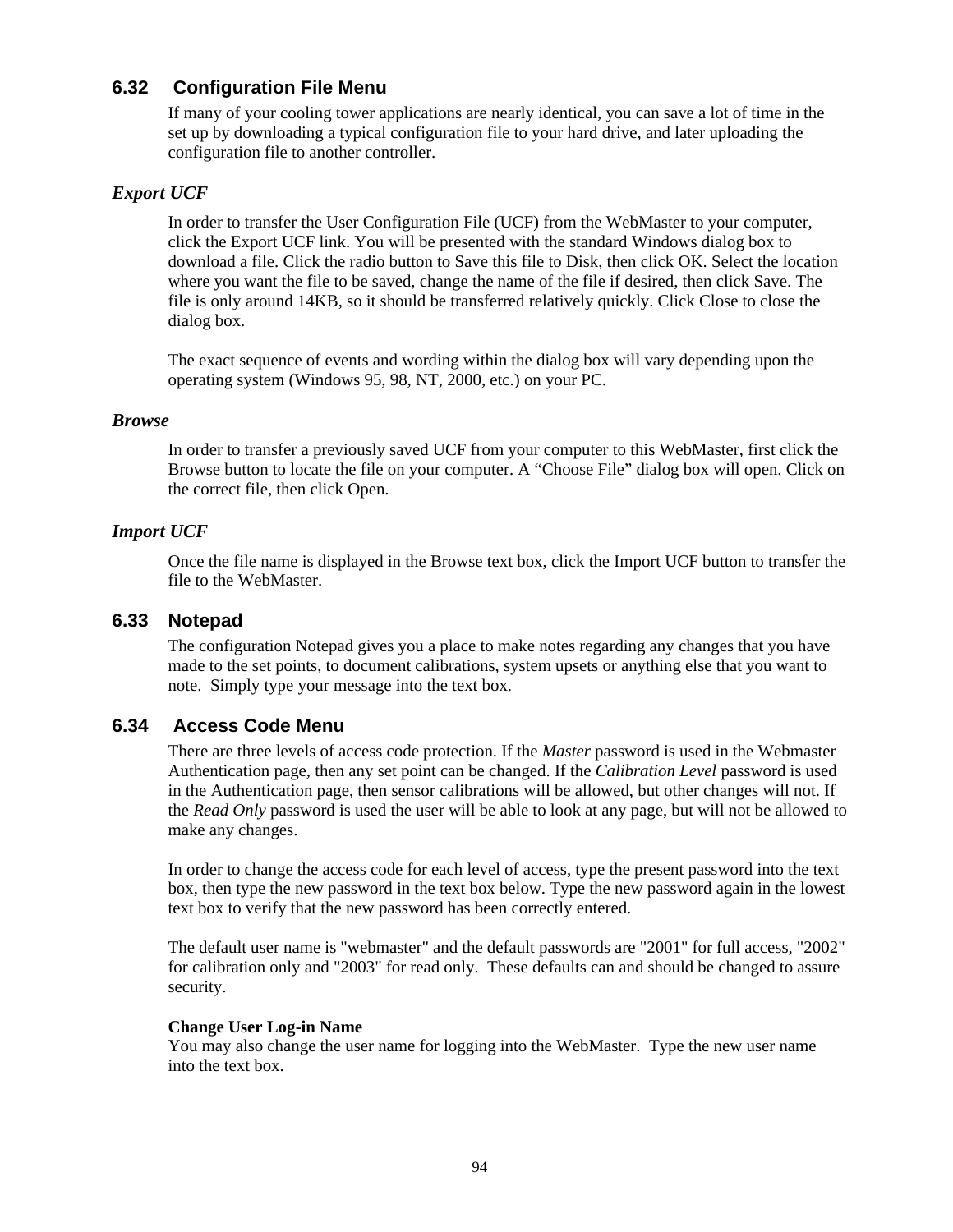## 6.32 Configuration File Menu

If many of your cooling tower applications are nearly identical, you can save a lot of time in the set up by downloading a typical configuration file to your hard drive, and later uploading the configuration file to another controller.

### *Export UCF*

In order to transfer the User Configuration File (UCF) from the WebMaster to your computer, click the Export UCF link. You will be presented with the standard Windows dialog box to download a file. Click the radio button to Save this file to Disk, then click OK. Select the location where you want the file to be saved, change the name of the file if desired, then click Save. The file is only around 14KB, so it should be transferred relatively quickly. Click Close to close the dialog box.

The exact sequence of events and wording within the dialog box will vary depending upon the operating system (Windows 95, 98, NT, 2000, etc.) on your PC.

### *Browse*

In order to transfer a previously saved UCF from your computer to this WebMaster, first click the Browse button to locate the file on your computer. A “Choose File” dialog box will open. Click on the correct file, then click Open.

### *Import UCF*

Once the file name is displayed in the Browse text box, click the Import UCF button to transfer the file to the WebMaster.

## 6.33 Notepad

The configuration Notepad gives you a place to make notes regarding any changes that you have made to the set points, to document calibrations, system upsets or anything else that you want to note. Simply type your message into the text box.

## 6.34 Access Code Menu

There are three levels of access code protection. If the *Master* password is used in the Webmaster Authentication page, then any set point can be changed. If the *Calibration Level* password is used in the Authentication page, then sensor calibrations will be allowed, but other changes will not. If the *Read Only* password is used the user will be able to look at any page, but will not be allowed to make any changes.

In order to change the access code for each level of access, type the present password into the text box, then type the new password in the text box below. Type the new password again in the lowest text box to verify that the new password has been correctly entered.

The default user name is "webmaster" and the default passwords are "2001" for full access, "2002" for calibration only and "2003" for read only. These defaults can and should be changed to assure security.

**Change User Log-in Name**
You may also change the user name for logging into the WebMaster. Type the new user name into the text box.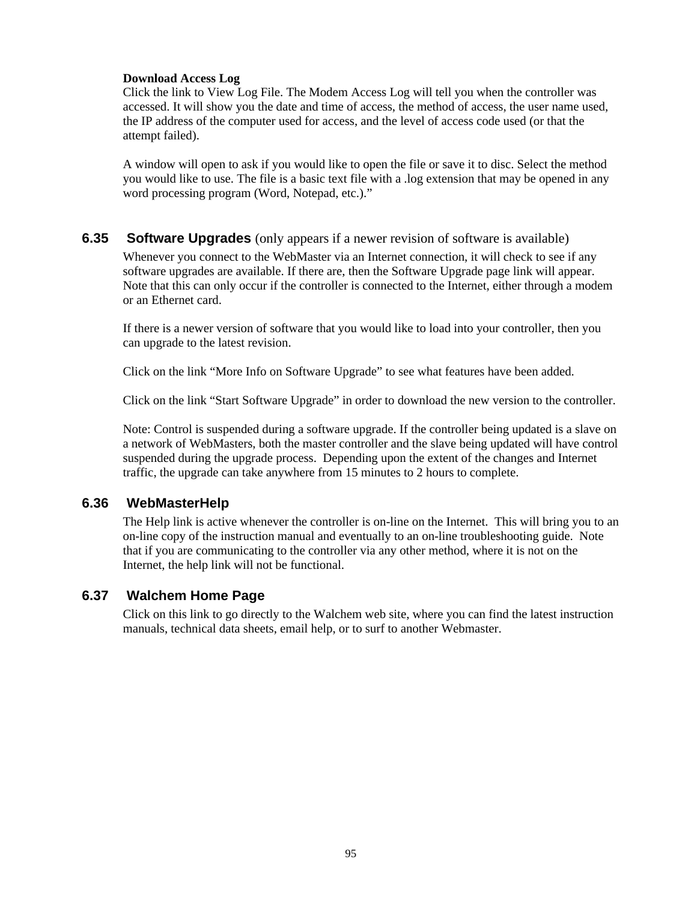**Download Access Log**

Click the link to View Log File. The Modem Access Log will tell you when the controller was accessed. It will show you the date and time of access, the method of access, the user name used, the IP address of the computer used for access, and the level of access code used (or that the attempt failed).

A window will open to ask if you would like to open the file or save it to disc. Select the method you would like to use. The file is a basic text file with a .log extension that may be opened in any word processing program (Word, Notepad, etc.)."

## 6.35 Software Upgrades (only appears if a newer revision of software is available)

Whenever you connect to the WebMaster via an Internet connection, it will check to see if any software upgrades are available. If there are, then the Software Upgrade page link will appear. Note that this can only occur if the controller is connected to the Internet, either through a modem or an Ethernet card.

If there is a newer version of software that you would like to load into your controller, then you can upgrade to the latest revision.

Click on the link "More Info on Software Upgrade" to see what features have been added.

Click on the link "Start Software Upgrade" in order to download the new version to the controller.

Note: Control is suspended during a software upgrade. If the controller being updated is a slave on a network of WebMasters, both the master controller and the slave being updated will have control suspended during the upgrade process. Depending upon the extent of the changes and Internet traffic, the upgrade can take anywhere from 15 minutes to 2 hours to complete.

## 6.36 WebMasterHelp

The Help link is active whenever the controller is on-line on the Internet. This will bring you to an on-line copy of the instruction manual and eventually to an on-line troubleshooting guide. Note that if you are communicating to the controller via any other method, where it is not on the Internet, the help link will not be functional.

## 6.37 Walchem Home Page

Click on this link to go directly to the Walchem web site, where you can find the latest instruction manuals, technical data sheets, email help, or to surf to another Webmaster.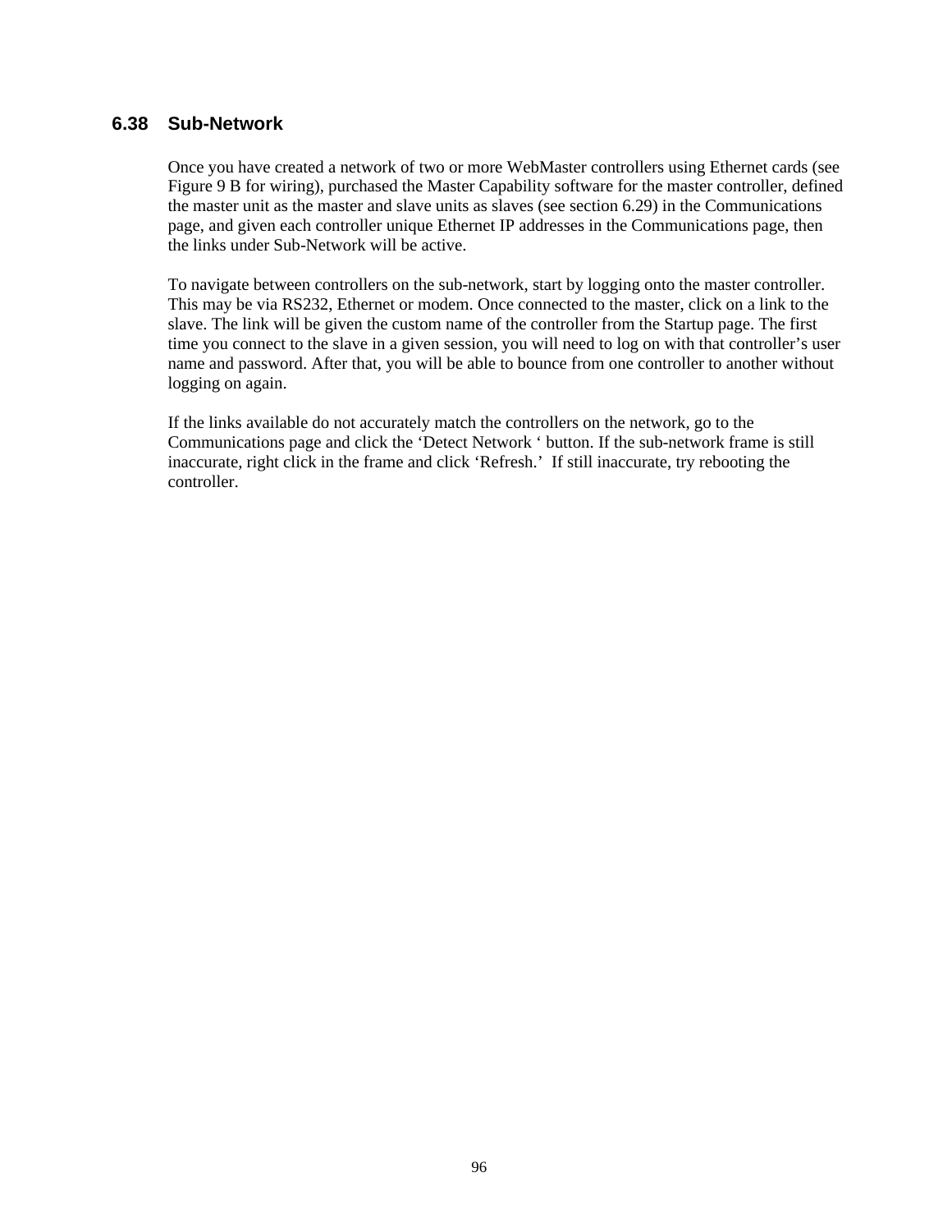## 6.38 Sub-Network

Once you have created a network of two or more WebMaster controllers using Ethernet cards (see Figure 9 B for wiring), purchased the Master Capability software for the master controller, defined the master unit as the master and slave units as slaves (see section 6.29) in the Communications page, and given each controller unique Ethernet IP addresses in the Communications page, then the links under Sub-Network will be active.

To navigate between controllers on the sub-network, start by logging onto the master controller. This may be via RS232, Ethernet or modem. Once connected to the master, click on a link to the slave. The link will be given the custom name of the controller from the Startup page. The first time you connect to the slave in a given session, you will need to log on with that controller's user name and password. After that, you will be able to bounce from one controller to another without logging on again.

If the links available do not accurately match the controllers on the network, go to the Communications page and click the 'Detect Network ' button. If the sub-network frame is still inaccurate, right click in the frame and click 'Refresh.' If still inaccurate, try rebooting the controller.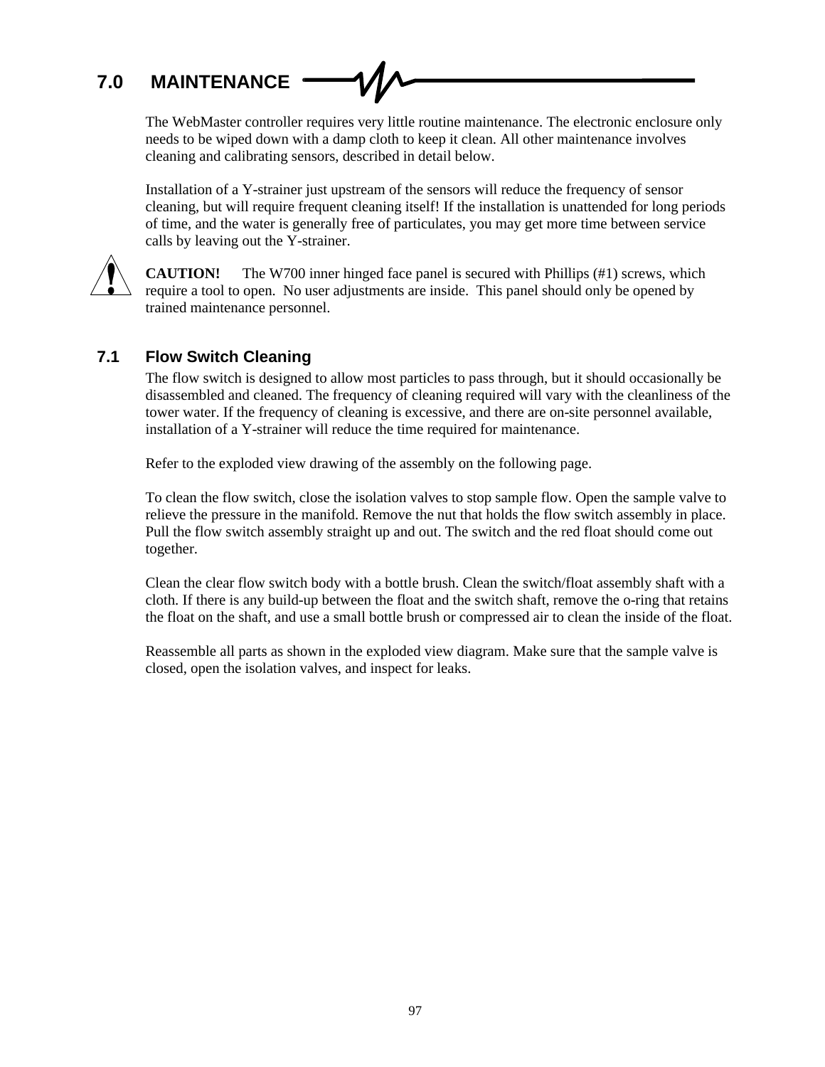# 7.0 MAINTENANCE

The WebMaster controller requires very little routine maintenance. The electronic enclosure only needs to be wiped down with a damp cloth to keep it clean. All other maintenance involves cleaning and calibrating sensors, described in detail below.

Installation of a Y-strainer just upstream of the sensors will reduce the frequency of sensor cleaning, but will require frequent cleaning itself! If the installation is unattended for long periods of time, and the water is generally free of particulates, you may get more time between service calls by leaving out the Y-strainer.

**CAUTION!** The W700 inner hinged face panel is secured with Phillips (#1) screws, which require a tool to open. No user adjustments are inside. This panel should only be opened by trained maintenance personnel.

## 7.1 Flow Switch Cleaning

The flow switch is designed to allow most particles to pass through, but it should occasionally be disassembled and cleaned. The frequency of cleaning required will vary with the cleanliness of the tower water. If the frequency of cleaning is excessive, and there are on-site personnel available, installation of a Y-strainer will reduce the time required for maintenance.

Refer to the exploded view drawing of the assembly on the following page.

To clean the flow switch, close the isolation valves to stop sample flow. Open the sample valve to relieve the pressure in the manifold. Remove the nut that holds the flow switch assembly in place. Pull the flow switch assembly straight up and out. The switch and the red float should come out together.

Clean the clear flow switch body with a bottle brush. Clean the switch/float assembly shaft with a cloth. If there is any build-up between the float and the switch shaft, remove the o-ring that retains the float on the shaft, and use a small bottle brush or compressed air to clean the inside of the float.

Reassemble all parts as shown in the exploded view diagram. Make sure that the sample valve is closed, open the isolation valves, and inspect for leaks.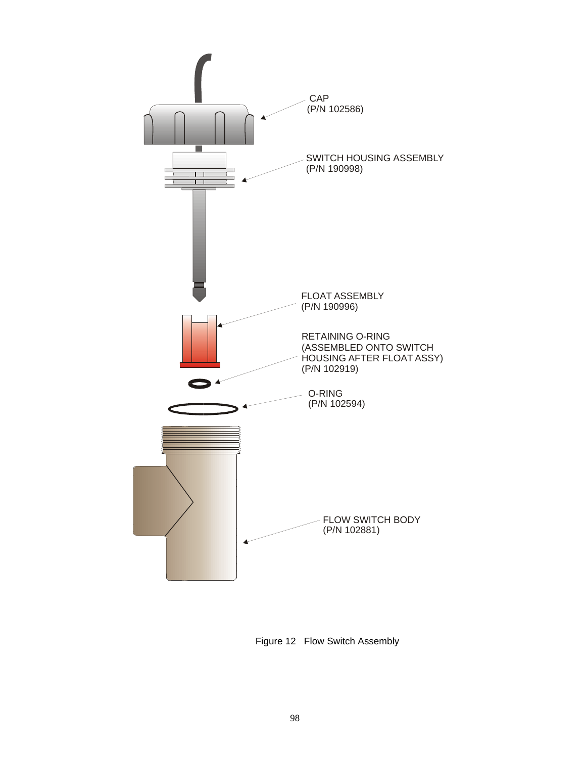CAP
(P/N 102586)

SWITCH HOUSING ASSEMBLY
(P/N 190998)

FLOAT ASSEMBLY
(P/N 190996)

RETAINING O-RING
(ASSEMBLED ONTO SWITCH
HOUSING AFTER FLOAT ASSY)
(P/N 102919)

O-RING
(P/N 102594)

FLOW SWITCH BODY
(P/N 102881)

Figure 12 Flow Switch Assembly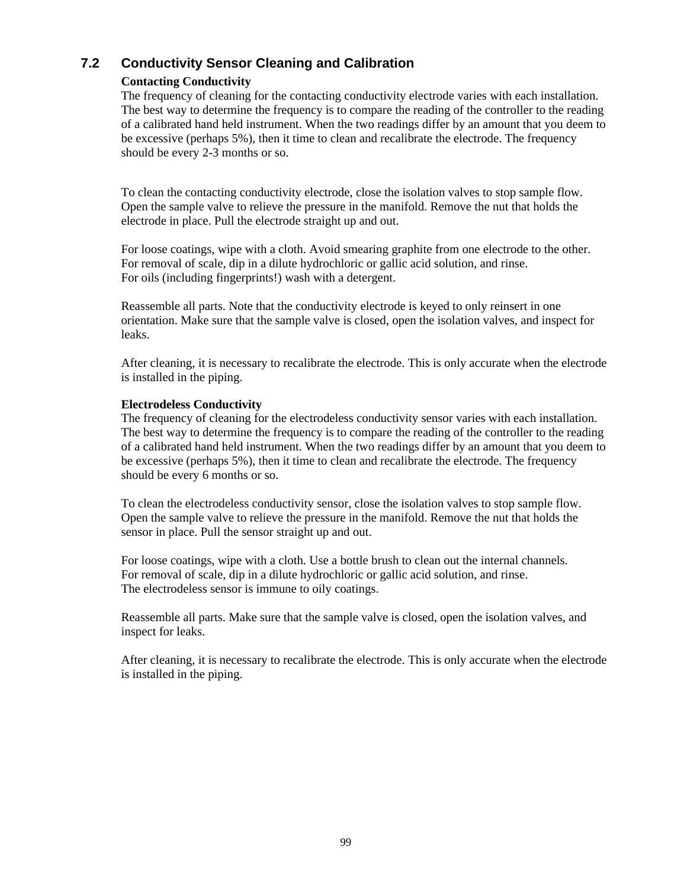## 7.2 Conductivity Sensor Cleaning and Calibration

**Contacting Conductivity**

The frequency of cleaning for the contacting conductivity electrode varies with each installation. The best way to determine the frequency is to compare the reading of the controller to the reading of a calibrated hand held instrument. When the two readings differ by an amount that you deem to be excessive (perhaps 5%), then it time to clean and recalibrate the electrode. The frequency should be every 2-3 months or so.

To clean the contacting conductivity electrode, close the isolation valves to stop sample flow. Open the sample valve to relieve the pressure in the manifold. Remove the nut that holds the electrode in place. Pull the electrode straight up and out.

For loose coatings, wipe with a cloth. Avoid smearing graphite from one electrode to the other.
For removal of scale, dip in a dilute hydrochloric or gallic acid solution, and rinse.
For oils (including fingerprints!) wash with a detergent.

Reassemble all parts. Note that the conductivity electrode is keyed to only reinsert in one orientation. Make sure that the sample valve is closed, open the isolation valves, and inspect for leaks.

After cleaning, it is necessary to recalibrate the electrode. This is only accurate when the electrode is installed in the piping.

**Electrodeless Conductivity**

The frequency of cleaning for the electrodeless conductivity sensor varies with each installation. The best way to determine the frequency is to compare the reading of the controller to the reading of a calibrated hand held instrument. When the two readings differ by an amount that you deem to be excessive (perhaps 5%), then it time to clean and recalibrate the electrode. The frequency should be every 6 months or so.

To clean the electrodeless conductivity sensor, close the isolation valves to stop sample flow. Open the sample valve to relieve the pressure in the manifold. Remove the nut that holds the sensor in place. Pull the sensor straight up and out.

For loose coatings, wipe with a cloth. Use a bottle brush to clean out the internal channels.
For removal of scale, dip in a dilute hydrochloric or gallic acid solution, and rinse.
The electrodeless sensor is immune to oily coatings.

Reassemble all parts. Make sure that the sample valve is closed, open the isolation valves, and inspect for leaks.

After cleaning, it is necessary to recalibrate the electrode. This is only accurate when the electrode is installed in the piping.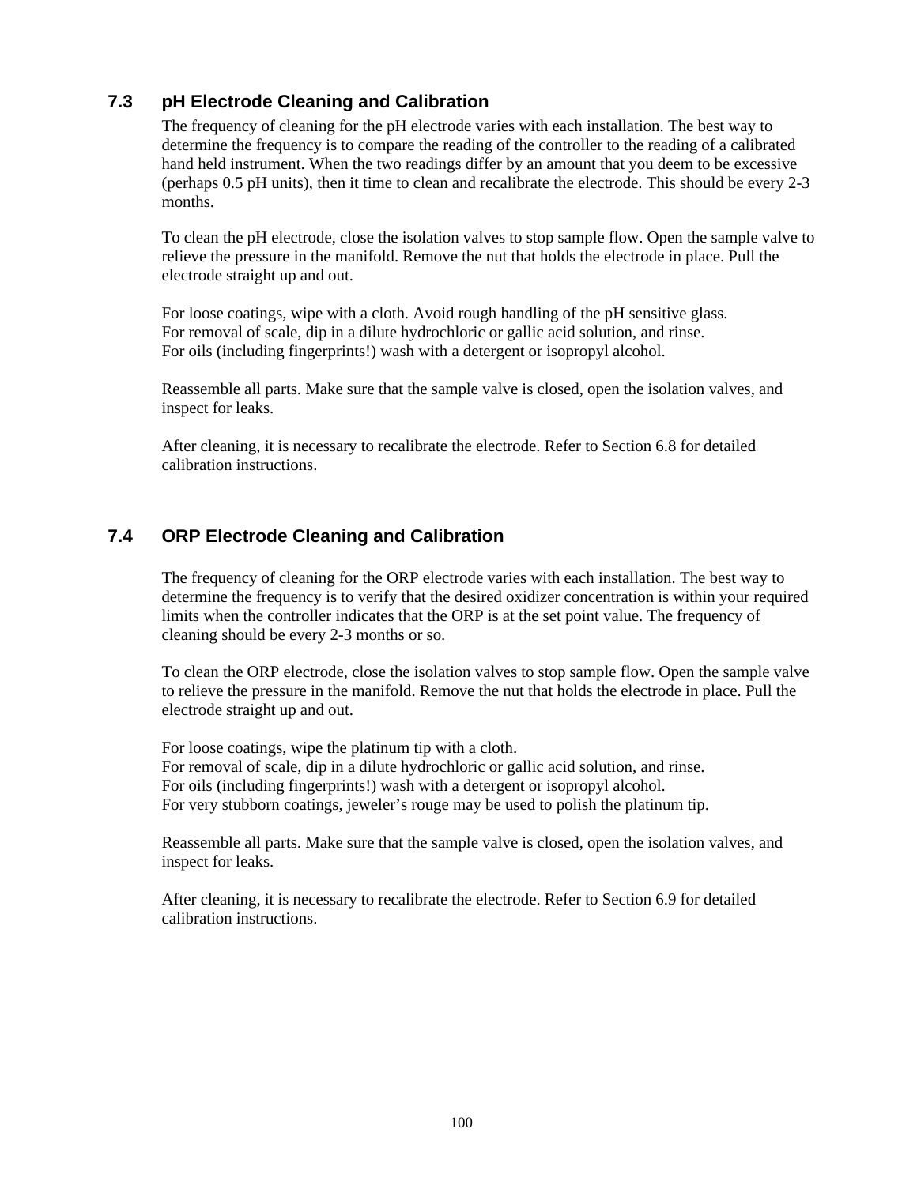## 7.3 pH Electrode Cleaning and Calibration

The frequency of cleaning for the pH electrode varies with each installation. The best way to determine the frequency is to compare the reading of the controller to the reading of a calibrated hand held instrument. When the two readings differ by an amount that you deem to be excessive (perhaps 0.5 pH units), then it time to clean and recalibrate the electrode. This should be every 2-3 months.

To clean the pH electrode, close the isolation valves to stop sample flow. Open the sample valve to relieve the pressure in the manifold. Remove the nut that holds the electrode in place. Pull the electrode straight up and out.

For loose coatings, wipe with a cloth. Avoid rough handling of the pH sensitive glass.
For removal of scale, dip in a dilute hydrochloric or gallic acid solution, and rinse.
For oils (including fingerprints!) wash with a detergent or isopropyl alcohol.

Reassemble all parts. Make sure that the sample valve is closed, open the isolation valves, and inspect for leaks.

After cleaning, it is necessary to recalibrate the electrode. Refer to Section 6.8 for detailed calibration instructions.

## 7.4 ORP Electrode Cleaning and Calibration

The frequency of cleaning for the ORP electrode varies with each installation. The best way to determine the frequency is to verify that the desired oxidizer concentration is within your required limits when the controller indicates that the ORP is at the set point value. The frequency of cleaning should be every 2-3 months or so.

To clean the ORP electrode, close the isolation valves to stop sample flow. Open the sample valve to relieve the pressure in the manifold. Remove the nut that holds the electrode in place. Pull the electrode straight up and out.

For loose coatings, wipe the platinum tip with a cloth.
For removal of scale, dip in a dilute hydrochloric or gallic acid solution, and rinse.
For oils (including fingerprints!) wash with a detergent or isopropyl alcohol.
For very stubborn coatings, jeweler's rouge may be used to polish the platinum tip.

Reassemble all parts. Make sure that the sample valve is closed, open the isolation valves, and inspect for leaks.

After cleaning, it is necessary to recalibrate the electrode. Refer to Section 6.9 for detailed calibration instructions.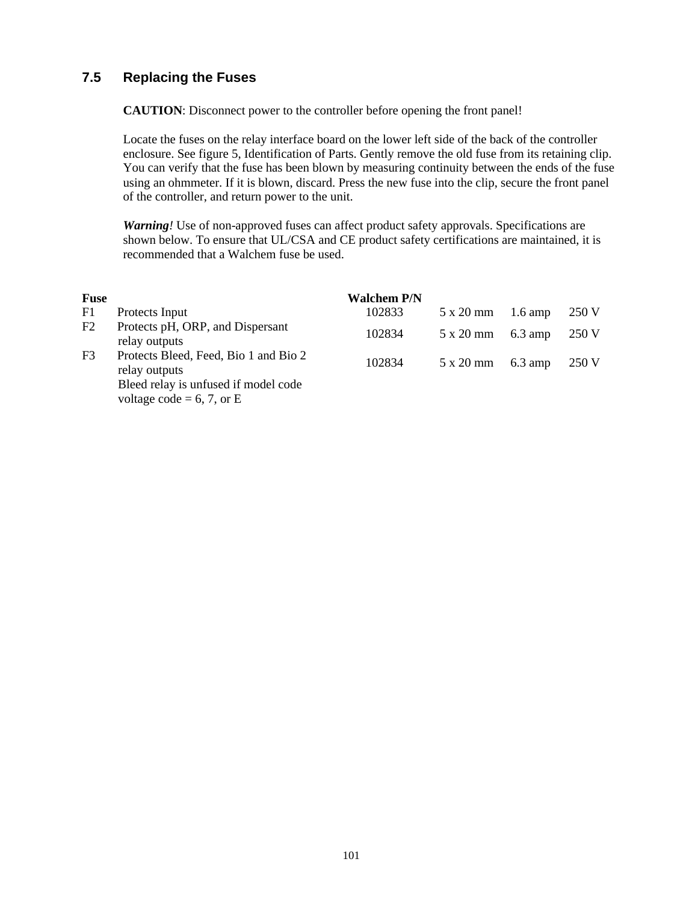## 7.5 Replacing the Fuses

**CAUTION**: Disconnect power to the controller before opening the front panel!

Locate the fuses on the relay interface board on the lower left side of the back of the controller enclosure. See figure 5, Identification of Parts. Gently remove the old fuse from its retaining clip. You can verify that the fuse has been blown by measuring continuity between the ends of the fuse using an ohmmeter. If it is blown, discard. Press the new fuse into the clip, secure the front panel of the controller, and return power to the unit.

***Warning!*** Use of non-approved fuses can affect product safety approvals. Specifications are shown below. To ensure that UL/CSA and CE product safety certifications are maintained, it is recommended that a Walchem fuse be used.

| **Fuse** | | **Walchem P/N** | | | |
|---|---|---|---|---|---|
| F1 | Protects Input | 102833 | 5 x 20 mm | 1.6 amp | 250 V |
| F2 | Protects pH, ORP, and Dispersant relay outputs | 102834 | 5 x 20 mm | 6.3 amp | 250 V |
| F3 | Protects Bleed, Feed, Bio 1 and Bio 2 relay outputs<br>Bleed relay is unfused if model code voltage code = 6, 7, or E | 102834 | 5 x 20 mm | 6.3 amp | 250 V |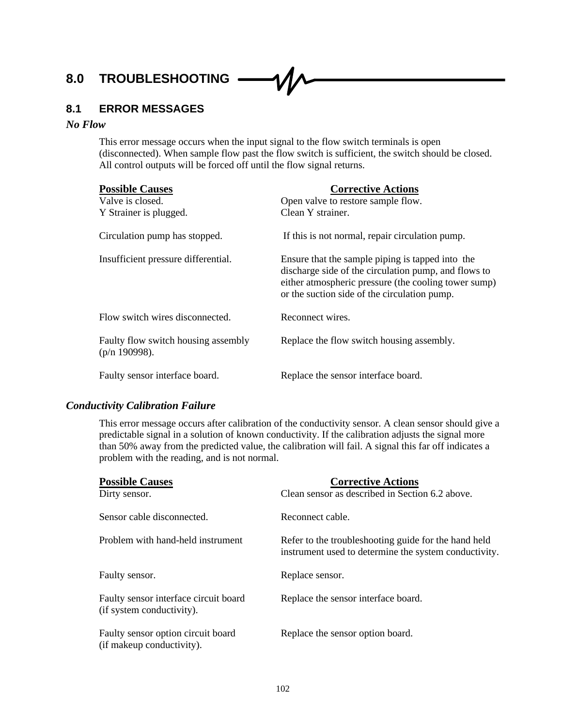# 8.0 TROUBLESHOOTING

## 8.1 ERROR MESSAGES

### *No Flow*

This error message occurs when the input signal to the flow switch terminals is open (disconnected). When sample flow past the flow switch is sufficient, the switch should be closed. All control outputs will be forced off until the flow signal returns.

| Possible Causes | Corrective Actions |
|---|---|
| Valve is closed. | Open valve to restore sample flow. |
| Y Strainer is plugged. | Clean Y strainer. |
| Circulation pump has stopped. | If this is not normal, repair circulation pump. |
| Insufficient pressure differential. | Ensure that the sample piping is tapped into the discharge side of the circulation pump, and flows to either atmospheric pressure (the cooling tower sump) or the suction side of the circulation pump. |
| Flow switch wires disconnected. | Reconnect wires. |
| Faulty flow switch housing assembly (p/n 190998). | Replace the flow switch housing assembly. |
| Faulty sensor interface board. | Replace the sensor interface board. |

### *Conductivity Calibration Failure*

This error message occurs after calibration of the conductivity sensor. A clean sensor should give a predictable signal in a solution of known conductivity. If the calibration adjusts the signal more than 50% away from the predicted value, the calibration will fail. A signal this far off indicates a problem with the reading, and is not normal.

| Possible Causes | Corrective Actions |
|---|---|
| Dirty sensor. | Clean sensor as described in Section 6.2 above. |
| Sensor cable disconnected. | Reconnect cable. |
| Problem with hand-held instrument | Refer to the troubleshooting guide for the hand held instrument used to determine the system conductivity. |
| Faulty sensor. | Replace sensor. |
| Faulty sensor interface circuit board (if system conductivity). | Replace the sensor interface board. |
| Faulty sensor option circuit board (if makeup conductivity). | Replace the sensor option board. |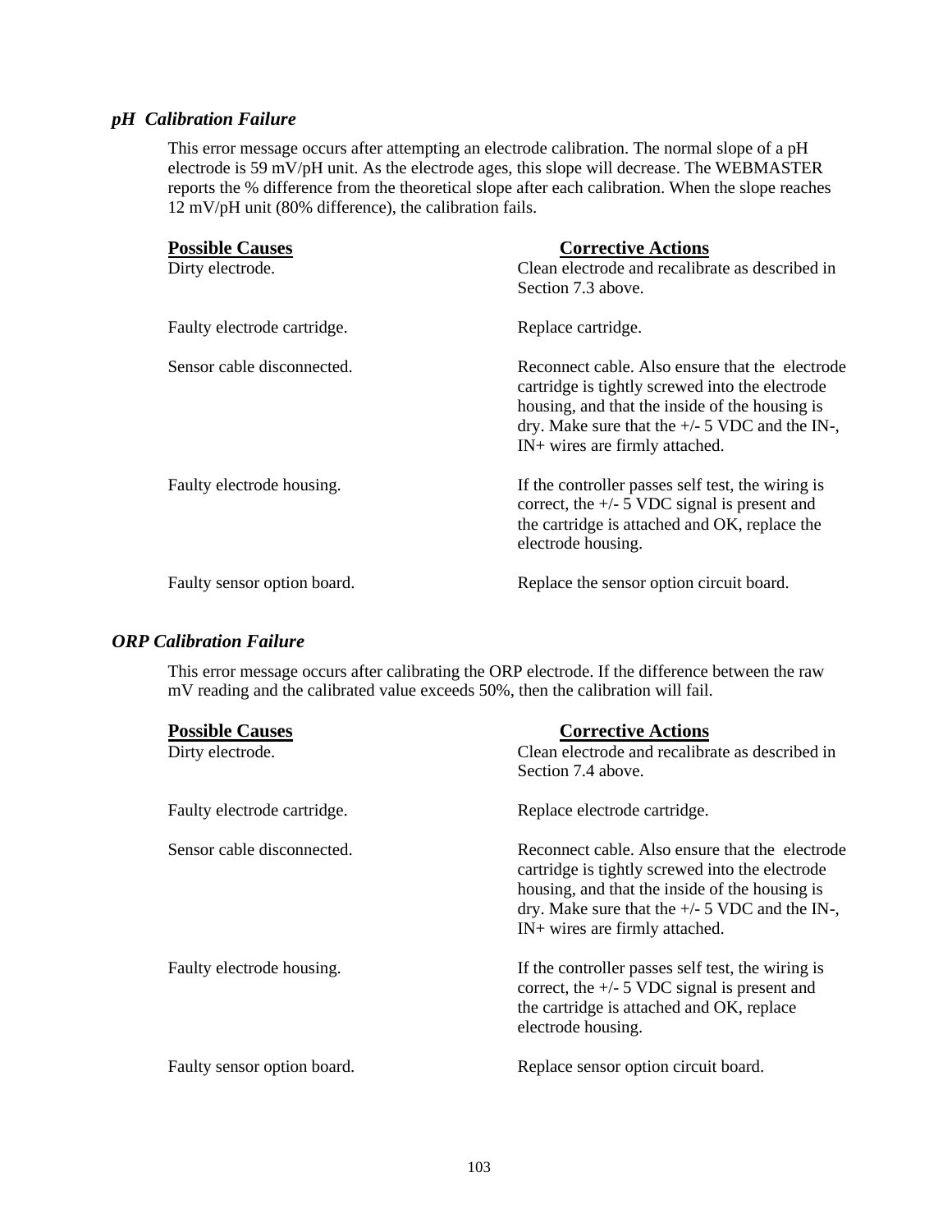### *pH Calibration Failure*

This error message occurs after attempting an electrode calibration. The normal slope of a pH electrode is 59 mV/pH unit. As the electrode ages, this slope will decrease. The WEBMASTER reports the % difference from the theoretical slope after each calibration. When the slope reaches 12 mV/pH unit (80% difference), the calibration fails.

| **Possible Causes** | **Corrective Actions** |
| --- | --- |
| Dirty electrode. | Clean electrode and recalibrate as described in Section 7.3 above. |
| Faulty electrode cartridge. | Replace cartridge. |
| Sensor cable disconnected. | Reconnect cable. Also ensure that the electrode cartridge is tightly screwed into the electrode housing, and that the inside of the housing is dry. Make sure that the +/- 5 VDC and the IN-, IN+ wires are firmly attached. |
| Faulty electrode housing. | If the controller passes self test, the wiring is correct, the +/- 5 VDC signal is present and the cartridge is attached and OK, replace the electrode housing. |
| Faulty sensor option board. | Replace the sensor option circuit board. |

### *ORP Calibration Failure*

This error message occurs after calibrating the ORP electrode. If the difference between the raw mV reading and the calibrated value exceeds 50%, then the calibration will fail.

| **Possible Causes** | **Corrective Actions** |
| --- | --- |
| Dirty electrode. | Clean electrode and recalibrate as described in Section 7.4 above. |
| Faulty electrode cartridge. | Replace electrode cartridge. |
| Sensor cable disconnected. | Reconnect cable. Also ensure that the electrode cartridge is tightly screwed into the electrode housing, and that the inside of the housing is dry. Make sure that the +/- 5 VDC and the IN-, IN+ wires are firmly attached. |
| Faulty electrode housing. | If the controller passes self test, the wiring is correct, the +/- 5 VDC signal is present and the cartridge is attached and OK, replace electrode housing. |
| Faulty sensor option board. | Replace sensor option circuit board. |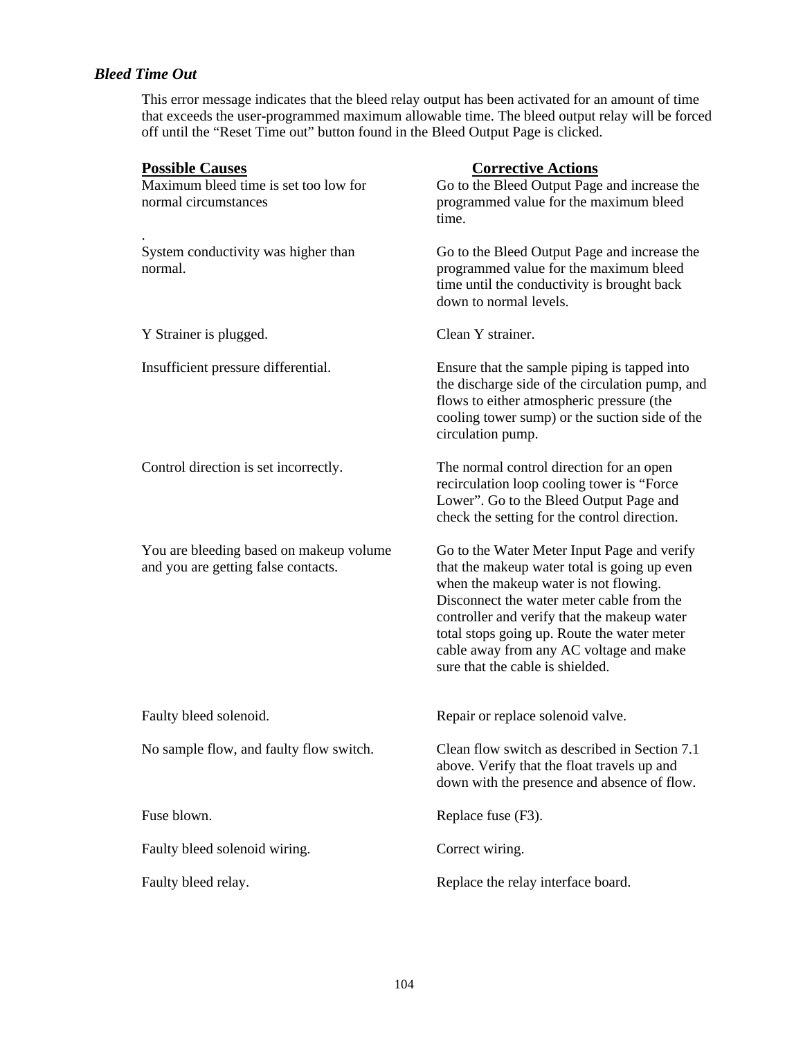### *Bleed Time Out*

This error message indicates that the bleed relay output has been activated for an amount of time that exceeds the user-programmed maximum allowable time. The bleed output relay will be forced off until the “Reset Time out” button found in the Bleed Output Page is clicked.

| **Possible Causes** | **Corrective Actions** |
| --- | --- |
| Maximum bleed time is set too low for normal circumstances | Go to the Bleed Output Page and increase the programmed value for the maximum bleed time. |
| System conductivity was higher than normal. | Go to the Bleed Output Page and increase the programmed value for the maximum bleed time until the conductivity is brought back down to normal levels. |
| Y Strainer is plugged. | Clean Y strainer. |
| Insufficient pressure differential. | Ensure that the sample piping is tapped into the discharge side of the circulation pump, and flows to either atmospheric pressure (the cooling tower sump) or the suction side of the circulation pump. |
| Control direction is set incorrectly. | The normal control direction for an open recirculation loop cooling tower is “Force Lower”. Go to the Bleed Output Page and check the setting for the control direction. |
| You are bleeding based on makeup volume and you are getting false contacts. | Go to the Water Meter Input Page and verify that the makeup water total is going up even when the makeup water is not flowing. Disconnect the water meter cable from the controller and verify that the makeup water total stops going up. Route the water meter cable away from any AC voltage and make sure that the cable is shielded. |
| Faulty bleed solenoid. | Repair or replace solenoid valve. |
| No sample flow, and faulty flow switch. | Clean flow switch as described in Section 7.1 above. Verify that the float travels up and down with the presence and absence of flow. |
| Fuse blown. | Replace fuse (F3). |
| Faulty bleed solenoid wiring. | Correct wiring. |
| Faulty bleed relay. | Replace the relay interface board. |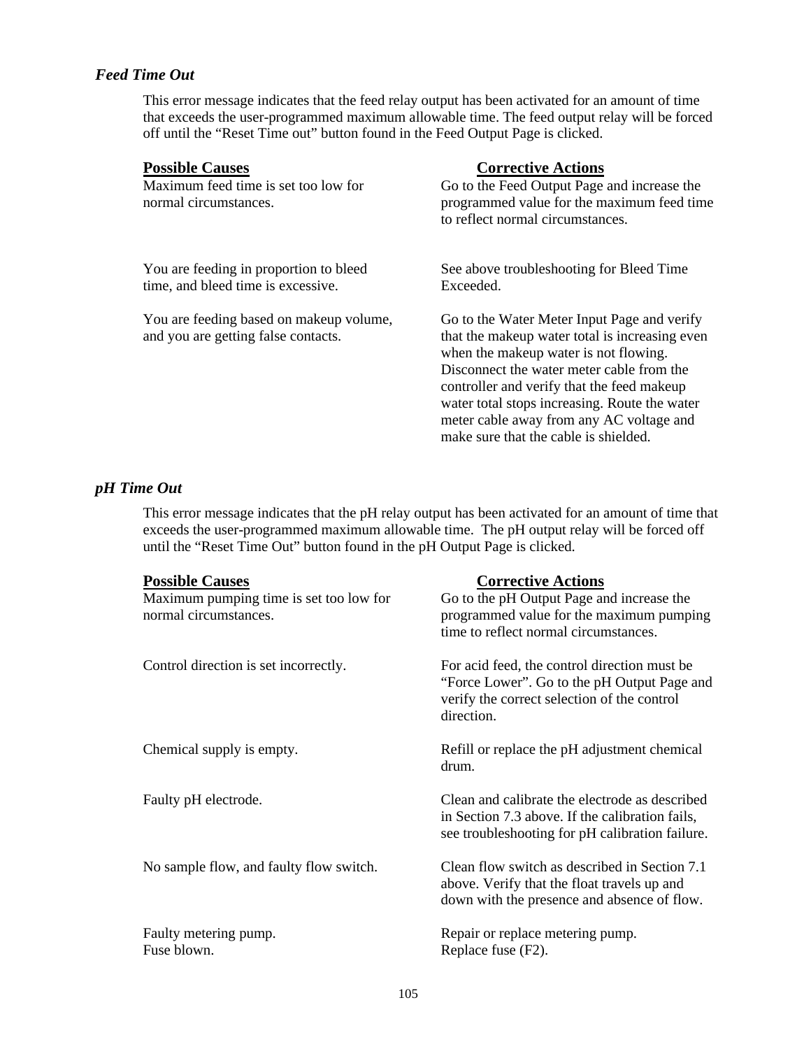### *Feed Time Out*

This error message indicates that the feed relay output has been activated for an amount of time that exceeds the user-programmed maximum allowable time. The feed output relay will be forced off until the "Reset Time out" button found in the Feed Output Page is clicked.

| Possible Causes | Corrective Actions |
| --- | --- |
| Maximum feed time is set too low for normal circumstances. | Go to the Feed Output Page and increase the programmed value for the maximum feed time to reflect normal circumstances. |
| You are feeding in proportion to bleed time, and bleed time is excessive. | See above troubleshooting for Bleed Time Exceeded. |
| You are feeding based on makeup volume, and you are getting false contacts. | Go to the Water Meter Input Page and verify that the makeup water total is increasing even when the makeup water is not flowing. Disconnect the water meter cable from the controller and verify that the feed makeup water total stops increasing. Route the water meter cable away from any AC voltage and make sure that the cable is shielded. |

### *pH Time Out*

This error message indicates that the pH relay output has been activated for an amount of time that exceeds the user-programmed maximum allowable time. The pH output relay will be forced off until the "Reset Time Out" button found in the pH Output Page is clicked.

| Possible Causes | Corrective Actions |
| --- | --- |
| Maximum pumping time is set too low for normal circumstances. | Go to the pH Output Page and increase the programmed value for the maximum pumping time to reflect normal circumstances. |
| Control direction is set incorrectly. | For acid feed, the control direction must be "Force Lower". Go to the pH Output Page and verify the correct selection of the control direction. |
| Chemical supply is empty. | Refill or replace the pH adjustment chemical drum. |
| Faulty pH electrode. | Clean and calibrate the electrode as described in Section 7.3 above. If the calibration fails, see troubleshooting for pH calibration failure. |
| No sample flow, and faulty flow switch. | Clean flow switch as described in Section 7.1 above. Verify that the float travels up and down with the presence and absence of flow. |
| Faulty metering pump. | Repair or replace metering pump. |
| Fuse blown. | Replace fuse (F2). |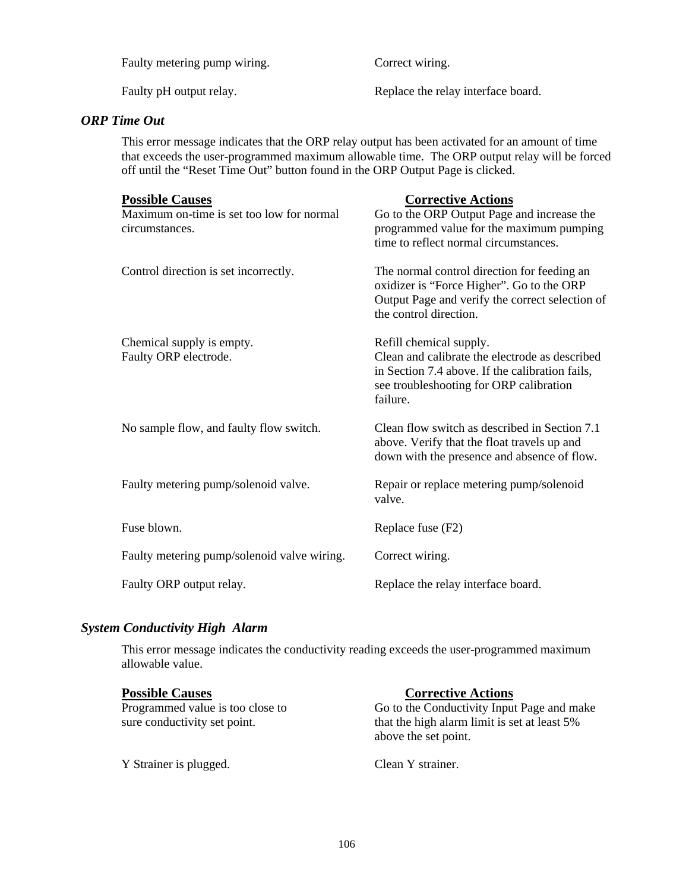| | |
|---|---|
| Faulty metering pump wiring. | Correct wiring. |
| Faulty pH output relay. | Replace the relay interface board. |

### *ORP Time Out*

This error message indicates that the ORP relay output has been activated for an amount of time that exceeds the user-programmed maximum allowable time. The ORP output relay will be forced off until the "Reset Time Out" button found in the ORP Output Page is clicked.

| **Possible Causes** | **Corrective Actions** |
|---|---|
| Maximum on-time is set too low for normal circumstances. | Go to the ORP Output Page and increase the programmed value for the maximum pumping time to reflect normal circumstances. |
| Control direction is set incorrectly. | The normal control direction for feeding an oxidizer is "Force Higher". Go to the ORP Output Page and verify the correct selection of the control direction. |
| Chemical supply is empty. | Refill chemical supply. |
| Faulty ORP electrode. | Clean and calibrate the electrode as described in Section 7.4 above. If the calibration fails, see troubleshooting for ORP calibration failure. |
| No sample flow, and faulty flow switch. | Clean flow switch as described in Section 7.1 above. Verify that the float travels up and down with the presence and absence of flow. |
| Faulty metering pump/solenoid valve. | Repair or replace metering pump/solenoid valve. |
| Fuse blown. | Replace fuse (F2) |
| Faulty metering pump/solenoid valve wiring. | Correct wiring. |
| Faulty ORP output relay. | Replace the relay interface board. |

### *System Conductivity High Alarm*

This error message indicates the conductivity reading exceeds the user-programmed maximum allowable value.

| **Possible Causes** | **Corrective Actions** |
|---|---|
| Programmed value is too close to sure conductivity set point. | Go to the Conductivity Input Page and make that the high alarm limit is set at least 5% above the set point. |
| Y Strainer is plugged. | Clean Y strainer. |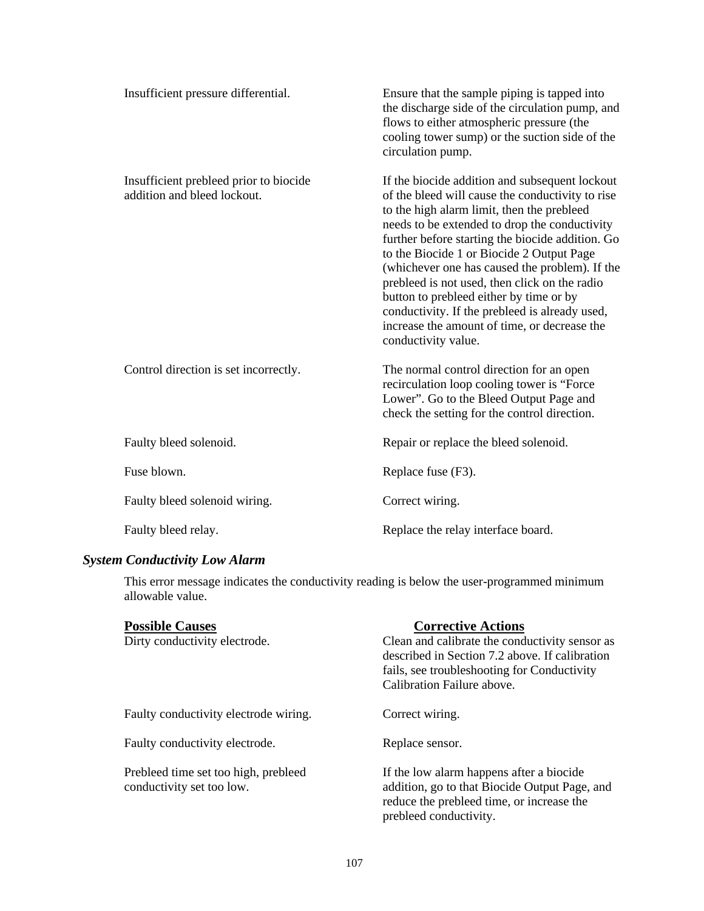| | |
|---|---|
| Insufficient pressure differential. | Ensure that the sample piping is tapped into the discharge side of the circulation pump, and flows to either atmospheric pressure (the cooling tower sump) or the suction side of the circulation pump. |
| Insufficient prebleed prior to biocide addition and bleed lockout. | If the biocide addition and subsequent lockout of the bleed will cause the conductivity to rise to the high alarm limit, then the prebleed needs to be extended to drop the conductivity further before starting the biocide addition. Go to the Biocide 1 or Biocide 2 Output Page (whichever one has caused the problem). If the prebleed is not used, then click on the radio button to prebleed either by time or by conductivity. If the prebleed is already used, increase the amount of time, or decrease the conductivity value. |
| Control direction is set incorrectly. | The normal control direction for an open recirculation loop cooling tower is "Force Lower". Go to the Bleed Output Page and check the setting for the control direction. |
| Faulty bleed solenoid. | Repair or replace the bleed solenoid. |
| Fuse blown. | Replace fuse (F3). |
| Faulty bleed solenoid wiring. | Correct wiring. |
| Faulty bleed relay. | Replace the relay interface board. |

### *System Conductivity Low Alarm*

This error message indicates the conductivity reading is below the user-programmed minimum allowable value.

| **Possible Causes** | **Corrective Actions** |
|---|---|
| Dirty conductivity electrode. | Clean and calibrate the conductivity sensor as described in Section 7.2 above. If calibration fails, see troubleshooting for Conductivity Calibration Failure above. |
| Faulty conductivity electrode wiring. | Correct wiring. |
| Faulty conductivity electrode. | Replace sensor. |
| Prebleed time set too high, prebleed conductivity set too low. | If the low alarm happens after a biocide addition, go to that Biocide Output Page, and reduce the prebleed time, or increase the prebleed conductivity. |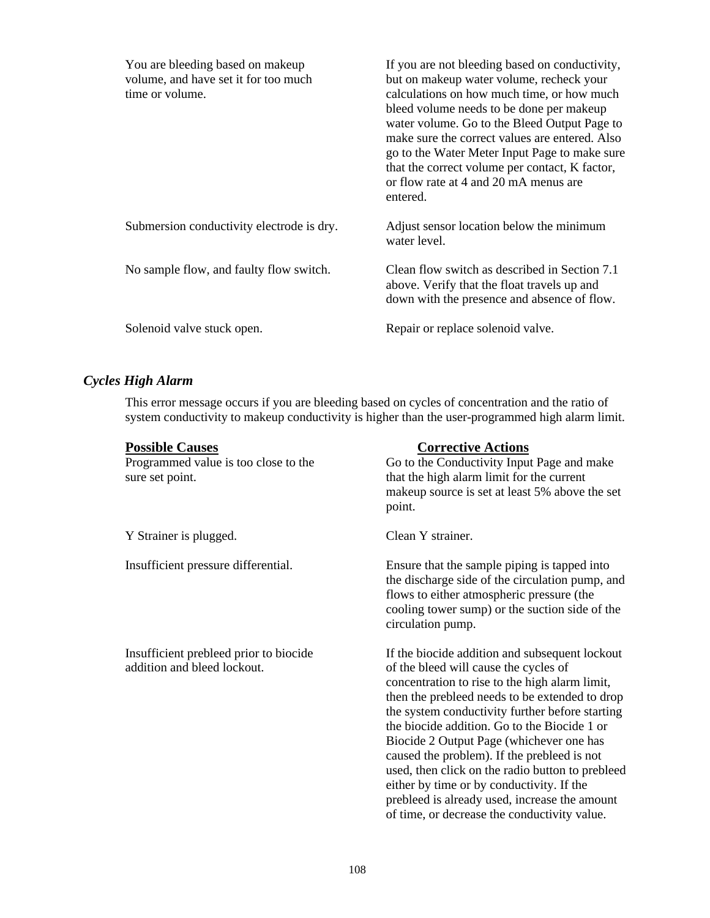| | |
|---|---|
| You are bleeding based on makeup volume, and have set it for too much time or volume. | If you are not bleeding based on conductivity, but on makeup water volume, recheck your calculations on how much time, or how much bleed volume needs to be done per makeup water volume. Go to the Bleed Output Page to make sure the correct values are entered. Also go to the Water Meter Input Page to make sure that the correct volume per contact, K factor, or flow rate at 4 and 20 mA menus are entered. |
| Submersion conductivity electrode is dry. | Adjust sensor location below the minimum water level. |
| No sample flow, and faulty flow switch. | Clean flow switch as described in Section 7.1 above. Verify that the float travels up and down with the presence and absence of flow. |
| Solenoid valve stuck open. | Repair or replace solenoid valve. |

### *Cycles High Alarm*

This error message occurs if you are bleeding based on cycles of concentration and the ratio of system conductivity to makeup conductivity is higher than the user-programmed high alarm limit.

| **Possible Causes** | **Corrective Actions** |
|---|---|
| Programmed value is too close to the sure set point. | Go to the Conductivity Input Page and make that the high alarm limit for the current makeup source is set at least 5% above the set point. |
| Y Strainer is plugged. | Clean Y strainer. |
| Insufficient pressure differential. | Ensure that the sample piping is tapped into the discharge side of the circulation pump, and flows to either atmospheric pressure (the cooling tower sump) or the suction side of the circulation pump. |
| Insufficient prebleed prior to biocide addition and bleed lockout. | If the biocide addition and subsequent lockout of the bleed will cause the cycles of concentration to rise to the high alarm limit, then the prebleed needs to be extended to drop the system conductivity further before starting the biocide addition. Go to the Biocide 1 or Biocide 2 Output Page (whichever one has caused the problem). If the prebleed is not used, then click on the radio button to prebleed either by time or by conductivity. If the prebleed is already used, increase the amount of time, or decrease the conductivity value. |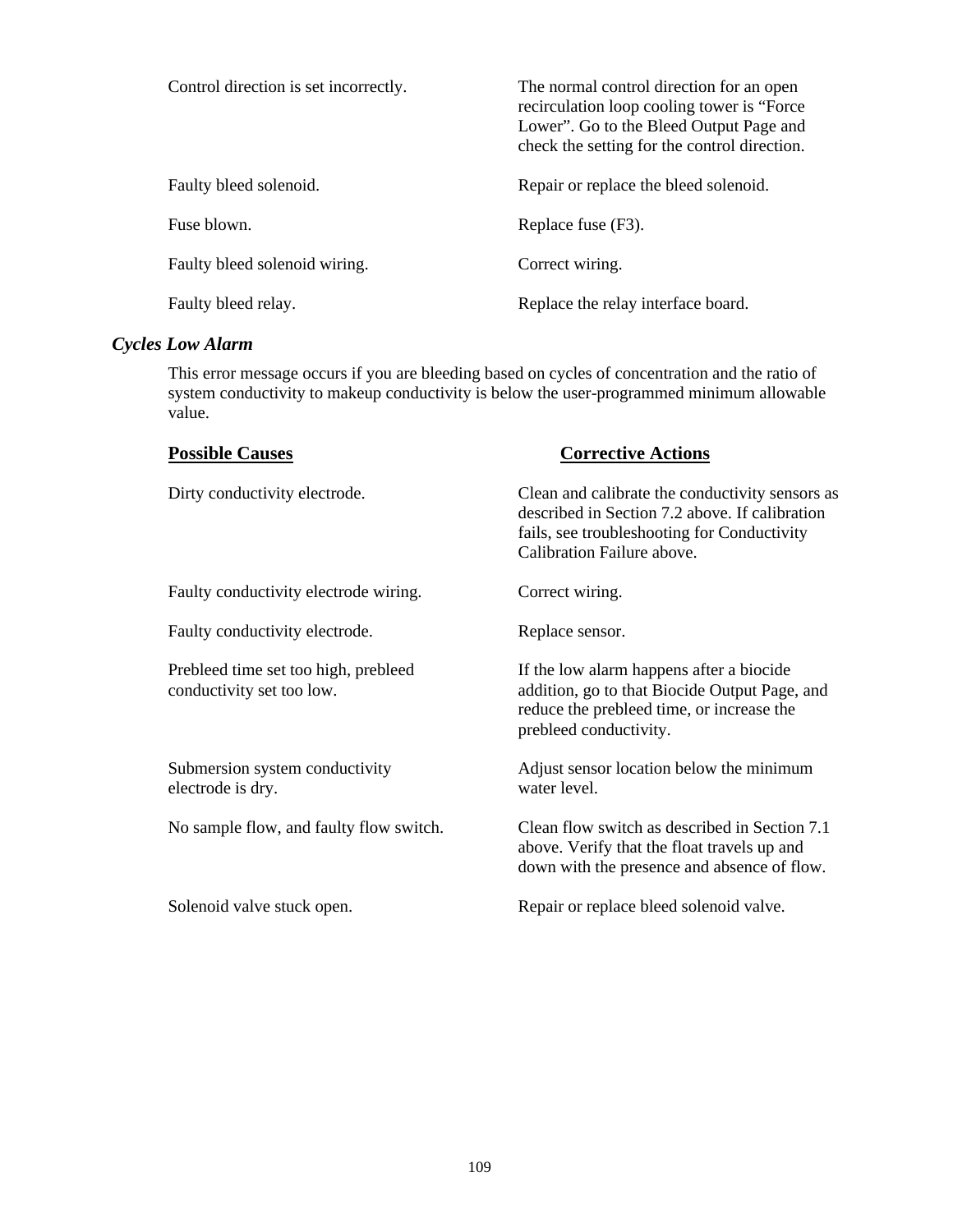| | |
|---|---|
| Control direction is set incorrectly. | The normal control direction for an open recirculation loop cooling tower is "Force Lower". Go to the Bleed Output Page and check the setting for the control direction. |
| Faulty bleed solenoid. | Repair or replace the bleed solenoid. |
| Fuse blown. | Replace fuse (F3). |
| Faulty bleed solenoid wiring. | Correct wiring. |
| Faulty bleed relay. | Replace the relay interface board. |

### *Cycles Low Alarm*

This error message occurs if you are bleeding based on cycles of concentration and the ratio of system conductivity to makeup conductivity is below the user-programmed minimum allowable value.

| **Possible Causes** | **Corrective Actions** |
|---|---|
| Dirty conductivity electrode. | Clean and calibrate the conductivity sensors as described in Section 7.2 above. If calibration fails, see troubleshooting for Conductivity Calibration Failure above. |
| Faulty conductivity electrode wiring. | Correct wiring. |
| Faulty conductivity electrode. | Replace sensor. |
| Prebleed time set too high, prebleed conductivity set too low. | If the low alarm happens after a biocide addition, go to that Biocide Output Page, and reduce the prebleed time, or increase the prebleed conductivity. |
| Submersion system conductivity electrode is dry. | Adjust sensor location below the minimum water level. |
| No sample flow, and faulty flow switch. | Clean flow switch as described in Section 7.1 above. Verify that the float travels up and down with the presence and absence of flow. |
| Solenoid valve stuck open. | Repair or replace bleed solenoid valve. |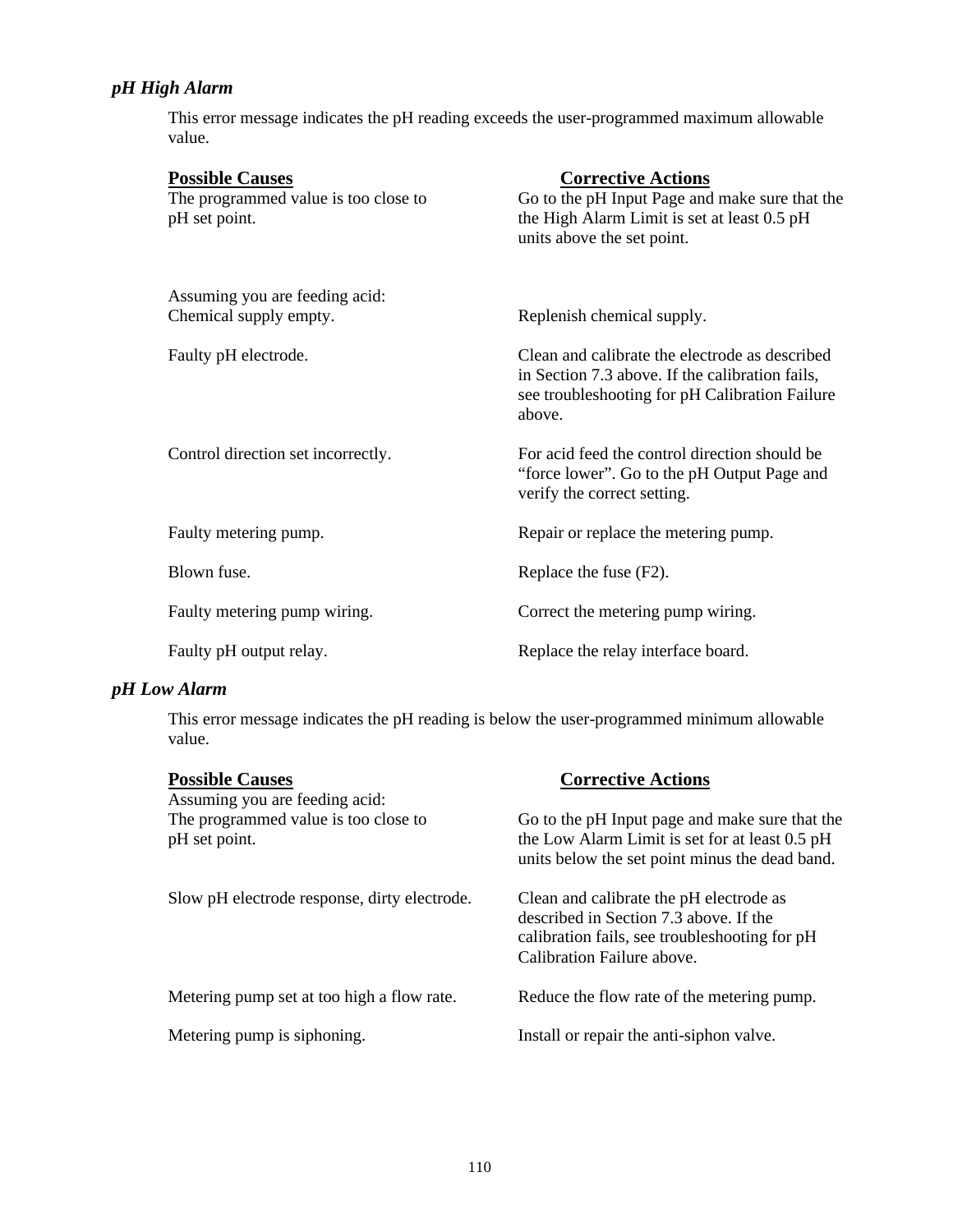### *pH High Alarm*

This error message indicates the pH reading exceeds the user-programmed maximum allowable value.

| **Possible Causes** | **Corrective Actions** |
|---|---|
| The programmed value is too close to pH set point. | Go to the pH Input Page and make sure that the the High Alarm Limit is set at least 0.5 pH units above the set point. |
| Assuming you are feeding acid: Chemical supply empty. | Replenish chemical supply. |
| Faulty pH electrode. | Clean and calibrate the electrode as described in Section 7.3 above. If the calibration fails, see troubleshooting for pH Calibration Failure above. |
| Control direction set incorrectly. | For acid feed the control direction should be “force lower”. Go to the pH Output Page and verify the correct setting. |
| Faulty metering pump. | Repair or replace the metering pump. |
| Blown fuse. | Replace the fuse (F2). |
| Faulty metering pump wiring. | Correct the metering pump wiring. |
| Faulty pH output relay. | Replace the relay interface board. |

### *pH Low Alarm*

This error message indicates the pH reading is below the user-programmed minimum allowable value.

| **Possible Causes** | **Corrective Actions** |
|---|---|
| Assuming you are feeding acid: The programmed value is too close to pH set point. | Go to the pH Input page and make sure that the the Low Alarm Limit is set for at least 0.5 pH units below the set point minus the dead band. |
| Slow pH electrode response, dirty electrode. | Clean and calibrate the pH electrode as described in Section 7.3 above. If the calibration fails, see troubleshooting for pH Calibration Failure above. |
| Metering pump set at too high a flow rate. | Reduce the flow rate of the metering pump. |
| Metering pump is siphoning. | Install or repair the anti-siphon valve. |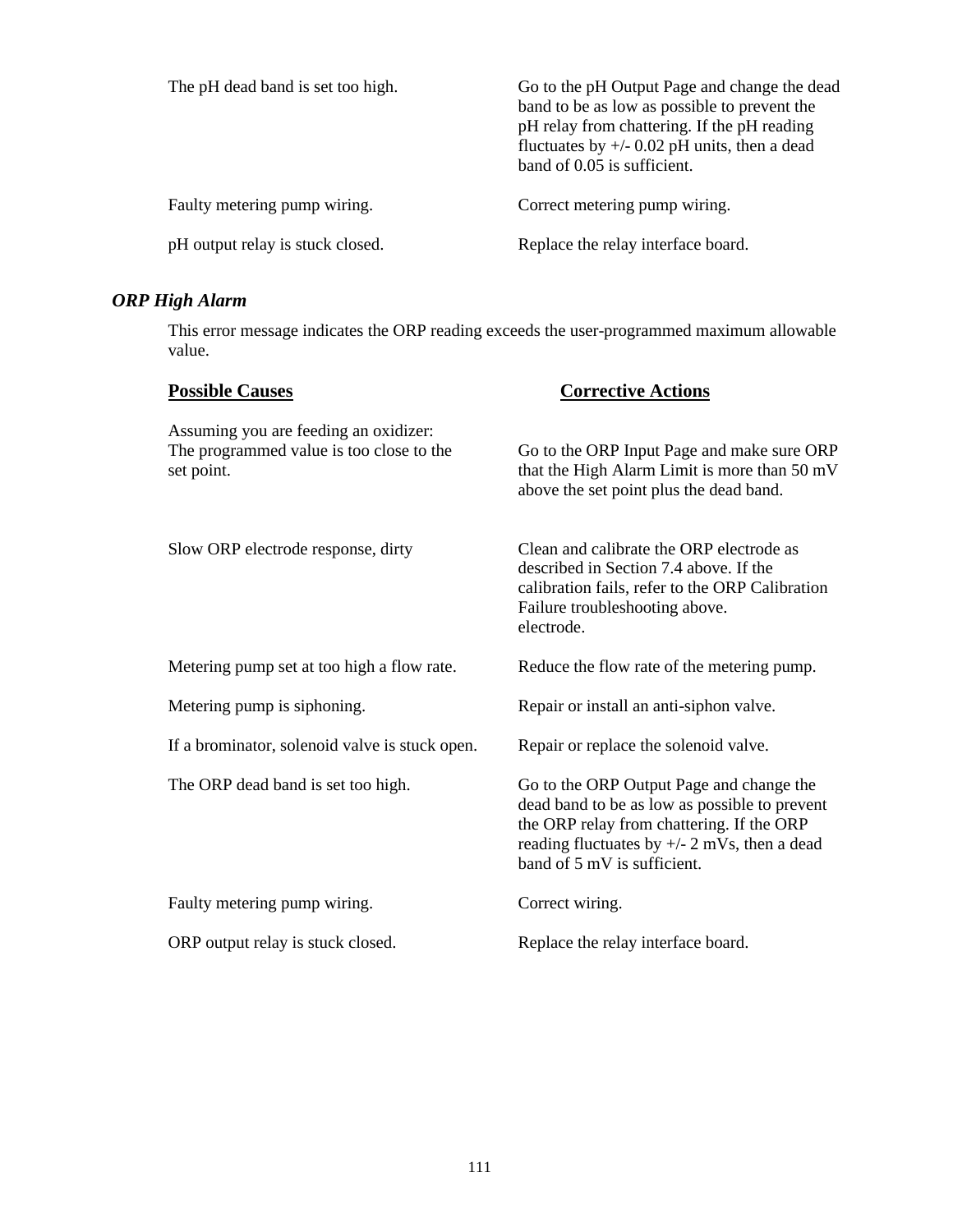| | |
|---|---|
| The pH dead band is set too high. | Go to the pH Output Page and change the dead band to be as low as possible to prevent the pH relay from chattering. If the pH reading fluctuates by +/- 0.02 pH units, then a dead band of 0.05 is sufficient. |
| Faulty metering pump wiring. | Correct metering pump wiring. |
| pH output relay is stuck closed. | Replace the relay interface board. |

### *ORP High Alarm*

This error message indicates the ORP reading exceeds the user-programmed maximum allowable value.

| **Possible Causes** | **Corrective Actions** |
|---|---|
| Assuming you are feeding an oxidizer: The programmed value is too close to the set point. | Go to the ORP Input Page and make sure ORP that the High Alarm Limit is more than 50 mV above the set point plus the dead band. |
| Slow ORP electrode response, dirty | Clean and calibrate the ORP electrode as described in Section 7.4 above. If the calibration fails, refer to the ORP Calibration Failure troubleshooting above. electrode. |
| Metering pump set at too high a flow rate. | Reduce the flow rate of the metering pump. |
| Metering pump is siphoning. | Repair or install an anti-siphon valve. |
| If a brominator, solenoid valve is stuck open. | Repair or replace the solenoid valve. |
| The ORP dead band is set too high. | Go to the ORP Output Page and change the dead band to be as low as possible to prevent the ORP relay from chattering. If the ORP reading fluctuates by +/- 2 mVs, then a dead band of 5 mV is sufficient. |
| Faulty metering pump wiring. | Correct wiring. |
| ORP output relay is stuck closed. | Replace the relay interface board. |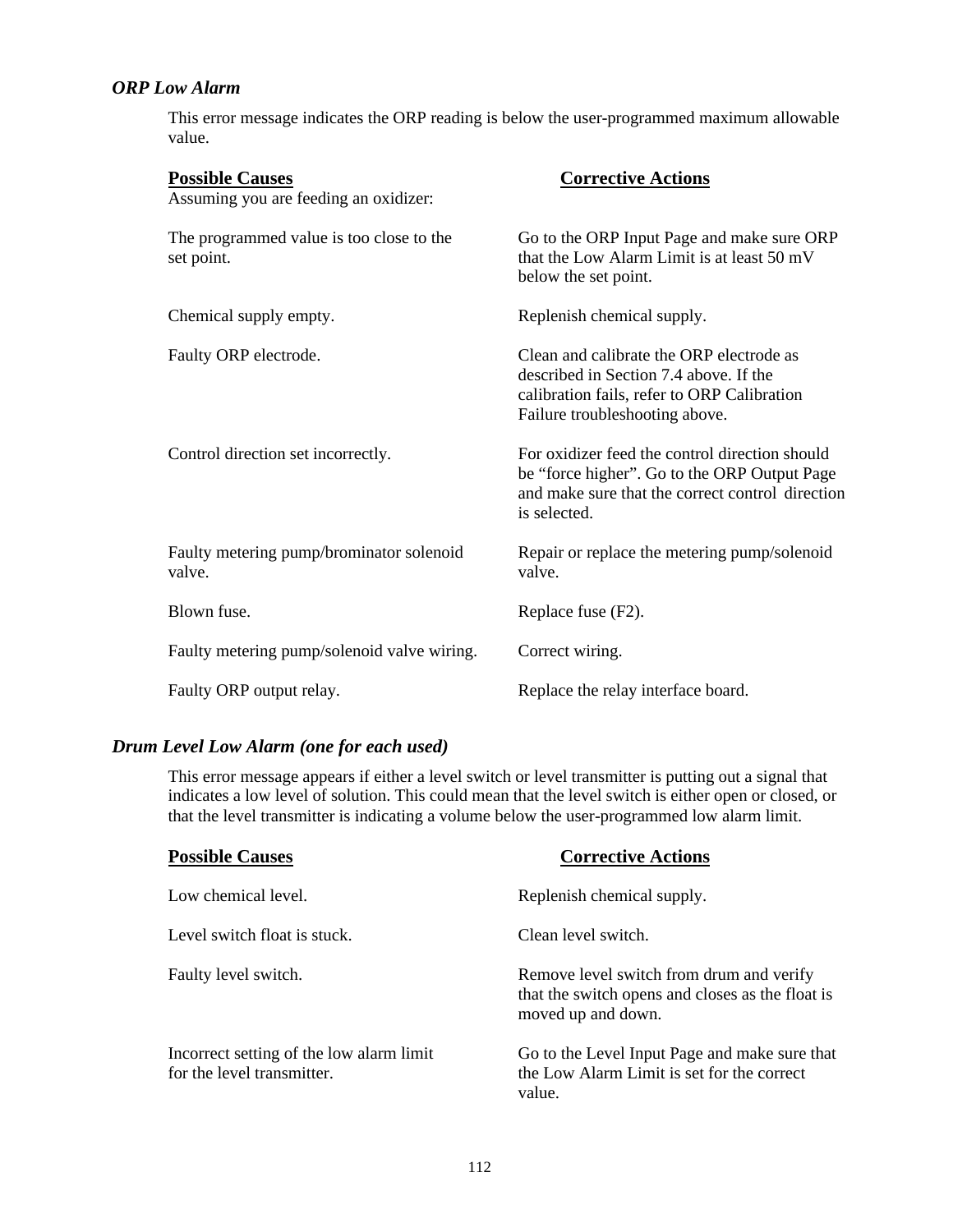### *ORP Low Alarm*

This error message indicates the ORP reading is below the user-programmed maximum allowable value.

| **Possible Causes** | **Corrective Actions** |
|---|---|
| Assuming you are feeding an oxidizer: | |
| The programmed value is too close to the set point. | Go to the ORP Input Page and make sure ORP that the Low Alarm Limit is at least 50 mV below the set point. |
| Chemical supply empty. | Replenish chemical supply. |
| Faulty ORP electrode. | Clean and calibrate the ORP electrode as described in Section 7.4 above. If the calibration fails, refer to ORP Calibration Failure troubleshooting above. |
| Control direction set incorrectly. | For oxidizer feed the control direction should be "force higher". Go to the ORP Output Page and make sure that the correct control direction is selected. |
| Faulty metering pump/brominator solenoid valve. | Repair or replace the metering pump/solenoid valve. |
| Blown fuse. | Replace fuse (F2). |
| Faulty metering pump/solenoid valve wiring. | Correct wiring. |
| Faulty ORP output relay. | Replace the relay interface board. |

### *Drum Level Low Alarm (one for each used)*

This error message appears if either a level switch or level transmitter is putting out a signal that indicates a low level of solution. This could mean that the level switch is either open or closed, or that the level transmitter is indicating a volume below the user-programmed low alarm limit.

| **Possible Causes** | **Corrective Actions** |
|---|---|
| Low chemical level. | Replenish chemical supply. |
| Level switch float is stuck. | Clean level switch. |
| Faulty level switch. | Remove level switch from drum and verify that the switch opens and closes as the float is moved up and down. |
| Incorrect setting of the low alarm limit for the level transmitter. | Go to the Level Input Page and make sure that the Low Alarm Limit is set for the correct value. |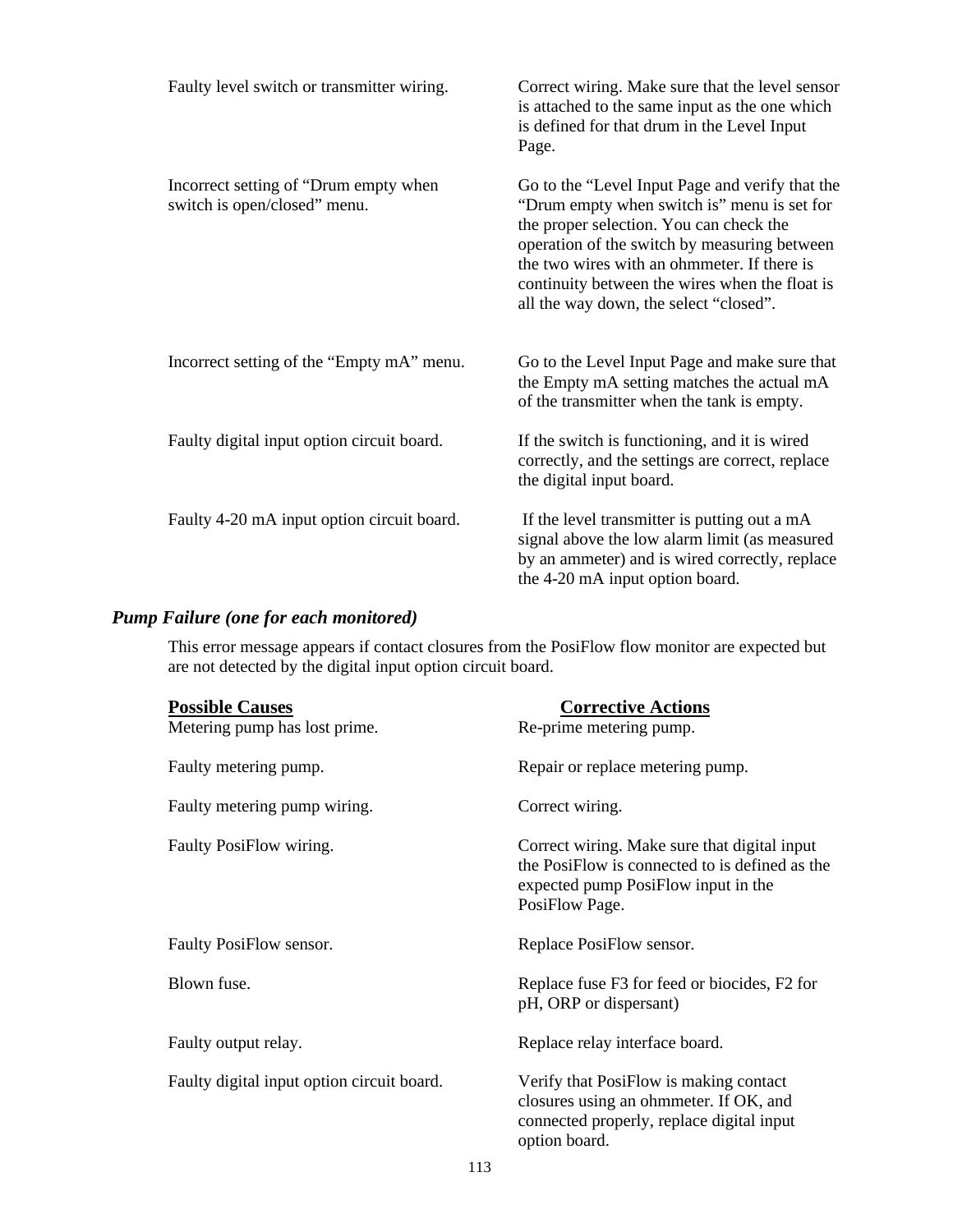| | |
|---|---|
| Faulty level switch or transmitter wiring. | Correct wiring. Make sure that the level sensor is attached to the same input as the one which is defined for that drum in the Level Input Page. |
| Incorrect setting of "Drum empty when switch is open/closed" menu. | Go to the "Level Input Page and verify that the "Drum empty when switch is" menu is set for the proper selection. You can check the operation of the switch by measuring between the two wires with an ohmmeter. If there is continuity between the wires when the float is all the way down, the select "closed". |
| Incorrect setting of the "Empty mA" menu. | Go to the Level Input Page and make sure that the Empty mA setting matches the actual mA of the transmitter when the tank is empty. |
| Faulty digital input option circuit board. | If the switch is functioning, and it is wired correctly, and the settings are correct, replace the digital input board. |
| Faulty 4-20 mA input option circuit board. | If the level transmitter is putting out a mA signal above the low alarm limit (as measured by an ammeter) and is wired correctly, replace the 4-20 mA input option board. |

### *Pump Failure (one for each monitored)*

This error message appears if contact closures from the PosiFlow flow monitor are expected but are not detected by the digital input option circuit board.

| **Possible Causes** | **Corrective Actions** |
|---|---|
| Metering pump has lost prime. | Re-prime metering pump. |
| Faulty metering pump. | Repair or replace metering pump. |
| Faulty metering pump wiring. | Correct wiring. |
| Faulty PosiFlow wiring. | Correct wiring. Make sure that digital input the PosiFlow is connected to is defined as the expected pump PosiFlow input in the PosiFlow Page. |
| Faulty PosiFlow sensor. | Replace PosiFlow sensor. |
| Blown fuse. | Replace fuse F3 for feed or biocides, F2 for pH, ORP or dispersant) |
| Faulty output relay. | Replace relay interface board. |
| Faulty digital input option circuit board. | Verify that PosiFlow is making contact closures using an ohmmeter. If OK, and connected properly, replace digital input option board. |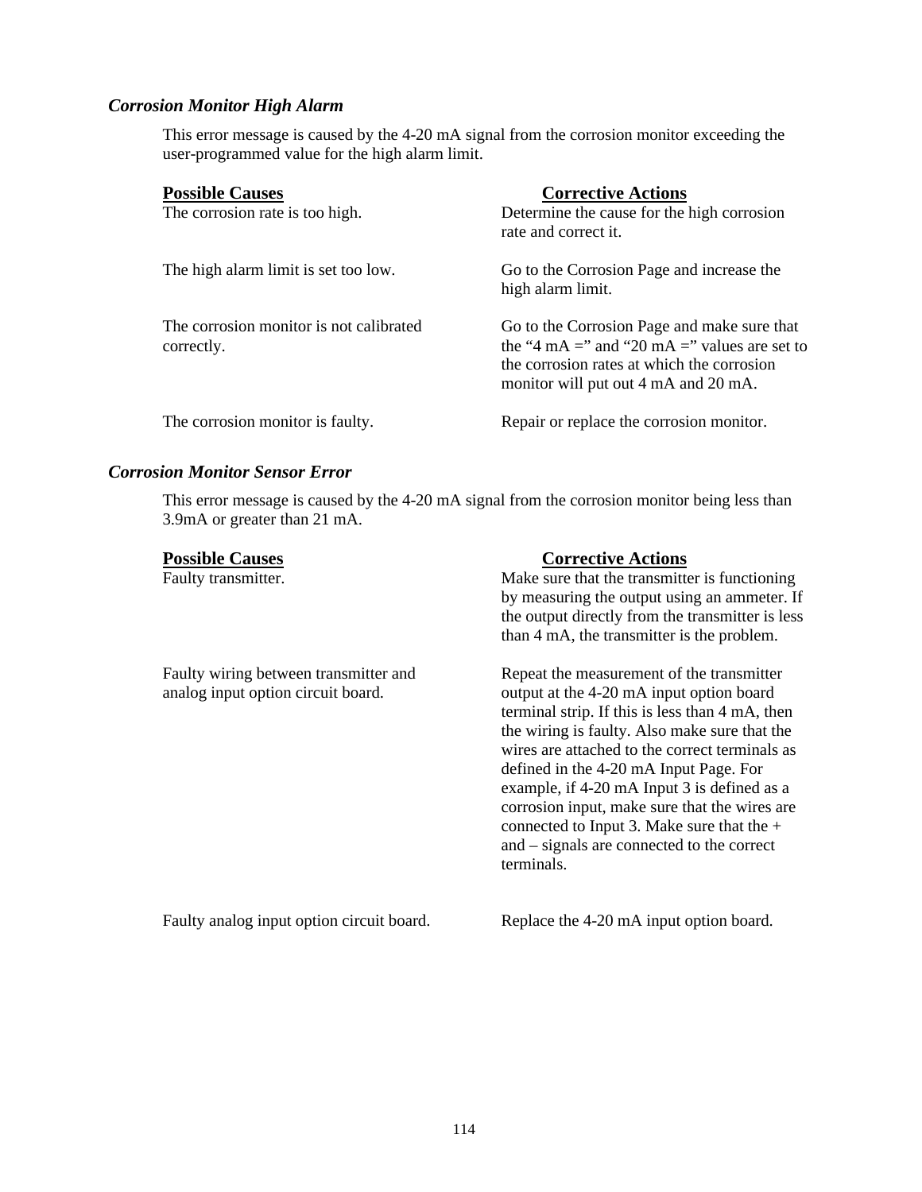### *Corrosion Monitor High Alarm*

This error message is caused by the 4-20 mA signal from the corrosion monitor exceeding the user-programmed value for the high alarm limit.

| **Possible Causes** | **Corrective Actions** |
|---|---|
| The corrosion rate is too high. | Determine the cause for the high corrosion rate and correct it. |
| The high alarm limit is set too low. | Go to the Corrosion Page and increase the high alarm limit. |
| The corrosion monitor is not calibrated correctly. | Go to the Corrosion Page and make sure that the “4 mA =” and “20 mA =” values are set to the corrosion rates at which the corrosion monitor will put out 4 mA and 20 mA. |
| The corrosion monitor is faulty. | Repair or replace the corrosion monitor. |

### *Corrosion Monitor Sensor Error*

This error message is caused by the 4-20 mA signal from the corrosion monitor being less than 3.9mA or greater than 21 mA.

| **Possible Causes** | **Corrective Actions** |
|---|---|
| Faulty transmitter. | Make sure that the transmitter is functioning by measuring the output using an ammeter. If the output directly from the transmitter is less than 4 mA, the transmitter is the problem. |
| Faulty wiring between transmitter and analog input option circuit board. | Repeat the measurement of the transmitter output at the 4-20 mA input option board terminal strip. If this is less than 4 mA, then the wiring is faulty. Also make sure that the wires are attached to the correct terminals as defined in the 4-20 mA Input Page. For example, if 4-20 mA Input 3 is defined as a corrosion input, make sure that the wires are connected to Input 3. Make sure that the + and – signals are connected to the correct terminals. |
| Faulty analog input option circuit board. | Replace the 4-20 mA input option board. |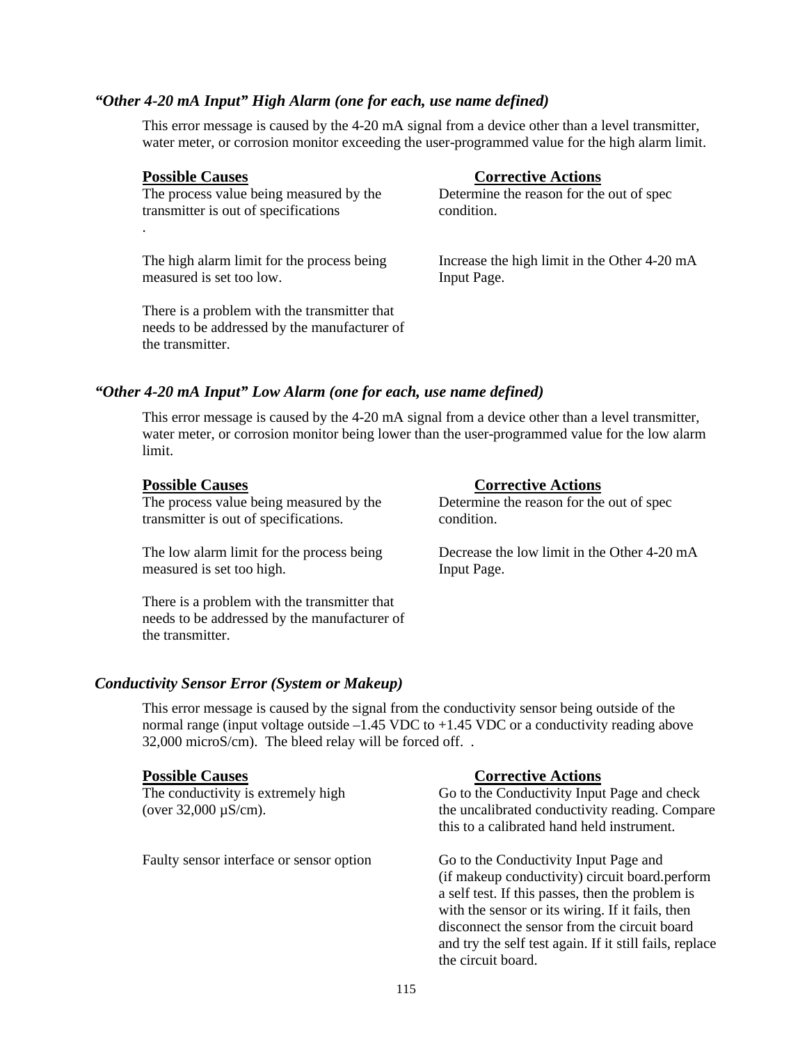### *"Other 4-20 mA Input" High Alarm (one for each, use name defined)*

This error message is caused by the 4-20 mA signal from a device other than a level transmitter, water meter, or corrosion monitor exceeding the user-programmed value for the high alarm limit.

| **Possible Causes** | **Corrective Actions** |
|---|---|
| The process value being measured by the transmitter is out of specifications . | Determine the reason for the out of spec condition. |
| The high alarm limit for the process being measured is set too low. | Increase the high limit in the Other 4-20 mA Input Page. |
| There is a problem with the transmitter that needs to be addressed by the manufacturer of the transmitter. | |

### *"Other 4-20 mA Input" Low Alarm (one for each, use name defined)*

This error message is caused by the 4-20 mA signal from a device other than a level transmitter, water meter, or corrosion monitor being lower than the user-programmed value for the low alarm limit.

| **Possible Causes** | **Corrective Actions** |
|---|---|
| The process value being measured by the transmitter is out of specifications. | Determine the reason for the out of spec condition. |
| The low alarm limit for the process being measured is set too high. | Decrease the low limit in the Other 4-20 mA Input Page. |
| There is a problem with the transmitter that needs to be addressed by the manufacturer of the transmitter. | |

### *Conductivity Sensor Error (System or Makeup)*

This error message is caused by the signal from the conductivity sensor being outside of the normal range (input voltage outside –1.45 VDC to +1.45 VDC or a conductivity reading above 32,000 microS/cm). The bleed relay will be forced off. .

| **Possible Causes** | **Corrective Actions** |
|---|---|
| The conductivity is extremely high (over 32,000 µS/cm). | Go to the Conductivity Input Page and check the uncalibrated conductivity reading. Compare this to a calibrated hand held instrument. |
| Faulty sensor interface or sensor option | Go to the Conductivity Input Page and (if makeup conductivity) circuit board.perform a self test. If this passes, then the problem is with the sensor or its wiring. If it fails, then disconnect the sensor from the circuit board and try the self test again. If it still fails, replace the circuit board. |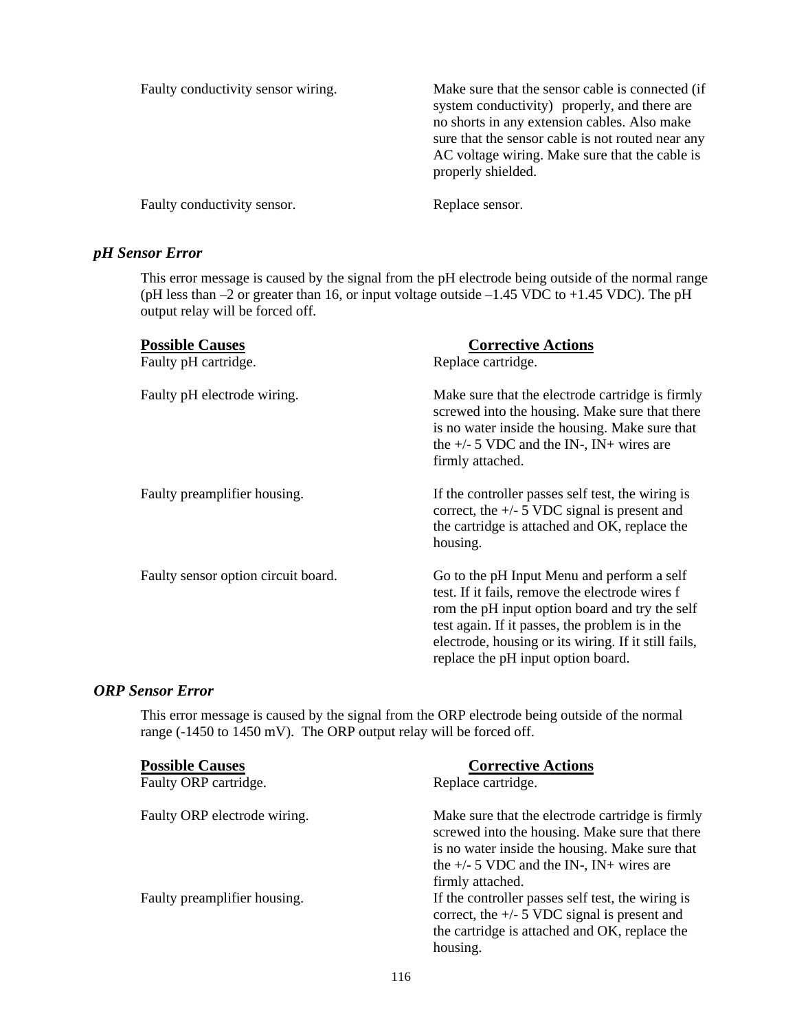| | |
|---|---|
| Faulty conductivity sensor wiring. | Make sure that the sensor cable is connected (if system conductivity) properly, and there are no shorts in any extension cables. Also make sure that the sensor cable is not routed near any AC voltage wiring. Make sure that the cable is properly shielded. |
| Faulty conductivity sensor. | Replace sensor. |

### *pH Sensor Error*

This error message is caused by the signal from the pH electrode being outside of the normal range (pH less than –2 or greater than 16, or input voltage outside –1.45 VDC to +1.45 VDC). The pH output relay will be forced off.

| **Possible Causes** | **Corrective Actions** |
|---|---|
| Faulty pH cartridge. | Replace cartridge. |
| Faulty pH electrode wiring. | Make sure that the electrode cartridge is firmly screwed into the housing. Make sure that there is no water inside the housing. Make sure that the +/- 5 VDC and the IN-, IN+ wires are firmly attached. |
| Faulty preamplifier housing. | If the controller passes self test, the wiring is correct, the +/- 5 VDC signal is present and the cartridge is attached and OK, replace the housing. |
| Faulty sensor option circuit board. | Go to the pH Input Menu and perform a self test. If it fails, remove the electrode wires f rom the pH input option board and try the self test again. If it passes, the problem is in the electrode, housing or its wiring. If it still fails, replace the pH input option board. |

### *ORP Sensor Error*

This error message is caused by the signal from the ORP electrode being outside of the normal range (-1450 to 1450 mV). The ORP output relay will be forced off.

| **Possible Causes** | **Corrective Actions** |
|---|---|
| Faulty ORP cartridge. | Replace cartridge. |
| Faulty ORP electrode wiring. | Make sure that the electrode cartridge is firmly screwed into the housing. Make sure that there is no water inside the housing. Make sure that the +/- 5 VDC and the IN-, IN+ wires are firmly attached. |
| Faulty preamplifier housing. | If the controller passes self test, the wiring is correct, the +/- 5 VDC signal is present and the cartridge is attached and OK, replace the housing. |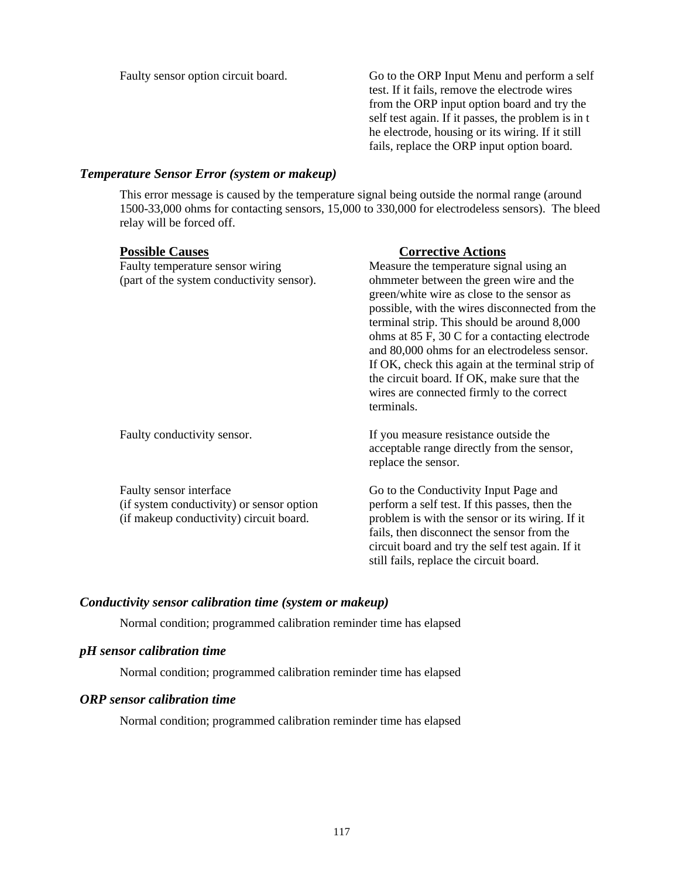| | |
|---|---|
| Faulty sensor option circuit board. | Go to the ORP Input Menu and perform a self test. If it fails, remove the electrode wires from the ORP input option board and try the self test again. If it passes, the problem is in t he electrode, housing or its wiring. If it still fails, replace the ORP input option board. |

### *Temperature Sensor Error (system or makeup)*

This error message is caused by the temperature signal being outside the normal range (around 1500-33,000 ohms for contacting sensors, 15,000 to 330,000 for electrodeless sensors). The bleed relay will be forced off.

| Possible Causes | Corrective Actions |
|---|---|
| Faulty temperature sensor wiring (part of the system conductivity sensor). | Measure the temperature signal using an ohmmeter between the green wire and the green/white wire as close to the sensor as possible, with the wires disconnected from the terminal strip. This should be around 8,000 ohms at 85 F, 30 C for a contacting electrode and 80,000 ohms for an electrodeless sensor. If OK, check this again at the terminal strip of the circuit board. If OK, make sure that the wires are connected firmly to the correct terminals. |
| Faulty conductivity sensor. | If you measure resistance outside the acceptable range directly from the sensor, replace the sensor. |
| Faulty sensor interface (if system conductivity) or sensor option (if makeup conductivity) circuit board. | Go to the Conductivity Input Page and perform a self test. If this passes, then the problem is with the sensor or its wiring. If it fails, then disconnect the sensor from the circuit board and try the self test again. If it still fails, replace the circuit board. |

### *Conductivity sensor calibration time (system or makeup)*

Normal condition; programmed calibration reminder time has elapsed

### *pH sensor calibration time*

Normal condition; programmed calibration reminder time has elapsed

### *ORP sensor calibration time*

Normal condition; programmed calibration reminder time has elapsed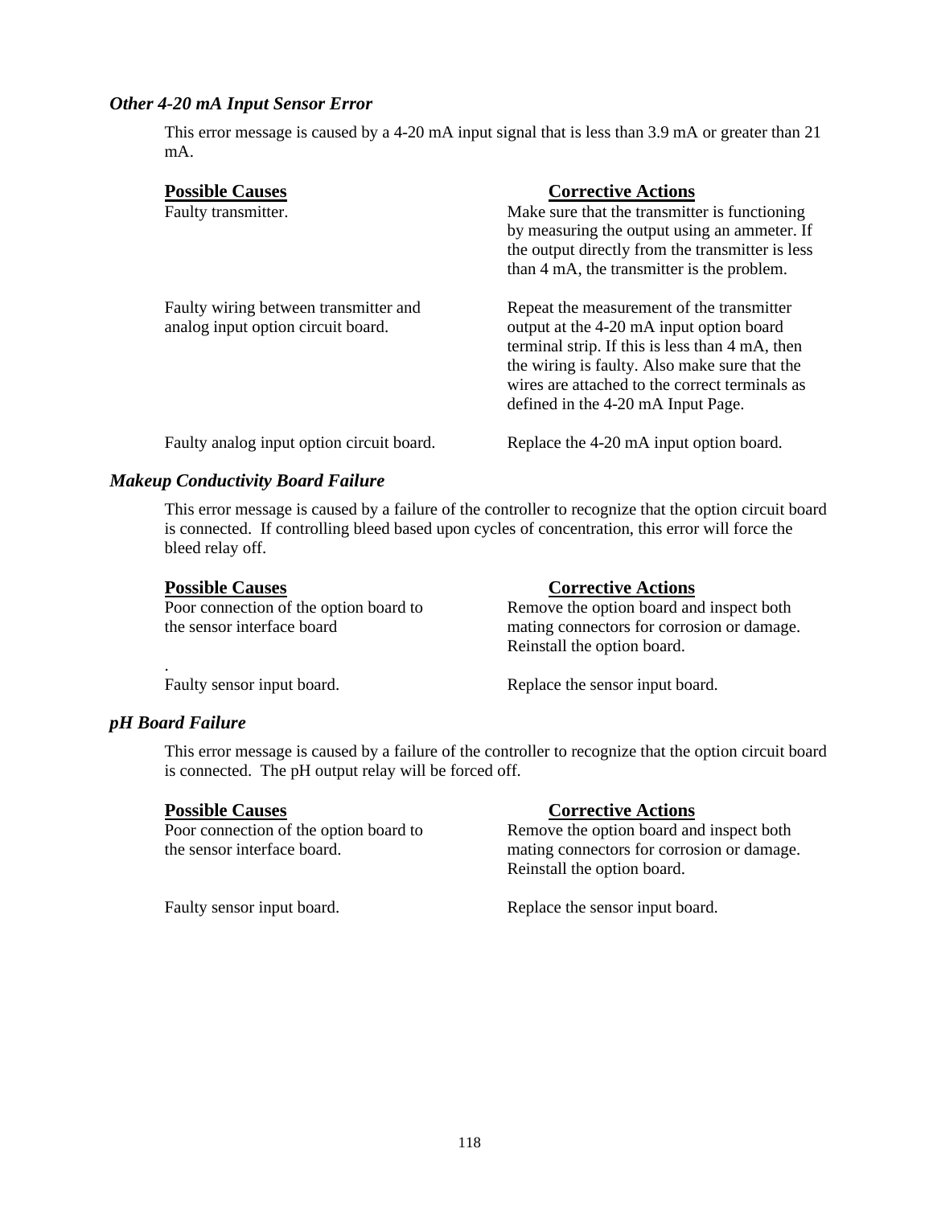### *Other 4-20 mA Input Sensor Error*

This error message is caused by a 4-20 mA input signal that is less than 3.9 mA or greater than 21 mA.

| **Possible Causes** | **Corrective Actions** |
| --- | --- |
| Faulty transmitter. | Make sure that the transmitter is functioning by measuring the output using an ammeter. If the output directly from the transmitter is less than 4 mA, the transmitter is the problem. |
| Faulty wiring between transmitter and analog input option circuit board. | Repeat the measurement of the transmitter output at the 4-20 mA input option board terminal strip. If this is less than 4 mA, then the wiring is faulty. Also make sure that the wires are attached to the correct terminals as defined in the 4-20 mA Input Page. |
| Faulty analog input option circuit board. | Replace the 4-20 mA input option board. |

### *Makeup Conductivity Board Failure*

This error message is caused by a failure of the controller to recognize that the option circuit board is connected. If controlling bleed based upon cycles of concentration, this error will force the bleed relay off.

| **Possible Causes** | **Corrective Actions** |
| --- | --- |
| Poor connection of the option board to the sensor interface board | Remove the option board and inspect both mating connectors for corrosion or damage. Reinstall the option board. |
| Faulty sensor input board. | Replace the sensor input board. |

### *pH Board Failure*

This error message is caused by a failure of the controller to recognize that the option circuit board is connected. The pH output relay will be forced off.

| **Possible Causes** | **Corrective Actions** |
| --- | --- |
| Poor connection of the option board to the sensor interface board. | Remove the option board and inspect both mating connectors for corrosion or damage. Reinstall the option board. |
| Faulty sensor input board. | Replace the sensor input board. |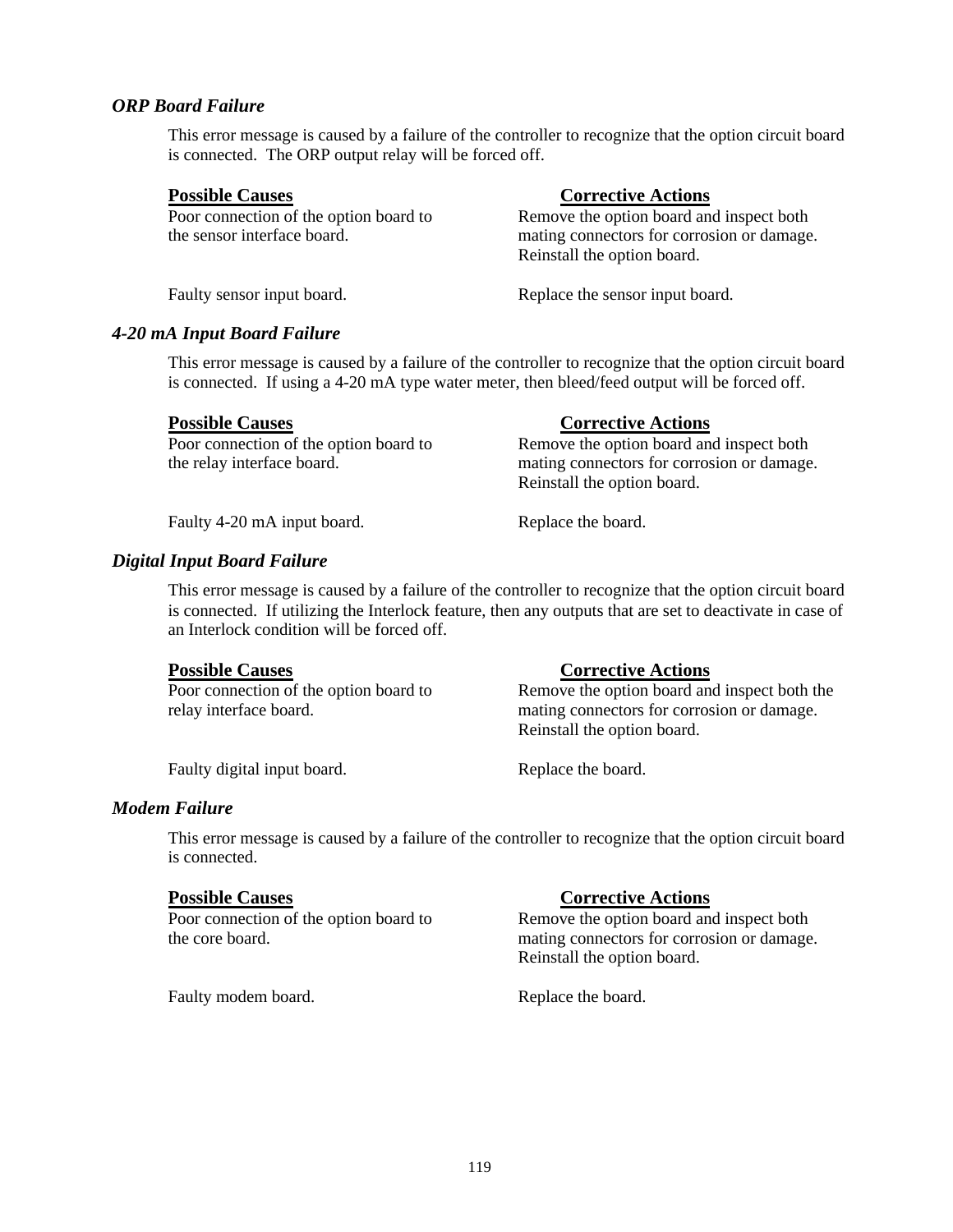### *ORP Board Failure*

This error message is caused by a failure of the controller to recognize that the option circuit board is connected. The ORP output relay will be forced off.

| **Possible Causes** | **Corrective Actions** |
|---|---|
| Poor connection of the option board to the sensor interface board. | Remove the option board and inspect both mating connectors for corrosion or damage. Reinstall the option board. |
| Faulty sensor input board. | Replace the sensor input board. |

### *4-20 mA Input Board Failure*

This error message is caused by a failure of the controller to recognize that the option circuit board is connected. If using a 4-20 mA type water meter, then bleed/feed output will be forced off.

| **Possible Causes** | **Corrective Actions** |
|---|---|
| Poor connection of the option board to the relay interface board. | Remove the option board and inspect both mating connectors for corrosion or damage. Reinstall the option board. |
| Faulty 4-20 mA input board. | Replace the board. |

### *Digital Input Board Failure*

This error message is caused by a failure of the controller to recognize that the option circuit board is connected. If utilizing the Interlock feature, then any outputs that are set to deactivate in case of an Interlock condition will be forced off.

| **Possible Causes** | **Corrective Actions** |
|---|---|
| Poor connection of the option board to relay interface board. | Remove the option board and inspect both the mating connectors for corrosion or damage. Reinstall the option board. |
| Faulty digital input board. | Replace the board. |

### *Modem Failure*

This error message is caused by a failure of the controller to recognize that the option circuit board is connected.

| **Possible Causes** | **Corrective Actions** |
|---|---|
| Poor connection of the option board to the core board. | Remove the option board and inspect both mating connectors for corrosion or damage. Reinstall the option board. |
| Faulty modem board. | Replace the board. |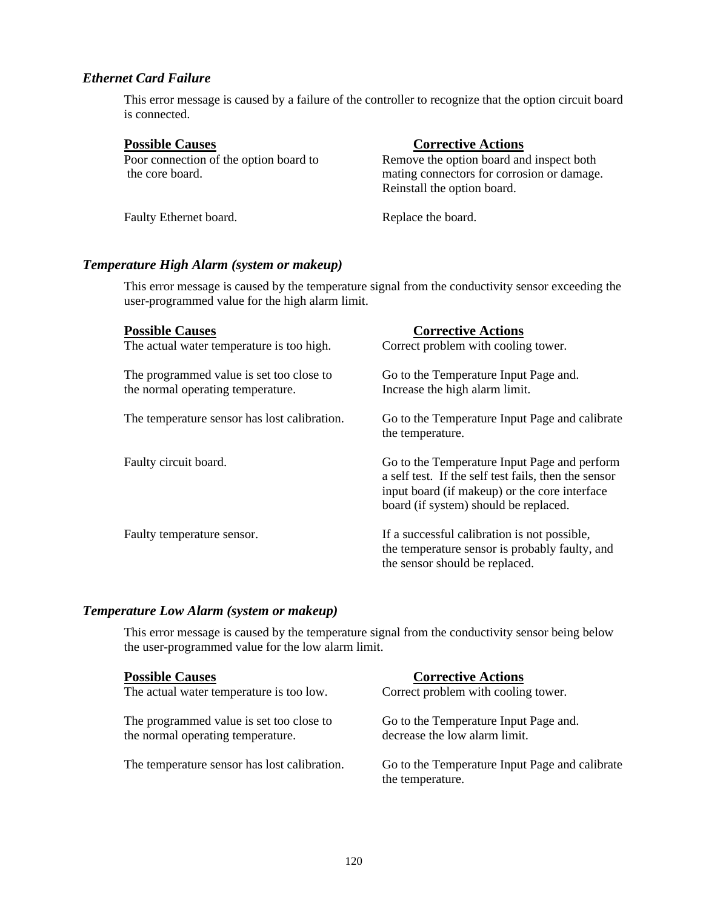### *Ethernet Card Failure*

This error message is caused by a failure of the controller to recognize that the option circuit board is connected.

| Possible Causes | Corrective Actions |
| --- | --- |
| Poor connection of the option board to the core board. | Remove the option board and inspect both mating connectors for corrosion or damage. Reinstall the option board. |
| Faulty Ethernet board. | Replace the board. |

### *Temperature High Alarm (system or makeup)*

This error message is caused by the temperature signal from the conductivity sensor exceeding the user-programmed value for the high alarm limit.

| Possible Causes | Corrective Actions |
| --- | --- |
| The actual water temperature is too high. | Correct problem with cooling tower. |
| The programmed value is set too close to the normal operating temperature. | Go to the Temperature Input Page and. Increase the high alarm limit. |
| The temperature sensor has lost calibration. | Go to the Temperature Input Page and calibrate the temperature. |
| Faulty circuit board. | Go to the Temperature Input Page and perform a self test. If the self test fails, then the sensor input board (if makeup) or the core interface board (if system) should be replaced. |
| Faulty temperature sensor. | If a successful calibration is not possible, the temperature sensor is probably faulty, and the sensor should be replaced. |

### *Temperature Low Alarm (system or makeup)*

This error message is caused by the temperature signal from the conductivity sensor being below the user-programmed value for the low alarm limit.

| Possible Causes | Corrective Actions |
| --- | --- |
| The actual water temperature is too low. | Correct problem with cooling tower. |
| The programmed value is set too close to the normal operating temperature. | Go to the Temperature Input Page and. decrease the low alarm limit. |
| The temperature sensor has lost calibration. | Go to the Temperature Input Page and calibrate the temperature. |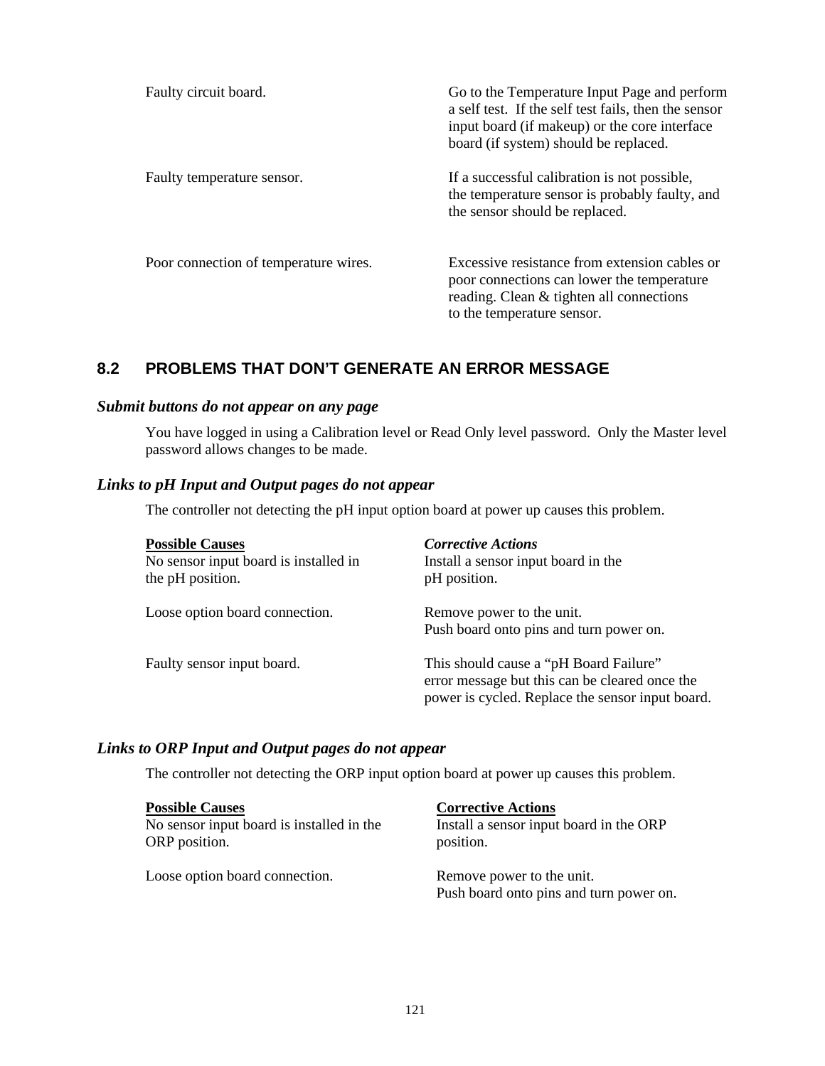| | |
|---|---|
| Faulty circuit board. | Go to the Temperature Input Page and perform a self test. If the self test fails, then the sensor input board (if makeup) or the core interface board (if system) should be replaced. |
| Faulty temperature sensor. | If a successful calibration is not possible, the temperature sensor is probably faulty, and the sensor should be replaced. |
| Poor connection of temperature wires. | Excessive resistance from extension cables or poor connections can lower the temperature reading. Clean & tighten all connections to the temperature sensor. |

## 8.2 PROBLEMS THAT DON'T GENERATE AN ERROR MESSAGE

### *Submit buttons do not appear on any page*

You have logged in using a Calibration level or Read Only level password. Only the Master level password allows changes to be made.

### *Links to pH Input and Output pages do not appear*

The controller not detecting the pH input option board at power up causes this problem.

| <u>**Possible Causes**</u> | ***Corrective Actions*** |
|---|---|
| No sensor input board is installed in the pH position. | Install a sensor input board in the pH position. |
| Loose option board connection. | Remove power to the unit. Push board onto pins and turn power on. |
| Faulty sensor input board. | This should cause a "pH Board Failure" error message but this can be cleared once the power is cycled. Replace the sensor input board. |

### *Links to ORP Input and Output pages do not appear*

The controller not detecting the ORP input option board at power up causes this problem.

| <u>**Possible Causes**</u> | <u>**Corrective Actions**</u> |
|---|---|
| No sensor input board is installed in the ORP position. | Install a sensor input board in the ORP position. |
| Loose option board connection. | Remove power to the unit. Push board onto pins and turn power on. |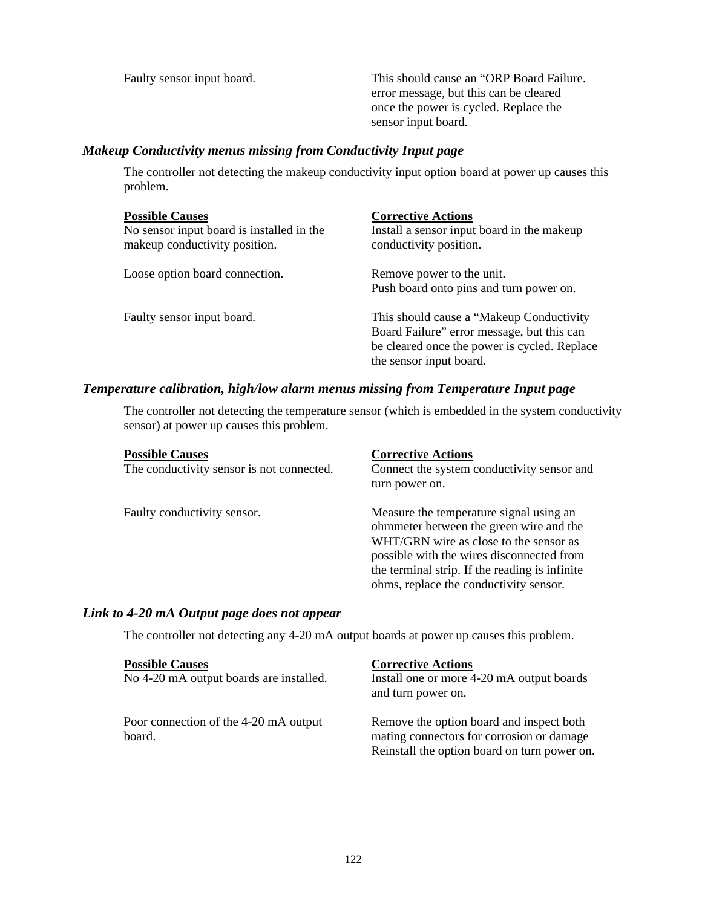| | |
|---|---|
| Faulty sensor input board. | This should cause an “ORP Board Failure. error message, but this can be cleared once the power is cycled. Replace the sensor input board. |

### *Makeup Conductivity menus missing from Conductivity Input page*

The controller not detecting the makeup conductivity input option board at power up causes this problem.

| Possible Causes | Corrective Actions |
|---|---|
| No sensor input board is installed in the makeup conductivity position. | Install a sensor input board in the makeup conductivity position. |
| Loose option board connection. | Remove power to the unit. Push board onto pins and turn power on. |
| Faulty sensor input board. | This should cause a “Makeup Conductivity Board Failure” error message, but this can be cleared once the power is cycled. Replace the sensor input board. |

### *Temperature calibration, high/low alarm menus missing from Temperature Input page*

The controller not detecting the temperature sensor (which is embedded in the system conductivity sensor) at power up causes this problem.

| Possible Causes | Corrective Actions |
|---|---|
| The conductivity sensor is not connected. | Connect the system conductivity sensor and turn power on. |
| Faulty conductivity sensor. | Measure the temperature signal using an ohmmeter between the green wire and the WHT/GRN wire as close to the sensor as possible with the wires disconnected from the terminal strip. If the reading is infinite ohms, replace the conductivity sensor. |

### *Link to 4-20 mA Output page does not appear*

The controller not detecting any 4-20 mA output boards at power up causes this problem.

| Possible Causes | Corrective Actions |
|---|---|
| No 4-20 mA output boards are installed. | Install one or more 4-20 mA output boards and turn power on. |
| Poor connection of the 4-20 mA output board. | Remove the option board and inspect both mating connectors for corrosion or damage Reinstall the option board on turn power on. |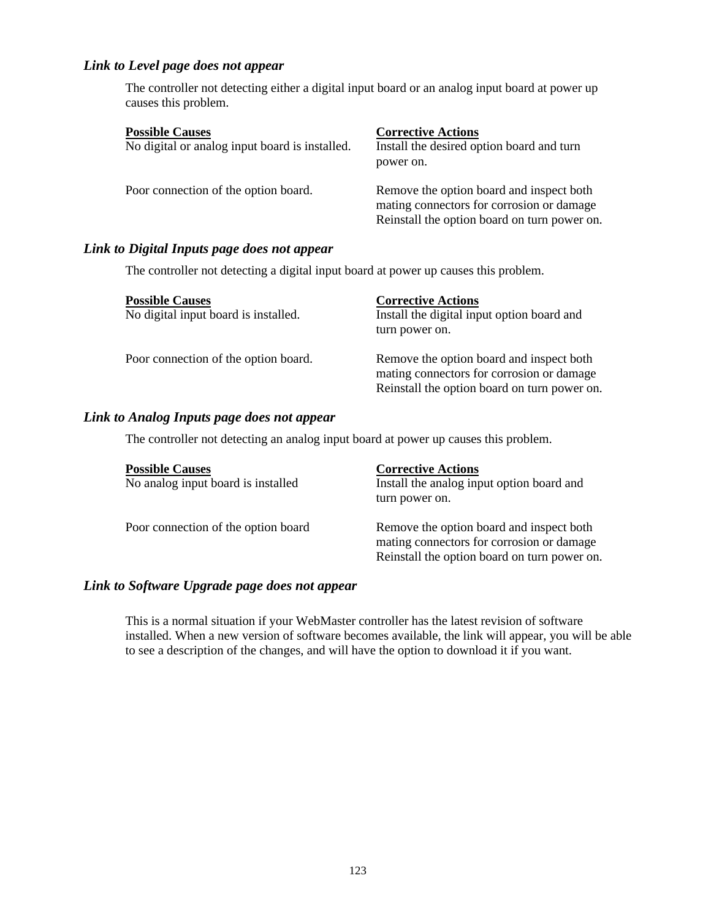### *Link to Level page does not appear*

The controller not detecting either a digital input board or an analog input board at power up causes this problem.

| **Possible Causes** | **Corrective Actions** |
|---|---|
| No digital or analog input board is installed. | Install the desired option board and turn power on. |
| Poor connection of the option board. | Remove the option board and inspect both mating connectors for corrosion or damage Reinstall the option board on turn power on. |

### *Link to Digital Inputs page does not appear*

The controller not detecting a digital input board at power up causes this problem.

| **Possible Causes** | **Corrective Actions** |
|---|---|
| No digital input board is installed. | Install the digital input option board and turn power on. |
| Poor connection of the option board. | Remove the option board and inspect both mating connectors for corrosion or damage Reinstall the option board on turn power on. |

### *Link to Analog Inputs page does not appear*

The controller not detecting an analog input board at power up causes this problem.

| **Possible Causes** | **Corrective Actions** |
|---|---|
| No analog input board is installed | Install the analog input option board and turn power on. |
| Poor connection of the option board | Remove the option board and inspect both mating connectors for corrosion or damage Reinstall the option board on turn power on. |

### *Link to Software Upgrade page does not appear*

This is a normal situation if your WebMaster controller has the latest revision of software installed. When a new version of software becomes available, the link will appear, you will be able to see a description of the changes, and will have the option to download it if you want.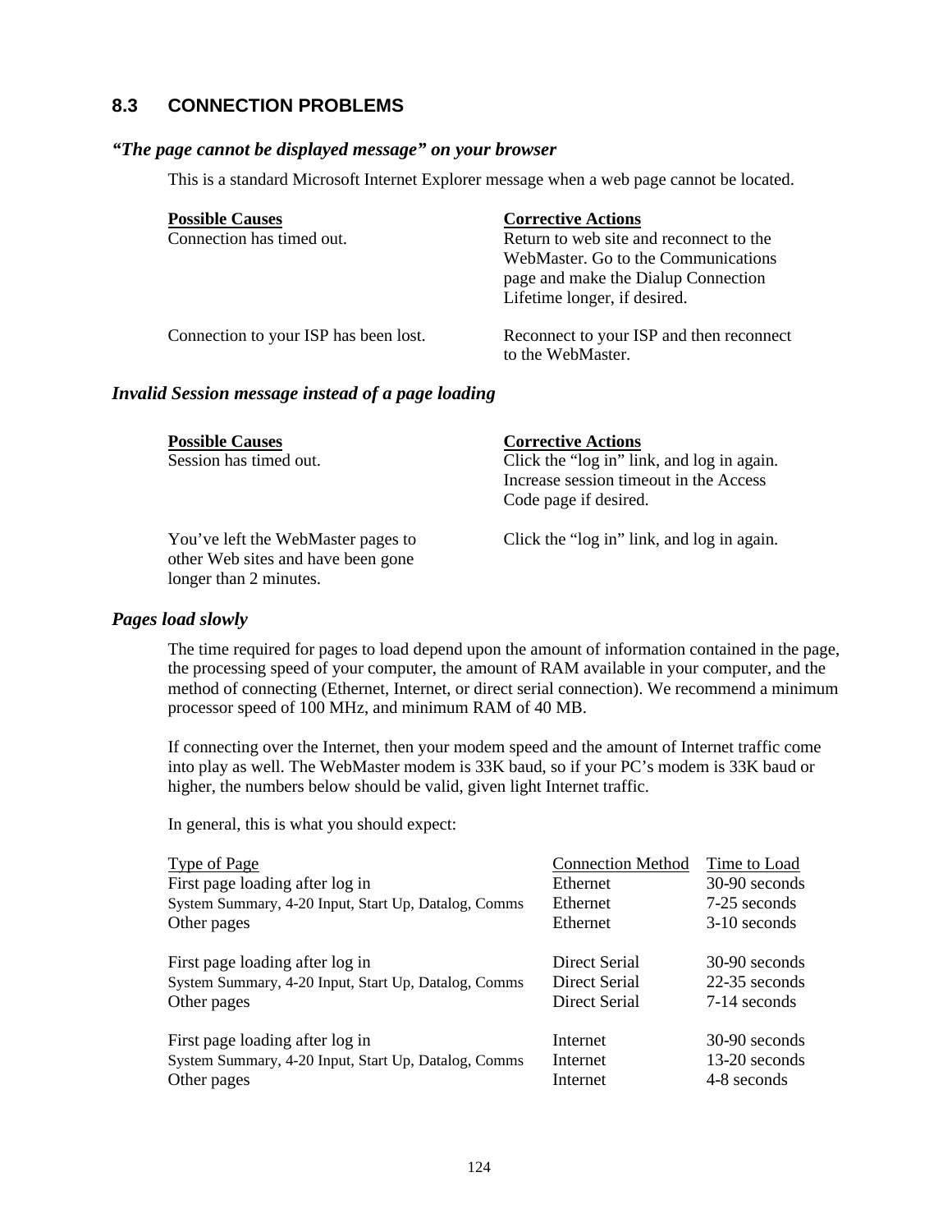## 8.3 CONNECTION PROBLEMS

### *"The page cannot be displayed message" on your browser*

This is a standard Microsoft Internet Explorer message when a web page cannot be located.

| Possible Causes | Corrective Actions |
|---|---|
| Connection has timed out. | Return to web site and reconnect to the WebMaster. Go to the Communications page and make the Dialup Connection Lifetime longer, if desired. |
| Connection to your ISP has been lost. | Reconnect to your ISP and then reconnect to the WebMaster. |

### *Invalid Session message instead of a page loading*

| Possible Causes | Corrective Actions |
|---|---|
| Session has timed out. | Click the "log in" link, and log in again. Increase session timeout in the Access Code page if desired. |
| You've left the WebMaster pages to other Web sites and have been gone longer than 2 minutes. | Click the "log in" link, and log in again. |

### *Pages load slowly*

The time required for pages to load depend upon the amount of information contained in the page, the processing speed of your computer, the amount of RAM available in your computer, and the method of connecting (Ethernet, Internet, or direct serial connection). We recommend a minimum processor speed of 100 MHz, and minimum RAM of 40 MB.

If connecting over the Internet, then your modem speed and the amount of Internet traffic come into play as well. The WebMaster modem is 33K baud, so if your PC's modem is 33K baud or higher, the numbers below should be valid, given light Internet traffic.

In general, this is what you should expect:

| Type of Page | Connection Method | Time to Load |
|---|---|---|
| First page loading after log in | Ethernet | 30-90 seconds |
| System Summary, 4-20 Input, Start Up, Datalog, Comms | Ethernet | 7-25 seconds |
| Other pages | Ethernet | 3-10 seconds |
| First page loading after log in | Direct Serial | 30-90 seconds |
| System Summary, 4-20 Input, Start Up, Datalog, Comms | Direct Serial | 22-35 seconds |
| Other pages | Direct Serial | 7-14 seconds |
| First page loading after log in | Internet | 30-90 seconds |
| System Summary, 4-20 Input, Start Up, Datalog, Comms | Internet | 13-20 seconds |
| Other pages | Internet | 4-8 seconds |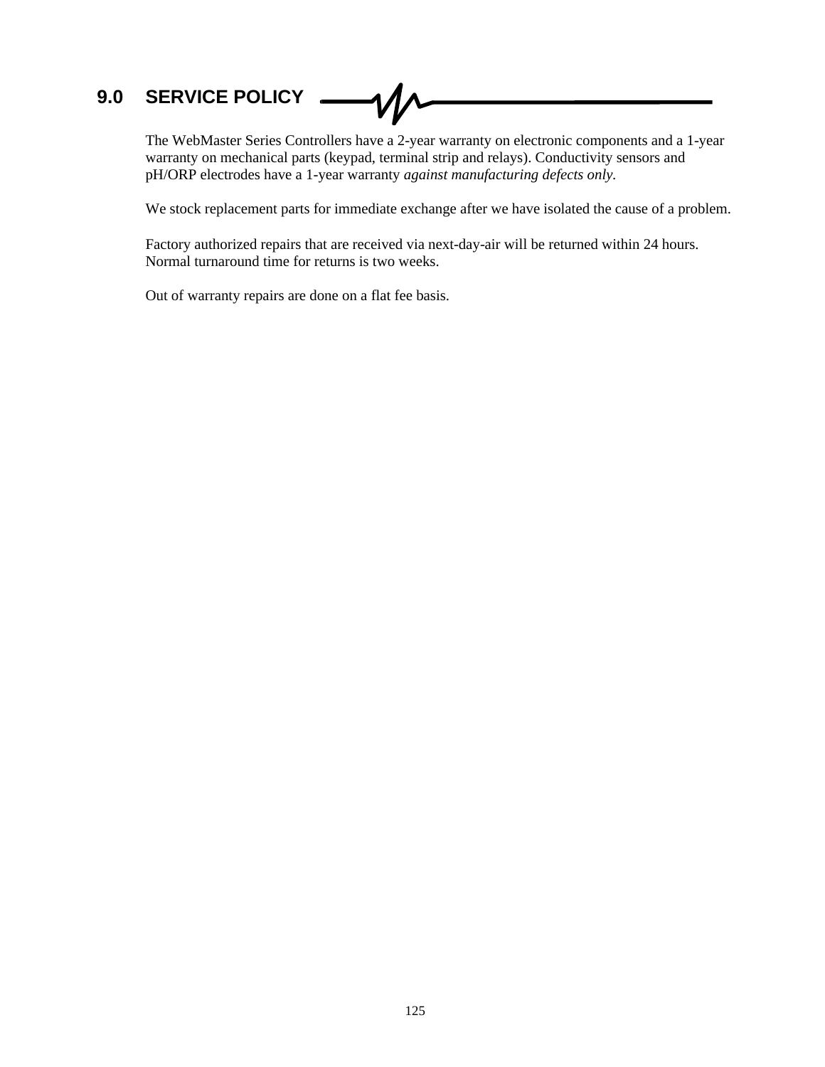# 9.0 SERVICE POLICY

The WebMaster Series Controllers have a 2-year warranty on electronic components and a 1-year warranty on mechanical parts (keypad, terminal strip and relays). Conductivity sensors and pH/ORP electrodes have a 1-year warranty *against manufacturing defects only*.

We stock replacement parts for immediate exchange after we have isolated the cause of a problem.

Factory authorized repairs that are received via next-day-air will be returned within 24 hours. Normal turnaround time for returns is two weeks.

Out of warranty repairs are done on a flat fee basis.